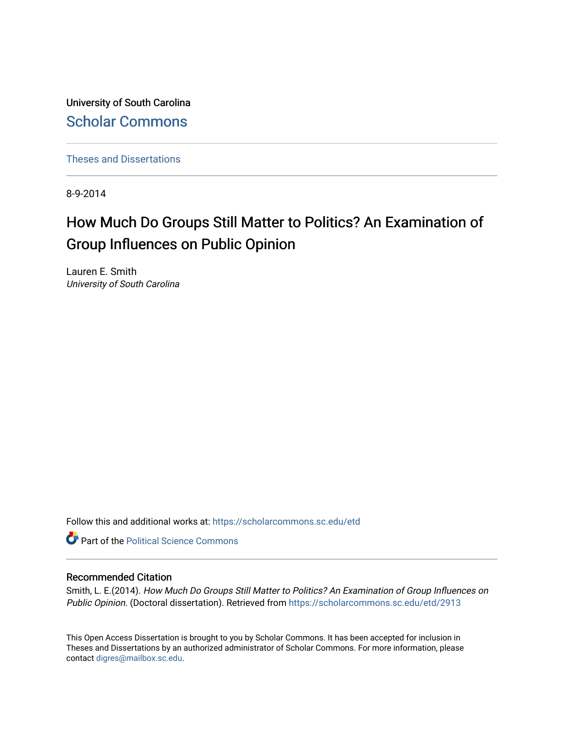University of South Carolina

Scholar Commons

Theses and Dissertations

8-9-2014

# How Much Do Groups Still Matter to Politics? An Examination of Group Influences on Public Opinion

Lauren E. Smith
*University of South Carolina*

Follow this and additional works at: https://scholarcommons.sc.edu/etd

Part of the Political Science Commons

## Recommended Citation

Smith, L. E.(2014). *How Much Do Groups Still Matter to Politics? An Examination of Group Influences on Public Opinion.* (Doctoral dissertation). Retrieved from https://scholarcommons.sc.edu/etd/2913

This Open Access Dissertation is brought to you by Scholar Commons. It has been accepted for inclusion in Theses and Dissertations by an authorized administrator of Scholar Commons. For more information, please contact digres@mailbox.sc.edu.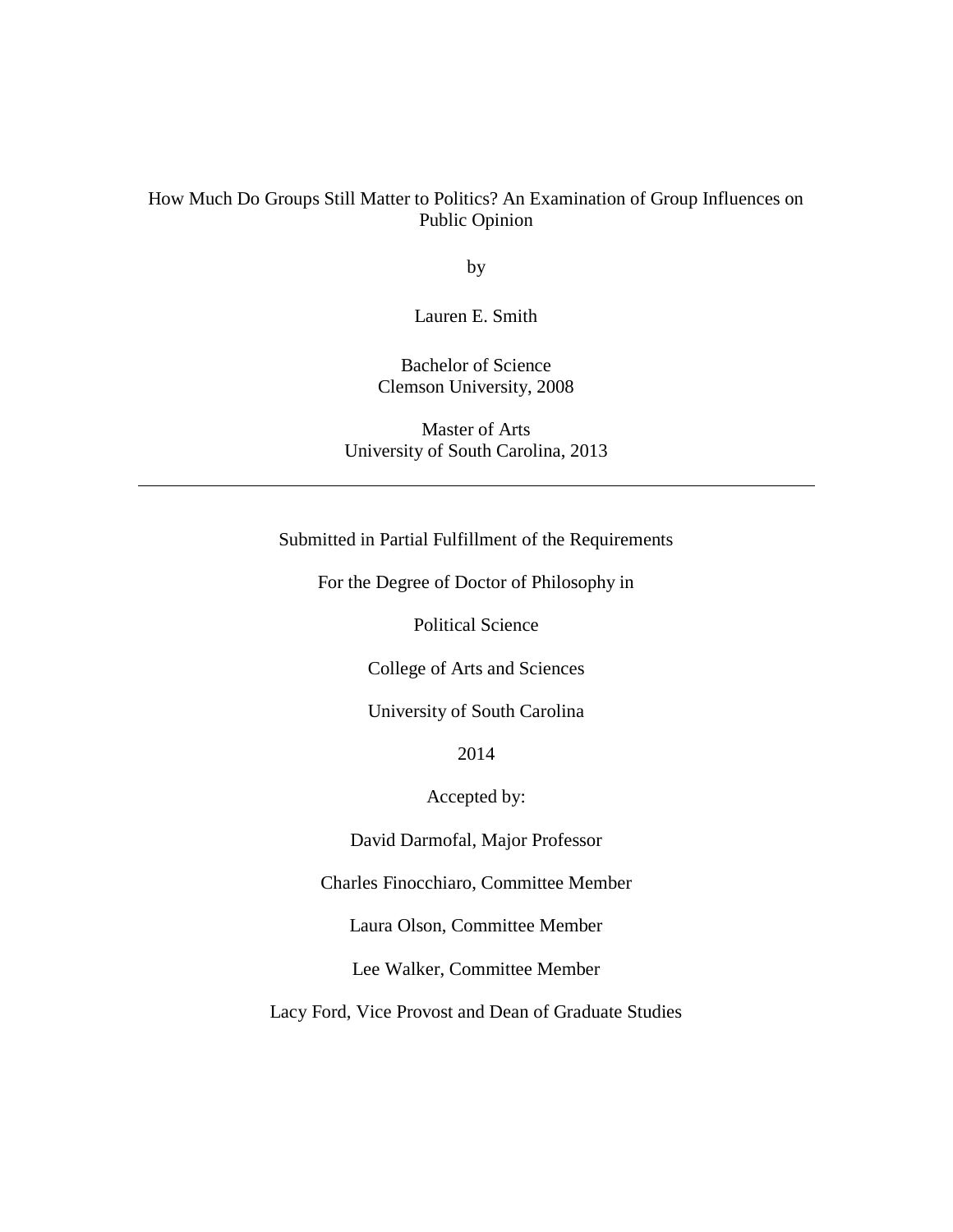How Much Do Groups Still Matter to Politics? An Examination of Group Influences on Public Opinion

by

Lauren E. Smith

Bachelor of Science
Clemson University, 2008

Master of Arts
University of South Carolina, 2013

---

Submitted in Partial Fulfillment of the Requirements

For the Degree of Doctor of Philosophy in

Political Science

College of Arts and Sciences

University of South Carolina

2014

Accepted by:

David Darmofal, Major Professor

Charles Finocchiaro, Committee Member

Laura Olson, Committee Member

Lee Walker, Committee Member

Lacy Ford, Vice Provost and Dean of Graduate Studies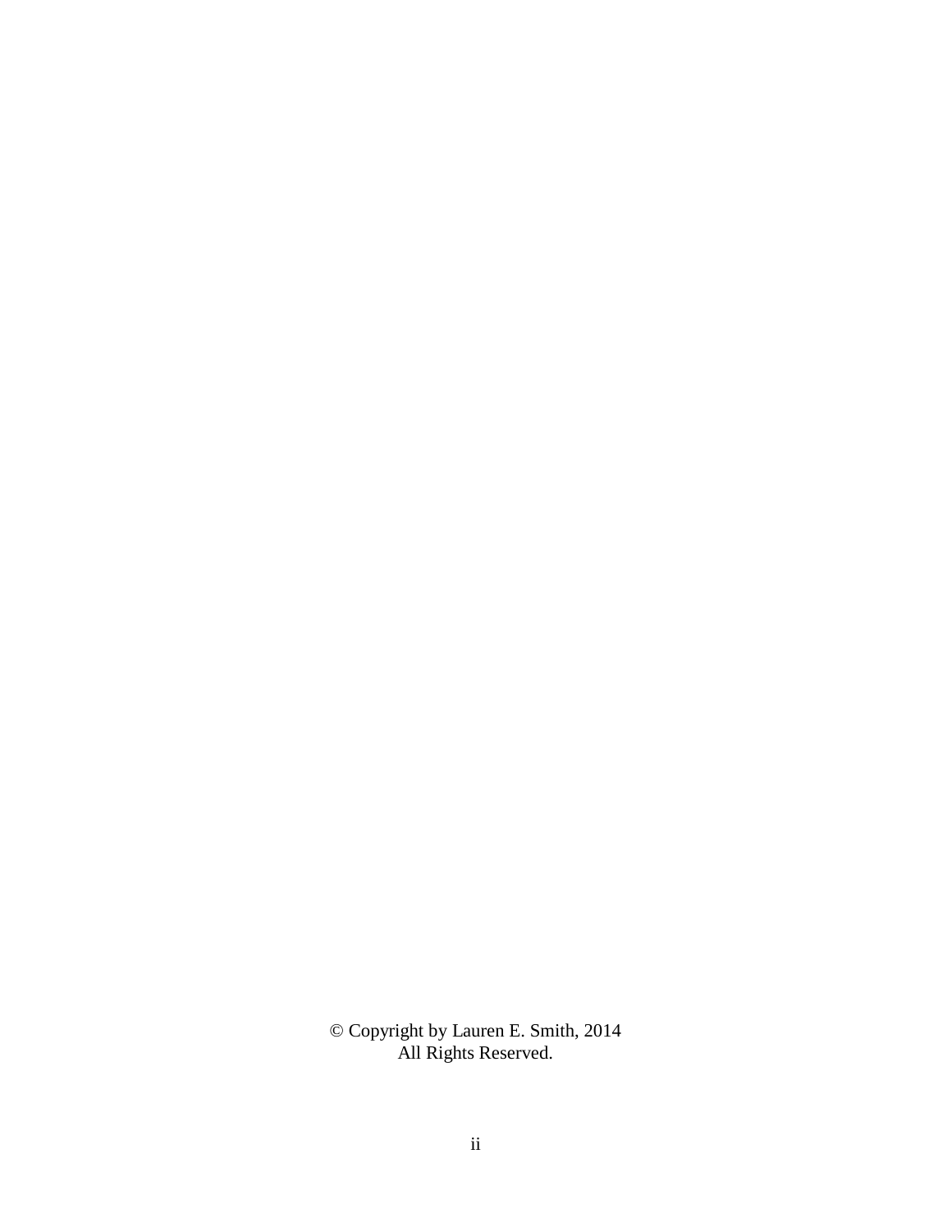© Copyright by Lauren E. Smith, 2014
All Rights Reserved.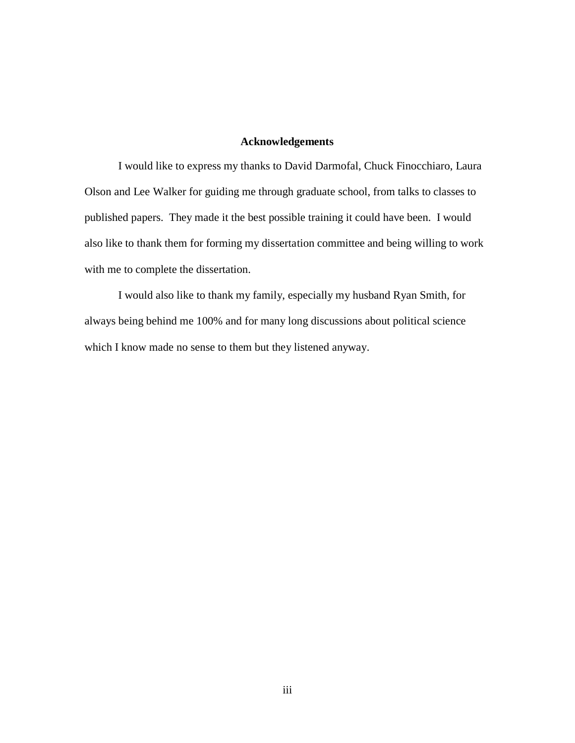## Acknowledgements

I would like to express my thanks to David Darmofal, Chuck Finocchiaro, Laura Olson and Lee Walker for guiding me through graduate school, from talks to classes to published papers. They made it the best possible training it could have been. I would also like to thank them for forming my dissertation committee and being willing to work with me to complete the dissertation.

I would also like to thank my family, especially my husband Ryan Smith, for always being behind me 100% and for many long discussions about political science which I know made no sense to them but they listened anyway.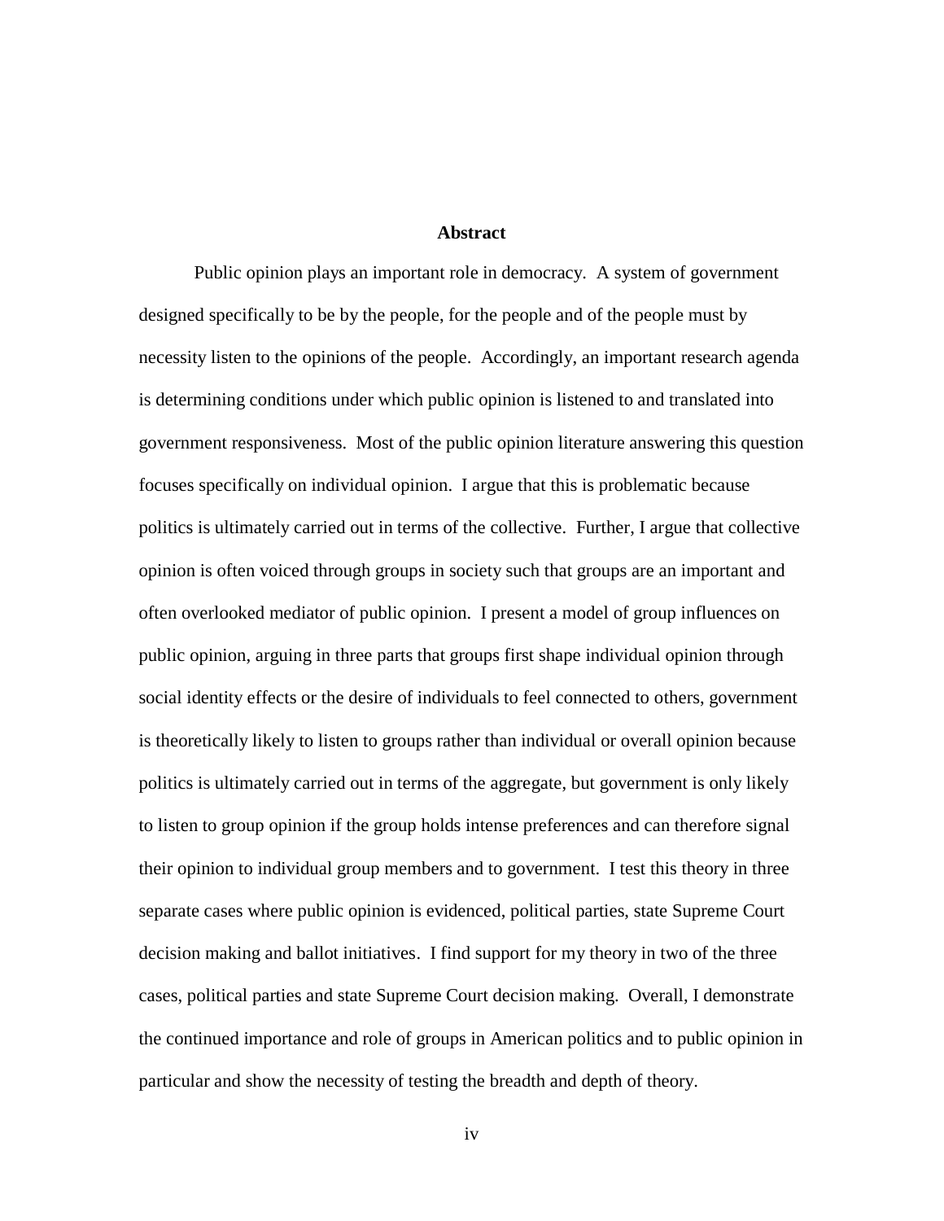# Abstract

Public opinion plays an important role in democracy. A system of government designed specifically to be by the people, for the people and of the people must by necessity listen to the opinions of the people. Accordingly, an important research agenda is determining conditions under which public opinion is listened to and translated into government responsiveness. Most of the public opinion literature answering this question focuses specifically on individual opinion. I argue that this is problematic because politics is ultimately carried out in terms of the collective. Further, I argue that collective opinion is often voiced through groups in society such that groups are an important and often overlooked mediator of public opinion. I present a model of group influences on public opinion, arguing in three parts that groups first shape individual opinion through social identity effects or the desire of individuals to feel connected to others, government is theoretically likely to listen to groups rather than individual or overall opinion because politics is ultimately carried out in terms of the aggregate, but government is only likely to listen to group opinion if the group holds intense preferences and can therefore signal their opinion to individual group members and to government. I test this theory in three separate cases where public opinion is evidenced, political parties, state Supreme Court decision making and ballot initiatives. I find support for my theory in two of the three cases, political parties and state Supreme Court decision making. Overall, I demonstrate the continued importance and role of groups in American politics and to public opinion in particular and show the necessity of testing the breadth and depth of theory.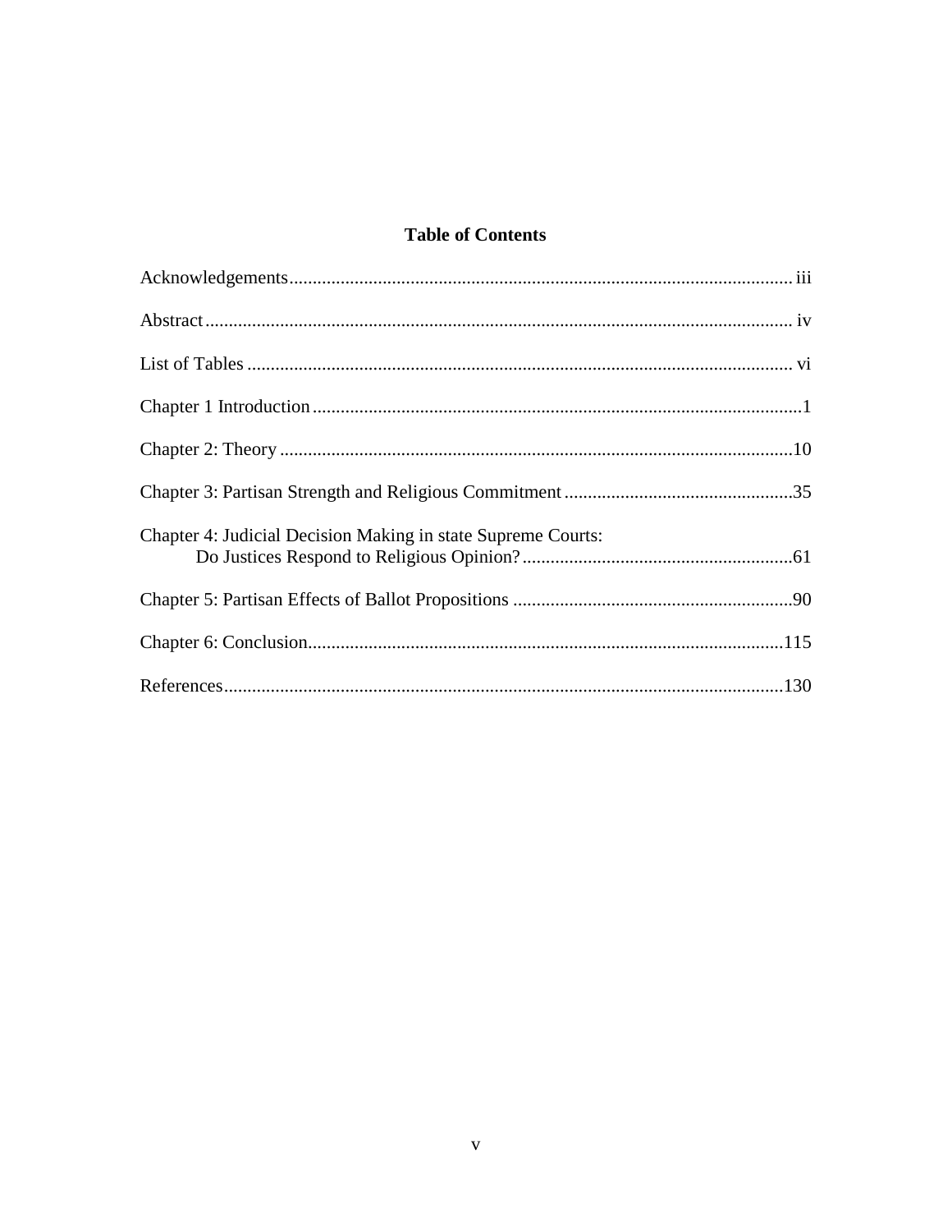# Table of Contents

Acknowledgements .......... iii

Abstract .......... iv

List of Tables .......... vi

Chapter 1 Introduction .......... 1

Chapter 2: Theory .......... 10

Chapter 3: Partisan Strength and Religious Commitment .......... 35

Chapter 4: Judicial Decision Making in state Supreme Courts: Do Justices Respond to Religious Opinion? .......... 61

Chapter 5: Partisan Effects of Ballot Propositions .......... 90

Chapter 6: Conclusion .......... 115

References .......... 130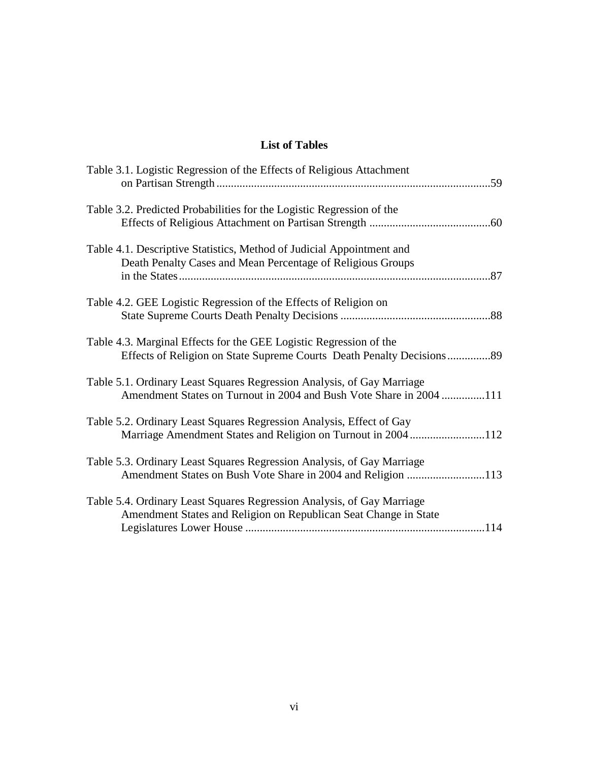## List of Tables

Table 3.1. Logistic Regression of the Effects of Religious Attachment on Partisan Strength ..............................................................................................59

Table 3.2. Predicted Probabilities for the Logistic Regression of the Effects of Religious Attachment on Partisan Strength ..........................................60

Table 4.1. Descriptive Statistics, Method of Judicial Appointment and Death Penalty Cases and Mean Percentage of Religious Groups in the States...........................................................................................................87

Table 4.2. GEE Logistic Regression of the Effects of Religion on State Supreme Courts Death Penalty Decisions ...................................................88

Table 4.3. Marginal Effects for the GEE Logistic Regression of the Effects of Religion on State Supreme Courts Death Penalty Decisions...............89

Table 5.1. Ordinary Least Squares Regression Analysis, of Gay Marriage Amendment States on Turnout in 2004 and Bush Vote Share in 2004 ...............111

Table 5.2. Ordinary Least Squares Regression Analysis, Effect of Gay Marriage Amendment States and Religion on Turnout in 2004..........................112

Table 5.3. Ordinary Least Squares Regression Analysis, of Gay Marriage Amendment States on Bush Vote Share in 2004 and Religion ...........................113

Table 5.4. Ordinary Least Squares Regression Analysis, of Gay Marriage Amendment States and Religion on Republican Seat Change in State Legislatures Lower House ..................................................................................114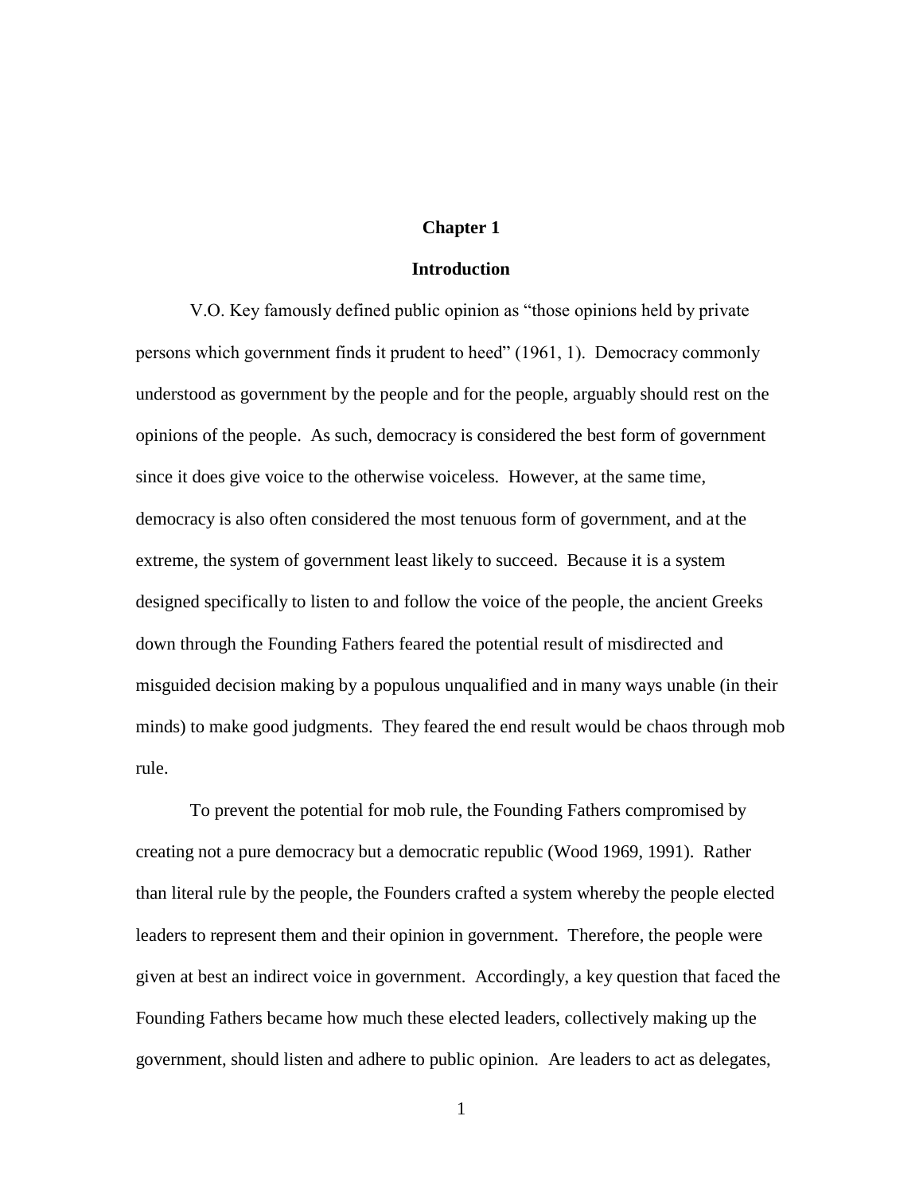# Chapter 1

## Introduction

V.O. Key famously defined public opinion as "those opinions held by private persons which government finds it prudent to heed" (1961, 1). Democracy commonly understood as government by the people and for the people, arguably should rest on the opinions of the people. As such, democracy is considered the best form of government since it does give voice to the otherwise voiceless. However, at the same time, democracy is also often considered the most tenuous form of government, and at the extreme, the system of government least likely to succeed. Because it is a system designed specifically to listen to and follow the voice of the people, the ancient Greeks down through the Founding Fathers feared the potential result of misdirected and misguided decision making by a populous unqualified and in many ways unable (in their minds) to make good judgments. They feared the end result would be chaos through mob rule.

To prevent the potential for mob rule, the Founding Fathers compromised by creating not a pure democracy but a democratic republic (Wood 1969, 1991). Rather than literal rule by the people, the Founders crafted a system whereby the people elected leaders to represent them and their opinion in government. Therefore, the people were given at best an indirect voice in government. Accordingly, a key question that faced the Founding Fathers became how much these elected leaders, collectively making up the government, should listen and adhere to public opinion. Are leaders to act as delegates,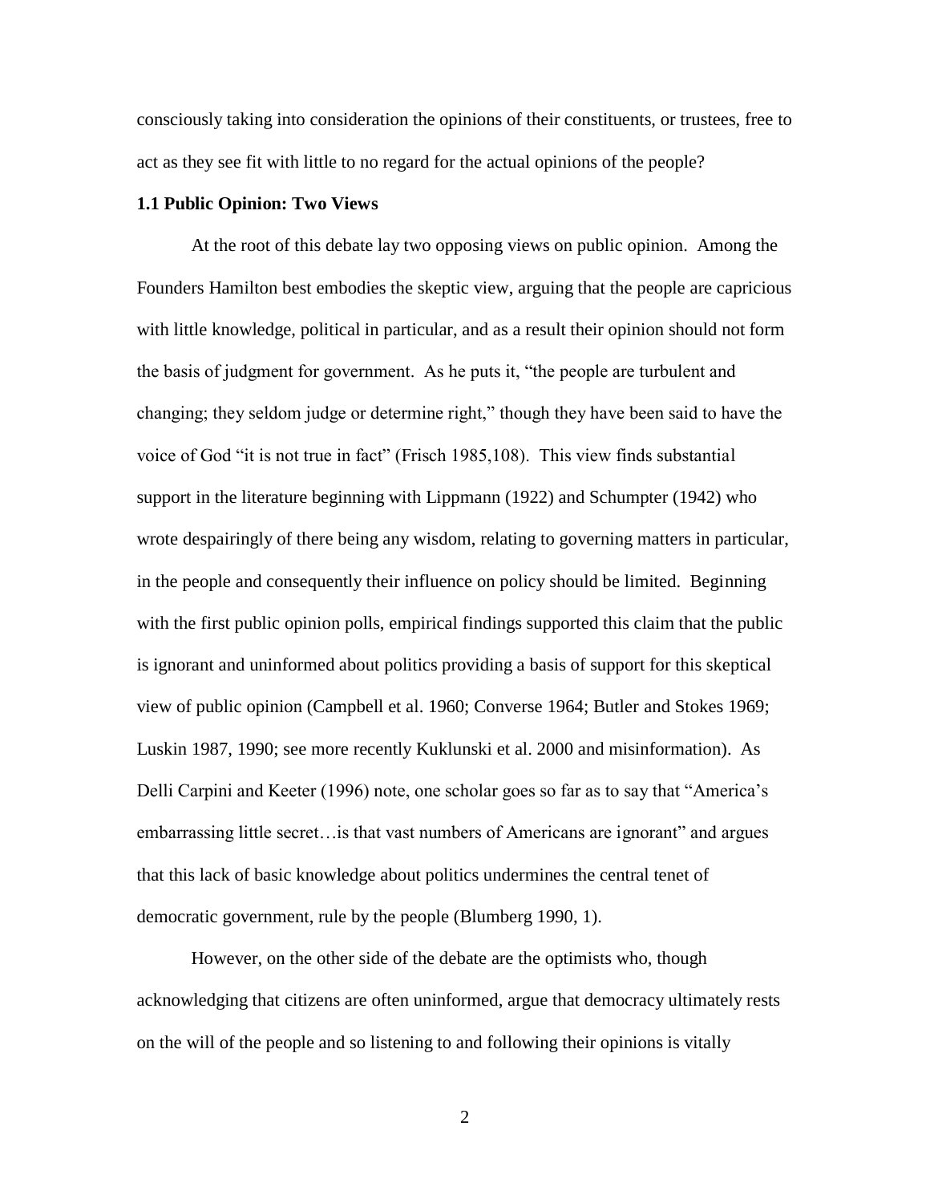consciously taking into consideration the opinions of their constituents, or trustees, free to act as they see fit with little to no regard for the actual opinions of the people?

### 1.1 Public Opinion: Two Views

At the root of this debate lay two opposing views on public opinion. Among the Founders Hamilton best embodies the skeptic view, arguing that the people are capricious with little knowledge, political in particular, and as a result their opinion should not form the basis of judgment for government. As he puts it, "the people are turbulent and changing; they seldom judge or determine right," though they have been said to have the voice of God "it is not true in fact" (Frisch 1985,108). This view finds substantial support in the literature beginning with Lippmann (1922) and Schumpter (1942) who wrote despairingly of there being any wisdom, relating to governing matters in particular, in the people and consequently their influence on policy should be limited. Beginning with the first public opinion polls, empirical findings supported this claim that the public is ignorant and uninformed about politics providing a basis of support for this skeptical view of public opinion (Campbell et al. 1960; Converse 1964; Butler and Stokes 1969; Luskin 1987, 1990; see more recently Kuklunski et al. 2000 and misinformation). As Delli Carpini and Keeter (1996) note, one scholar goes so far as to say that "America's embarrassing little secret…is that vast numbers of Americans are ignorant" and argues that this lack of basic knowledge about politics undermines the central tenet of democratic government, rule by the people (Blumberg 1990, 1).

However, on the other side of the debate are the optimists who, though acknowledging that citizens are often uninformed, argue that democracy ultimately rests on the will of the people and so listening to and following their opinions is vitally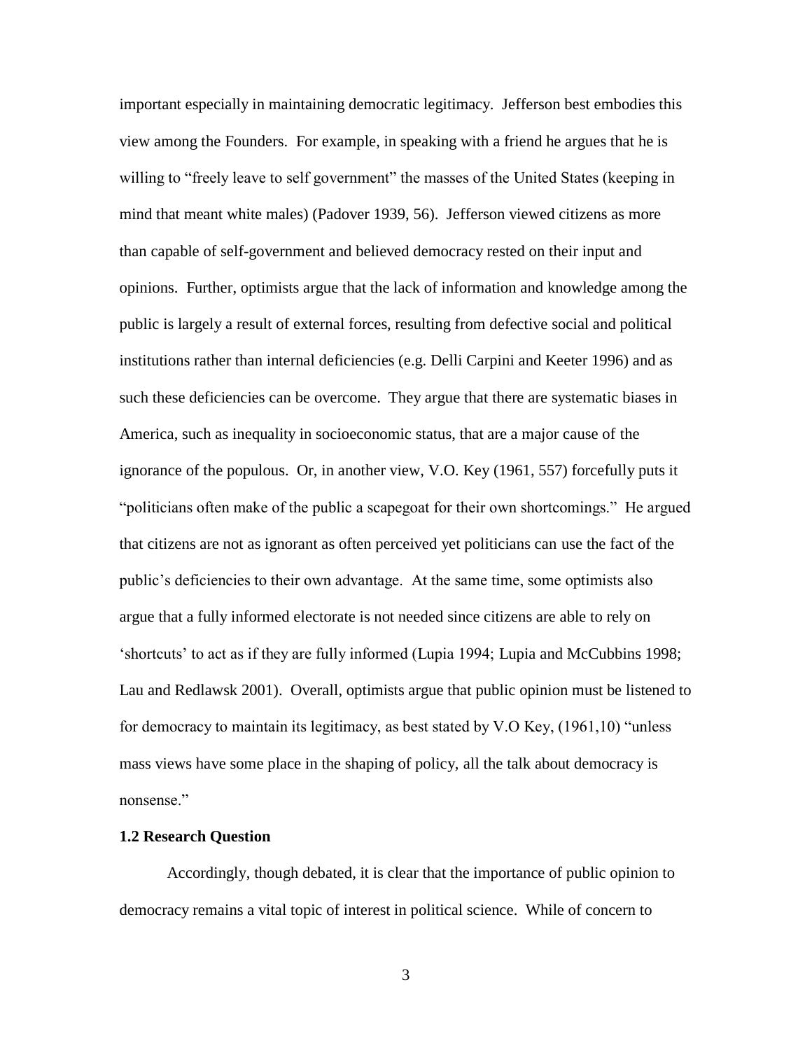important especially in maintaining democratic legitimacy. Jefferson best embodies this view among the Founders. For example, in speaking with a friend he argues that he is willing to "freely leave to self government" the masses of the United States (keeping in mind that meant white males) (Padover 1939, 56). Jefferson viewed citizens as more than capable of self-government and believed democracy rested on their input and opinions. Further, optimists argue that the lack of information and knowledge among the public is largely a result of external forces, resulting from defective social and political institutions rather than internal deficiencies (e.g. Delli Carpini and Keeter 1996) and as such these deficiencies can be overcome. They argue that there are systematic biases in America, such as inequality in socioeconomic status, that are a major cause of the ignorance of the populous. Or, in another view, V.O. Key (1961, 557) forcefully puts it "politicians often make of the public a scapegoat for their own shortcomings." He argued that citizens are not as ignorant as often perceived yet politicians can use the fact of the public's deficiencies to their own advantage. At the same time, some optimists also argue that a fully informed electorate is not needed since citizens are able to rely on 'shortcuts' to act as if they are fully informed (Lupia 1994; Lupia and McCubbins 1998; Lau and Redlawsk 2001). Overall, optimists argue that public opinion must be listened to for democracy to maintain its legitimacy, as best stated by V.O Key, (1961,10) "unless mass views have some place in the shaping of policy, all the talk about democracy is nonsense."

### 1.2 Research Question

Accordingly, though debated, it is clear that the importance of public opinion to democracy remains a vital topic of interest in political science. While of concern to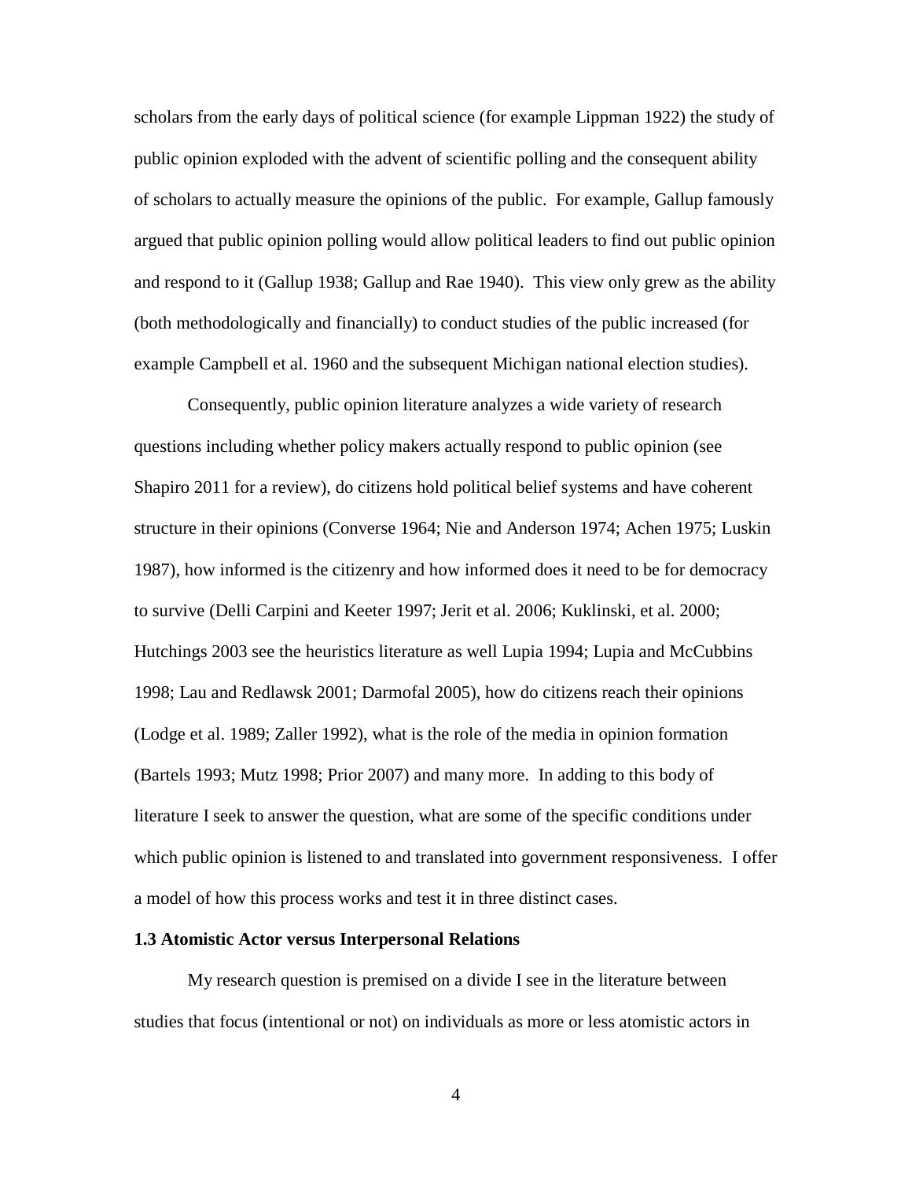scholars from the early days of political science (for example Lippman 1922) the study of public opinion exploded with the advent of scientific polling and the consequent ability of scholars to actually measure the opinions of the public. For example, Gallup famously argued that public opinion polling would allow political leaders to find out public opinion and respond to it (Gallup 1938; Gallup and Rae 1940). This view only grew as the ability (both methodologically and financially) to conduct studies of the public increased (for example Campbell et al. 1960 and the subsequent Michigan national election studies).

Consequently, public opinion literature analyzes a wide variety of research questions including whether policy makers actually respond to public opinion (see Shapiro 2011 for a review), do citizens hold political belief systems and have coherent structure in their opinions (Converse 1964; Nie and Anderson 1974; Achen 1975; Luskin 1987), how informed is the citizenry and how informed does it need to be for democracy to survive (Delli Carpini and Keeter 1997; Jerit et al. 2006; Kuklinski, et al. 2000; Hutchings 2003 see the heuristics literature as well Lupia 1994; Lupia and McCubbins 1998; Lau and Redlawsk 2001; Darmofal 2005), how do citizens reach their opinions (Lodge et al. 1989; Zaller 1992), what is the role of the media in opinion formation (Bartels 1993; Mutz 1998; Prior 2007) and many more. In adding to this body of literature I seek to answer the question, what are some of the specific conditions under which public opinion is listened to and translated into government responsiveness. I offer a model of how this process works and test it in three distinct cases.

### 1.3 Atomistic Actor versus Interpersonal Relations

My research question is premised on a divide I see in the literature between studies that focus (intentional or not) on individuals as more or less atomistic actors in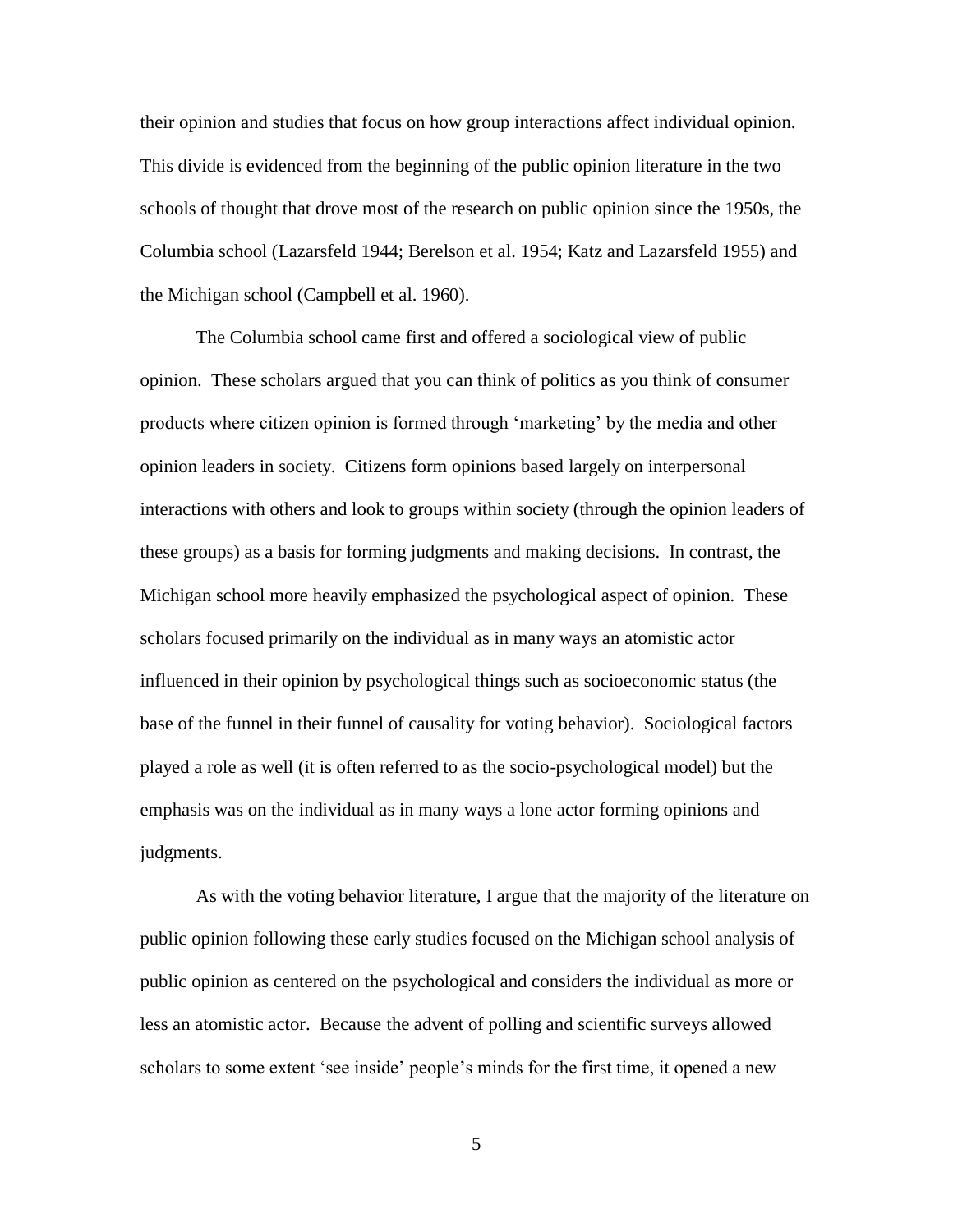their opinion and studies that focus on how group interactions affect individual opinion. This divide is evidenced from the beginning of the public opinion literature in the two schools of thought that drove most of the research on public opinion since the 1950s, the Columbia school (Lazarsfeld 1944; Berelson et al. 1954; Katz and Lazarsfeld 1955) and the Michigan school (Campbell et al. 1960).

The Columbia school came first and offered a sociological view of public opinion. These scholars argued that you can think of politics as you think of consumer products where citizen opinion is formed through 'marketing' by the media and other opinion leaders in society. Citizens form opinions based largely on interpersonal interactions with others and look to groups within society (through the opinion leaders of these groups) as a basis for forming judgments and making decisions. In contrast, the Michigan school more heavily emphasized the psychological aspect of opinion. These scholars focused primarily on the individual as in many ways an atomistic actor influenced in their opinion by psychological things such as socioeconomic status (the base of the funnel in their funnel of causality for voting behavior). Sociological factors played a role as well (it is often referred to as the socio-psychological model) but the emphasis was on the individual as in many ways a lone actor forming opinions and judgments.

As with the voting behavior literature, I argue that the majority of the literature on public opinion following these early studies focused on the Michigan school analysis of public opinion as centered on the psychological and considers the individual as more or less an atomistic actor. Because the advent of polling and scientific surveys allowed scholars to some extent 'see inside' people's minds for the first time, it opened a new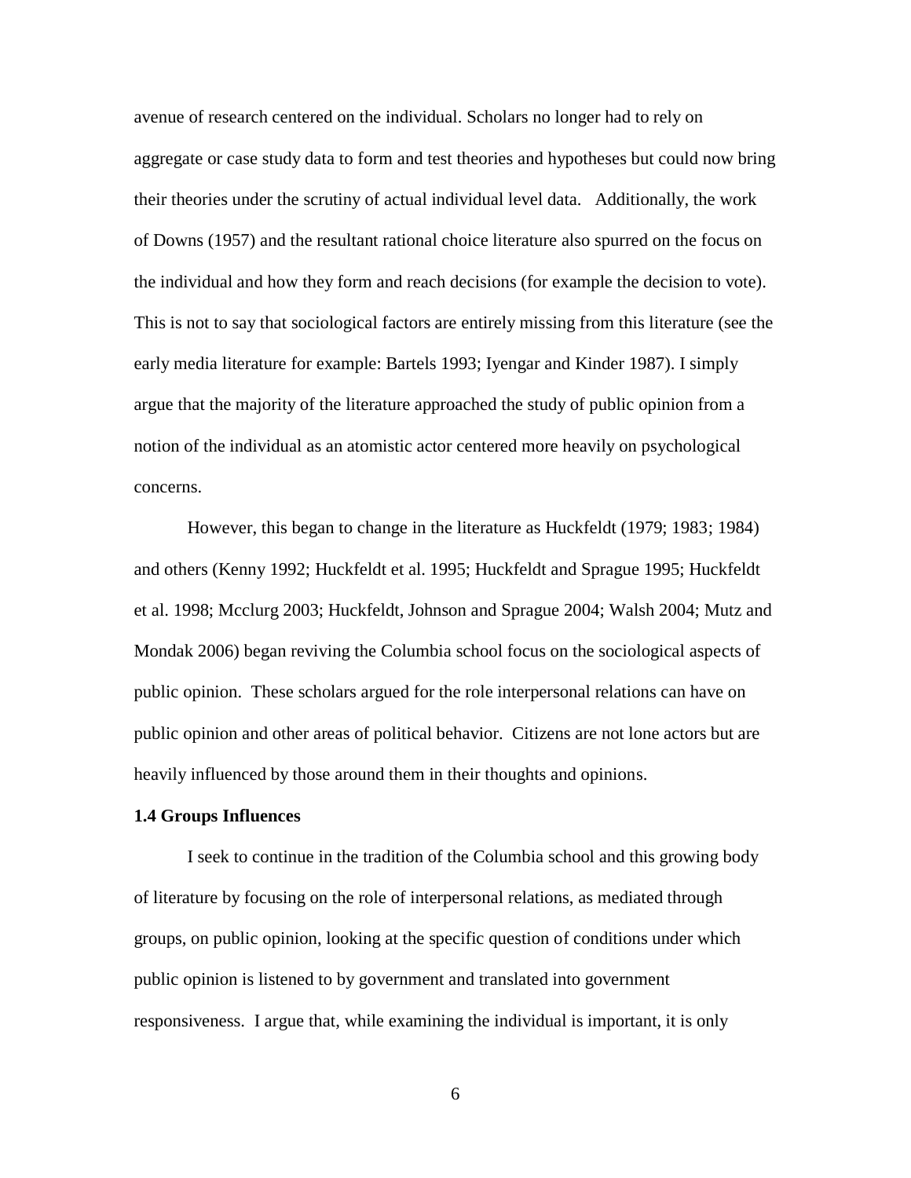avenue of research centered on the individual. Scholars no longer had to rely on aggregate or case study data to form and test theories and hypotheses but could now bring their theories under the scrutiny of actual individual level data. Additionally, the work of Downs (1957) and the resultant rational choice literature also spurred on the focus on the individual and how they form and reach decisions (for example the decision to vote). This is not to say that sociological factors are entirely missing from this literature (see the early media literature for example: Bartels 1993; Iyengar and Kinder 1987). I simply argue that the majority of the literature approached the study of public opinion from a notion of the individual as an atomistic actor centered more heavily on psychological concerns.

However, this began to change in the literature as Huckfeldt (1979; 1983; 1984) and others (Kenny 1992; Huckfeldt et al. 1995; Huckfeldt and Sprague 1995; Huckfeldt et al. 1998; Mcclurg 2003; Huckfeldt, Johnson and Sprague 2004; Walsh 2004; Mutz and Mondak 2006) began reviving the Columbia school focus on the sociological aspects of public opinion. These scholars argued for the role interpersonal relations can have on public opinion and other areas of political behavior. Citizens are not lone actors but are heavily influenced by those around them in their thoughts and opinions.

### 1.4 Groups Influences

I seek to continue in the tradition of the Columbia school and this growing body of literature by focusing on the role of interpersonal relations, as mediated through groups, on public opinion, looking at the specific question of conditions under which public opinion is listened to by government and translated into government responsiveness. I argue that, while examining the individual is important, it is only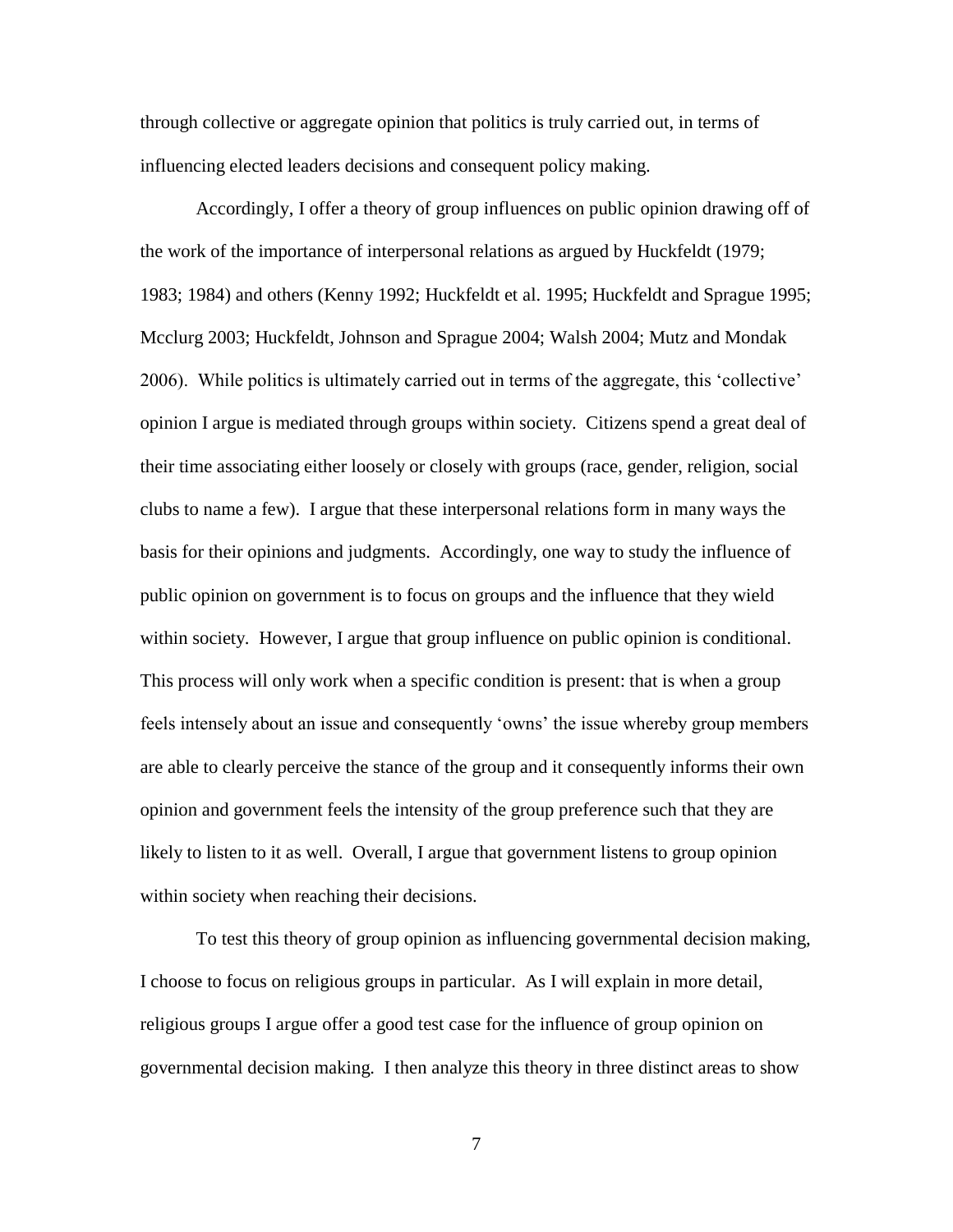through collective or aggregate opinion that politics is truly carried out, in terms of influencing elected leaders decisions and consequent policy making.

Accordingly, I offer a theory of group influences on public opinion drawing off of the work of the importance of interpersonal relations as argued by Huckfeldt (1979; 1983; 1984) and others (Kenny 1992; Huckfeldt et al. 1995; Huckfeldt and Sprague 1995; Mcclurg 2003; Huckfeldt, Johnson and Sprague 2004; Walsh 2004; Mutz and Mondak 2006). While politics is ultimately carried out in terms of the aggregate, this 'collective' opinion I argue is mediated through groups within society. Citizens spend a great deal of their time associating either loosely or closely with groups (race, gender, religion, social clubs to name a few). I argue that these interpersonal relations form in many ways the basis for their opinions and judgments. Accordingly, one way to study the influence of public opinion on government is to focus on groups and the influence that they wield within society. However, I argue that group influence on public opinion is conditional. This process will only work when a specific condition is present: that is when a group feels intensely about an issue and consequently 'owns' the issue whereby group members are able to clearly perceive the stance of the group and it consequently informs their own opinion and government feels the intensity of the group preference such that they are likely to listen to it as well. Overall, I argue that government listens to group opinion within society when reaching their decisions.

To test this theory of group opinion as influencing governmental decision making, I choose to focus on religious groups in particular. As I will explain in more detail, religious groups I argue offer a good test case for the influence of group opinion on governmental decision making. I then analyze this theory in three distinct areas to show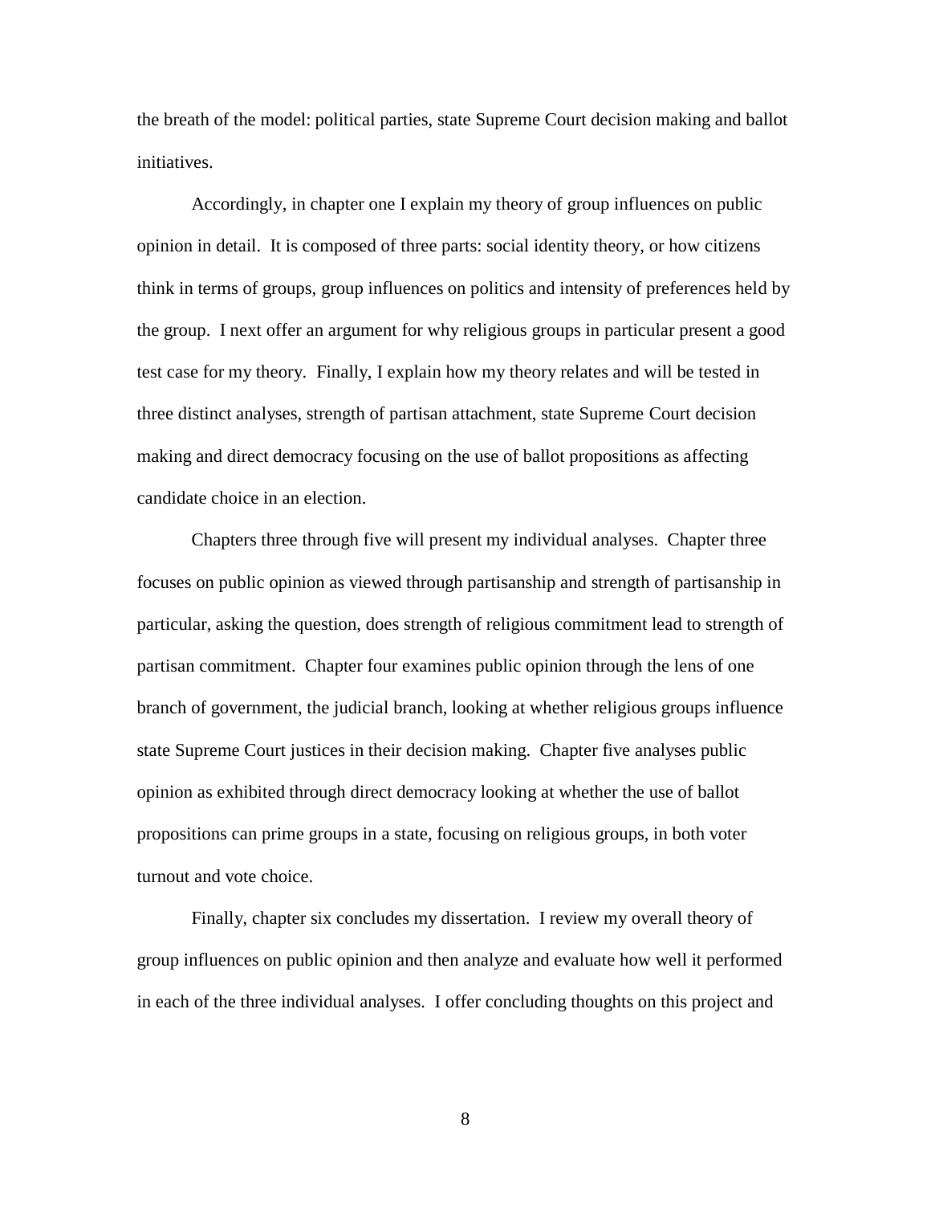the breath of the model: political parties, state Supreme Court decision making and ballot initiatives.

Accordingly, in chapter one I explain my theory of group influences on public opinion in detail. It is composed of three parts: social identity theory, or how citizens think in terms of groups, group influences on politics and intensity of preferences held by the group. I next offer an argument for why religious groups in particular present a good test case for my theory. Finally, I explain how my theory relates and will be tested in three distinct analyses, strength of partisan attachment, state Supreme Court decision making and direct democracy focusing on the use of ballot propositions as affecting candidate choice in an election.

Chapters three through five will present my individual analyses. Chapter three focuses on public opinion as viewed through partisanship and strength of partisanship in particular, asking the question, does strength of religious commitment lead to strength of partisan commitment. Chapter four examines public opinion through the lens of one branch of government, the judicial branch, looking at whether religious groups influence state Supreme Court justices in their decision making. Chapter five analyses public opinion as exhibited through direct democracy looking at whether the use of ballot propositions can prime groups in a state, focusing on religious groups, in both voter turnout and vote choice.

Finally, chapter six concludes my dissertation. I review my overall theory of group influences on public opinion and then analyze and evaluate how well it performed in each of the three individual analyses. I offer concluding thoughts on this project and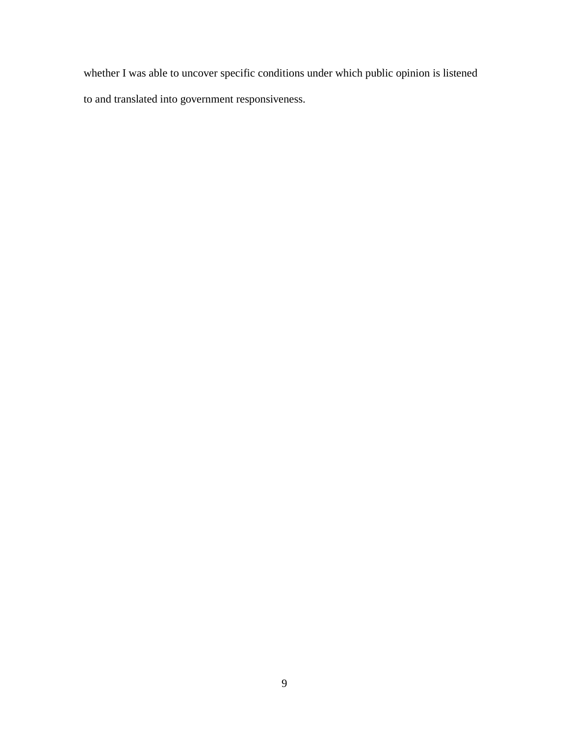whether I was able to uncover specific conditions under which public opinion is listened to and translated into government responsiveness.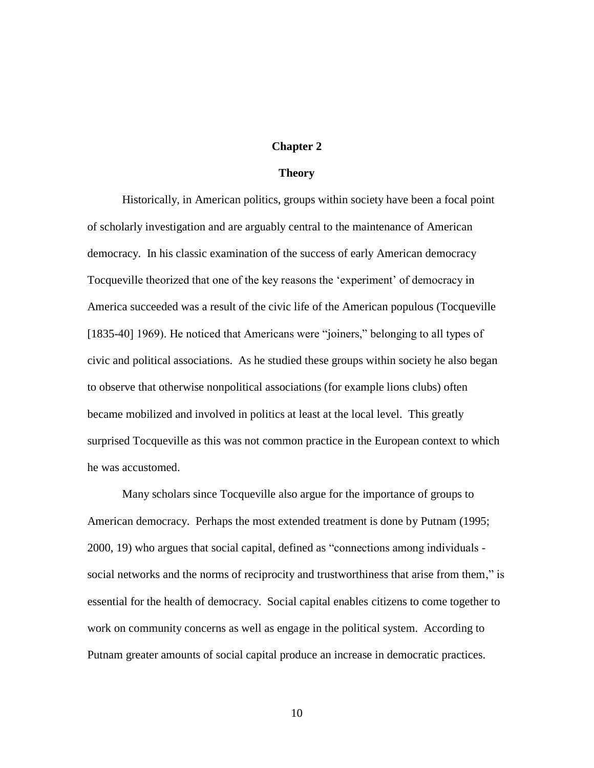# Chapter 2

## Theory

Historically, in American politics, groups within society have been a focal point of scholarly investigation and are arguably central to the maintenance of American democracy. In his classic examination of the success of early American democracy Tocqueville theorized that one of the key reasons the 'experiment' of democracy in America succeeded was a result of the civic life of the American populous (Tocqueville [1835-40] 1969). He noticed that Americans were "joiners," belonging to all types of civic and political associations. As he studied these groups within society he also began to observe that otherwise nonpolitical associations (for example lions clubs) often became mobilized and involved in politics at least at the local level. This greatly surprised Tocqueville as this was not common practice in the European context to which he was accustomed.

Many scholars since Tocqueville also argue for the importance of groups to American democracy. Perhaps the most extended treatment is done by Putnam (1995; 2000, 19) who argues that social capital, defined as "connections among individuals - social networks and the norms of reciprocity and trustworthiness that arise from them," is essential for the health of democracy. Social capital enables citizens to come together to work on community concerns as well as engage in the political system. According to Putnam greater amounts of social capital produce an increase in democratic practices.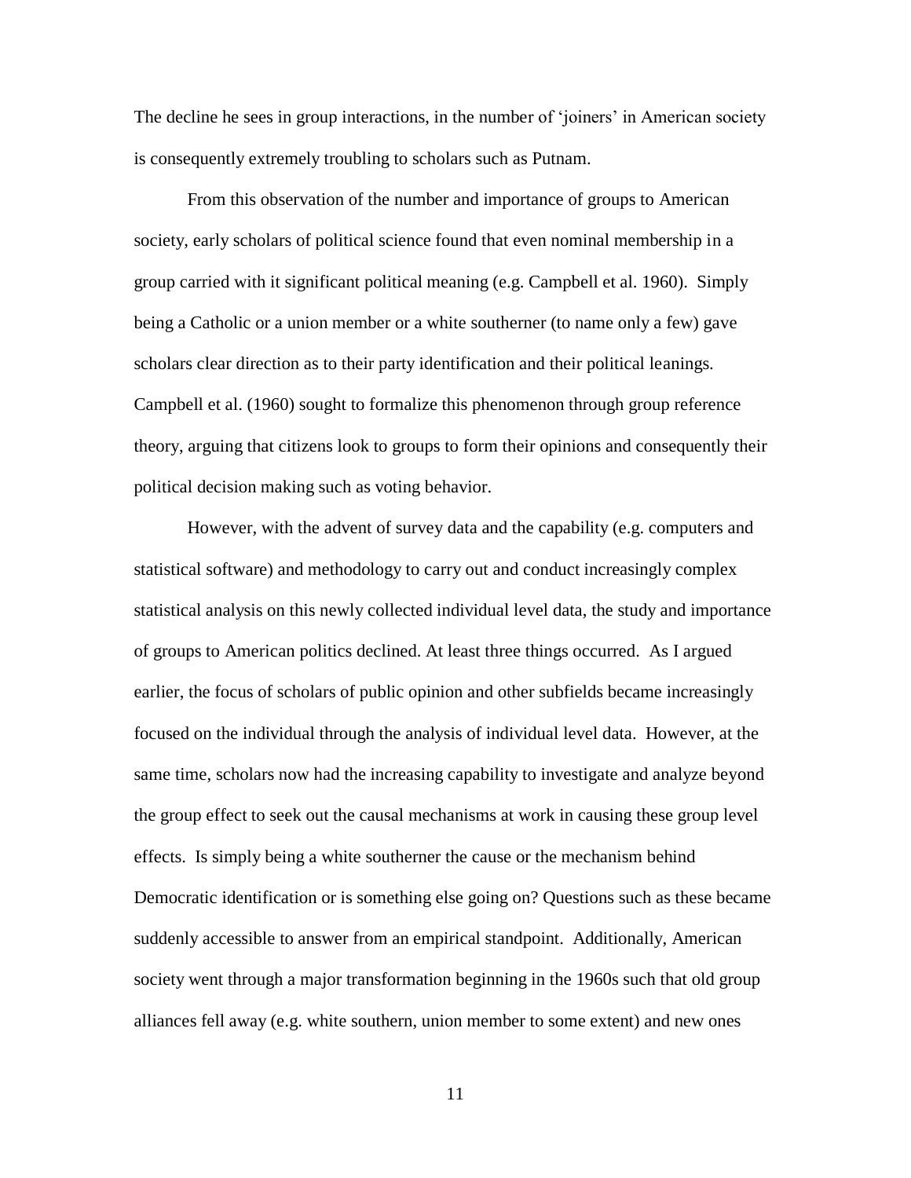The decline he sees in group interactions, in the number of 'joiners' in American society is consequently extremely troubling to scholars such as Putnam.

From this observation of the number and importance of groups to American society, early scholars of political science found that even nominal membership in a group carried with it significant political meaning (e.g. Campbell et al. 1960). Simply being a Catholic or a union member or a white southerner (to name only a few) gave scholars clear direction as to their party identification and their political leanings. Campbell et al. (1960) sought to formalize this phenomenon through group reference theory, arguing that citizens look to groups to form their opinions and consequently their political decision making such as voting behavior.

However, with the advent of survey data and the capability (e.g. computers and statistical software) and methodology to carry out and conduct increasingly complex statistical analysis on this newly collected individual level data, the study and importance of groups to American politics declined. At least three things occurred. As I argued earlier, the focus of scholars of public opinion and other subfields became increasingly focused on the individual through the analysis of individual level data. However, at the same time, scholars now had the increasing capability to investigate and analyze beyond the group effect to seek out the causal mechanisms at work in causing these group level effects. Is simply being a white southerner the cause or the mechanism behind Democratic identification or is something else going on? Questions such as these became suddenly accessible to answer from an empirical standpoint. Additionally, American society went through a major transformation beginning in the 1960s such that old group alliances fell away (e.g. white southern, union member to some extent) and new ones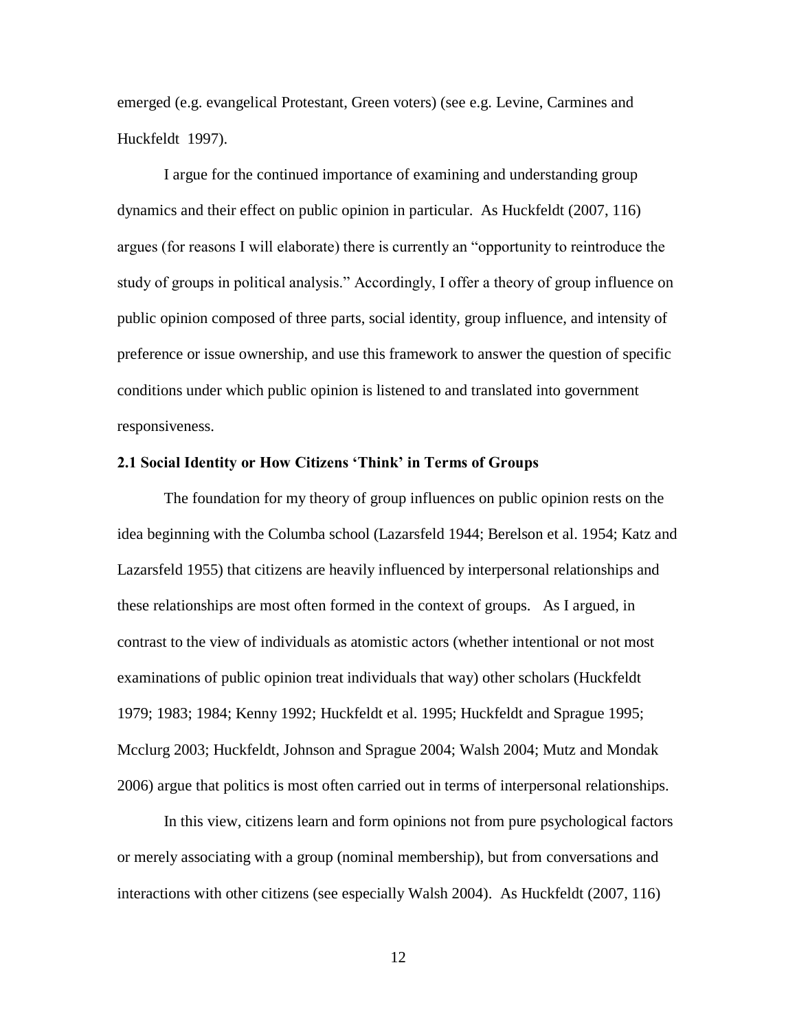emerged (e.g. evangelical Protestant, Green voters) (see e.g. Levine, Carmines and Huckfeldt 1997).

I argue for the continued importance of examining and understanding group dynamics and their effect on public opinion in particular. As Huckfeldt (2007, 116) argues (for reasons I will elaborate) there is currently an "opportunity to reintroduce the study of groups in political analysis." Accordingly, I offer a theory of group influence on public opinion composed of three parts, social identity, group influence, and intensity of preference or issue ownership, and use this framework to answer the question of specific conditions under which public opinion is listened to and translated into government responsiveness.

### 2.1 Social Identity or How Citizens 'Think' in Terms of Groups

The foundation for my theory of group influences on public opinion rests on the idea beginning with the Columba school (Lazarsfeld 1944; Berelson et al. 1954; Katz and Lazarsfeld 1955) that citizens are heavily influenced by interpersonal relationships and these relationships are most often formed in the context of groups. As I argued, in contrast to the view of individuals as atomistic actors (whether intentional or not most examinations of public opinion treat individuals that way) other scholars (Huckfeldt 1979; 1983; 1984; Kenny 1992; Huckfeldt et al. 1995; Huckfeldt and Sprague 1995; Mcclurg 2003; Huckfeldt, Johnson and Sprague 2004; Walsh 2004; Mutz and Mondak 2006) argue that politics is most often carried out in terms of interpersonal relationships.

In this view, citizens learn and form opinions not from pure psychological factors or merely associating with a group (nominal membership), but from conversations and interactions with other citizens (see especially Walsh 2004). As Huckfeldt (2007, 116)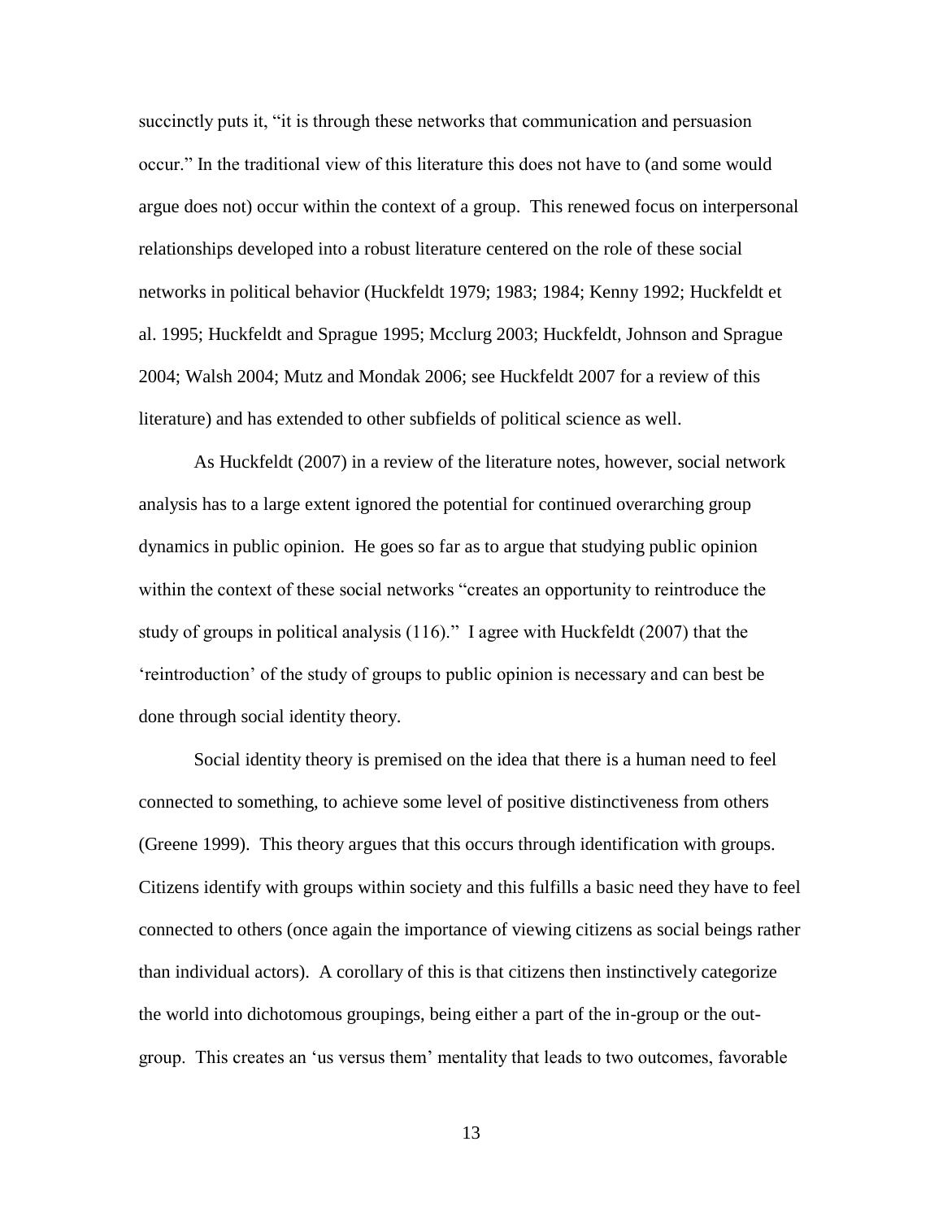succinctly puts it, "it is through these networks that communication and persuasion occur." In the traditional view of this literature this does not have to (and some would argue does not) occur within the context of a group. This renewed focus on interpersonal relationships developed into a robust literature centered on the role of these social networks in political behavior (Huckfeldt 1979; 1983; 1984; Kenny 1992; Huckfeldt et al. 1995; Huckfeldt and Sprague 1995; Mcclurg 2003; Huckfeldt, Johnson and Sprague 2004; Walsh 2004; Mutz and Mondak 2006; see Huckfeldt 2007 for a review of this literature) and has extended to other subfields of political science as well.

As Huckfeldt (2007) in a review of the literature notes, however, social network analysis has to a large extent ignored the potential for continued overarching group dynamics in public opinion. He goes so far as to argue that studying public opinion within the context of these social networks "creates an opportunity to reintroduce the study of groups in political analysis (116)." I agree with Huckfeldt (2007) that the 'reintroduction' of the study of groups to public opinion is necessary and can best be done through social identity theory.

Social identity theory is premised on the idea that there is a human need to feel connected to something, to achieve some level of positive distinctiveness from others (Greene 1999). This theory argues that this occurs through identification with groups. Citizens identify with groups within society and this fulfills a basic need they have to feel connected to others (once again the importance of viewing citizens as social beings rather than individual actors). A corollary of this is that citizens then instinctively categorize the world into dichotomous groupings, being either a part of the in-group or the out-group. This creates an 'us versus them' mentality that leads to two outcomes, favorable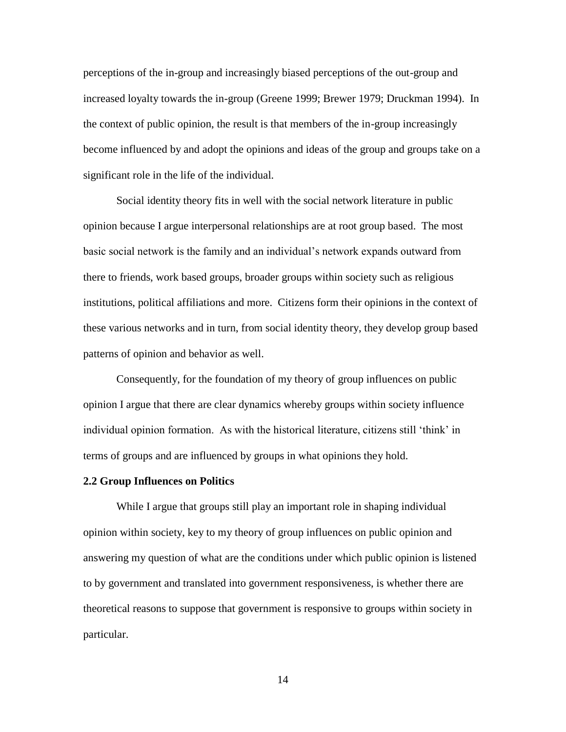perceptions of the in-group and increasingly biased perceptions of the out-group and increased loyalty towards the in-group (Greene 1999; Brewer 1979; Druckman 1994). In the context of public opinion, the result is that members of the in-group increasingly become influenced by and adopt the opinions and ideas of the group and groups take on a significant role in the life of the individual.

Social identity theory fits in well with the social network literature in public opinion because I argue interpersonal relationships are at root group based. The most basic social network is the family and an individual's network expands outward from there to friends, work based groups, broader groups within society such as religious institutions, political affiliations and more. Citizens form their opinions in the context of these various networks and in turn, from social identity theory, they develop group based patterns of opinion and behavior as well.

Consequently, for the foundation of my theory of group influences on public opinion I argue that there are clear dynamics whereby groups within society influence individual opinion formation. As with the historical literature, citizens still 'think' in terms of groups and are influenced by groups in what opinions they hold.

### 2.2 Group Influences on Politics

While I argue that groups still play an important role in shaping individual opinion within society, key to my theory of group influences on public opinion and answering my question of what are the conditions under which public opinion is listened to by government and translated into government responsiveness, is whether there are theoretical reasons to suppose that government is responsive to groups within society in particular.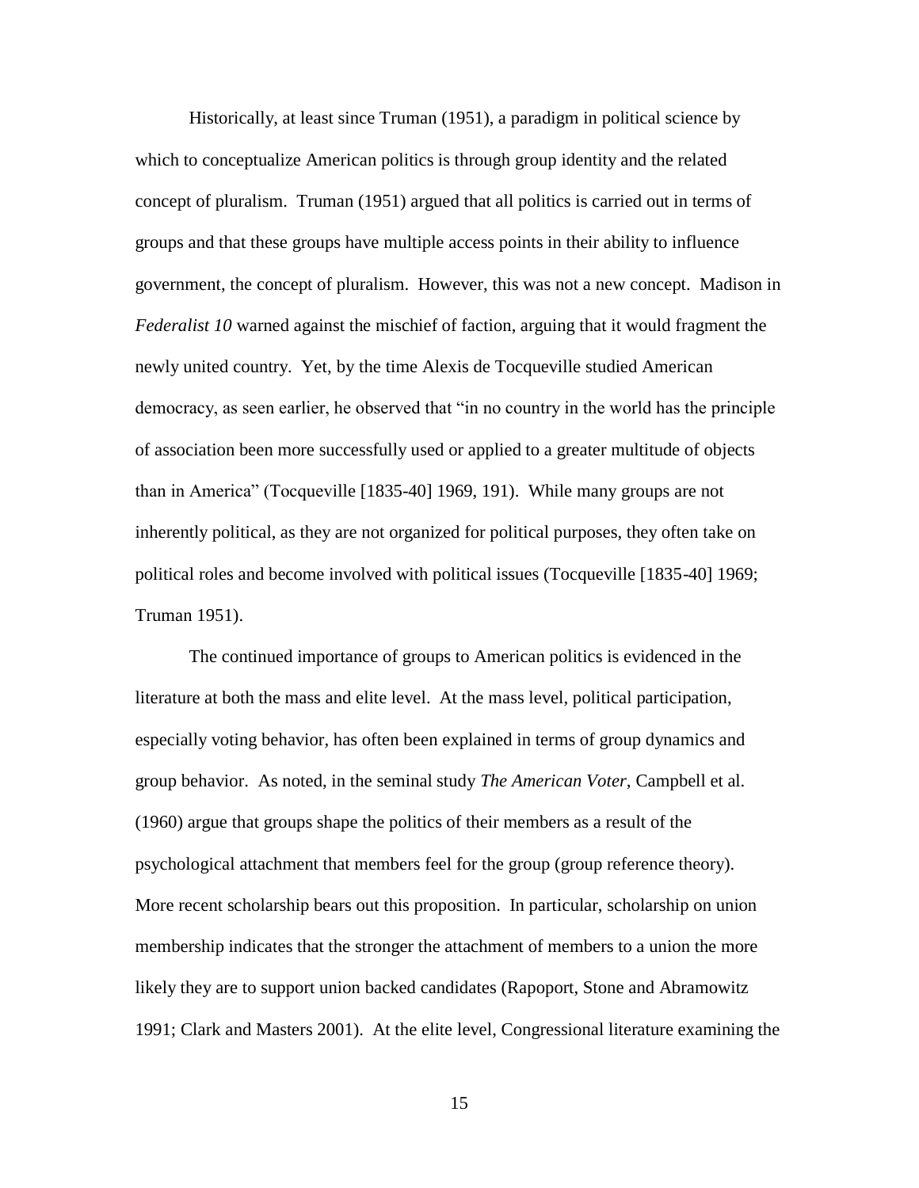Historically, at least since Truman (1951), a paradigm in political science by which to conceptualize American politics is through group identity and the related concept of pluralism. Truman (1951) argued that all politics is carried out in terms of groups and that these groups have multiple access points in their ability to influence government, the concept of pluralism. However, this was not a new concept. Madison in *Federalist 10* warned against the mischief of faction, arguing that it would fragment the newly united country. Yet, by the time Alexis de Tocqueville studied American democracy, as seen earlier, he observed that "in no country in the world has the principle of association been more successfully used or applied to a greater multitude of objects than in America" (Tocqueville [1835-40] 1969, 191). While many groups are not inherently political, as they are not organized for political purposes, they often take on political roles and become involved with political issues (Tocqueville [1835-40] 1969; Truman 1951).

The continued importance of groups to American politics is evidenced in the literature at both the mass and elite level. At the mass level, political participation, especially voting behavior, has often been explained in terms of group dynamics and group behavior. As noted, in the seminal study *The American Voter*, Campbell et al. (1960) argue that groups shape the politics of their members as a result of the psychological attachment that members feel for the group (group reference theory). More recent scholarship bears out this proposition. In particular, scholarship on union membership indicates that the stronger the attachment of members to a union the more likely they are to support union backed candidates (Rapoport, Stone and Abramowitz 1991; Clark and Masters 2001). At the elite level, Congressional literature examining the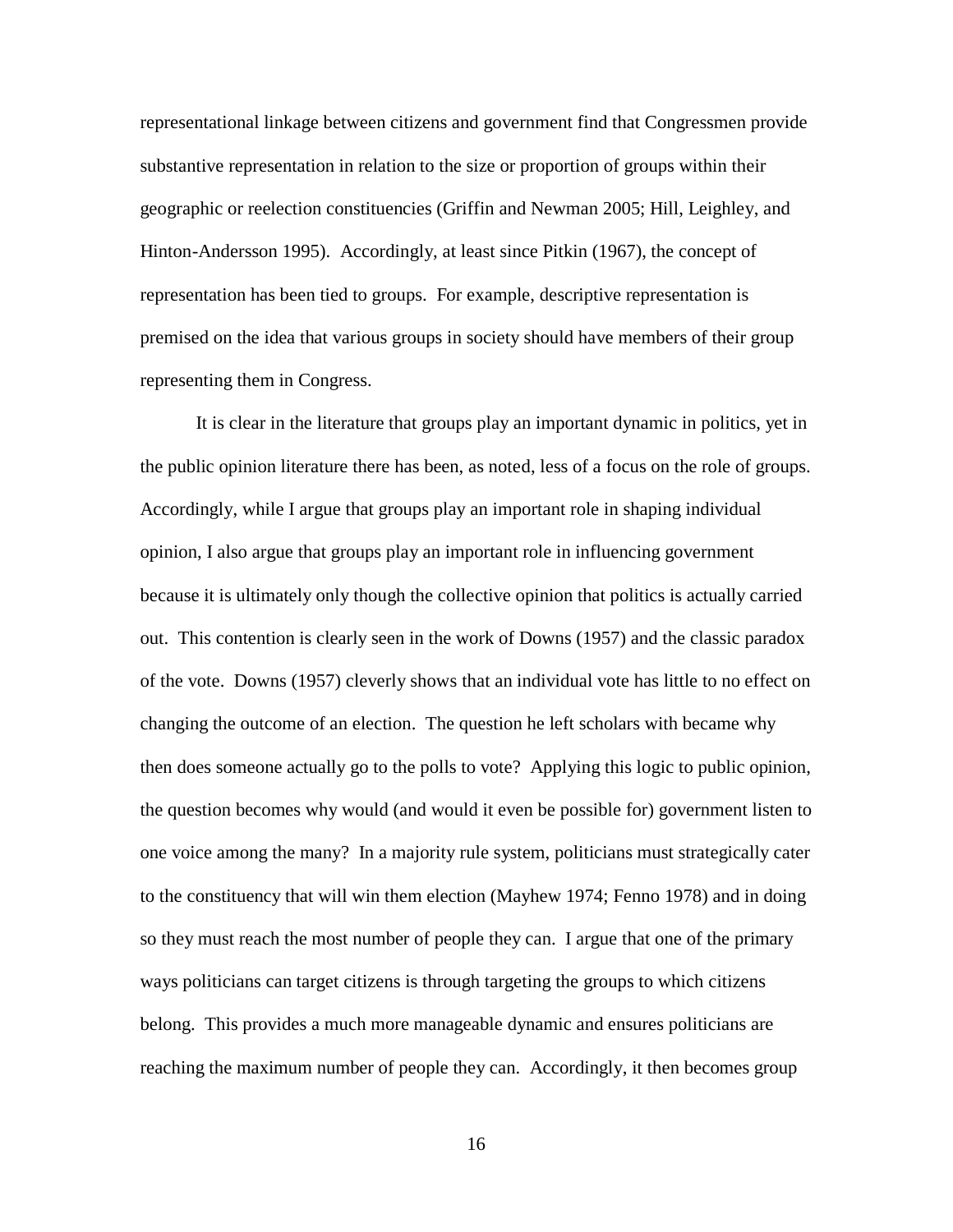representational linkage between citizens and government find that Congressmen provide substantive representation in relation to the size or proportion of groups within their geographic or reelection constituencies (Griffin and Newman 2005; Hill, Leighley, and Hinton-Andersson 1995). Accordingly, at least since Pitkin (1967), the concept of representation has been tied to groups. For example, descriptive representation is premised on the idea that various groups in society should have members of their group representing them in Congress.

It is clear in the literature that groups play an important dynamic in politics, yet in the public opinion literature there has been, as noted, less of a focus on the role of groups. Accordingly, while I argue that groups play an important role in shaping individual opinion, I also argue that groups play an important role in influencing government because it is ultimately only though the collective opinion that politics is actually carried out. This contention is clearly seen in the work of Downs (1957) and the classic paradox of the vote. Downs (1957) cleverly shows that an individual vote has little to no effect on changing the outcome of an election. The question he left scholars with became why then does someone actually go to the polls to vote? Applying this logic to public opinion, the question becomes why would (and would it even be possible for) government listen to one voice among the many? In a majority rule system, politicians must strategically cater to the constituency that will win them election (Mayhew 1974; Fenno 1978) and in doing so they must reach the most number of people they can. I argue that one of the primary ways politicians can target citizens is through targeting the groups to which citizens belong. This provides a much more manageable dynamic and ensures politicians are reaching the maximum number of people they can. Accordingly, it then becomes group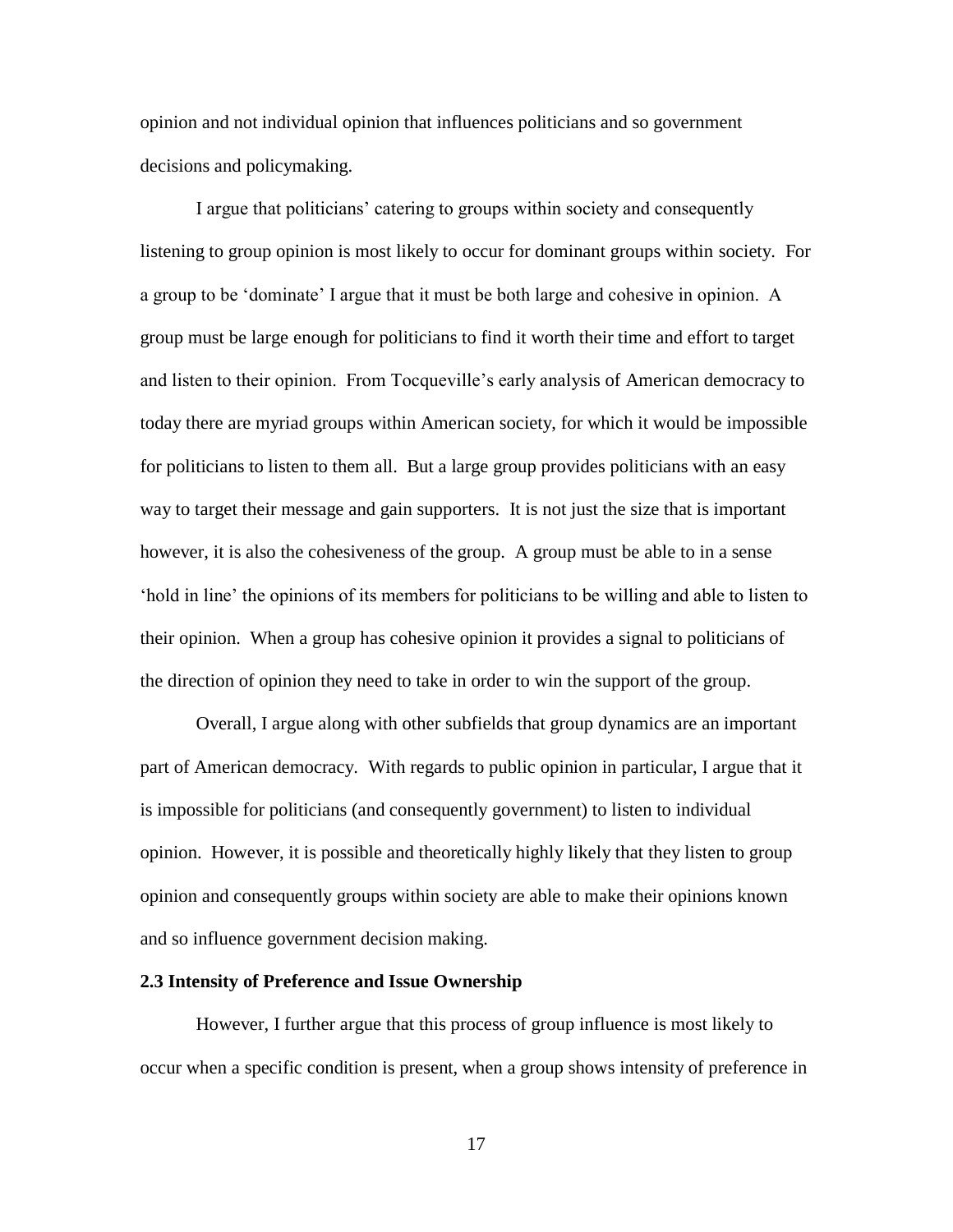opinion and not individual opinion that influences politicians and so government decisions and policymaking.

I argue that politicians' catering to groups within society and consequently listening to group opinion is most likely to occur for dominant groups within society. For a group to be 'dominate' I argue that it must be both large and cohesive in opinion. A group must be large enough for politicians to find it worth their time and effort to target and listen to their opinion. From Tocqueville's early analysis of American democracy to today there are myriad groups within American society, for which it would be impossible for politicians to listen to them all. But a large group provides politicians with an easy way to target their message and gain supporters. It is not just the size that is important however, it is also the cohesiveness of the group. A group must be able to in a sense 'hold in line' the opinions of its members for politicians to be willing and able to listen to their opinion. When a group has cohesive opinion it provides a signal to politicians of the direction of opinion they need to take in order to win the support of the group.

Overall, I argue along with other subfields that group dynamics are an important part of American democracy. With regards to public opinion in particular, I argue that it is impossible for politicians (and consequently government) to listen to individual opinion. However, it is possible and theoretically highly likely that they listen to group opinion and consequently groups within society are able to make their opinions known and so influence government decision making.

### 2.3 Intensity of Preference and Issue Ownership

However, I further argue that this process of group influence is most likely to occur when a specific condition is present, when a group shows intensity of preference in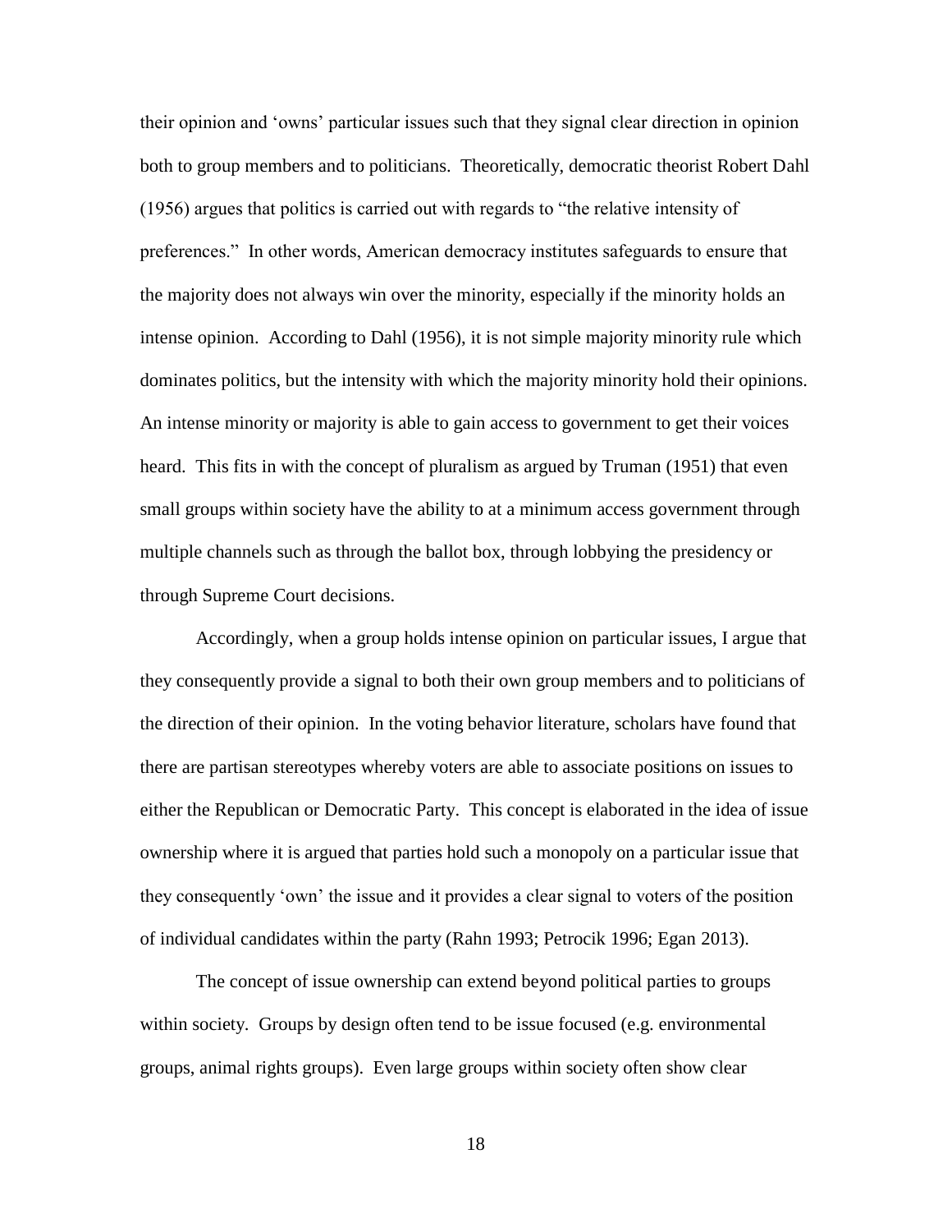their opinion and 'owns' particular issues such that they signal clear direction in opinion both to group members and to politicians. Theoretically, democratic theorist Robert Dahl (1956) argues that politics is carried out with regards to "the relative intensity of preferences." In other words, American democracy institutes safeguards to ensure that the majority does not always win over the minority, especially if the minority holds an intense opinion. According to Dahl (1956), it is not simple majority minority rule which dominates politics, but the intensity with which the majority minority hold their opinions. An intense minority or majority is able to gain access to government to get their voices heard. This fits in with the concept of pluralism as argued by Truman (1951) that even small groups within society have the ability to at a minimum access government through multiple channels such as through the ballot box, through lobbying the presidency or through Supreme Court decisions.

Accordingly, when a group holds intense opinion on particular issues, I argue that they consequently provide a signal to both their own group members and to politicians of the direction of their opinion. In the voting behavior literature, scholars have found that there are partisan stereotypes whereby voters are able to associate positions on issues to either the Republican or Democratic Party. This concept is elaborated in the idea of issue ownership where it is argued that parties hold such a monopoly on a particular issue that they consequently 'own' the issue and it provides a clear signal to voters of the position of individual candidates within the party (Rahn 1993; Petrocik 1996; Egan 2013).

The concept of issue ownership can extend beyond political parties to groups within society. Groups by design often tend to be issue focused (e.g. environmental groups, animal rights groups). Even large groups within society often show clear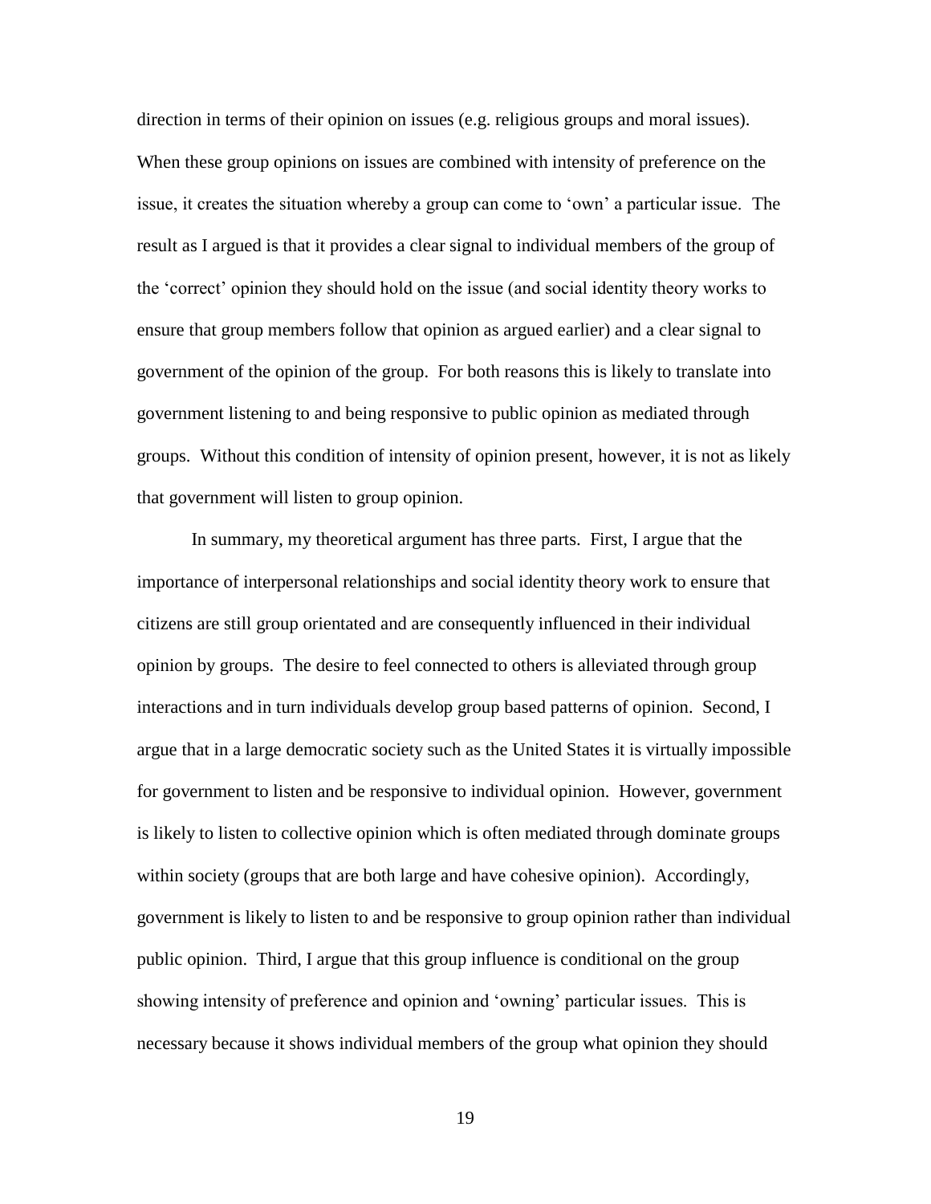direction in terms of their opinion on issues (e.g. religious groups and moral issues). When these group opinions on issues are combined with intensity of preference on the issue, it creates the situation whereby a group can come to 'own' a particular issue. The result as I argued is that it provides a clear signal to individual members of the group of the 'correct' opinion they should hold on the issue (and social identity theory works to ensure that group members follow that opinion as argued earlier) and a clear signal to government of the opinion of the group. For both reasons this is likely to translate into government listening to and being responsive to public opinion as mediated through groups. Without this condition of intensity of opinion present, however, it is not as likely that government will listen to group opinion.

In summary, my theoretical argument has three parts. First, I argue that the importance of interpersonal relationships and social identity theory work to ensure that citizens are still group orientated and are consequently influenced in their individual opinion by groups. The desire to feel connected to others is alleviated through group interactions and in turn individuals develop group based patterns of opinion. Second, I argue that in a large democratic society such as the United States it is virtually impossible for government to listen and be responsive to individual opinion. However, government is likely to listen to collective opinion which is often mediated through dominate groups within society (groups that are both large and have cohesive opinion). Accordingly, government is likely to listen to and be responsive to group opinion rather than individual public opinion. Third, I argue that this group influence is conditional on the group showing intensity of preference and opinion and 'owning' particular issues. This is necessary because it shows individual members of the group what opinion they should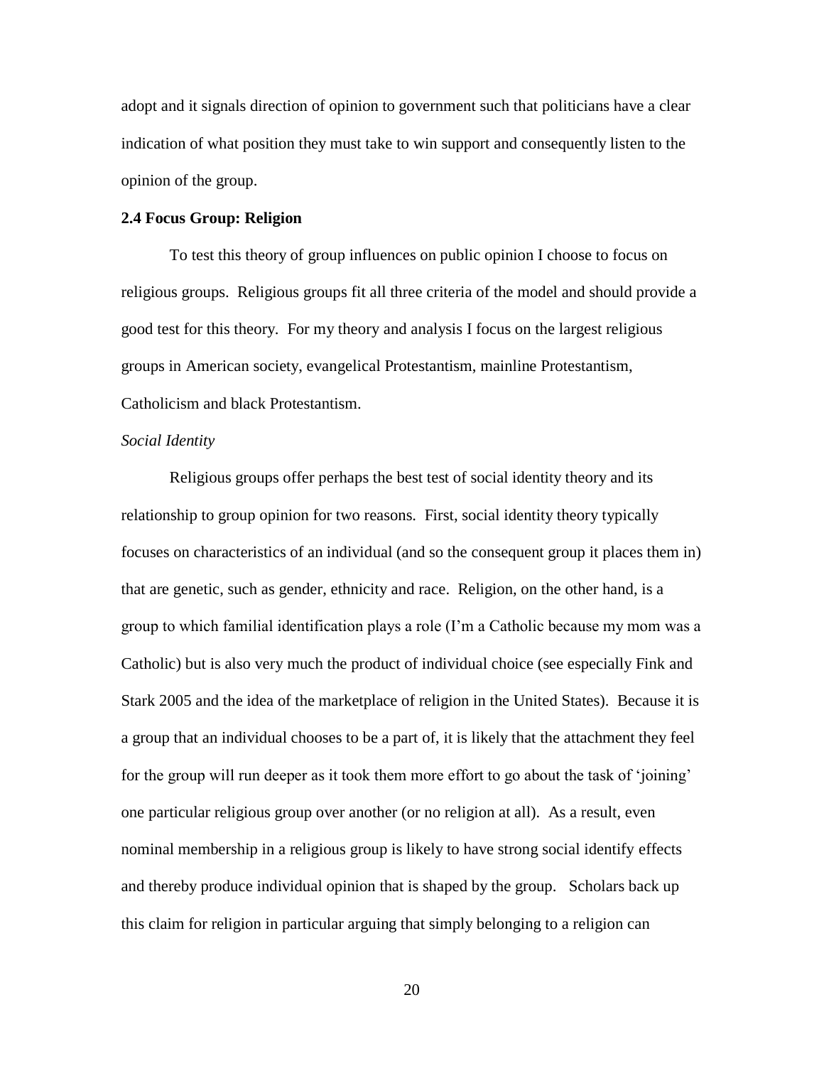adopt and it signals direction of opinion to government such that politicians have a clear indication of what position they must take to win support and consequently listen to the opinion of the group.

### 2.4 Focus Group: Religion

To test this theory of group influences on public opinion I choose to focus on religious groups. Religious groups fit all three criteria of the model and should provide a good test for this theory. For my theory and analysis I focus on the largest religious groups in American society, evangelical Protestantism, mainline Protestantism, Catholicism and black Protestantism.

*Social Identity*

Religious groups offer perhaps the best test of social identity theory and its relationship to group opinion for two reasons. First, social identity theory typically focuses on characteristics of an individual (and so the consequent group it places them in) that are genetic, such as gender, ethnicity and race. Religion, on the other hand, is a group to which familial identification plays a role (I'm a Catholic because my mom was a Catholic) but is also very much the product of individual choice (see especially Fink and Stark 2005 and the idea of the marketplace of religion in the United States). Because it is a group that an individual chooses to be a part of, it is likely that the attachment they feel for the group will run deeper as it took them more effort to go about the task of 'joining' one particular religious group over another (or no religion at all). As a result, even nominal membership in a religious group is likely to have strong social identify effects and thereby produce individual opinion that is shaped by the group. Scholars back up this claim for religion in particular arguing that simply belonging to a religion can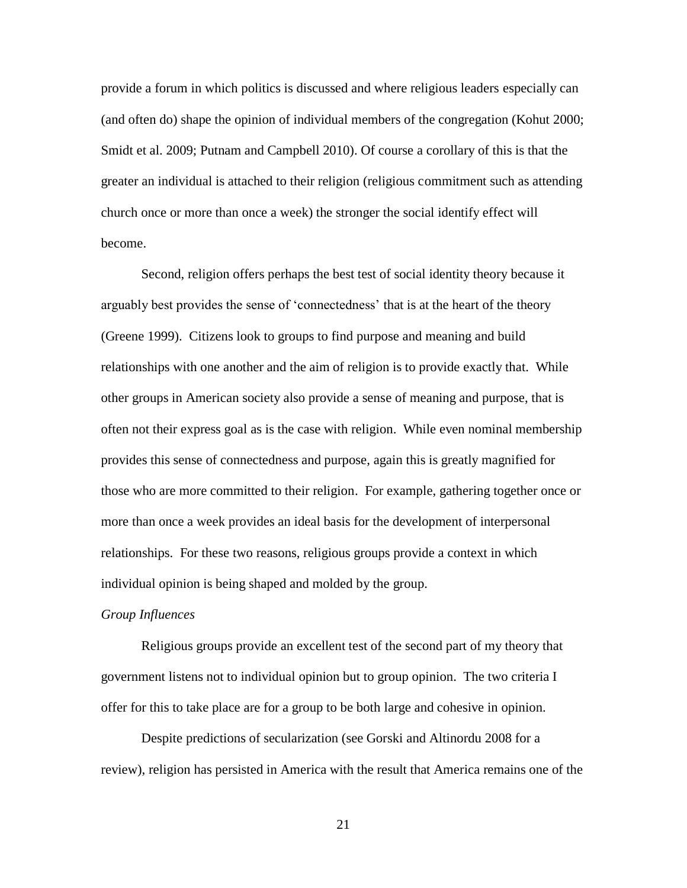provide a forum in which politics is discussed and where religious leaders especially can (and often do) shape the opinion of individual members of the congregation (Kohut 2000; Smidt et al. 2009; Putnam and Campbell 2010). Of course a corollary of this is that the greater an individual is attached to their religion (religious commitment such as attending church once or more than once a week) the stronger the social identify effect will become.

Second, religion offers perhaps the best test of social identity theory because it arguably best provides the sense of 'connectedness' that is at the heart of the theory (Greene 1999). Citizens look to groups to find purpose and meaning and build relationships with one another and the aim of religion is to provide exactly that. While other groups in American society also provide a sense of meaning and purpose, that is often not their express goal as is the case with religion. While even nominal membership provides this sense of connectedness and purpose, again this is greatly magnified for those who are more committed to their religion. For example, gathering together once or more than once a week provides an ideal basis for the development of interpersonal relationships. For these two reasons, religious groups provide a context in which individual opinion is being shaped and molded by the group.

*Group Influences*

Religious groups provide an excellent test of the second part of my theory that government listens not to individual opinion but to group opinion. The two criteria I offer for this to take place are for a group to be both large and cohesive in opinion.

Despite predictions of secularization (see Gorski and Altinordu 2008 for a review), religion has persisted in America with the result that America remains one of the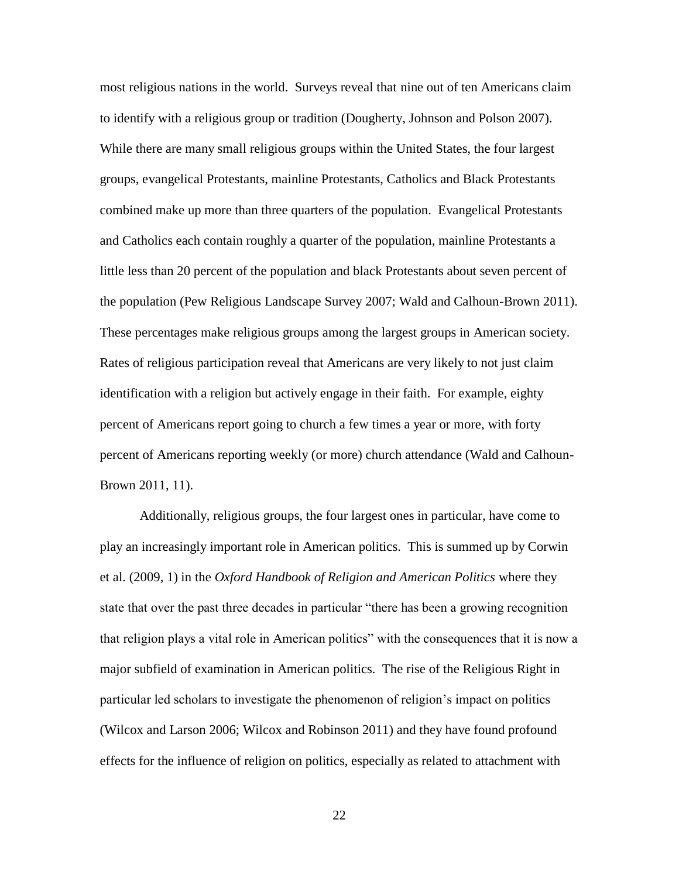most religious nations in the world. Surveys reveal that nine out of ten Americans claim to identify with a religious group or tradition (Dougherty, Johnson and Polson 2007). While there are many small religious groups within the United States, the four largest groups, evangelical Protestants, mainline Protestants, Catholics and Black Protestants combined make up more than three quarters of the population. Evangelical Protestants and Catholics each contain roughly a quarter of the population, mainline Protestants a little less than 20 percent of the population and black Protestants about seven percent of the population (Pew Religious Landscape Survey 2007; Wald and Calhoun-Brown 2011). These percentages make religious groups among the largest groups in American society. Rates of religious participation reveal that Americans are very likely to not just claim identification with a religion but actively engage in their faith. For example, eighty percent of Americans report going to church a few times a year or more, with forty percent of Americans reporting weekly (or more) church attendance (Wald and Calhoun-Brown 2011, 11).

Additionally, religious groups, the four largest ones in particular, have come to play an increasingly important role in American politics. This is summed up by Corwin et al. (2009, 1) in the *Oxford Handbook of Religion and American Politics* where they state that over the past three decades in particular "there has been a growing recognition that religion plays a vital role in American politics" with the consequences that it is now a major subfield of examination in American politics. The rise of the Religious Right in particular led scholars to investigate the phenomenon of religion's impact on politics (Wilcox and Larson 2006; Wilcox and Robinson 2011) and they have found profound effects for the influence of religion on politics, especially as related to attachment with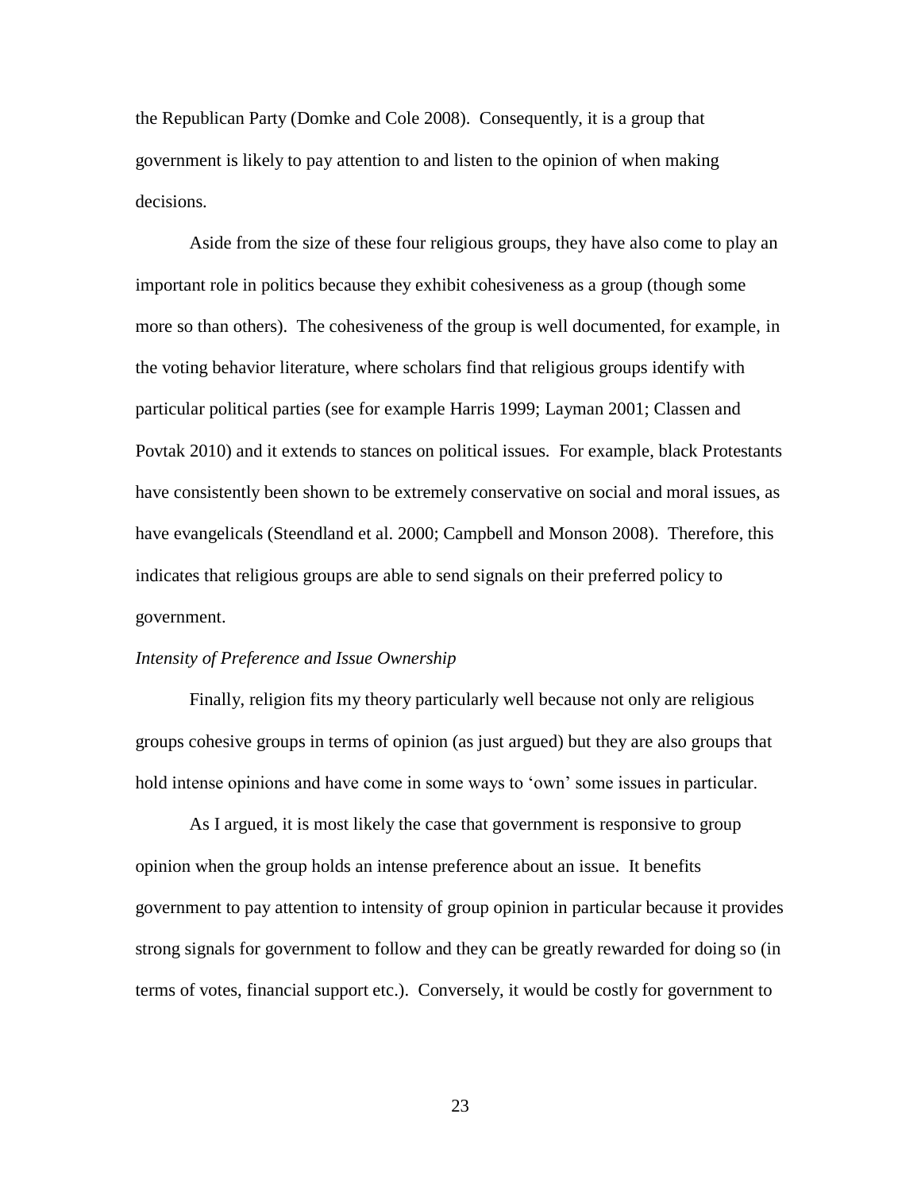the Republican Party (Domke and Cole 2008). Consequently, it is a group that government is likely to pay attention to and listen to the opinion of when making decisions.

Aside from the size of these four religious groups, they have also come to play an important role in politics because they exhibit cohesiveness as a group (though some more so than others). The cohesiveness of the group is well documented, for example, in the voting behavior literature, where scholars find that religious groups identify with particular political parties (see for example Harris 1999; Layman 2001; Classen and Povtak 2010) and it extends to stances on political issues. For example, black Protestants have consistently been shown to be extremely conservative on social and moral issues, as have evangelicals (Steendland et al. 2000; Campbell and Monson 2008). Therefore, this indicates that religious groups are able to send signals on their preferred policy to government.

*Intensity of Preference and Issue Ownership*

Finally, religion fits my theory particularly well because not only are religious groups cohesive groups in terms of opinion (as just argued) but they are also groups that hold intense opinions and have come in some ways to 'own' some issues in particular.

As I argued, it is most likely the case that government is responsive to group opinion when the group holds an intense preference about an issue. It benefits government to pay attention to intensity of group opinion in particular because it provides strong signals for government to follow and they can be greatly rewarded for doing so (in terms of votes, financial support etc.). Conversely, it would be costly for government to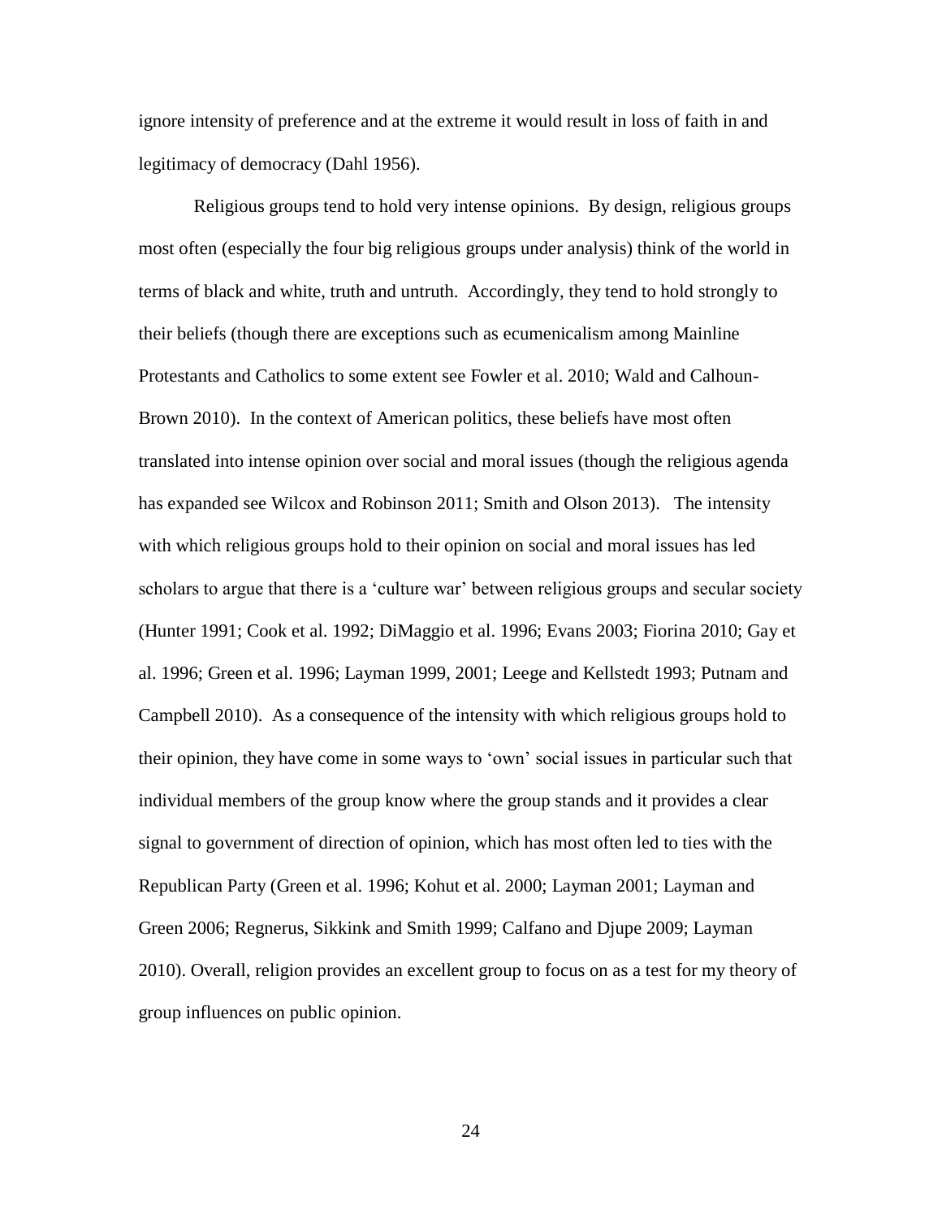ignore intensity of preference and at the extreme it would result in loss of faith in and legitimacy of democracy (Dahl 1956).

Religious groups tend to hold very intense opinions. By design, religious groups most often (especially the four big religious groups under analysis) think of the world in terms of black and white, truth and untruth. Accordingly, they tend to hold strongly to their beliefs (though there are exceptions such as ecumenicalism among Mainline Protestants and Catholics to some extent see Fowler et al. 2010; Wald and Calhoun-Brown 2010). In the context of American politics, these beliefs have most often translated into intense opinion over social and moral issues (though the religious agenda has expanded see Wilcox and Robinson 2011; Smith and Olson 2013). The intensity with which religious groups hold to their opinion on social and moral issues has led scholars to argue that there is a 'culture war' between religious groups and secular society (Hunter 1991; Cook et al. 1992; DiMaggio et al. 1996; Evans 2003; Fiorina 2010; Gay et al. 1996; Green et al. 1996; Layman 1999, 2001; Leege and Kellstedt 1993; Putnam and Campbell 2010). As a consequence of the intensity with which religious groups hold to their opinion, they have come in some ways to 'own' social issues in particular such that individual members of the group know where the group stands and it provides a clear signal to government of direction of opinion, which has most often led to ties with the Republican Party (Green et al. 1996; Kohut et al. 2000; Layman 2001; Layman and Green 2006; Regnerus, Sikkink and Smith 1999; Calfano and Djupe 2009; Layman 2010). Overall, religion provides an excellent group to focus on as a test for my theory of group influences on public opinion.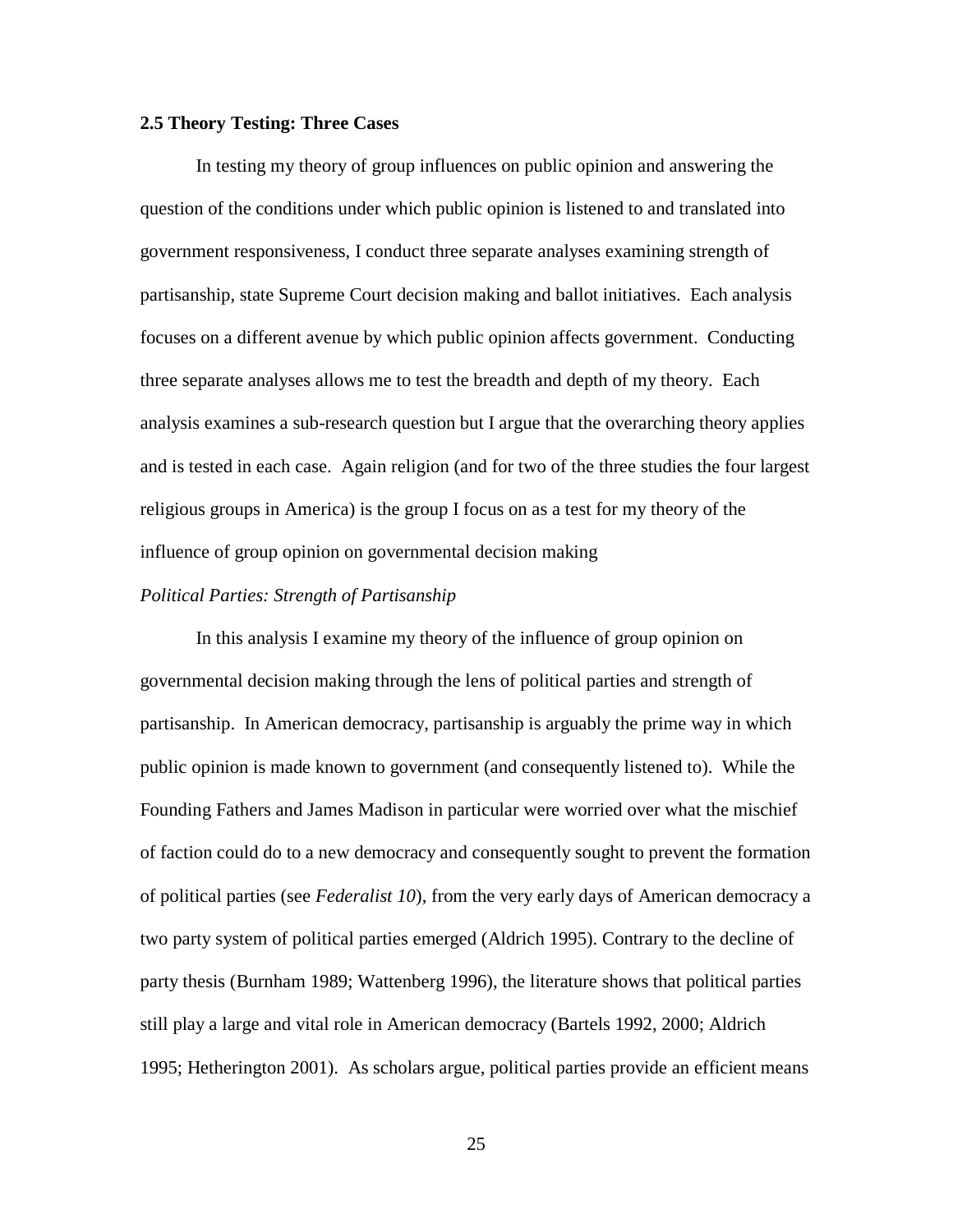### 2.5 Theory Testing: Three Cases

In testing my theory of group influences on public opinion and answering the question of the conditions under which public opinion is listened to and translated into government responsiveness, I conduct three separate analyses examining strength of partisanship, state Supreme Court decision making and ballot initiatives. Each analysis focuses on a different avenue by which public opinion affects government. Conducting three separate analyses allows me to test the breadth and depth of my theory. Each analysis examines a sub-research question but I argue that the overarching theory applies and is tested in each case. Again religion (and for two of the three studies the four largest religious groups in America) is the group I focus on as a test for my theory of the influence of group opinion on governmental decision making

*Political Parties: Strength of Partisanship*

In this analysis I examine my theory of the influence of group opinion on governmental decision making through the lens of political parties and strength of partisanship. In American democracy, partisanship is arguably the prime way in which public opinion is made known to government (and consequently listened to). While the Founding Fathers and James Madison in particular were worried over what the mischief of faction could do to a new democracy and consequently sought to prevent the formation of political parties (see *Federalist 10*), from the very early days of American democracy a two party system of political parties emerged (Aldrich 1995). Contrary to the decline of party thesis (Burnham 1989; Wattenberg 1996), the literature shows that political parties still play a large and vital role in American democracy (Bartels 1992, 2000; Aldrich 1995; Hetherington 2001). As scholars argue, political parties provide an efficient means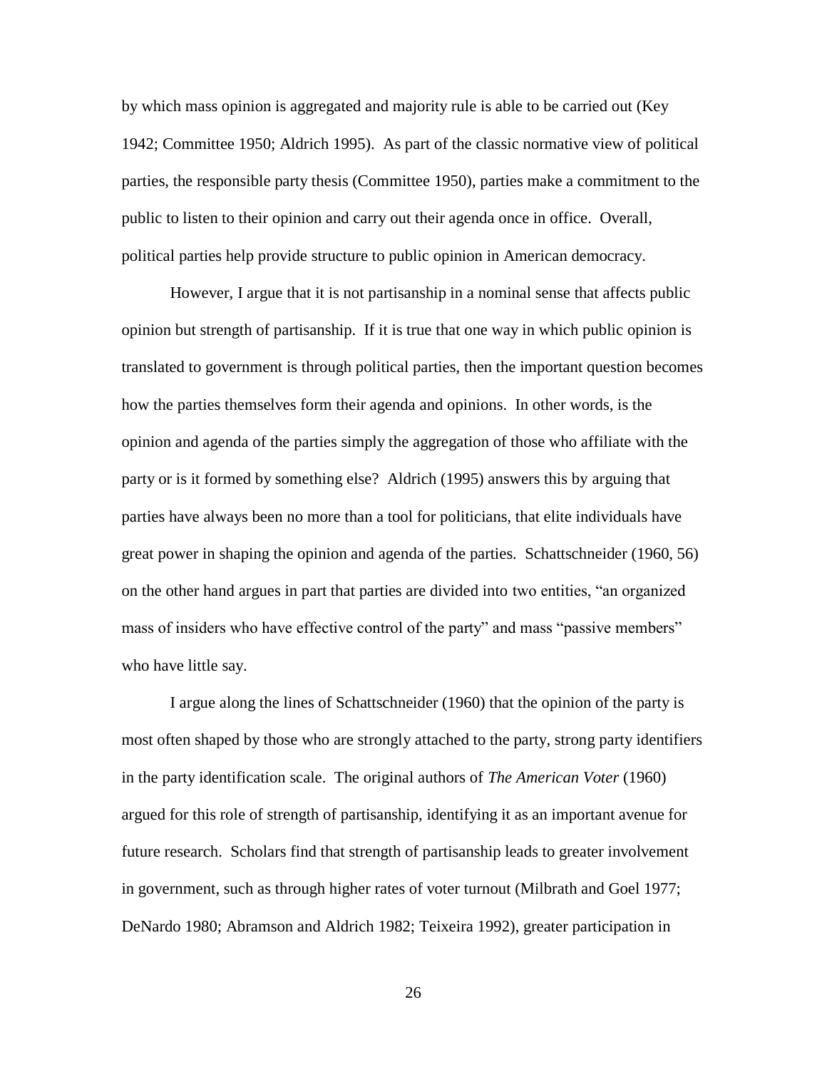by which mass opinion is aggregated and majority rule is able to be carried out (Key 1942; Committee 1950; Aldrich 1995). As part of the classic normative view of political parties, the responsible party thesis (Committee 1950), parties make a commitment to the public to listen to their opinion and carry out their agenda once in office. Overall, political parties help provide structure to public opinion in American democracy.

However, I argue that it is not partisanship in a nominal sense that affects public opinion but strength of partisanship. If it is true that one way in which public opinion is translated to government is through political parties, then the important question becomes how the parties themselves form their agenda and opinions. In other words, is the opinion and agenda of the parties simply the aggregation of those who affiliate with the party or is it formed by something else? Aldrich (1995) answers this by arguing that parties have always been no more than a tool for politicians, that elite individuals have great power in shaping the opinion and agenda of the parties. Schattschneider (1960, 56) on the other hand argues in part that parties are divided into two entities, "an organized mass of insiders who have effective control of the party" and mass "passive members" who have little say.

I argue along the lines of Schattschneider (1960) that the opinion of the party is most often shaped by those who are strongly attached to the party, strong party identifiers in the party identification scale. The original authors of *The American Voter* (1960) argued for this role of strength of partisanship, identifying it as an important avenue for future research. Scholars find that strength of partisanship leads to greater involvement in government, such as through higher rates of voter turnout (Milbrath and Goel 1977; DeNardo 1980; Abramson and Aldrich 1982; Teixeira 1992), greater participation in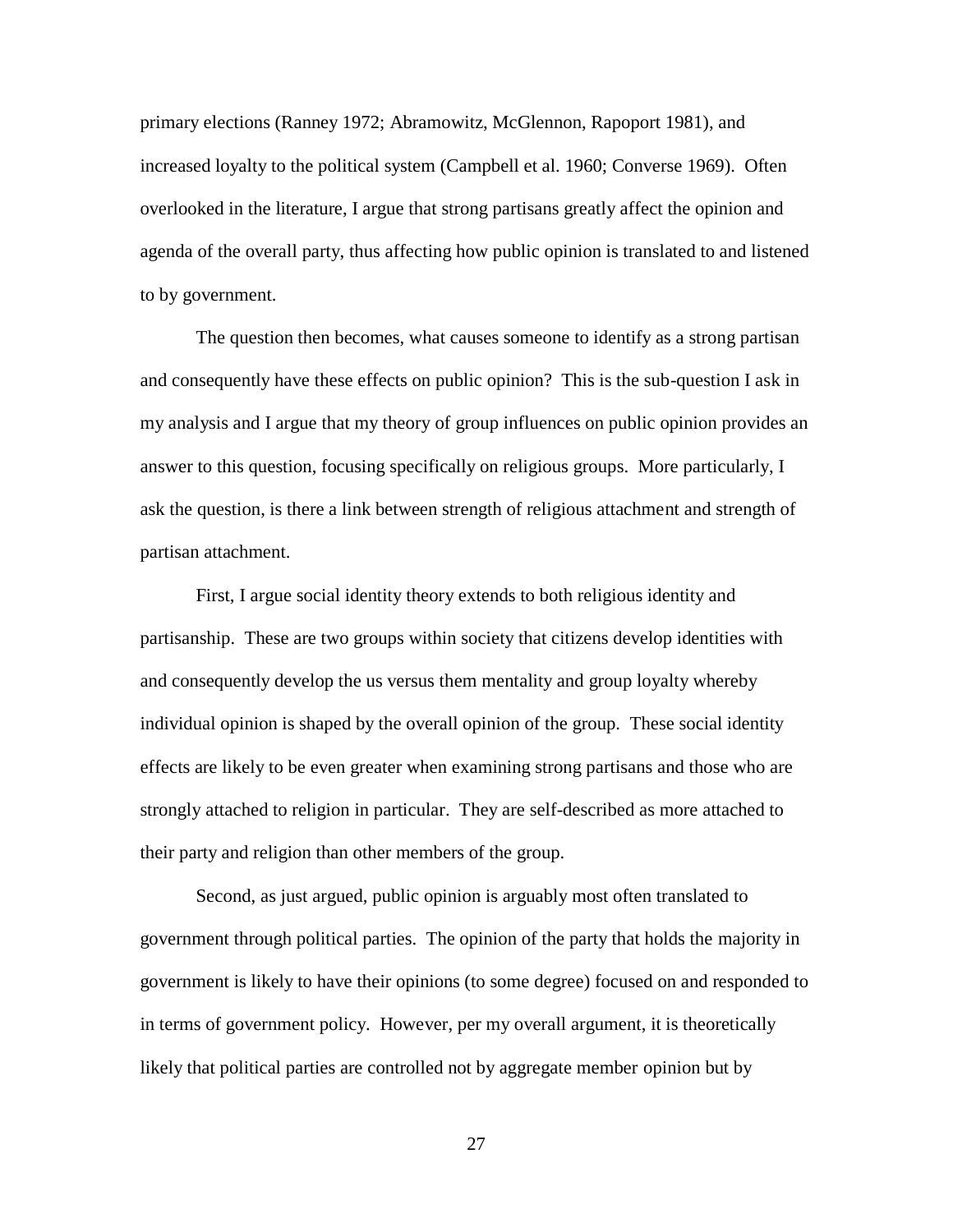primary elections (Ranney 1972; Abramowitz, McGlennon, Rapoport 1981), and increased loyalty to the political system (Campbell et al. 1960; Converse 1969). Often overlooked in the literature, I argue that strong partisans greatly affect the opinion and agenda of the overall party, thus affecting how public opinion is translated to and listened to by government.

The question then becomes, what causes someone to identify as a strong partisan and consequently have these effects on public opinion? This is the sub-question I ask in my analysis and I argue that my theory of group influences on public opinion provides an answer to this question, focusing specifically on religious groups. More particularly, I ask the question, is there a link between strength of religious attachment and strength of partisan attachment.

First, I argue social identity theory extends to both religious identity and partisanship. These are two groups within society that citizens develop identities with and consequently develop the us versus them mentality and group loyalty whereby individual opinion is shaped by the overall opinion of the group. These social identity effects are likely to be even greater when examining strong partisans and those who are strongly attached to religion in particular. They are self-described as more attached to their party and religion than other members of the group.

Second, as just argued, public opinion is arguably most often translated to government through political parties. The opinion of the party that holds the majority in government is likely to have their opinions (to some degree) focused on and responded to in terms of government policy. However, per my overall argument, it is theoretically likely that political parties are controlled not by aggregate member opinion but by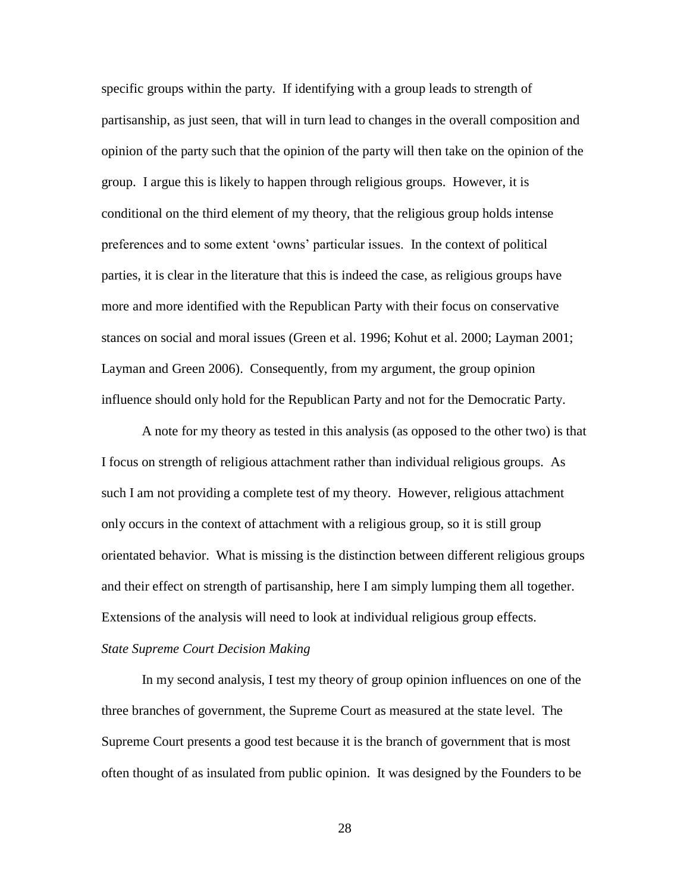specific groups within the party. If identifying with a group leads to strength of partisanship, as just seen, that will in turn lead to changes in the overall composition and opinion of the party such that the opinion of the party will then take on the opinion of the group. I argue this is likely to happen through religious groups. However, it is conditional on the third element of my theory, that the religious group holds intense preferences and to some extent 'owns' particular issues. In the context of political parties, it is clear in the literature that this is indeed the case, as religious groups have more and more identified with the Republican Party with their focus on conservative stances on social and moral issues (Green et al. 1996; Kohut et al. 2000; Layman 2001; Layman and Green 2006). Consequently, from my argument, the group opinion influence should only hold for the Republican Party and not for the Democratic Party.

A note for my theory as tested in this analysis (as opposed to the other two) is that I focus on strength of religious attachment rather than individual religious groups. As such I am not providing a complete test of my theory. However, religious attachment only occurs in the context of attachment with a religious group, so it is still group orientated behavior. What is missing is the distinction between different religious groups and their effect on strength of partisanship, here I am simply lumping them all together. Extensions of the analysis will need to look at individual religious group effects.

*State Supreme Court Decision Making*

In my second analysis, I test my theory of group opinion influences on one of the three branches of government, the Supreme Court as measured at the state level. The Supreme Court presents a good test because it is the branch of government that is most often thought of as insulated from public opinion. It was designed by the Founders to be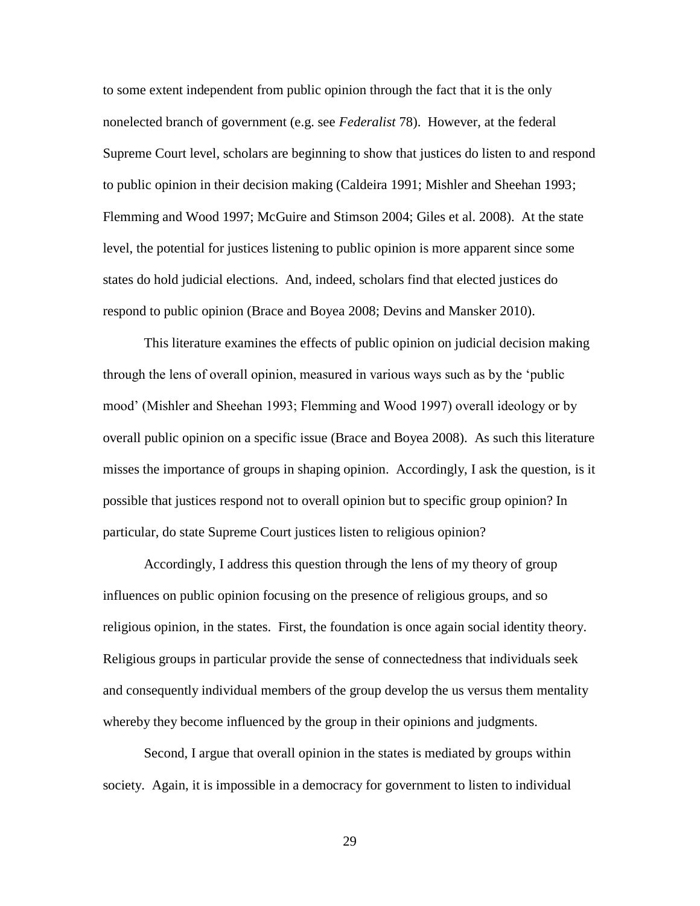to some extent independent from public opinion through the fact that it is the only nonelected branch of government (e.g. see *Federalist* 78). However, at the federal Supreme Court level, scholars are beginning to show that justices do listen to and respond to public opinion in their decision making (Caldeira 1991; Mishler and Sheehan 1993; Flemming and Wood 1997; McGuire and Stimson 2004; Giles et al. 2008). At the state level, the potential for justices listening to public opinion is more apparent since some states do hold judicial elections. And, indeed, scholars find that elected justices do respond to public opinion (Brace and Boyea 2008; Devins and Mansker 2010).

This literature examines the effects of public opinion on judicial decision making through the lens of overall opinion, measured in various ways such as by the 'public mood' (Mishler and Sheehan 1993; Flemming and Wood 1997) overall ideology or by overall public opinion on a specific issue (Brace and Boyea 2008). As such this literature misses the importance of groups in shaping opinion. Accordingly, I ask the question, is it possible that justices respond not to overall opinion but to specific group opinion? In particular, do state Supreme Court justices listen to religious opinion?

Accordingly, I address this question through the lens of my theory of group influences on public opinion focusing on the presence of religious groups, and so religious opinion, in the states. First, the foundation is once again social identity theory. Religious groups in particular provide the sense of connectedness that individuals seek and consequently individual members of the group develop the us versus them mentality whereby they become influenced by the group in their opinions and judgments.

Second, I argue that overall opinion in the states is mediated by groups within society. Again, it is impossible in a democracy for government to listen to individual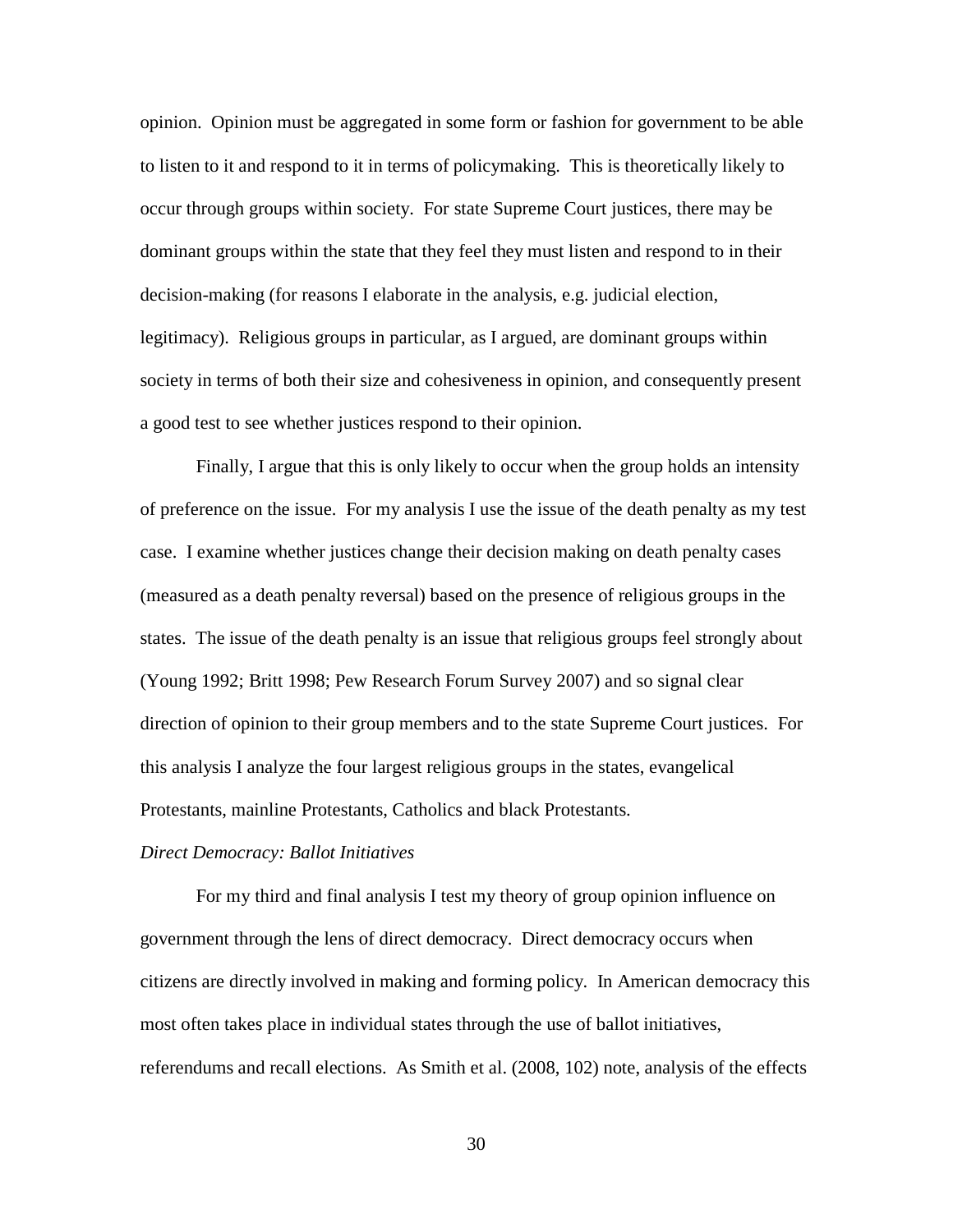opinion. Opinion must be aggregated in some form or fashion for government to be able to listen to it and respond to it in terms of policymaking. This is theoretically likely to occur through groups within society. For state Supreme Court justices, there may be dominant groups within the state that they feel they must listen and respond to in their decision-making (for reasons I elaborate in the analysis, e.g. judicial election, legitimacy). Religious groups in particular, as I argued, are dominant groups within society in terms of both their size and cohesiveness in opinion, and consequently present a good test to see whether justices respond to their opinion.

Finally, I argue that this is only likely to occur when the group holds an intensity of preference on the issue. For my analysis I use the issue of the death penalty as my test case. I examine whether justices change their decision making on death penalty cases (measured as a death penalty reversal) based on the presence of religious groups in the states. The issue of the death penalty is an issue that religious groups feel strongly about (Young 1992; Britt 1998; Pew Research Forum Survey 2007) and so signal clear direction of opinion to their group members and to the state Supreme Court justices. For this analysis I analyze the four largest religious groups in the states, evangelical Protestants, mainline Protestants, Catholics and black Protestants.

*Direct Democracy: Ballot Initiatives*

For my third and final analysis I test my theory of group opinion influence on government through the lens of direct democracy. Direct democracy occurs when citizens are directly involved in making and forming policy. In American democracy this most often takes place in individual states through the use of ballot initiatives, referendums and recall elections. As Smith et al. (2008, 102) note, analysis of the effects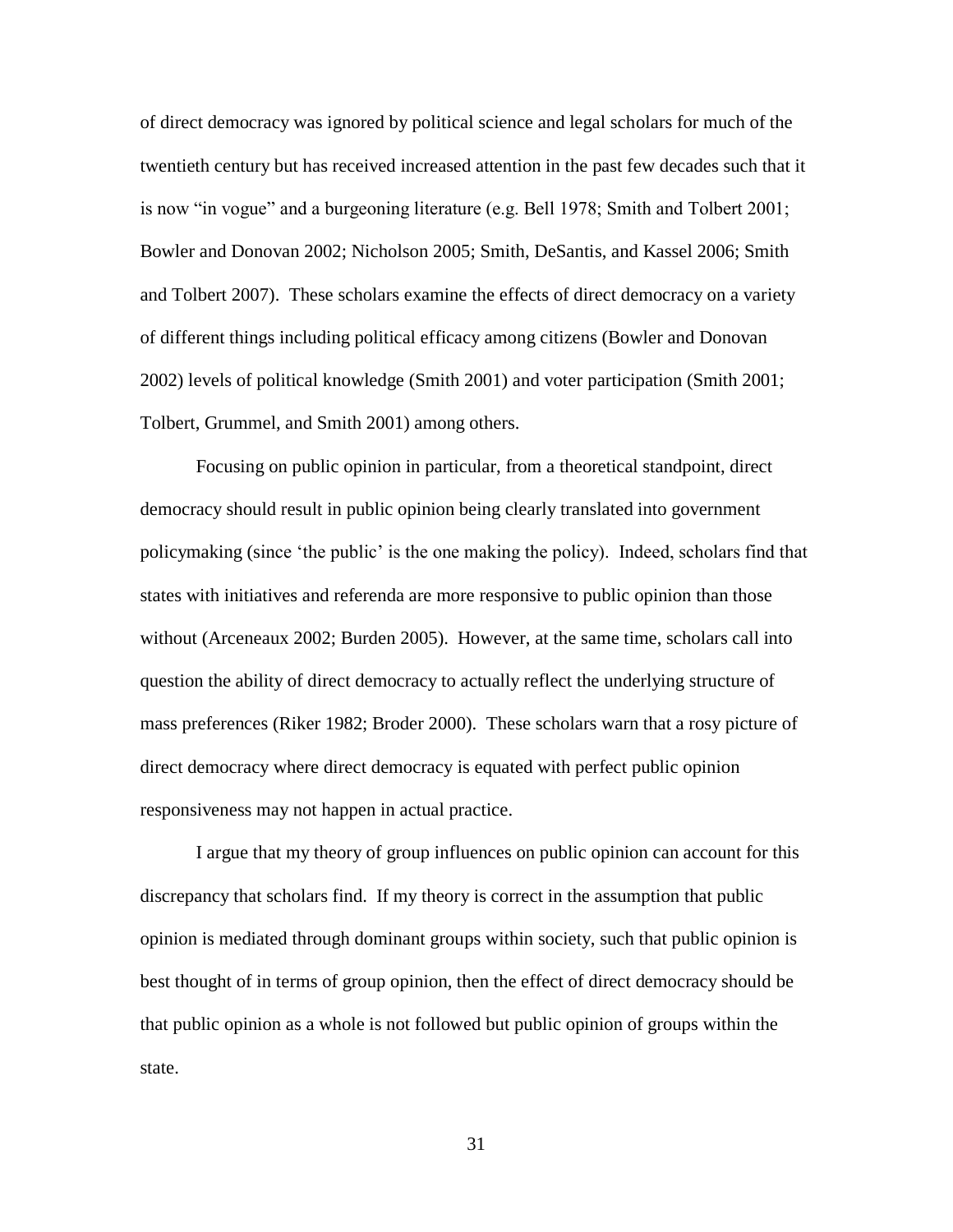of direct democracy was ignored by political science and legal scholars for much of the twentieth century but has received increased attention in the past few decades such that it is now "in vogue" and a burgeoning literature (e.g. Bell 1978; Smith and Tolbert 2001; Bowler and Donovan 2002; Nicholson 2005; Smith, DeSantis, and Kassel 2006; Smith and Tolbert 2007). These scholars examine the effects of direct democracy on a variety of different things including political efficacy among citizens (Bowler and Donovan 2002) levels of political knowledge (Smith 2001) and voter participation (Smith 2001; Tolbert, Grummel, and Smith 2001) among others.

Focusing on public opinion in particular, from a theoretical standpoint, direct democracy should result in public opinion being clearly translated into government policymaking (since 'the public' is the one making the policy). Indeed, scholars find that states with initiatives and referenda are more responsive to public opinion than those without (Arceneaux 2002; Burden 2005). However, at the same time, scholars call into question the ability of direct democracy to actually reflect the underlying structure of mass preferences (Riker 1982; Broder 2000). These scholars warn that a rosy picture of direct democracy where direct democracy is equated with perfect public opinion responsiveness may not happen in actual practice.

I argue that my theory of group influences on public opinion can account for this discrepancy that scholars find. If my theory is correct in the assumption that public opinion is mediated through dominant groups within society, such that public opinion is best thought of in terms of group opinion, then the effect of direct democracy should be that public opinion as a whole is not followed but public opinion of groups within the state.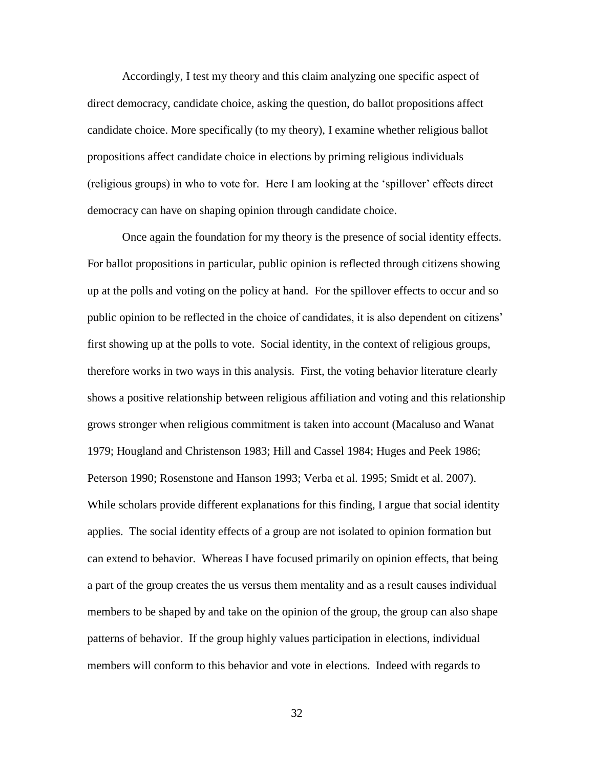Accordingly, I test my theory and this claim analyzing one specific aspect of direct democracy, candidate choice, asking the question, do ballot propositions affect candidate choice. More specifically (to my theory), I examine whether religious ballot propositions affect candidate choice in elections by priming religious individuals (religious groups) in who to vote for. Here I am looking at the 'spillover' effects direct democracy can have on shaping opinion through candidate choice.

Once again the foundation for my theory is the presence of social identity effects. For ballot propositions in particular, public opinion is reflected through citizens showing up at the polls and voting on the policy at hand. For the spillover effects to occur and so public opinion to be reflected in the choice of candidates, it is also dependent on citizens' first showing up at the polls to vote. Social identity, in the context of religious groups, therefore works in two ways in this analysis. First, the voting behavior literature clearly shows a positive relationship between religious affiliation and voting and this relationship grows stronger when religious commitment is taken into account (Macaluso and Wanat 1979; Hougland and Christenson 1983; Hill and Cassel 1984; Huges and Peek 1986; Peterson 1990; Rosenstone and Hanson 1993; Verba et al. 1995; Smidt et al. 2007). While scholars provide different explanations for this finding, I argue that social identity applies. The social identity effects of a group are not isolated to opinion formation but can extend to behavior. Whereas I have focused primarily on opinion effects, that being a part of the group creates the us versus them mentality and as a result causes individual members to be shaped by and take on the opinion of the group, the group can also shape patterns of behavior. If the group highly values participation in elections, individual members will conform to this behavior and vote in elections. Indeed with regards to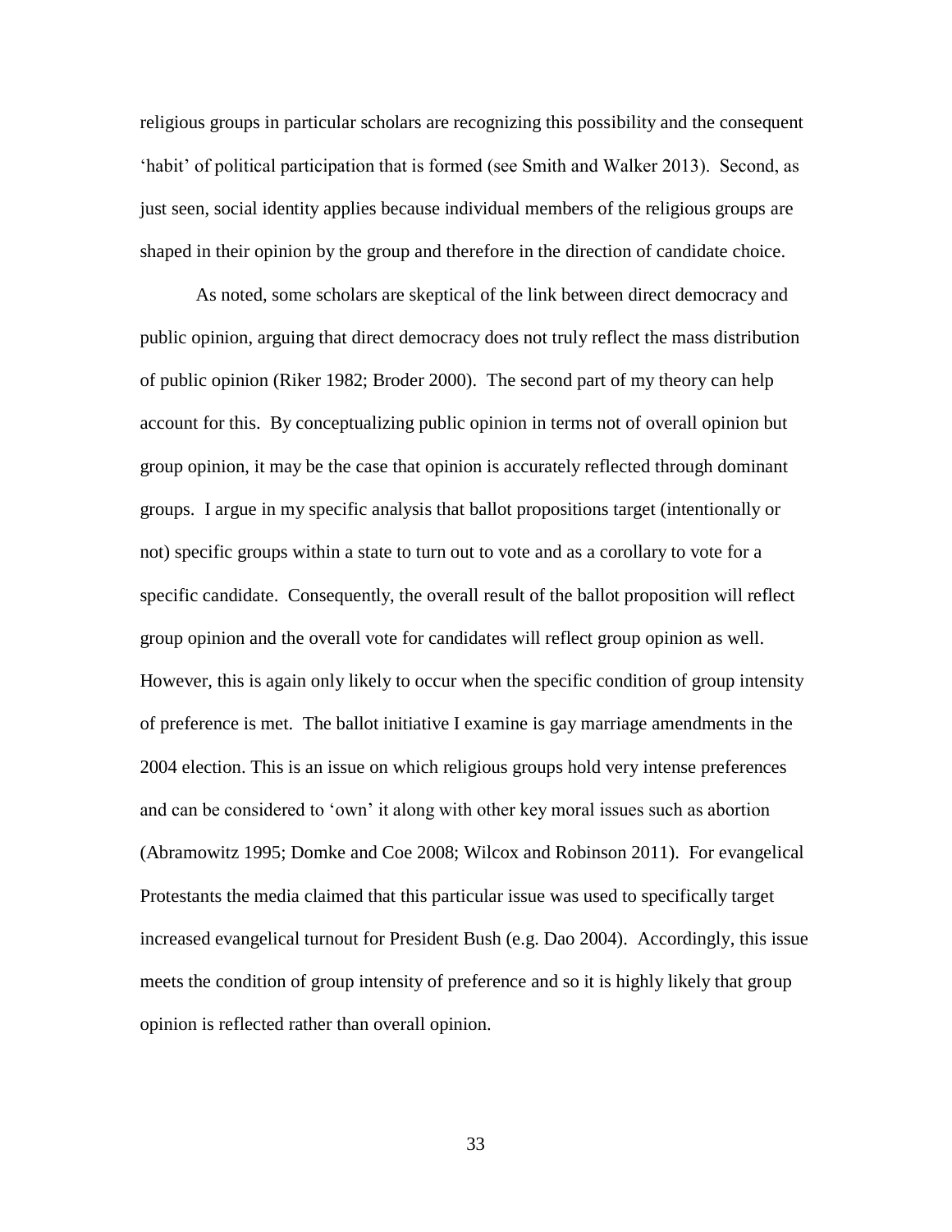religious groups in particular scholars are recognizing this possibility and the consequent 'habit' of political participation that is formed (see Smith and Walker 2013). Second, as just seen, social identity applies because individual members of the religious groups are shaped in their opinion by the group and therefore in the direction of candidate choice.

As noted, some scholars are skeptical of the link between direct democracy and public opinion, arguing that direct democracy does not truly reflect the mass distribution of public opinion (Riker 1982; Broder 2000). The second part of my theory can help account for this. By conceptualizing public opinion in terms not of overall opinion but group opinion, it may be the case that opinion is accurately reflected through dominant groups. I argue in my specific analysis that ballot propositions target (intentionally or not) specific groups within a state to turn out to vote and as a corollary to vote for a specific candidate. Consequently, the overall result of the ballot proposition will reflect group opinion and the overall vote for candidates will reflect group opinion as well. However, this is again only likely to occur when the specific condition of group intensity of preference is met. The ballot initiative I examine is gay marriage amendments in the 2004 election. This is an issue on which religious groups hold very intense preferences and can be considered to 'own' it along with other key moral issues such as abortion (Abramowitz 1995; Domke and Coe 2008; Wilcox and Robinson 2011). For evangelical Protestants the media claimed that this particular issue was used to specifically target increased evangelical turnout for President Bush (e.g. Dao 2004). Accordingly, this issue meets the condition of group intensity of preference and so it is highly likely that group opinion is reflected rather than overall opinion.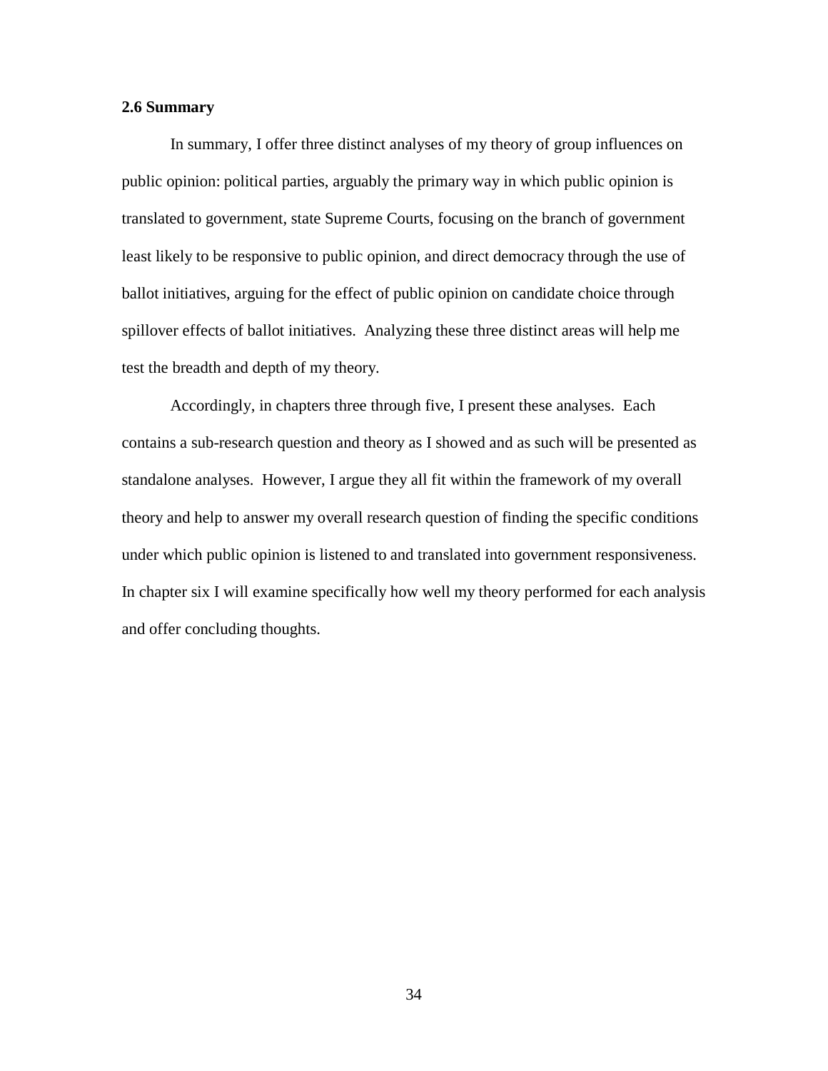### 2.6 Summary

In summary, I offer three distinct analyses of my theory of group influences on public opinion: political parties, arguably the primary way in which public opinion is translated to government, state Supreme Courts, focusing on the branch of government least likely to be responsive to public opinion, and direct democracy through the use of ballot initiatives, arguing for the effect of public opinion on candidate choice through spillover effects of ballot initiatives. Analyzing these three distinct areas will help me test the breadth and depth of my theory.

Accordingly, in chapters three through five, I present these analyses. Each contains a sub-research question and theory as I showed and as such will be presented as standalone analyses. However, I argue they all fit within the framework of my overall theory and help to answer my overall research question of finding the specific conditions under which public opinion is listened to and translated into government responsiveness. In chapter six I will examine specifically how well my theory performed for each analysis and offer concluding thoughts.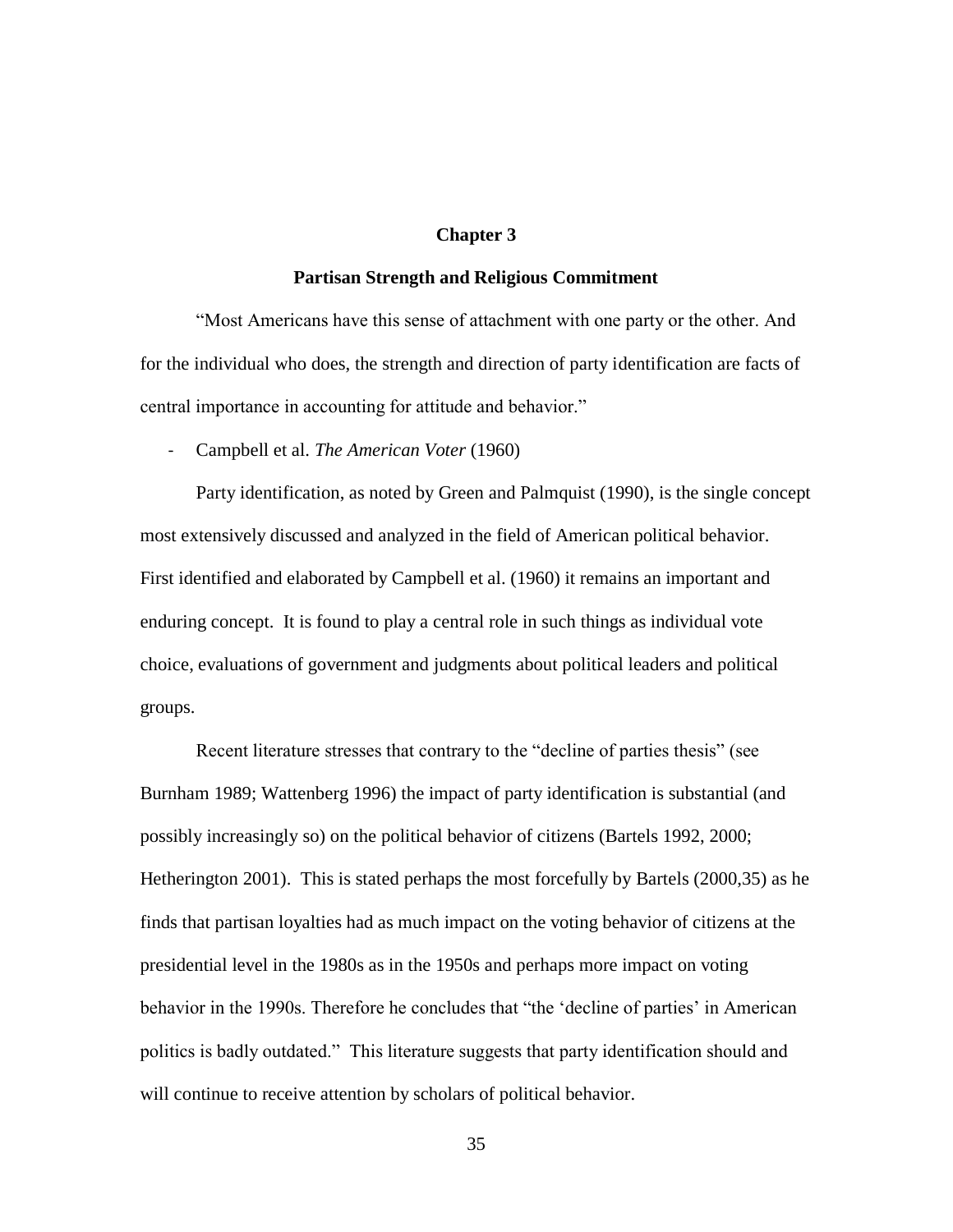# Chapter 3

## Partisan Strength and Religious Commitment

"Most Americans have this sense of attachment with one party or the other. And for the individual who does, the strength and direction of party identification are facts of central importance in accounting for attitude and behavior."

- Campbell et al. *The American Voter* (1960)

Party identification, as noted by Green and Palmquist (1990), is the single concept most extensively discussed and analyzed in the field of American political behavior. First identified and elaborated by Campbell et al. (1960) it remains an important and enduring concept. It is found to play a central role in such things as individual vote choice, evaluations of government and judgments about political leaders and political groups.

Recent literature stresses that contrary to the "decline of parties thesis" (see Burnham 1989; Wattenberg 1996) the impact of party identification is substantial (and possibly increasingly so) on the political behavior of citizens (Bartels 1992, 2000; Hetherington 2001). This is stated perhaps the most forcefully by Bartels (2000,35) as he finds that partisan loyalties had as much impact on the voting behavior of citizens at the presidential level in the 1980s as in the 1950s and perhaps more impact on voting behavior in the 1990s. Therefore he concludes that "the 'decline of parties' in American politics is badly outdated." This literature suggests that party identification should and will continue to receive attention by scholars of political behavior.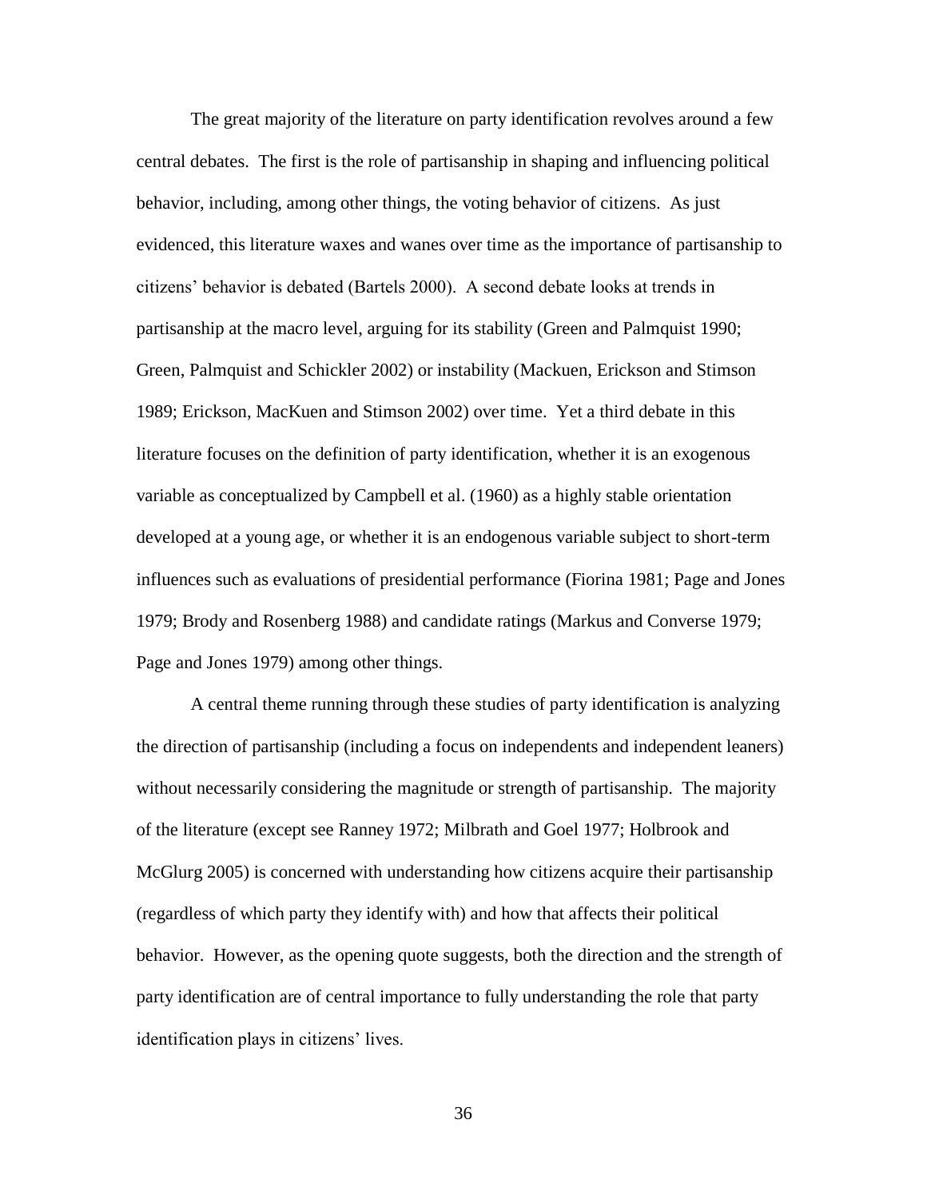The great majority of the literature on party identification revolves around a few central debates. The first is the role of partisanship in shaping and influencing political behavior, including, among other things, the voting behavior of citizens. As just evidenced, this literature waxes and wanes over time as the importance of partisanship to citizens' behavior is debated (Bartels 2000). A second debate looks at trends in partisanship at the macro level, arguing for its stability (Green and Palmquist 1990; Green, Palmquist and Schickler 2002) or instability (Mackuen, Erickson and Stimson 1989; Erickson, MacKuen and Stimson 2002) over time. Yet a third debate in this literature focuses on the definition of party identification, whether it is an exogenous variable as conceptualized by Campbell et al. (1960) as a highly stable orientation developed at a young age, or whether it is an endogenous variable subject to short-term influences such as evaluations of presidential performance (Fiorina 1981; Page and Jones 1979; Brody and Rosenberg 1988) and candidate ratings (Markus and Converse 1979; Page and Jones 1979) among other things.

A central theme running through these studies of party identification is analyzing the direction of partisanship (including a focus on independents and independent leaners) without necessarily considering the magnitude or strength of partisanship. The majority of the literature (except see Ranney 1972; Milbrath and Goel 1977; Holbrook and McGlurg 2005) is concerned with understanding how citizens acquire their partisanship (regardless of which party they identify with) and how that affects their political behavior. However, as the opening quote suggests, both the direction and the strength of party identification are of central importance to fully understanding the role that party identification plays in citizens' lives.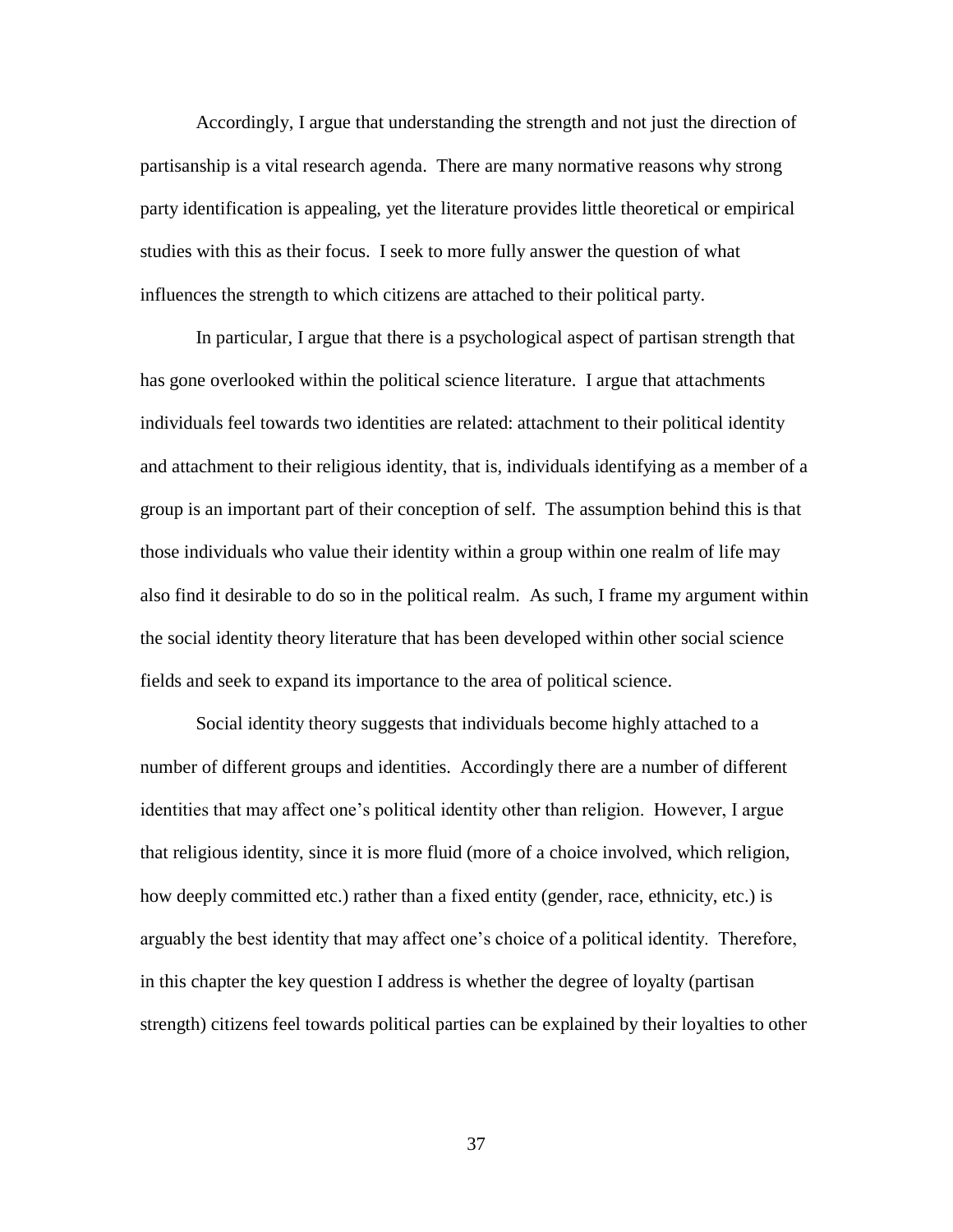Accordingly, I argue that understanding the strength and not just the direction of partisanship is a vital research agenda. There are many normative reasons why strong party identification is appealing, yet the literature provides little theoretical or empirical studies with this as their focus. I seek to more fully answer the question of what influences the strength to which citizens are attached to their political party.

In particular, I argue that there is a psychological aspect of partisan strength that has gone overlooked within the political science literature. I argue that attachments individuals feel towards two identities are related: attachment to their political identity and attachment to their religious identity, that is, individuals identifying as a member of a group is an important part of their conception of self. The assumption behind this is that those individuals who value their identity within a group within one realm of life may also find it desirable to do so in the political realm. As such, I frame my argument within the social identity theory literature that has been developed within other social science fields and seek to expand its importance to the area of political science.

Social identity theory suggests that individuals become highly attached to a number of different groups and identities. Accordingly there are a number of different identities that may affect one's political identity other than religion. However, I argue that religious identity, since it is more fluid (more of a choice involved, which religion, how deeply committed etc.) rather than a fixed entity (gender, race, ethnicity, etc.) is arguably the best identity that may affect one's choice of a political identity. Therefore, in this chapter the key question I address is whether the degree of loyalty (partisan strength) citizens feel towards political parties can be explained by their loyalties to other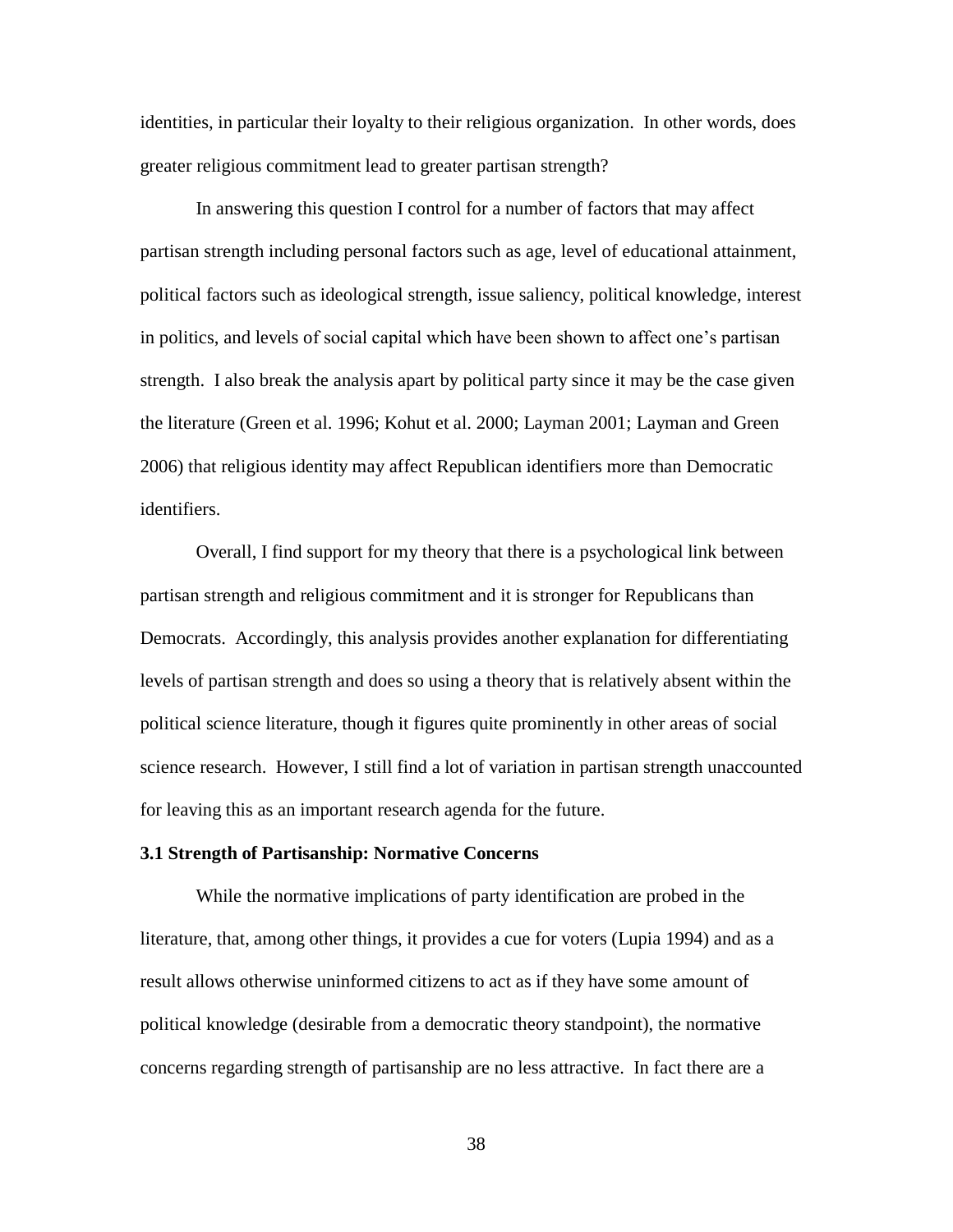identities, in particular their loyalty to their religious organization. In other words, does greater religious commitment lead to greater partisan strength?

In answering this question I control for a number of factors that may affect partisan strength including personal factors such as age, level of educational attainment, political factors such as ideological strength, issue saliency, political knowledge, interest in politics, and levels of social capital which have been shown to affect one's partisan strength. I also break the analysis apart by political party since it may be the case given the literature (Green et al. 1996; Kohut et al. 2000; Layman 2001; Layman and Green 2006) that religious identity may affect Republican identifiers more than Democratic identifiers.

Overall, I find support for my theory that there is a psychological link between partisan strength and religious commitment and it is stronger for Republicans than Democrats. Accordingly, this analysis provides another explanation for differentiating levels of partisan strength and does so using a theory that is relatively absent within the political science literature, though it figures quite prominently in other areas of social science research. However, I still find a lot of variation in partisan strength unaccounted for leaving this as an important research agenda for the future.

### 3.1 Strength of Partisanship: Normative Concerns

While the normative implications of party identification are probed in the literature, that, among other things, it provides a cue for voters (Lupia 1994) and as a result allows otherwise uninformed citizens to act as if they have some amount of political knowledge (desirable from a democratic theory standpoint), the normative concerns regarding strength of partisanship are no less attractive. In fact there are a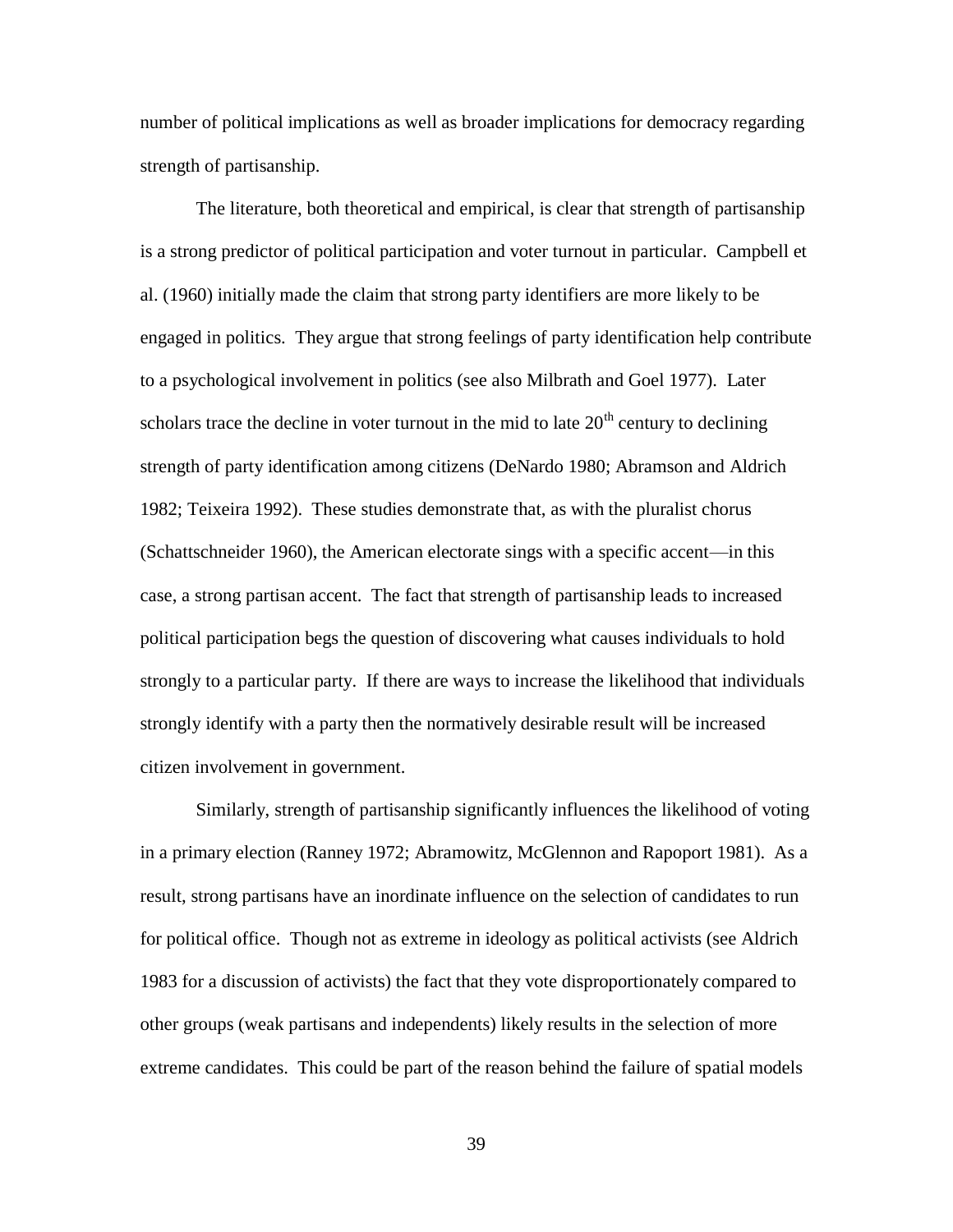number of political implications as well as broader implications for democracy regarding strength of partisanship.

The literature, both theoretical and empirical, is clear that strength of partisanship is a strong predictor of political participation and voter turnout in particular. Campbell et al. (1960) initially made the claim that strong party identifiers are more likely to be engaged in politics. They argue that strong feelings of party identification help contribute to a psychological involvement in politics (see also Milbrath and Goel 1977). Later scholars trace the decline in voter turnout in the mid to late 20th century to declining strength of party identification among citizens (DeNardo 1980; Abramson and Aldrich 1982; Teixeira 1992). These studies demonstrate that, as with the pluralist chorus (Schattschneider 1960), the American electorate sings with a specific accent—in this case, a strong partisan accent. The fact that strength of partisanship leads to increased political participation begs the question of discovering what causes individuals to hold strongly to a particular party. If there are ways to increase the likelihood that individuals strongly identify with a party then the normatively desirable result will be increased citizen involvement in government.

Similarly, strength of partisanship significantly influences the likelihood of voting in a primary election (Ranney 1972; Abramowitz, McGlennon and Rapoport 1981). As a result, strong partisans have an inordinate influence on the selection of candidates to run for political office. Though not as extreme in ideology as political activists (see Aldrich 1983 for a discussion of activists) the fact that they vote disproportionately compared to other groups (weak partisans and independents) likely results in the selection of more extreme candidates. This could be part of the reason behind the failure of spatial models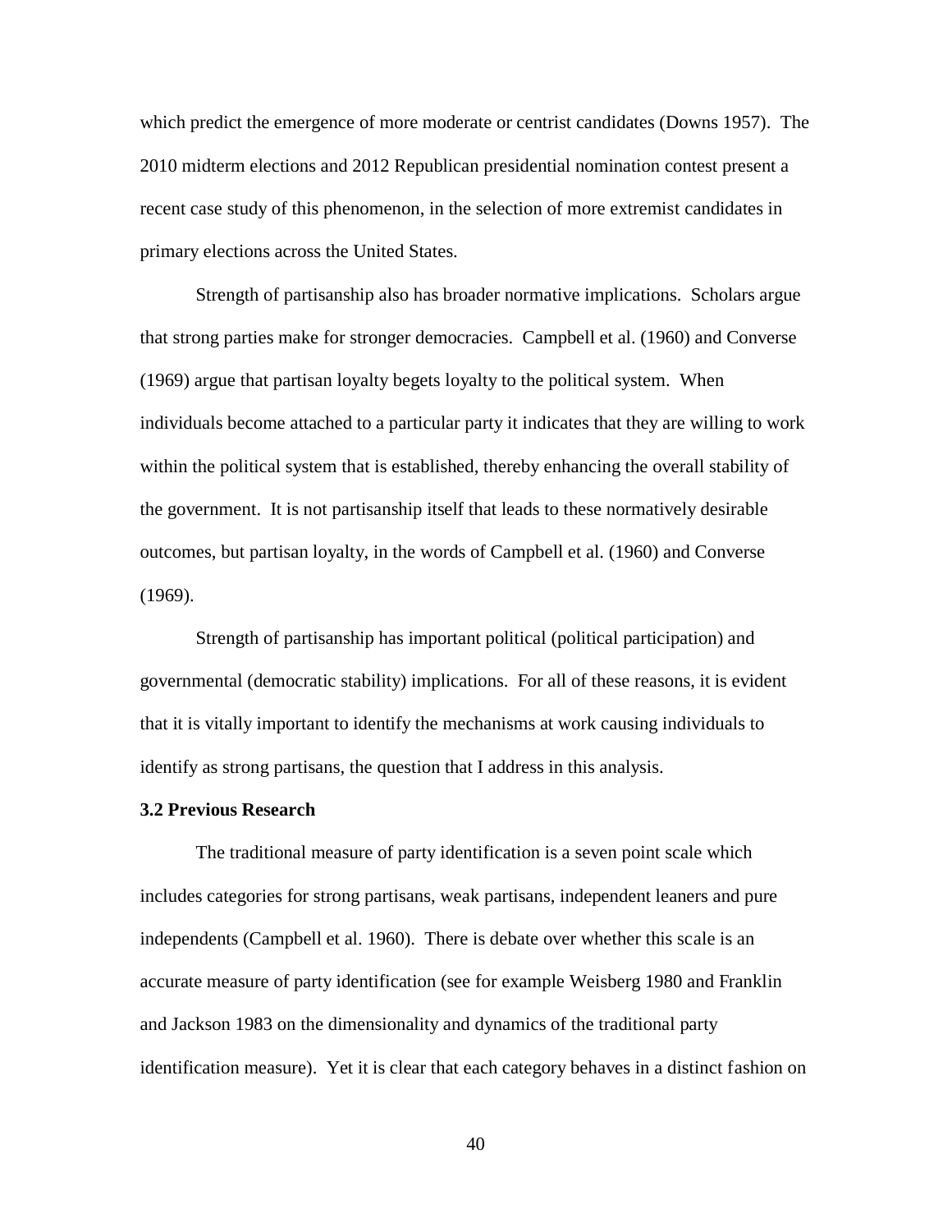which predict the emergence of more moderate or centrist candidates (Downs 1957). The 2010 midterm elections and 2012 Republican presidential nomination contest present a recent case study of this phenomenon, in the selection of more extremist candidates in primary elections across the United States.

Strength of partisanship also has broader normative implications. Scholars argue that strong parties make for stronger democracies. Campbell et al. (1960) and Converse (1969) argue that partisan loyalty begets loyalty to the political system. When individuals become attached to a particular party it indicates that they are willing to work within the political system that is established, thereby enhancing the overall stability of the government. It is not partisanship itself that leads to these normatively desirable outcomes, but partisan loyalty, in the words of Campbell et al. (1960) and Converse (1969).

Strength of partisanship has important political (political participation) and governmental (democratic stability) implications. For all of these reasons, it is evident that it is vitally important to identify the mechanisms at work causing individuals to identify as strong partisans, the question that I address in this analysis.

### 3.2 Previous Research

The traditional measure of party identification is a seven point scale which includes categories for strong partisans, weak partisans, independent leaners and pure independents (Campbell et al. 1960). There is debate over whether this scale is an accurate measure of party identification (see for example Weisberg 1980 and Franklin and Jackson 1983 on the dimensionality and dynamics of the traditional party identification measure). Yet it is clear that each category behaves in a distinct fashion on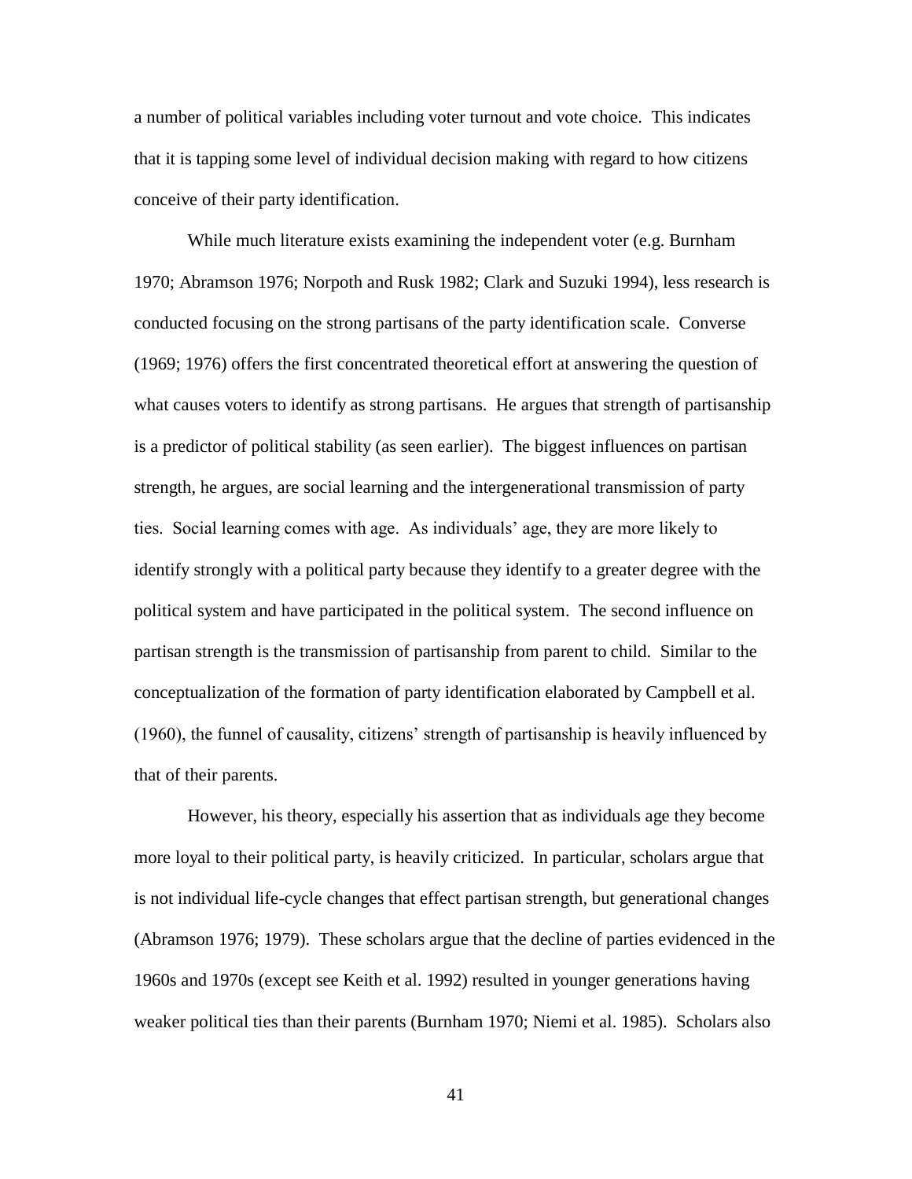a number of political variables including voter turnout and vote choice. This indicates that it is tapping some level of individual decision making with regard to how citizens conceive of their party identification.

While much literature exists examining the independent voter (e.g. Burnham 1970; Abramson 1976; Norpoth and Rusk 1982; Clark and Suzuki 1994), less research is conducted focusing on the strong partisans of the party identification scale. Converse (1969; 1976) offers the first concentrated theoretical effort at answering the question of what causes voters to identify as strong partisans. He argues that strength of partisanship is a predictor of political stability (as seen earlier). The biggest influences on partisan strength, he argues, are social learning and the intergenerational transmission of party ties. Social learning comes with age. As individuals' age, they are more likely to identify strongly with a political party because they identify to a greater degree with the political system and have participated in the political system. The second influence on partisan strength is the transmission of partisanship from parent to child. Similar to the conceptualization of the formation of party identification elaborated by Campbell et al. (1960), the funnel of causality, citizens' strength of partisanship is heavily influenced by that of their parents.

However, his theory, especially his assertion that as individuals age they become more loyal to their political party, is heavily criticized. In particular, scholars argue that is not individual life-cycle changes that effect partisan strength, but generational changes (Abramson 1976; 1979). These scholars argue that the decline of parties evidenced in the 1960s and 1970s (except see Keith et al. 1992) resulted in younger generations having weaker political ties than their parents (Burnham 1970; Niemi et al. 1985). Scholars also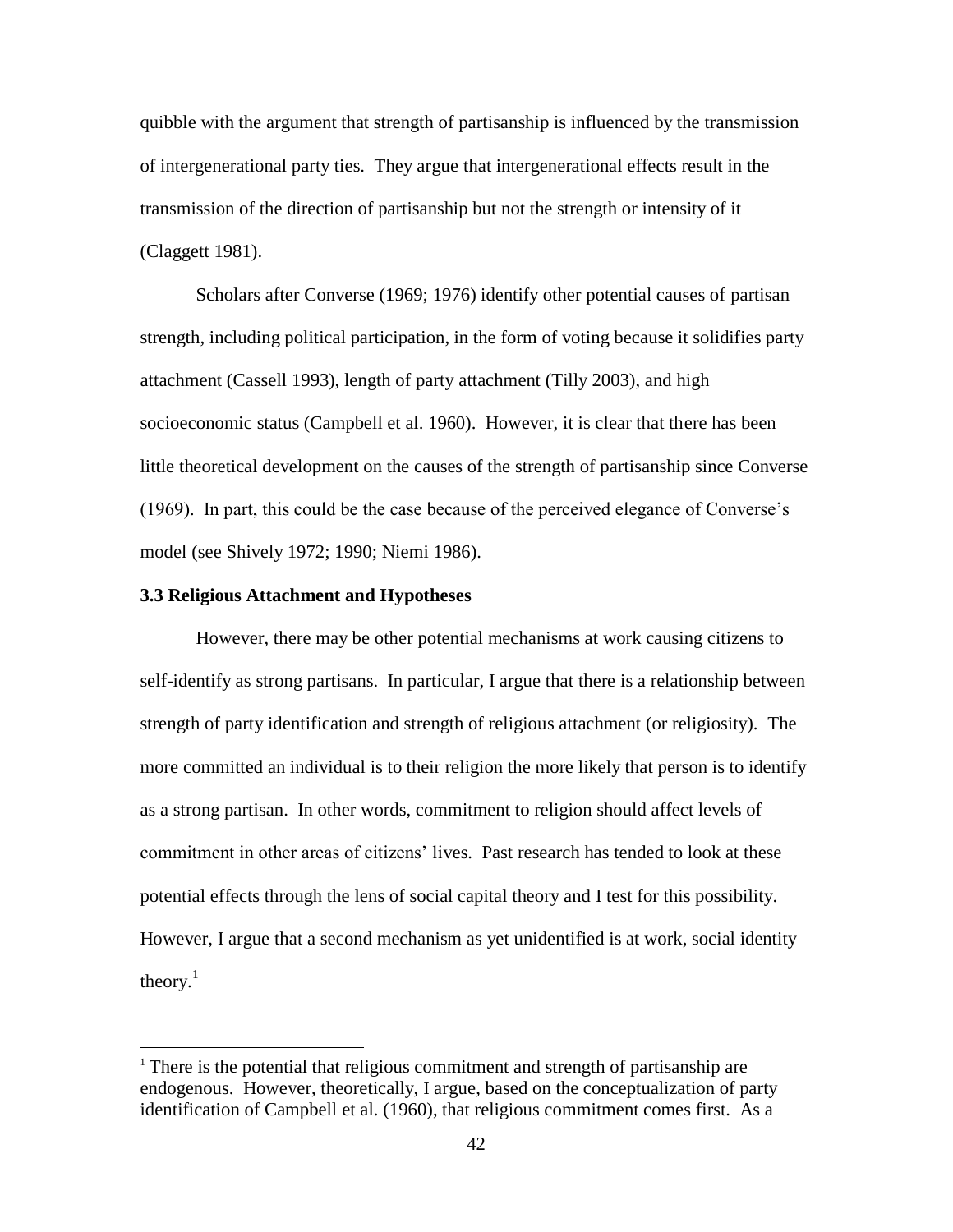quibble with the argument that strength of partisanship is influenced by the transmission of intergenerational party ties. They argue that intergenerational effects result in the transmission of the direction of partisanship but not the strength or intensity of it (Claggett 1981).

Scholars after Converse (1969; 1976) identify other potential causes of partisan strength, including political participation, in the form of voting because it solidifies party attachment (Cassell 1993), length of party attachment (Tilly 2003), and high socioeconomic status (Campbell et al. 1960). However, it is clear that there has been little theoretical development on the causes of the strength of partisanship since Converse (1969). In part, this could be the case because of the perceived elegance of Converse's model (see Shively 1972; 1990; Niemi 1986).

### 3.3 Religious Attachment and Hypotheses

However, there may be other potential mechanisms at work causing citizens to self-identify as strong partisans. In particular, I argue that there is a relationship between strength of party identification and strength of religious attachment (or religiosity). The more committed an individual is to their religion the more likely that person is to identify as a strong partisan. In other words, commitment to religion should affect levels of commitment in other areas of citizens' lives. Past research has tended to look at these potential effects through the lens of social capital theory and I test for this possibility. However, I argue that a second mechanism as yet unidentified is at work, social identity theory.[1]

[1] There is the potential that religious commitment and strength of partisanship are endogenous. However, theoretically, I argue, based on the conceptualization of party identification of Campbell et al. (1960), that religious commitment comes first. As a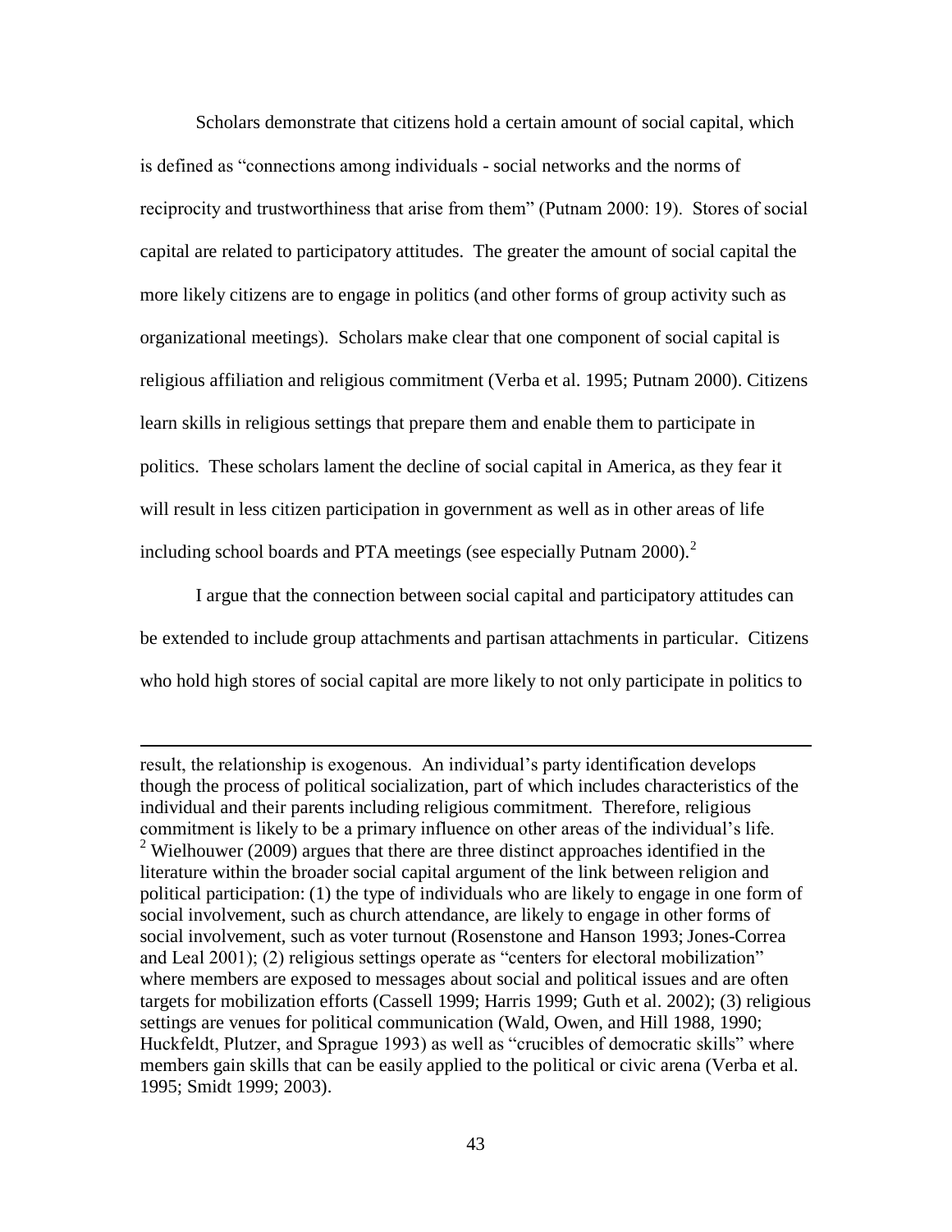Scholars demonstrate that citizens hold a certain amount of social capital, which is defined as "connections among individuals - social networks and the norms of reciprocity and trustworthiness that arise from them" (Putnam 2000: 19). Stores of social capital are related to participatory attitudes. The greater the amount of social capital the more likely citizens are to engage in politics (and other forms of group activity such as organizational meetings). Scholars make clear that one component of social capital is religious affiliation and religious commitment (Verba et al. 1995; Putnam 2000). Citizens learn skills in religious settings that prepare them and enable them to participate in politics. These scholars lament the decline of social capital in America, as they fear it will result in less citizen participation in government as well as in other areas of life including school boards and PTA meetings (see especially Putnam 2000).[2]

I argue that the connection between social capital and participatory attitudes can be extended to include group attachments and partisan attachments in particular. Citizens who hold high stores of social capital are more likely to not only participate in politics to

---

result, the relationship is exogenous. An individual's party identification develops though the process of political socialization, part of which includes characteristics of the individual and their parents including religious commitment. Therefore, religious commitment is likely to be a primary influence on other areas of the individual's life.

[2] Wielhouwer (2009) argues that there are three distinct approaches identified in the literature within the broader social capital argument of the link between religion and political participation: (1) the type of individuals who are likely to engage in one form of social involvement, such as church attendance, are likely to engage in other forms of social involvement, such as voter turnout (Rosenstone and Hanson 1993; Jones-Correa and Leal 2001); (2) religious settings operate as "centers for electoral mobilization" where members are exposed to messages about social and political issues and are often targets for mobilization efforts (Cassell 1999; Harris 1999; Guth et al. 2002); (3) religious settings are venues for political communication (Wald, Owen, and Hill 1988, 1990; Huckfeldt, Plutzer, and Sprague 1993) as well as "crucibles of democratic skills" where members gain skills that can be easily applied to the political or civic arena (Verba et al. 1995; Smidt 1999; 2003).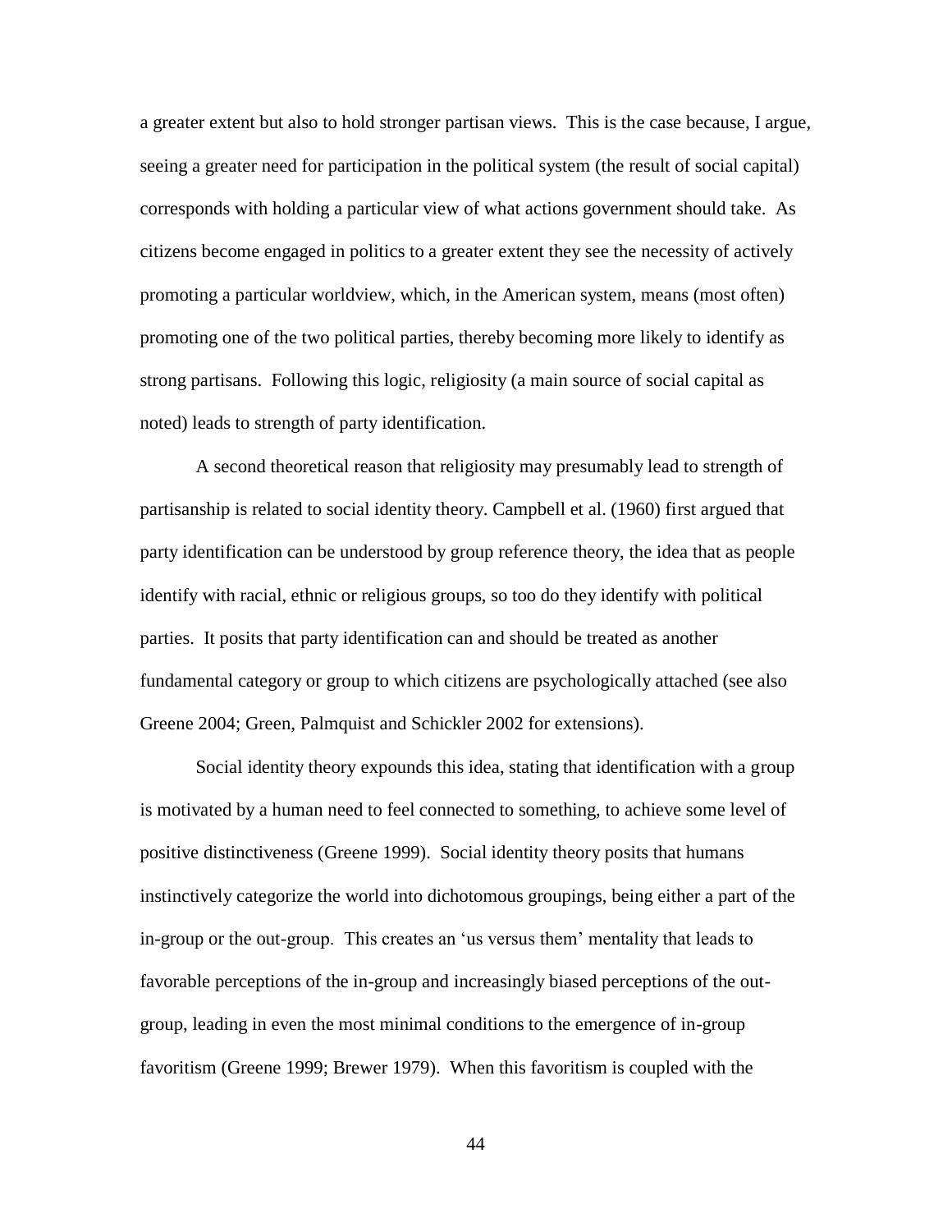a greater extent but also to hold stronger partisan views. This is the case because, I argue, seeing a greater need for participation in the political system (the result of social capital) corresponds with holding a particular view of what actions government should take. As citizens become engaged in politics to a greater extent they see the necessity of actively promoting a particular worldview, which, in the American system, means (most often) promoting one of the two political parties, thereby becoming more likely to identify as strong partisans. Following this logic, religiosity (a main source of social capital as noted) leads to strength of party identification.

A second theoretical reason that religiosity may presumably lead to strength of partisanship is related to social identity theory. Campbell et al. (1960) first argued that party identification can be understood by group reference theory, the idea that as people identify with racial, ethnic or religious groups, so too do they identify with political parties. It posits that party identification can and should be treated as another fundamental category or group to which citizens are psychologically attached (see also Greene 2004; Green, Palmquist and Schickler 2002 for extensions).

Social identity theory expounds this idea, stating that identification with a group is motivated by a human need to feel connected to something, to achieve some level of positive distinctiveness (Greene 1999). Social identity theory posits that humans instinctively categorize the world into dichotomous groupings, being either a part of the in-group or the out-group. This creates an 'us versus them' mentality that leads to favorable perceptions of the in-group and increasingly biased perceptions of the out-group, leading in even the most minimal conditions to the emergence of in-group favoritism (Greene 1999; Brewer 1979). When this favoritism is coupled with the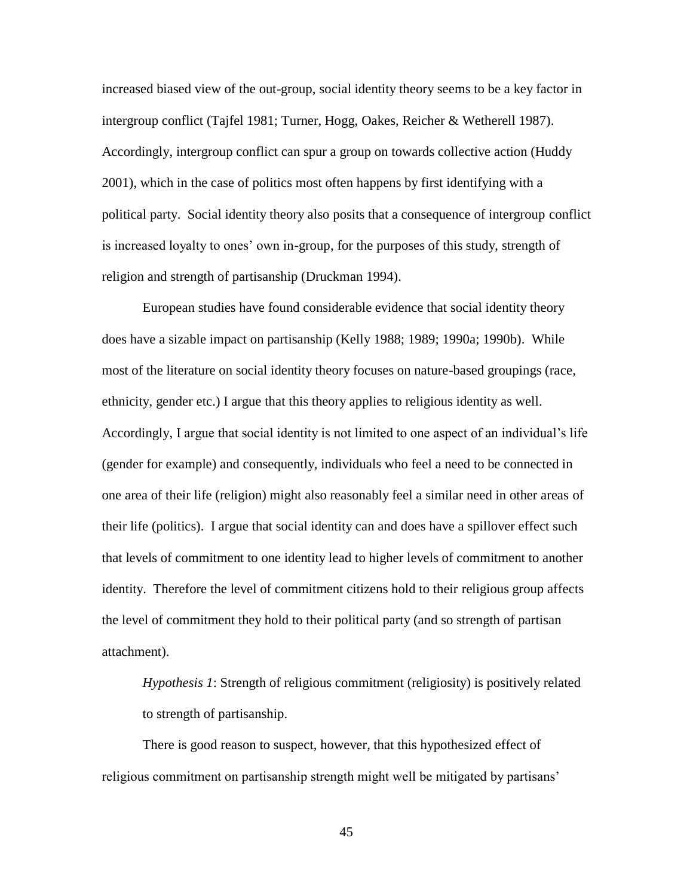increased biased view of the out-group, social identity theory seems to be a key factor in intergroup conflict (Tajfel 1981; Turner, Hogg, Oakes, Reicher & Wetherell 1987). Accordingly, intergroup conflict can spur a group on towards collective action (Huddy 2001), which in the case of politics most often happens by first identifying with a political party. Social identity theory also posits that a consequence of intergroup conflict is increased loyalty to ones' own in-group, for the purposes of this study, strength of religion and strength of partisanship (Druckman 1994).

European studies have found considerable evidence that social identity theory does have a sizable impact on partisanship (Kelly 1988; 1989; 1990a; 1990b). While most of the literature on social identity theory focuses on nature-based groupings (race, ethnicity, gender etc.) I argue that this theory applies to religious identity as well. Accordingly, I argue that social identity is not limited to one aspect of an individual's life (gender for example) and consequently, individuals who feel a need to be connected in one area of their life (religion) might also reasonably feel a similar need in other areas of their life (politics). I argue that social identity can and does have a spillover effect such that levels of commitment to one identity lead to higher levels of commitment to another identity. Therefore the level of commitment citizens hold to their religious group affects the level of commitment they hold to their political party (and so strength of partisan attachment).

*Hypothesis 1*: Strength of religious commitment (religiosity) is positively related to strength of partisanship.

There is good reason to suspect, however, that this hypothesized effect of religious commitment on partisanship strength might well be mitigated by partisans'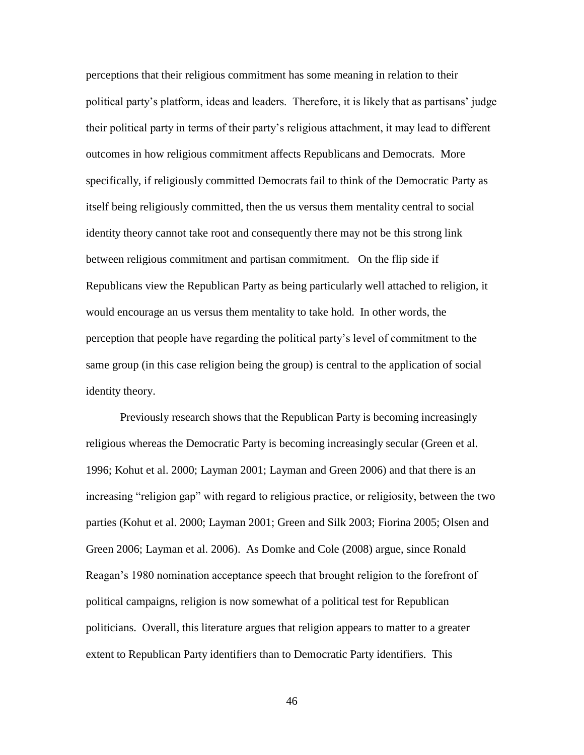perceptions that their religious commitment has some meaning in relation to their political party's platform, ideas and leaders. Therefore, it is likely that as partisans' judge their political party in terms of their party's religious attachment, it may lead to different outcomes in how religious commitment affects Republicans and Democrats. More specifically, if religiously committed Democrats fail to think of the Democratic Party as itself being religiously committed, then the us versus them mentality central to social identity theory cannot take root and consequently there may not be this strong link between religious commitment and partisan commitment. On the flip side if Republicans view the Republican Party as being particularly well attached to religion, it would encourage an us versus them mentality to take hold. In other words, the perception that people have regarding the political party's level of commitment to the same group (in this case religion being the group) is central to the application of social identity theory.

Previously research shows that the Republican Party is becoming increasingly religious whereas the Democratic Party is becoming increasingly secular (Green et al. 1996; Kohut et al. 2000; Layman 2001; Layman and Green 2006) and that there is an increasing "religion gap" with regard to religious practice, or religiosity, between the two parties (Kohut et al. 2000; Layman 2001; Green and Silk 2003; Fiorina 2005; Olsen and Green 2006; Layman et al. 2006). As Domke and Cole (2008) argue, since Ronald Reagan's 1980 nomination acceptance speech that brought religion to the forefront of political campaigns, religion is now somewhat of a political test for Republican politicians. Overall, this literature argues that religion appears to matter to a greater extent to Republican Party identifiers than to Democratic Party identifiers. This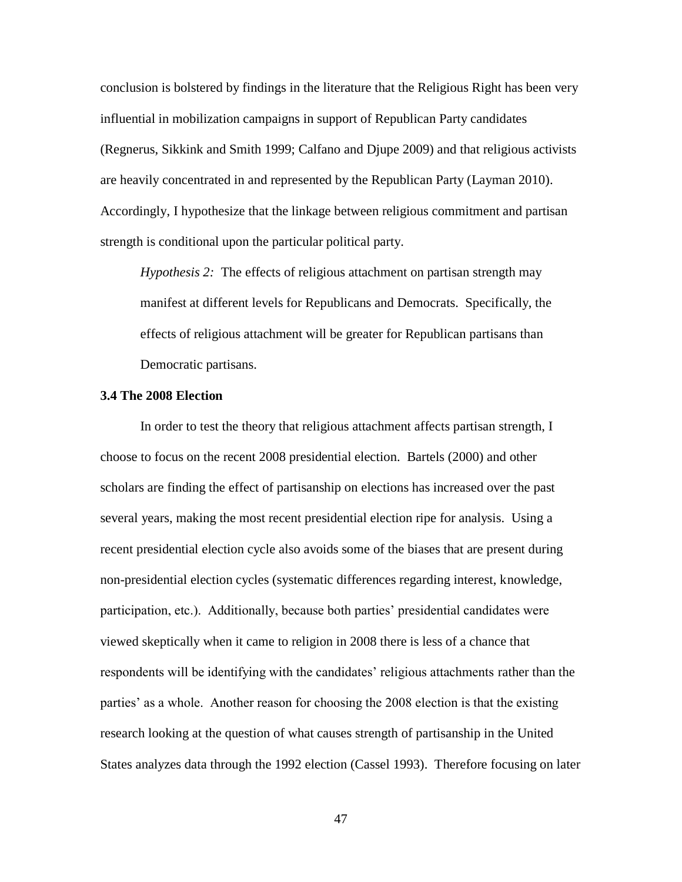conclusion is bolstered by findings in the literature that the Religious Right has been very influential in mobilization campaigns in support of Republican Party candidates (Regnerus, Sikkink and Smith 1999; Calfano and Djupe 2009) and that religious activists are heavily concentrated in and represented by the Republican Party (Layman 2010). Accordingly, I hypothesize that the linkage between religious commitment and partisan strength is conditional upon the particular political party.

> *Hypothesis 2:* The effects of religious attachment on partisan strength may manifest at different levels for Republicans and Democrats. Specifically, the effects of religious attachment will be greater for Republican partisans than Democratic partisans.

### 3.4 The 2008 Election

In order to test the theory that religious attachment affects partisan strength, I choose to focus on the recent 2008 presidential election. Bartels (2000) and other scholars are finding the effect of partisanship on elections has increased over the past several years, making the most recent presidential election ripe for analysis. Using a recent presidential election cycle also avoids some of the biases that are present during non-presidential election cycles (systematic differences regarding interest, knowledge, participation, etc.). Additionally, because both parties' presidential candidates were viewed skeptically when it came to religion in 2008 there is less of a chance that respondents will be identifying with the candidates' religious attachments rather than the parties' as a whole. Another reason for choosing the 2008 election is that the existing research looking at the question of what causes strength of partisanship in the United States analyzes data through the 1992 election (Cassel 1993). Therefore focusing on later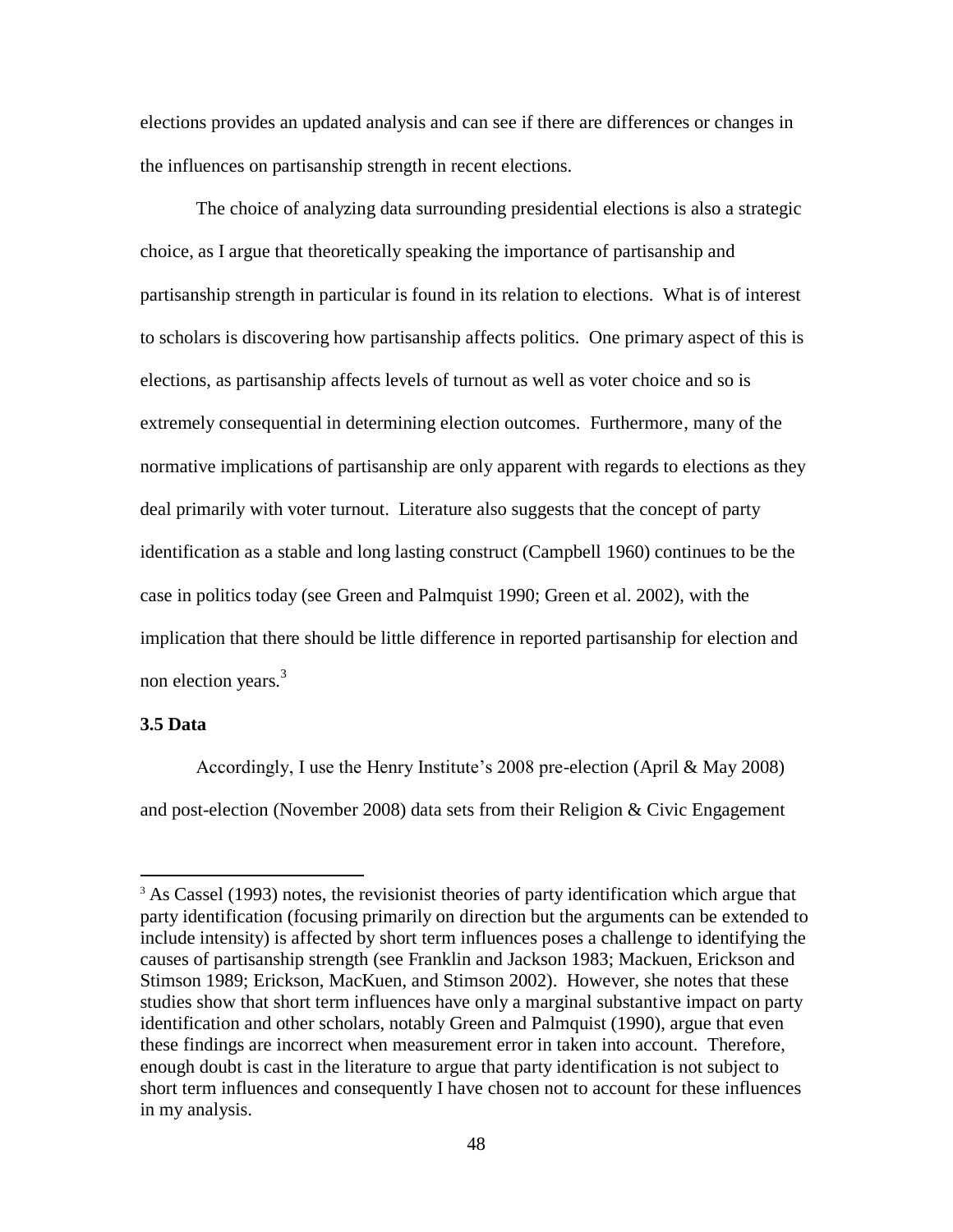elections provides an updated analysis and can see if there are differences or changes in the influences on partisanship strength in recent elections.

The choice of analyzing data surrounding presidential elections is also a strategic choice, as I argue that theoretically speaking the importance of partisanship and partisanship strength in particular is found in its relation to elections. What is of interest to scholars is discovering how partisanship affects politics. One primary aspect of this is elections, as partisanship affects levels of turnout as well as voter choice and so is extremely consequential in determining election outcomes. Furthermore, many of the normative implications of partisanship are only apparent with regards to elections as they deal primarily with voter turnout. Literature also suggests that the concept of party identification as a stable and long lasting construct (Campbell 1960) continues to be the case in politics today (see Green and Palmquist 1990; Green et al. 2002), with the implication that there should be little difference in reported partisanship for election and non election years.[3]

**3.5 Data**

Accordingly, I use the Henry Institute's 2008 pre-election (April & May 2008) and post-election (November 2008) data sets from their Religion & Civic Engagement

[3] As Cassel (1993) notes, the revisionist theories of party identification which argue that party identification (focusing primarily on direction but the arguments can be extended to include intensity) is affected by short term influences poses a challenge to identifying the causes of partisanship strength (see Franklin and Jackson 1983; Mackuen, Erickson and Stimson 1989; Erickson, MacKuen, and Stimson 2002). However, she notes that these studies show that short term influences have only a marginal substantive impact on party identification and other scholars, notably Green and Palmquist (1990), argue that even these findings are incorrect when measurement error in taken into account. Therefore, enough doubt is cast in the literature to argue that party identification is not subject to short term influences and consequently I have chosen not to account for these influences in my analysis.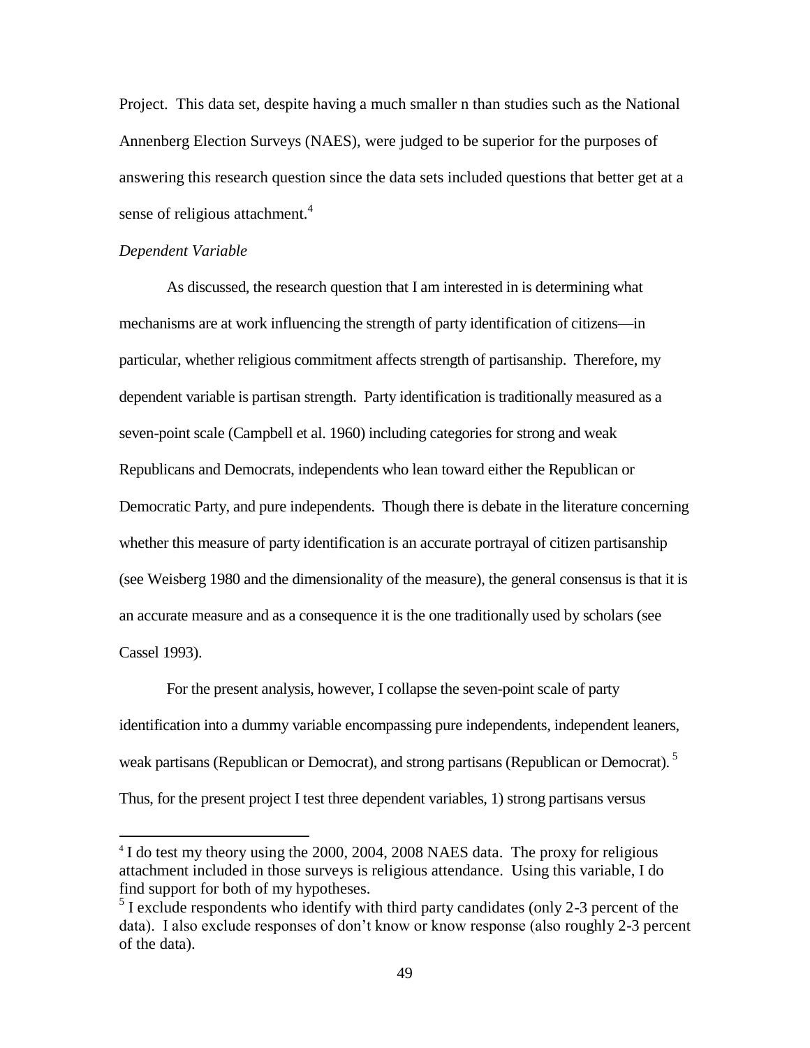Project. This data set, despite having a much smaller n than studies such as the National Annenberg Election Surveys (NAES), were judged to be superior for the purposes of answering this research question since the data sets included questions that better get at a sense of religious attachment.[4]

*Dependent Variable*

As discussed, the research question that I am interested in is determining what mechanisms are at work influencing the strength of party identification of citizens—in particular, whether religious commitment affects strength of partisanship. Therefore, my dependent variable is partisan strength. Party identification is traditionally measured as a seven-point scale (Campbell et al. 1960) including categories for strong and weak Republicans and Democrats, independents who lean toward either the Republican or Democratic Party, and pure independents. Though there is debate in the literature concerning whether this measure of party identification is an accurate portrayal of citizen partisanship (see Weisberg 1980 and the dimensionality of the measure), the general consensus is that it is an accurate measure and as a consequence it is the one traditionally used by scholars (see Cassel 1993).

For the present analysis, however, I collapse the seven-point scale of party identification into a dummy variable encompassing pure independents, independent leaners, weak partisans (Republican or Democrat), and strong partisans (Republican or Democrat).[5] Thus, for the present project I test three dependent variables, 1) strong partisans versus

[4] I do test my theory using the 2000, 2004, 2008 NAES data. The proxy for religious attachment included in those surveys is religious attendance. Using this variable, I do find support for both of my hypotheses.

[5] I exclude respondents who identify with third party candidates (only 2-3 percent of the data). I also exclude responses of don't know or know response (also roughly 2-3 percent of the data).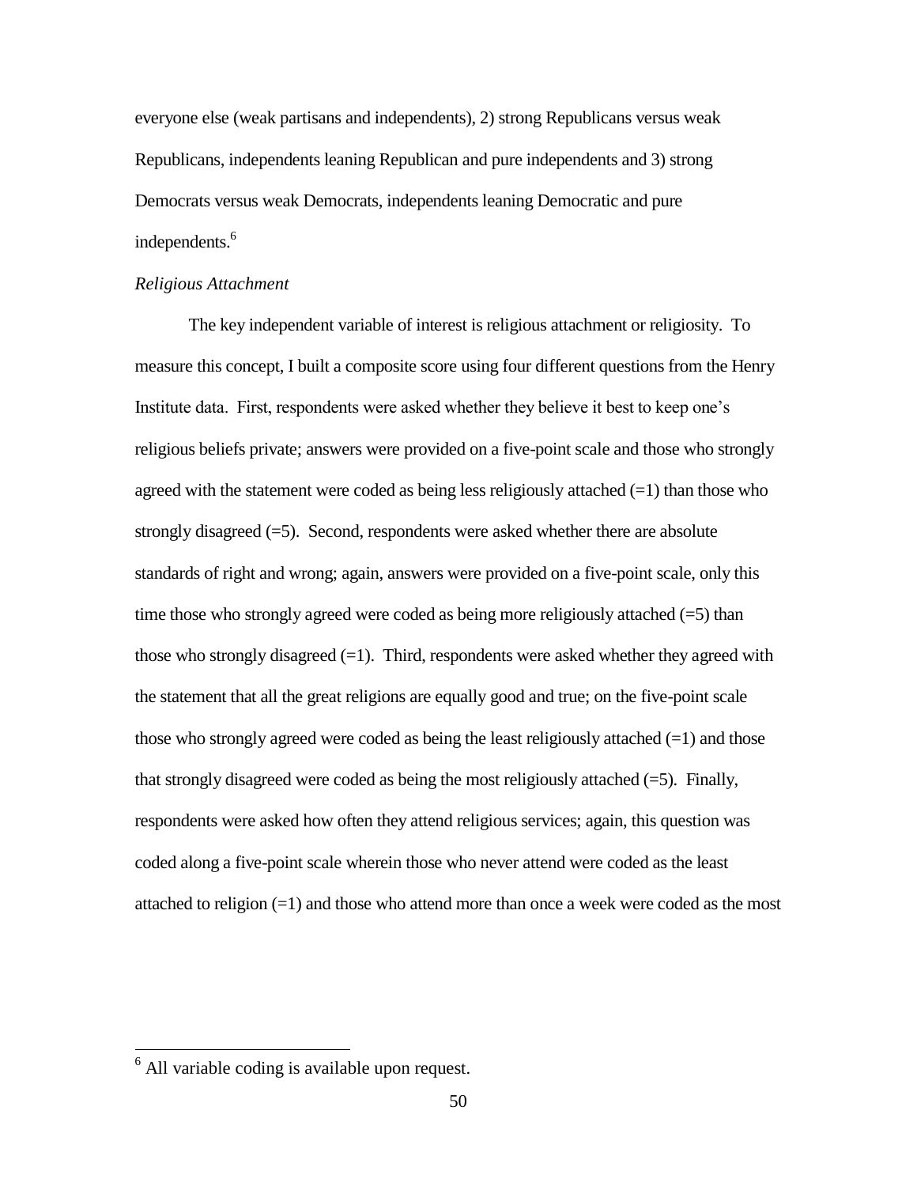everyone else (weak partisans and independents), 2) strong Republicans versus weak Republicans, independents leaning Republican and pure independents and 3) strong Democrats versus weak Democrats, independents leaning Democratic and pure independents.[6]

*Religious Attachment*

The key independent variable of interest is religious attachment or religiosity. To measure this concept, I built a composite score using four different questions from the Henry Institute data. First, respondents were asked whether they believe it best to keep one's religious beliefs private; answers were provided on a five-point scale and those who strongly agreed with the statement were coded as being less religiously attached (=1) than those who strongly disagreed (=5). Second, respondents were asked whether there are absolute standards of right and wrong; again, answers were provided on a five-point scale, only this time those who strongly agreed were coded as being more religiously attached (=5) than those who strongly disagreed (=1). Third, respondents were asked whether they agreed with the statement that all the great religions are equally good and true; on the five-point scale those who strongly agreed were coded as being the least religiously attached (=1) and those that strongly disagreed were coded as being the most religiously attached (=5). Finally, respondents were asked how often they attend religious services; again, this question was coded along a five-point scale wherein those who never attend were coded as the least attached to religion (=1) and those who attend more than once a week were coded as the most

[6] All variable coding is available upon request.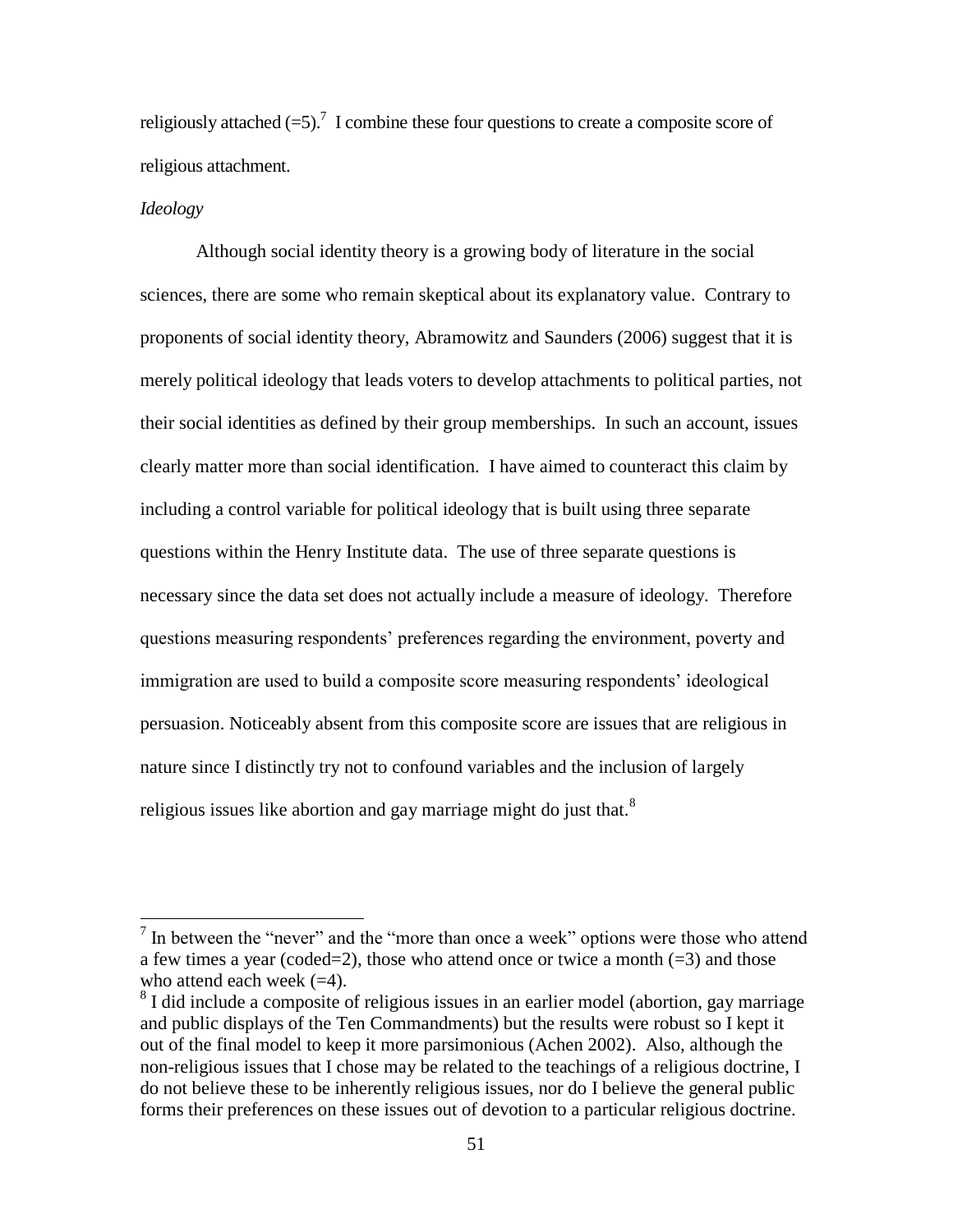religiously attached (=5).[7] I combine these four questions to create a composite score of religious attachment.

*Ideology*

Although social identity theory is a growing body of literature in the social sciences, there are some who remain skeptical about its explanatory value. Contrary to proponents of social identity theory, Abramowitz and Saunders (2006) suggest that it is merely political ideology that leads voters to develop attachments to political parties, not their social identities as defined by their group memberships. In such an account, issues clearly matter more than social identification. I have aimed to counteract this claim by including a control variable for political ideology that is built using three separate questions within the Henry Institute data. The use of three separate questions is necessary since the data set does not actually include a measure of ideology. Therefore questions measuring respondents' preferences regarding the environment, poverty and immigration are used to build a composite score measuring respondents' ideological persuasion. Noticeably absent from this composite score are issues that are religious in nature since I distinctly try not to confound variables and the inclusion of largely religious issues like abortion and gay marriage might do just that.[8]

---

[7] In between the "never" and the "more than once a week" options were those who attend a few times a year (coded=2), those who attend once or twice a month (=3) and those who attend each week (=4).

[8] I did include a composite of religious issues in an earlier model (abortion, gay marriage and public displays of the Ten Commandments) but the results were robust so I kept it out of the final model to keep it more parsimonious (Achen 2002). Also, although the non-religious issues that I chose may be related to the teachings of a religious doctrine, I do not believe these to be inherently religious issues, nor do I believe the general public forms their preferences on these issues out of devotion to a particular religious doctrine.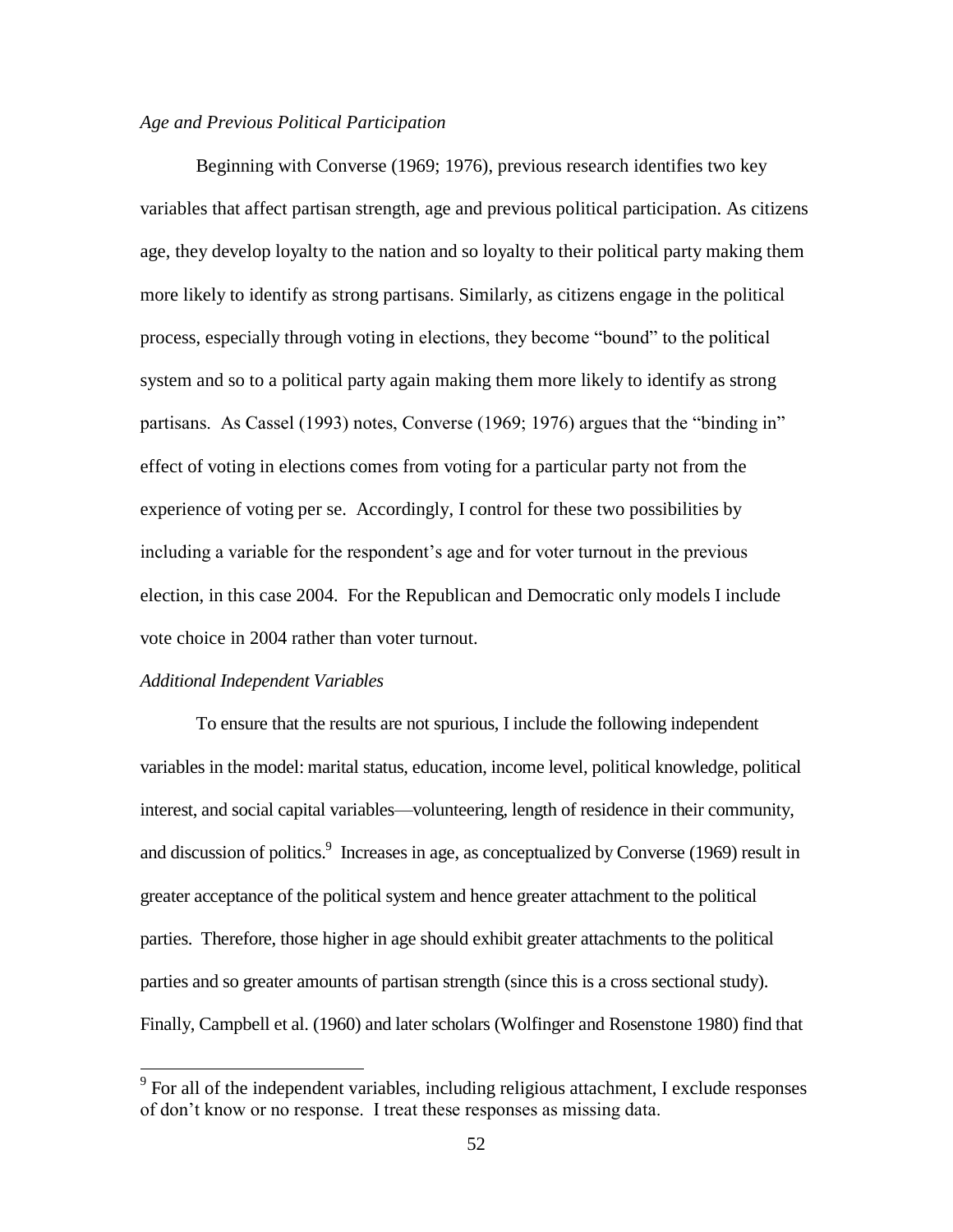*Age and Previous Political Participation*

Beginning with Converse (1969; 1976), previous research identifies two key variables that affect partisan strength, age and previous political participation. As citizens age, they develop loyalty to the nation and so loyalty to their political party making them more likely to identify as strong partisans. Similarly, as citizens engage in the political process, especially through voting in elections, they become "bound" to the political system and so to a political party again making them more likely to identify as strong partisans. As Cassel (1993) notes, Converse (1969; 1976) argues that the "binding in" effect of voting in elections comes from voting for a particular party not from the experience of voting per se. Accordingly, I control for these two possibilities by including a variable for the respondent's age and for voter turnout in the previous election, in this case 2004. For the Republican and Democratic only models I include vote choice in 2004 rather than voter turnout.

*Additional Independent Variables*

To ensure that the results are not spurious, I include the following independent variables in the model: marital status, education, income level, political knowledge, political interest, and social capital variables—volunteering, length of residence in their community, and discussion of politics.[9] Increases in age, as conceptualized by Converse (1969) result in greater acceptance of the political system and hence greater attachment to the political parties. Therefore, those higher in age should exhibit greater attachments to the political parties and so greater amounts of partisan strength (since this is a cross sectional study). Finally, Campbell et al. (1960) and later scholars (Wolfinger and Rosenstone 1980) find that

[9] For all of the independent variables, including religious attachment, I exclude responses of don't know or no response. I treat these responses as missing data.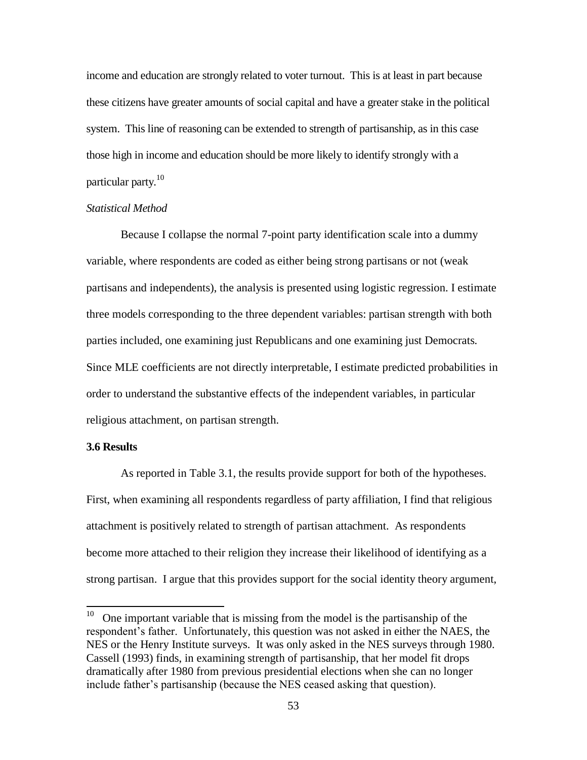income and education are strongly related to voter turnout. This is at least in part because these citizens have greater amounts of social capital and have a greater stake in the political system. This line of reasoning can be extended to strength of partisanship, as in this case those high in income and education should be more likely to identify strongly with a particular party.[10]

*Statistical Method*

Because I collapse the normal 7-point party identification scale into a dummy variable, where respondents are coded as either being strong partisans or not (weak partisans and independents), the analysis is presented using logistic regression. I estimate three models corresponding to the three dependent variables: partisan strength with both parties included, one examining just Republicans and one examining just Democrats. Since MLE coefficients are not directly interpretable, I estimate predicted probabilities in order to understand the substantive effects of the independent variables, in particular religious attachment, on partisan strength.

**3.6 Results**

As reported in Table 3.1, the results provide support for both of the hypotheses. First, when examining all respondents regardless of party affiliation, I find that religious attachment is positively related to strength of partisan attachment. As respondents become more attached to their religion they increase their likelihood of identifying as a strong partisan. I argue that this provides support for the social identity theory argument,

[10] One important variable that is missing from the model is the partisanship of the respondent's father. Unfortunately, this question was not asked in either the NAES, the NES or the Henry Institute surveys. It was only asked in the NES surveys through 1980. Cassell (1993) finds, in examining strength of partisanship, that her model fit drops dramatically after 1980 from previous presidential elections when she can no longer include father's partisanship (because the NES ceased asking that question).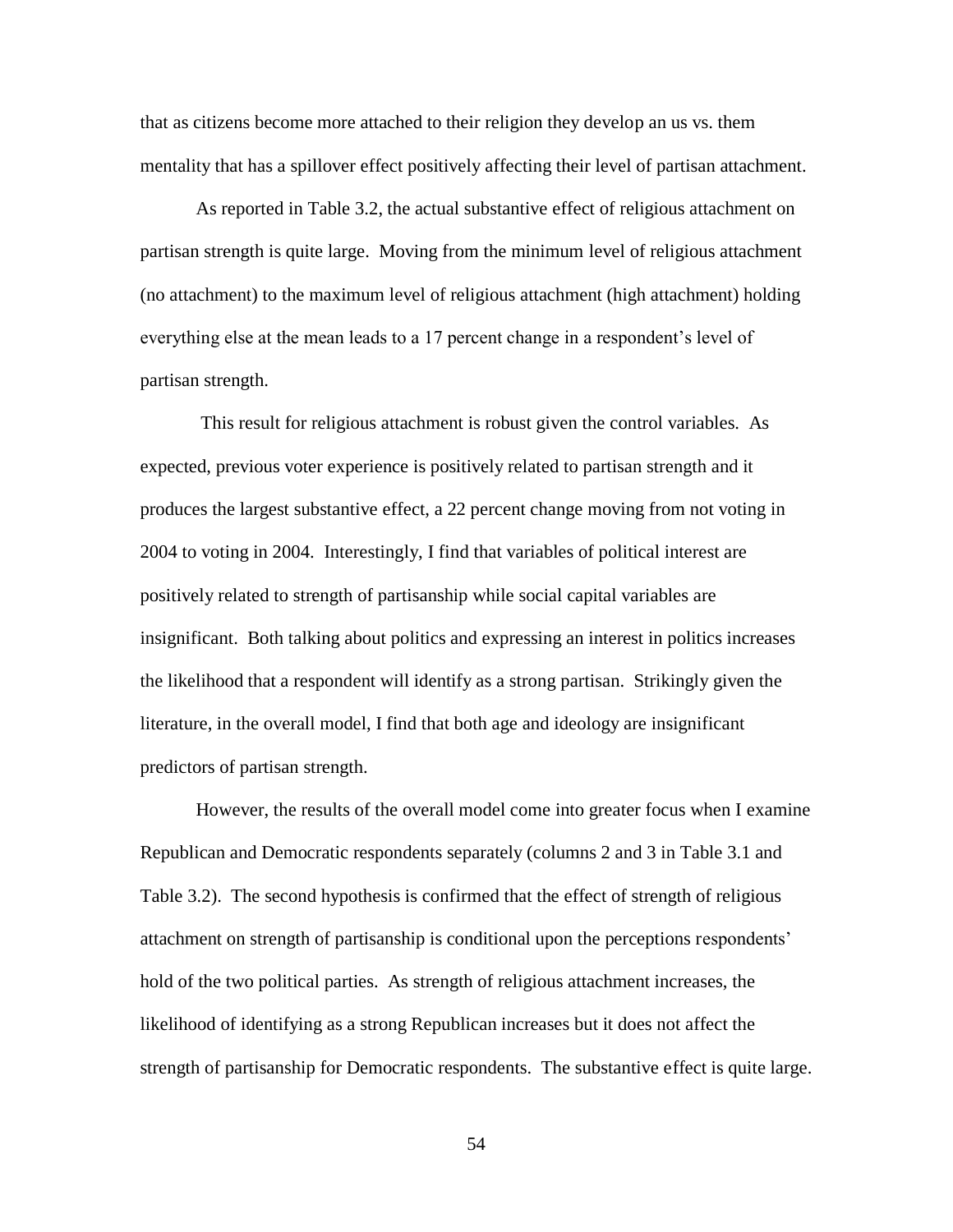that as citizens become more attached to their religion they develop an us vs. them mentality that has a spillover effect positively affecting their level of partisan attachment.

As reported in Table 3.2, the actual substantive effect of religious attachment on partisan strength is quite large. Moving from the minimum level of religious attachment (no attachment) to the maximum level of religious attachment (high attachment) holding everything else at the mean leads to a 17 percent change in a respondent's level of partisan strength.

This result for religious attachment is robust given the control variables. As expected, previous voter experience is positively related to partisan strength and it produces the largest substantive effect, a 22 percent change moving from not voting in 2004 to voting in 2004. Interestingly, I find that variables of political interest are positively related to strength of partisanship while social capital variables are insignificant. Both talking about politics and expressing an interest in politics increases the likelihood that a respondent will identify as a strong partisan. Strikingly given the literature, in the overall model, I find that both age and ideology are insignificant predictors of partisan strength.

However, the results of the overall model come into greater focus when I examine Republican and Democratic respondents separately (columns 2 and 3 in Table 3.1 and Table 3.2). The second hypothesis is confirmed that the effect of strength of religious attachment on strength of partisanship is conditional upon the perceptions respondents' hold of the two political parties. As strength of religious attachment increases, the likelihood of identifying as a strong Republican increases but it does not affect the strength of partisanship for Democratic respondents. The substantive effect is quite large.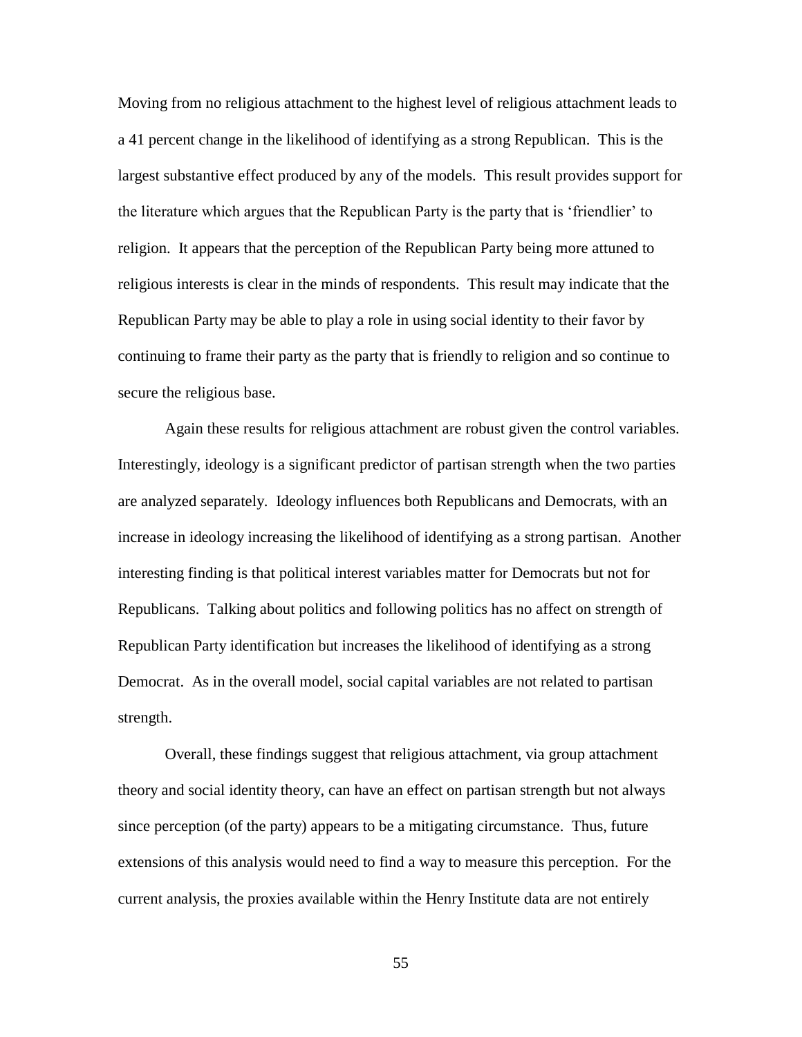Moving from no religious attachment to the highest level of religious attachment leads to a 41 percent change in the likelihood of identifying as a strong Republican. This is the largest substantive effect produced by any of the models. This result provides support for the literature which argues that the Republican Party is the party that is 'friendlier' to religion. It appears that the perception of the Republican Party being more attuned to religious interests is clear in the minds of respondents. This result may indicate that the Republican Party may be able to play a role in using social identity to their favor by continuing to frame their party as the party that is friendly to religion and so continue to secure the religious base.

Again these results for religious attachment are robust given the control variables. Interestingly, ideology is a significant predictor of partisan strength when the two parties are analyzed separately. Ideology influences both Republicans and Democrats, with an increase in ideology increasing the likelihood of identifying as a strong partisan. Another interesting finding is that political interest variables matter for Democrats but not for Republicans. Talking about politics and following politics has no affect on strength of Republican Party identification but increases the likelihood of identifying as a strong Democrat. As in the overall model, social capital variables are not related to partisan strength.

Overall, these findings suggest that religious attachment, via group attachment theory and social identity theory, can have an effect on partisan strength but not always since perception (of the party) appears to be a mitigating circumstance. Thus, future extensions of this analysis would need to find a way to measure this perception. For the current analysis, the proxies available within the Henry Institute data are not entirely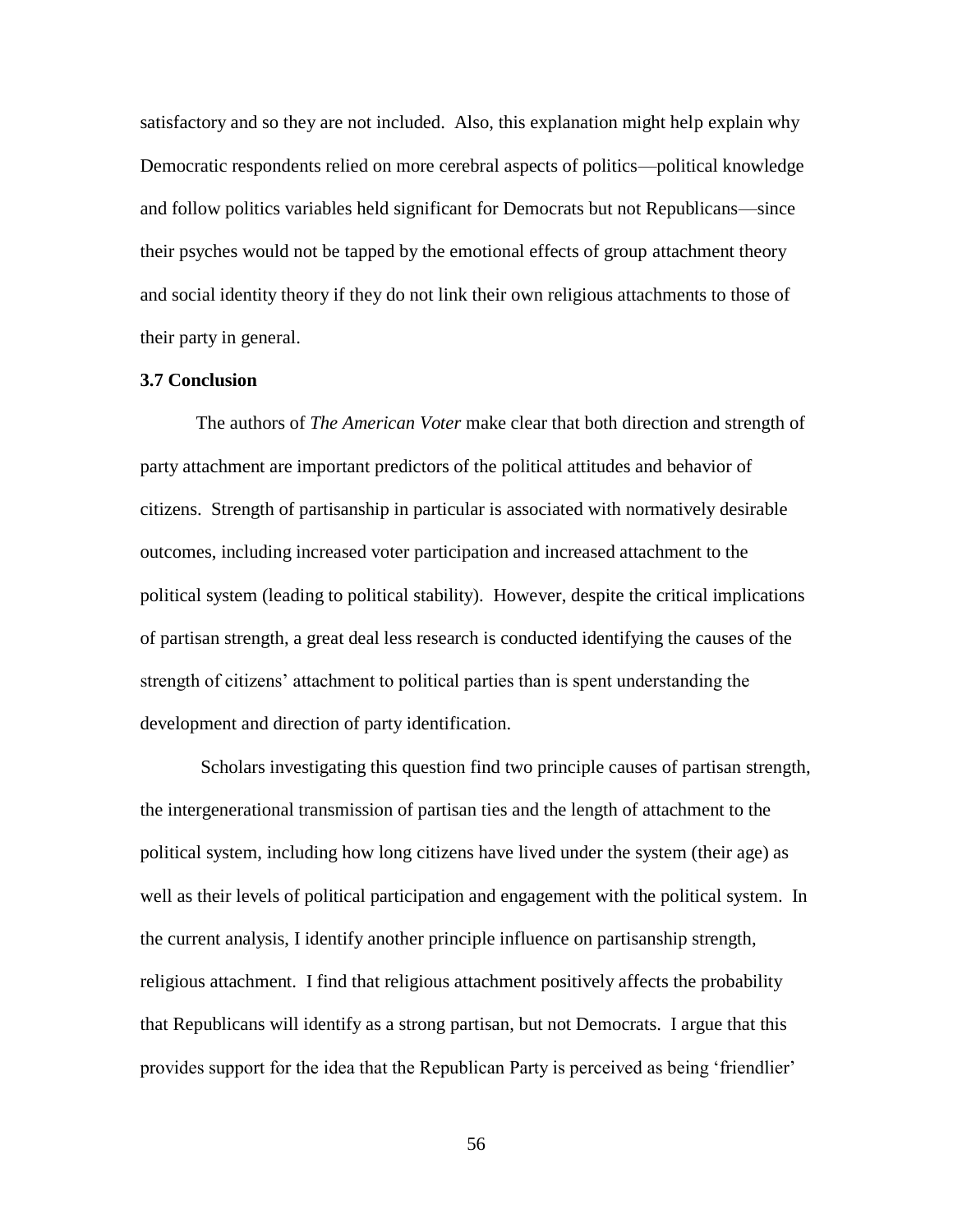satisfactory and so they are not included. Also, this explanation might help explain why Democratic respondents relied on more cerebral aspects of politics—political knowledge and follow politics variables held significant for Democrats but not Republicans—since their psyches would not be tapped by the emotional effects of group attachment theory and social identity theory if they do not link their own religious attachments to those of their party in general.

### 3.7 Conclusion

The authors of *The American Voter* make clear that both direction and strength of party attachment are important predictors of the political attitudes and behavior of citizens. Strength of partisanship in particular is associated with normatively desirable outcomes, including increased voter participation and increased attachment to the political system (leading to political stability). However, despite the critical implications of partisan strength, a great deal less research is conducted identifying the causes of the strength of citizens' attachment to political parties than is spent understanding the development and direction of party identification.

Scholars investigating this question find two principle causes of partisan strength, the intergenerational transmission of partisan ties and the length of attachment to the political system, including how long citizens have lived under the system (their age) as well as their levels of political participation and engagement with the political system. In the current analysis, I identify another principle influence on partisanship strength, religious attachment. I find that religious attachment positively affects the probability that Republicans will identify as a strong partisan, but not Democrats. I argue that this provides support for the idea that the Republican Party is perceived as being 'friendlier'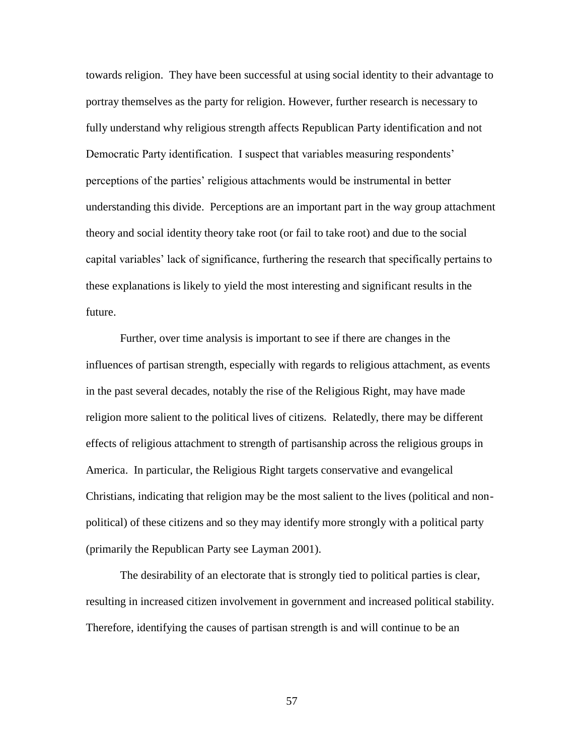towards religion. They have been successful at using social identity to their advantage to portray themselves as the party for religion. However, further research is necessary to fully understand why religious strength affects Republican Party identification and not Democratic Party identification. I suspect that variables measuring respondents' perceptions of the parties' religious attachments would be instrumental in better understanding this divide. Perceptions are an important part in the way group attachment theory and social identity theory take root (or fail to take root) and due to the social capital variables' lack of significance, furthering the research that specifically pertains to these explanations is likely to yield the most interesting and significant results in the future.

Further, over time analysis is important to see if there are changes in the influences of partisan strength, especially with regards to religious attachment, as events in the past several decades, notably the rise of the Religious Right, may have made religion more salient to the political lives of citizens. Relatedly, there may be different effects of religious attachment to strength of partisanship across the religious groups in America. In particular, the Religious Right targets conservative and evangelical Christians, indicating that religion may be the most salient to the lives (political and non-political) of these citizens and so they may identify more strongly with a political party (primarily the Republican Party see Layman 2001).

The desirability of an electorate that is strongly tied to political parties is clear, resulting in increased citizen involvement in government and increased political stability. Therefore, identifying the causes of partisan strength is and will continue to be an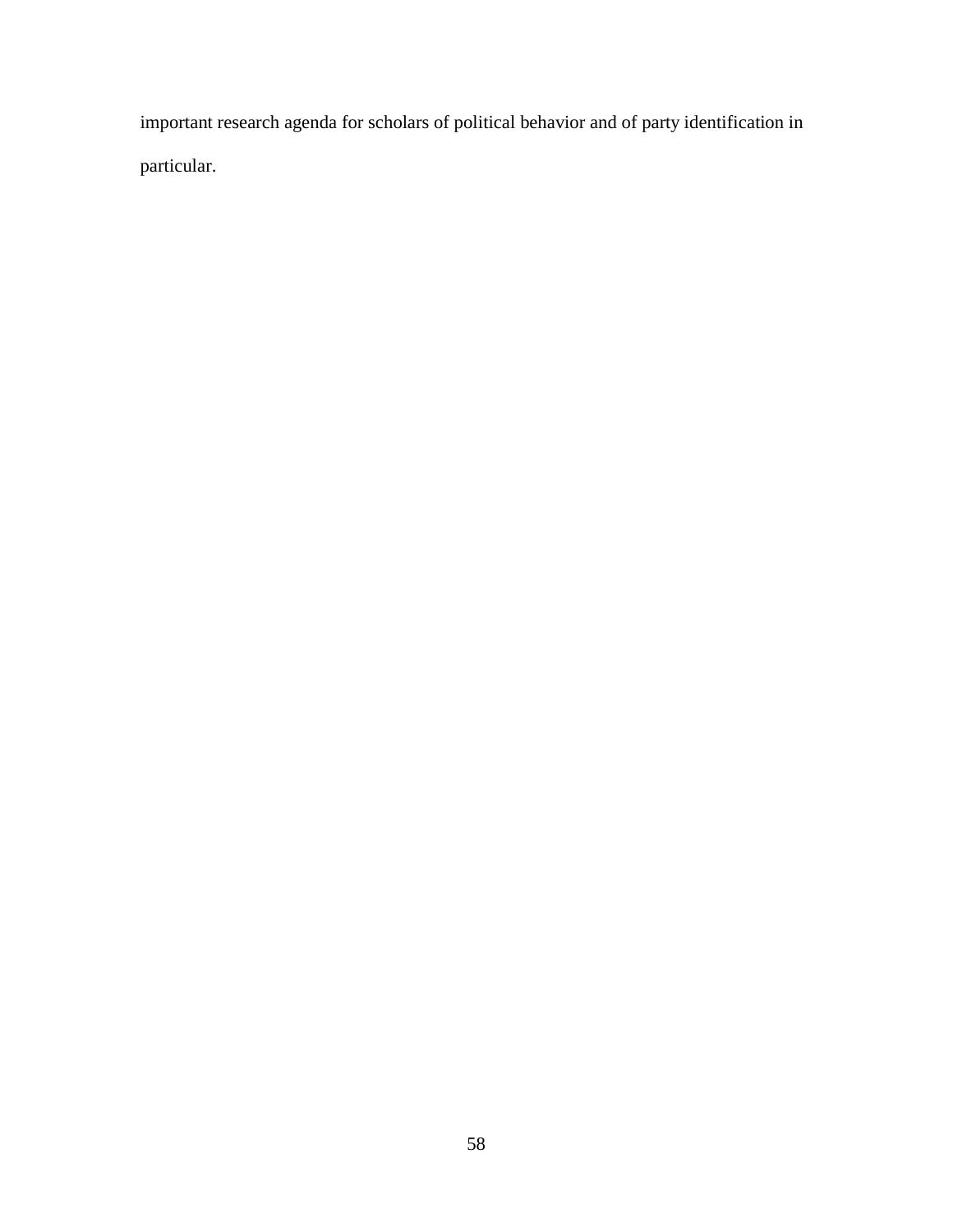important research agenda for scholars of political behavior and of party identification in particular.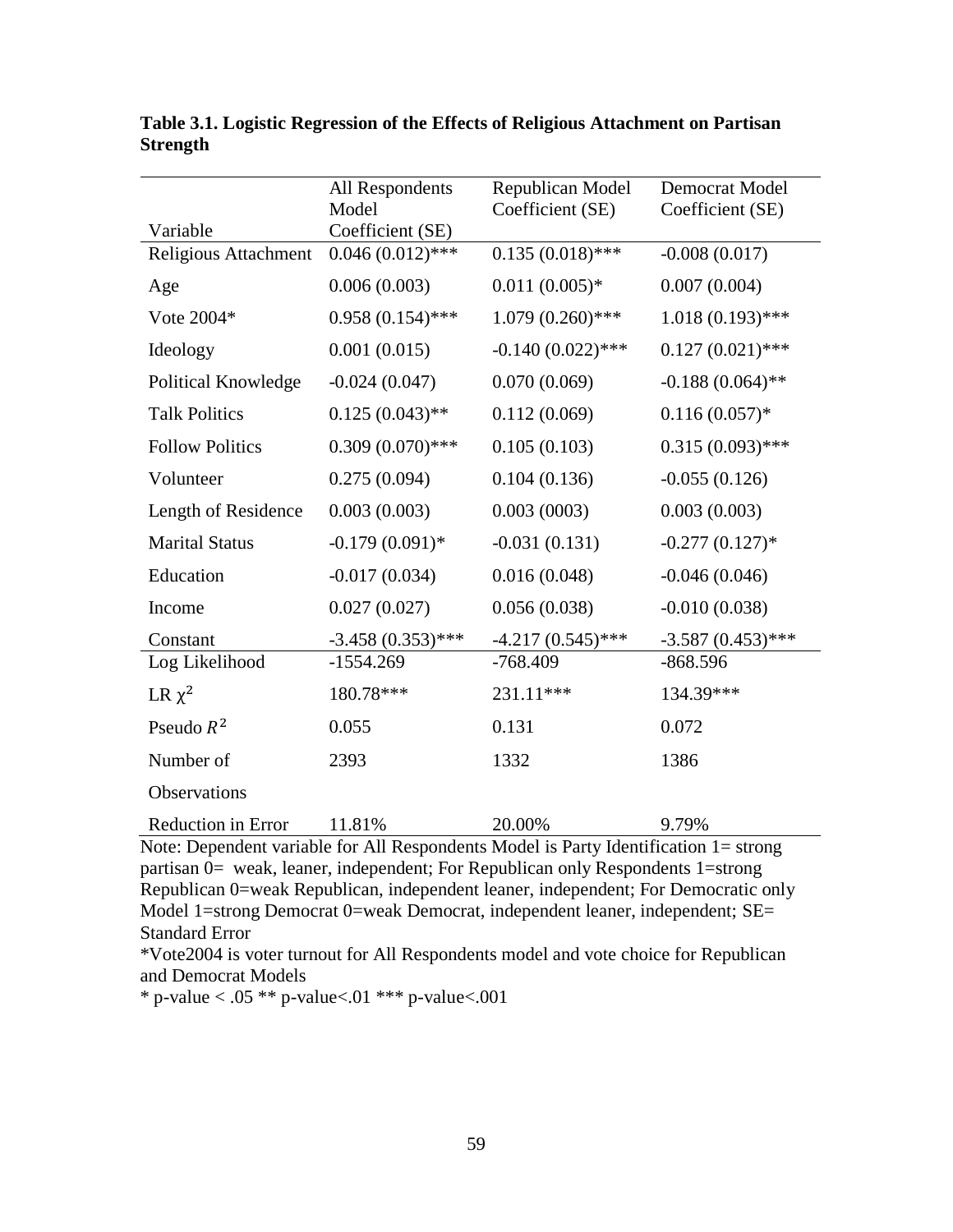**Table 3.1. Logistic Regression of the Effects of Religious Attachment on Partisan Strength**

| Variable | All Respondents Model Coefficient (SE) | Republican Model Coefficient (SE) | Democrat Model Coefficient (SE) |
|---|---|---|---|
| Religious Attachment | 0.046 (0.012)*** | 0.135 (0.018)*** | -0.008 (0.017) |
| Age | 0.006 (0.003) | 0.011 (0.005)* | 0.007 (0.004) |
| Vote 2004* | 0.958 (0.154)*** | 1.079 (0.260)*** | 1.018 (0.193)*** |
| Ideology | 0.001 (0.015) | -0.140 (0.022)*** | 0.127 (0.021)*** |
| Political Knowledge | -0.024 (0.047) | 0.070 (0.069) | -0.188 (0.064)** |
| Talk Politics | 0.125 (0.043)** | 0.112 (0.069) | 0.116 (0.057)* |
| Follow Politics | 0.309 (0.070)*** | 0.105 (0.103) | 0.315 (0.093)*** |
| Volunteer | 0.275 (0.094) | 0.104 (0.136) | -0.055 (0.126) |
| Length of Residence | 0.003 (0.003) | 0.003 (0003) | 0.003 (0.003) |
| Marital Status | -0.179 (0.091)* | -0.031 (0.131) | -0.277 (0.127)* |
| Education | -0.017 (0.034) | 0.016 (0.048) | -0.046 (0.046) |
| Income | 0.027 (0.027) | 0.056 (0.038) | -0.010 (0.038) |
| Constant | -3.458 (0.353)*** | -4.217 (0.545)*** | -3.587 (0.453)*** |
| Log Likelihood | -1554.269 | -768.409 | -868.596 |
| LR $\chi^2$ | 180.78*** | 231.11*** | 134.39*** |
| Pseudo $R^2$ | 0.055 | 0.131 | 0.072 |
| Number of Observations | 2393 | 1332 | 1386 |
| Reduction in Error | 11.81% | 20.00% | 9.79% |

Note: Dependent variable for All Respondents Model is Party Identification 1= strong partisan 0= weak, leaner, independent; For Republican only Respondents 1=strong Republican 0=weak Republican, independent leaner, independent; For Democratic only Model 1=strong Democrat 0=weak Democrat, independent leaner, independent; SE= Standard Error

*Vote2004 is voter turnout for All Respondents model and vote choice for Republican and Democrat Models

* p-value < .05 ** p-value<.01 *** p-value<.001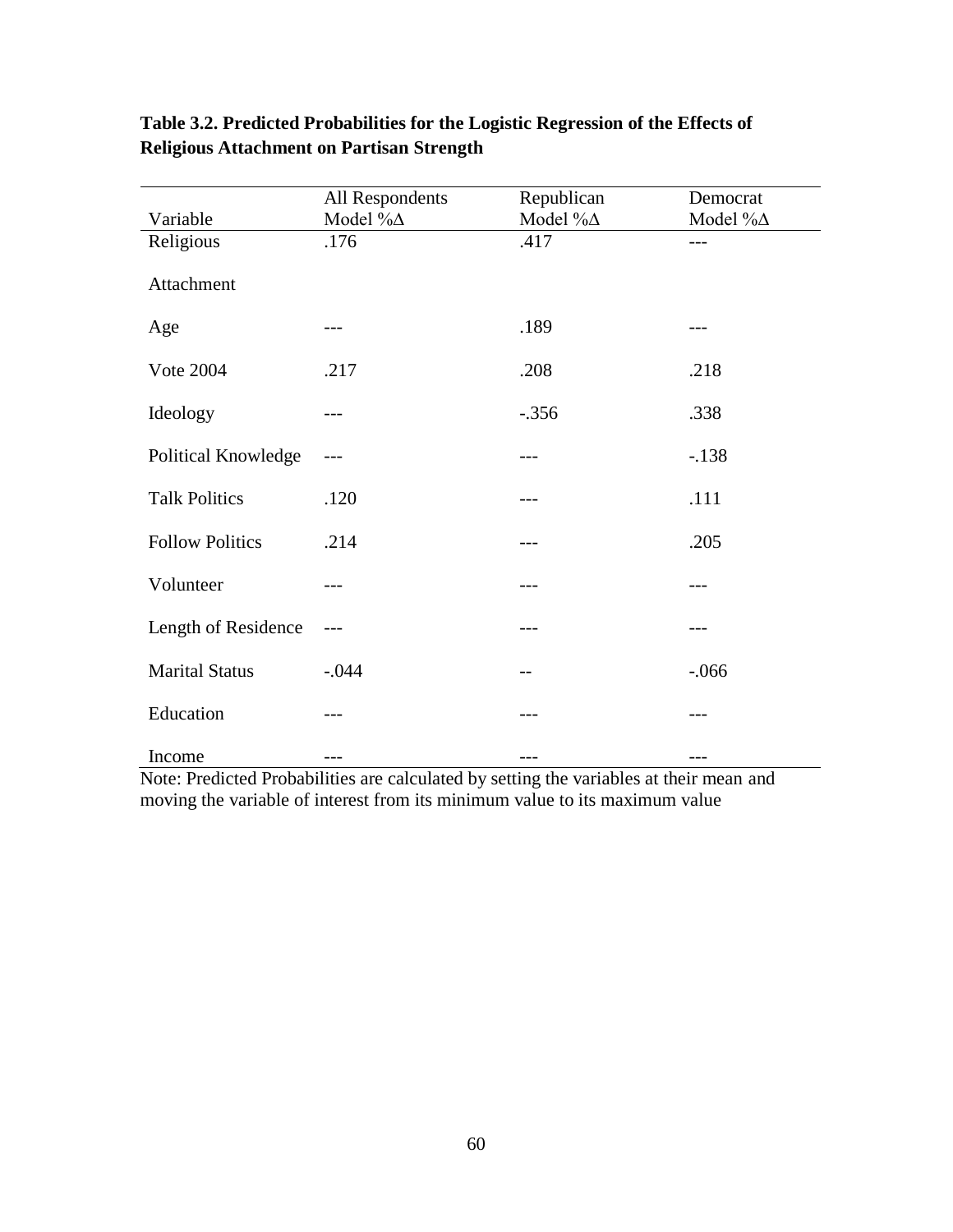**Table 3.2. Predicted Probabilities for the Logistic Regression of the Effects of Religious Attachment on Partisan Strength**

| Variable | All Respondents Model %Δ | Republican Model %Δ | Democrat Model %Δ |
|---|---|---|---|
| Religious Attachment | .176 | .417 | --- |
| Age | --- | .189 | --- |
| Vote 2004 | .217 | .208 | .218 |
| Ideology | --- | -.356 | .338 |
| Political Knowledge | --- | --- | -.138 |
| Talk Politics | .120 | --- | .111 |
| Follow Politics | .214 | --- | .205 |
| Volunteer | --- | --- | --- |
| Length of Residence | --- | --- | --- |
| Marital Status | -.044 | -- | -.066 |
| Education | --- | --- | --- |
| Income | --- | --- | --- |

Note: Predicted Probabilities are calculated by setting the variables at their mean and moving the variable of interest from its minimum value to its maximum value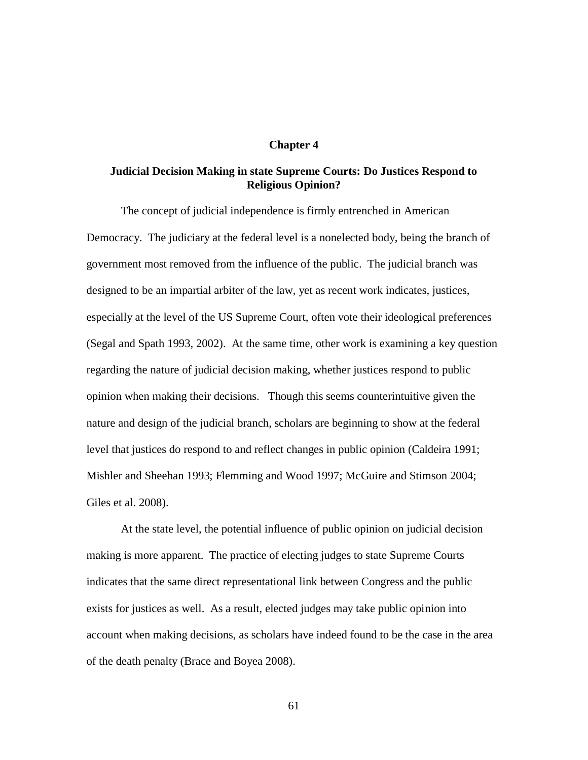# Chapter 4

## Judicial Decision Making in state Supreme Courts: Do Justices Respond to Religious Opinion?

The concept of judicial independence is firmly entrenched in American Democracy. The judiciary at the federal level is a nonelected body, being the branch of government most removed from the influence of the public. The judicial branch was designed to be an impartial arbiter of the law, yet as recent work indicates, justices, especially at the level of the US Supreme Court, often vote their ideological preferences (Segal and Spath 1993, 2002). At the same time, other work is examining a key question regarding the nature of judicial decision making, whether justices respond to public opinion when making their decisions. Though this seems counterintuitive given the nature and design of the judicial branch, scholars are beginning to show at the federal level that justices do respond to and reflect changes in public opinion (Caldeira 1991; Mishler and Sheehan 1993; Flemming and Wood 1997; McGuire and Stimson 2004; Giles et al. 2008).

At the state level, the potential influence of public opinion on judicial decision making is more apparent. The practice of electing judges to state Supreme Courts indicates that the same direct representational link between Congress and the public exists for justices as well. As a result, elected judges may take public opinion into account when making decisions, as scholars have indeed found to be the case in the area of the death penalty (Brace and Boyea 2008).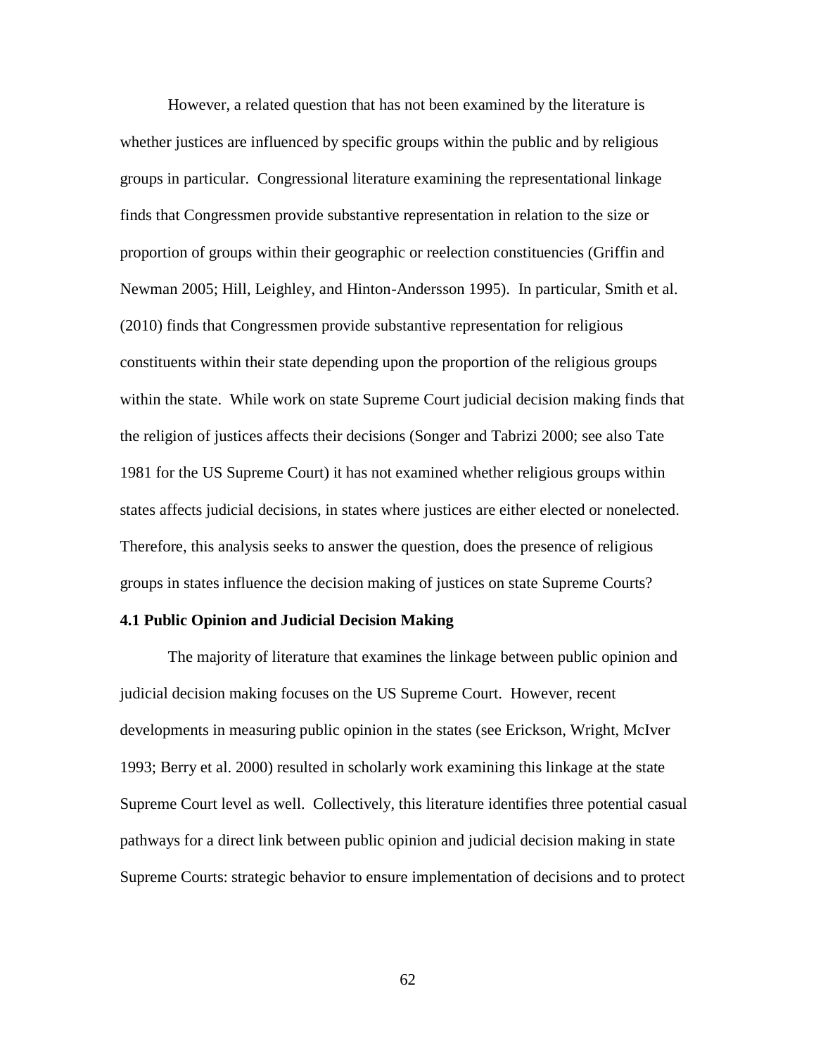However, a related question that has not been examined by the literature is whether justices are influenced by specific groups within the public and by religious groups in particular. Congressional literature examining the representational linkage finds that Congressmen provide substantive representation in relation to the size or proportion of groups within their geographic or reelection constituencies (Griffin and Newman 2005; Hill, Leighley, and Hinton-Andersson 1995). In particular, Smith et al. (2010) finds that Congressmen provide substantive representation for religious constituents within their state depending upon the proportion of the religious groups within the state. While work on state Supreme Court judicial decision making finds that the religion of justices affects their decisions (Songer and Tabrizi 2000; see also Tate 1981 for the US Supreme Court) it has not examined whether religious groups within states affects judicial decisions, in states where justices are either elected or nonelected. Therefore, this analysis seeks to answer the question, does the presence of religious groups in states influence the decision making of justices on state Supreme Courts?

### 4.1 Public Opinion and Judicial Decision Making

The majority of literature that examines the linkage between public opinion and judicial decision making focuses on the US Supreme Court. However, recent developments in measuring public opinion in the states (see Erickson, Wright, McIver 1993; Berry et al. 2000) resulted in scholarly work examining this linkage at the state Supreme Court level as well. Collectively, this literature identifies three potential casual pathways for a direct link between public opinion and judicial decision making in state Supreme Courts: strategic behavior to ensure implementation of decisions and to protect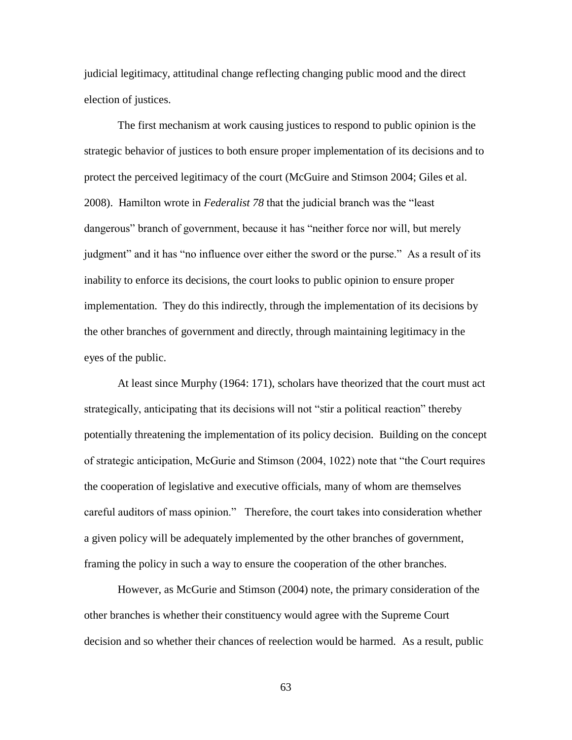judicial legitimacy, attitudinal change reflecting changing public mood and the direct election of justices.

The first mechanism at work causing justices to respond to public opinion is the strategic behavior of justices to both ensure proper implementation of its decisions and to protect the perceived legitimacy of the court (McGuire and Stimson 2004; Giles et al. 2008). Hamilton wrote in *Federalist 78* that the judicial branch was the "least dangerous" branch of government, because it has "neither force nor will, but merely judgment" and it has "no influence over either the sword or the purse." As a result of its inability to enforce its decisions, the court looks to public opinion to ensure proper implementation. They do this indirectly, through the implementation of its decisions by the other branches of government and directly, through maintaining legitimacy in the eyes of the public.

At least since Murphy (1964: 171), scholars have theorized that the court must act strategically, anticipating that its decisions will not "stir a political reaction" thereby potentially threatening the implementation of its policy decision. Building on the concept of strategic anticipation, McGurie and Stimson (2004, 1022) note that "the Court requires the cooperation of legislative and executive officials, many of whom are themselves careful auditors of mass opinion." Therefore, the court takes into consideration whether a given policy will be adequately implemented by the other branches of government, framing the policy in such a way to ensure the cooperation of the other branches.

However, as McGurie and Stimson (2004) note, the primary consideration of the other branches is whether their constituency would agree with the Supreme Court decision and so whether their chances of reelection would be harmed. As a result, public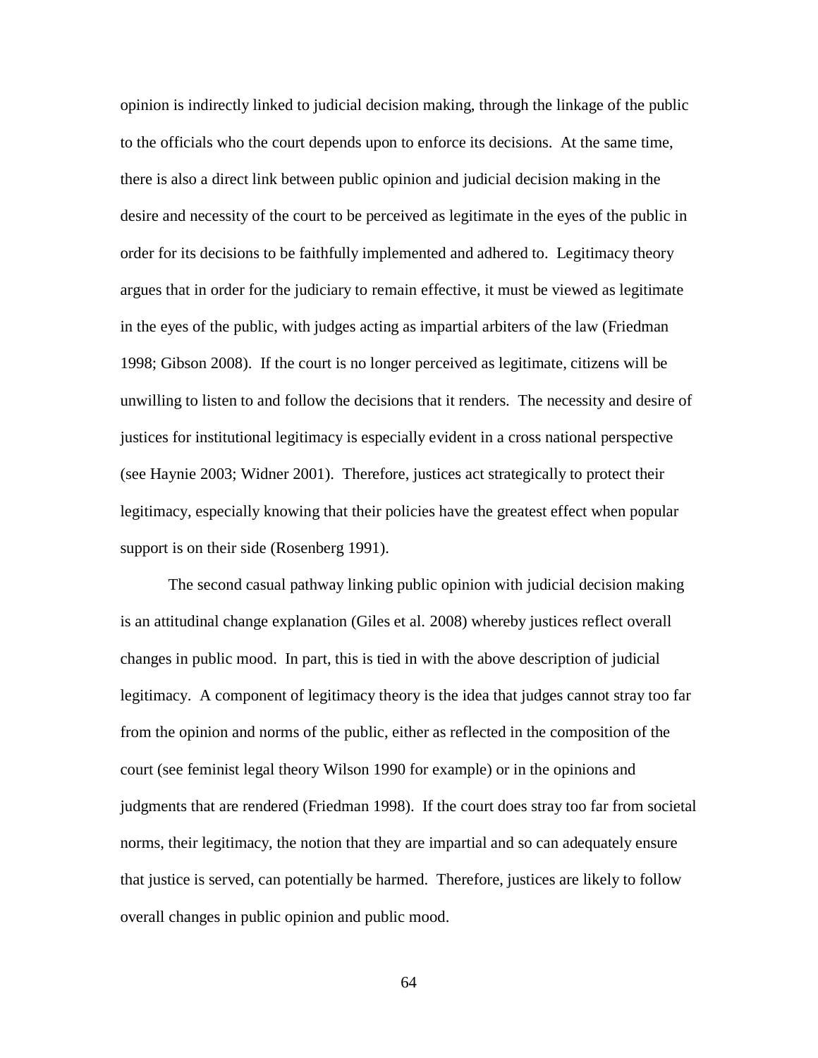opinion is indirectly linked to judicial decision making, through the linkage of the public to the officials who the court depends upon to enforce its decisions. At the same time, there is also a direct link between public opinion and judicial decision making in the desire and necessity of the court to be perceived as legitimate in the eyes of the public in order for its decisions to be faithfully implemented and adhered to. Legitimacy theory argues that in order for the judiciary to remain effective, it must be viewed as legitimate in the eyes of the public, with judges acting as impartial arbiters of the law (Friedman 1998; Gibson 2008). If the court is no longer perceived as legitimate, citizens will be unwilling to listen to and follow the decisions that it renders. The necessity and desire of justices for institutional legitimacy is especially evident in a cross national perspective (see Haynie 2003; Widner 2001). Therefore, justices act strategically to protect their legitimacy, especially knowing that their policies have the greatest effect when popular support is on their side (Rosenberg 1991).

The second casual pathway linking public opinion with judicial decision making is an attitudinal change explanation (Giles et al. 2008) whereby justices reflect overall changes in public mood. In part, this is tied in with the above description of judicial legitimacy. A component of legitimacy theory is the idea that judges cannot stray too far from the opinion and norms of the public, either as reflected in the composition of the court (see feminist legal theory Wilson 1990 for example) or in the opinions and judgments that are rendered (Friedman 1998). If the court does stray too far from societal norms, their legitimacy, the notion that they are impartial and so can adequately ensure that justice is served, can potentially be harmed. Therefore, justices are likely to follow overall changes in public opinion and public mood.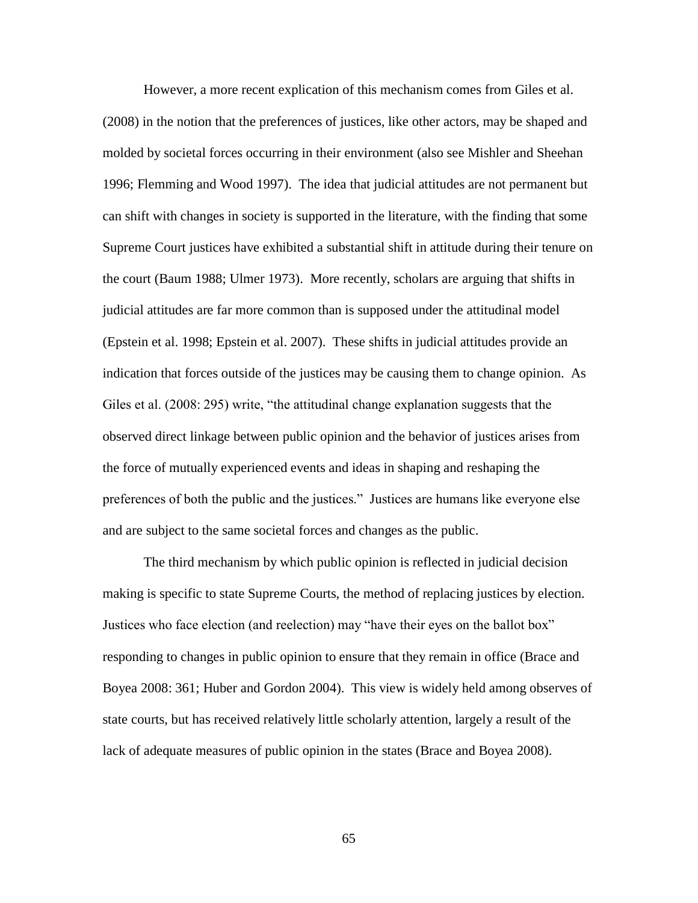However, a more recent explication of this mechanism comes from Giles et al. (2008) in the notion that the preferences of justices, like other actors, may be shaped and molded by societal forces occurring in their environment (also see Mishler and Sheehan 1996; Flemming and Wood 1997). The idea that judicial attitudes are not permanent but can shift with changes in society is supported in the literature, with the finding that some Supreme Court justices have exhibited a substantial shift in attitude during their tenure on the court (Baum 1988; Ulmer 1973). More recently, scholars are arguing that shifts in judicial attitudes are far more common than is supposed under the attitudinal model (Epstein et al. 1998; Epstein et al. 2007). These shifts in judicial attitudes provide an indication that forces outside of the justices may be causing them to change opinion. As Giles et al. (2008: 295) write, "the attitudinal change explanation suggests that the observed direct linkage between public opinion and the behavior of justices arises from the force of mutually experienced events and ideas in shaping and reshaping the preferences of both the public and the justices." Justices are humans like everyone else and are subject to the same societal forces and changes as the public.

The third mechanism by which public opinion is reflected in judicial decision making is specific to state Supreme Courts, the method of replacing justices by election. Justices who face election (and reelection) may "have their eyes on the ballot box" responding to changes in public opinion to ensure that they remain in office (Brace and Boyea 2008: 361; Huber and Gordon 2004). This view is widely held among observes of state courts, but has received relatively little scholarly attention, largely a result of the lack of adequate measures of public opinion in the states (Brace and Boyea 2008).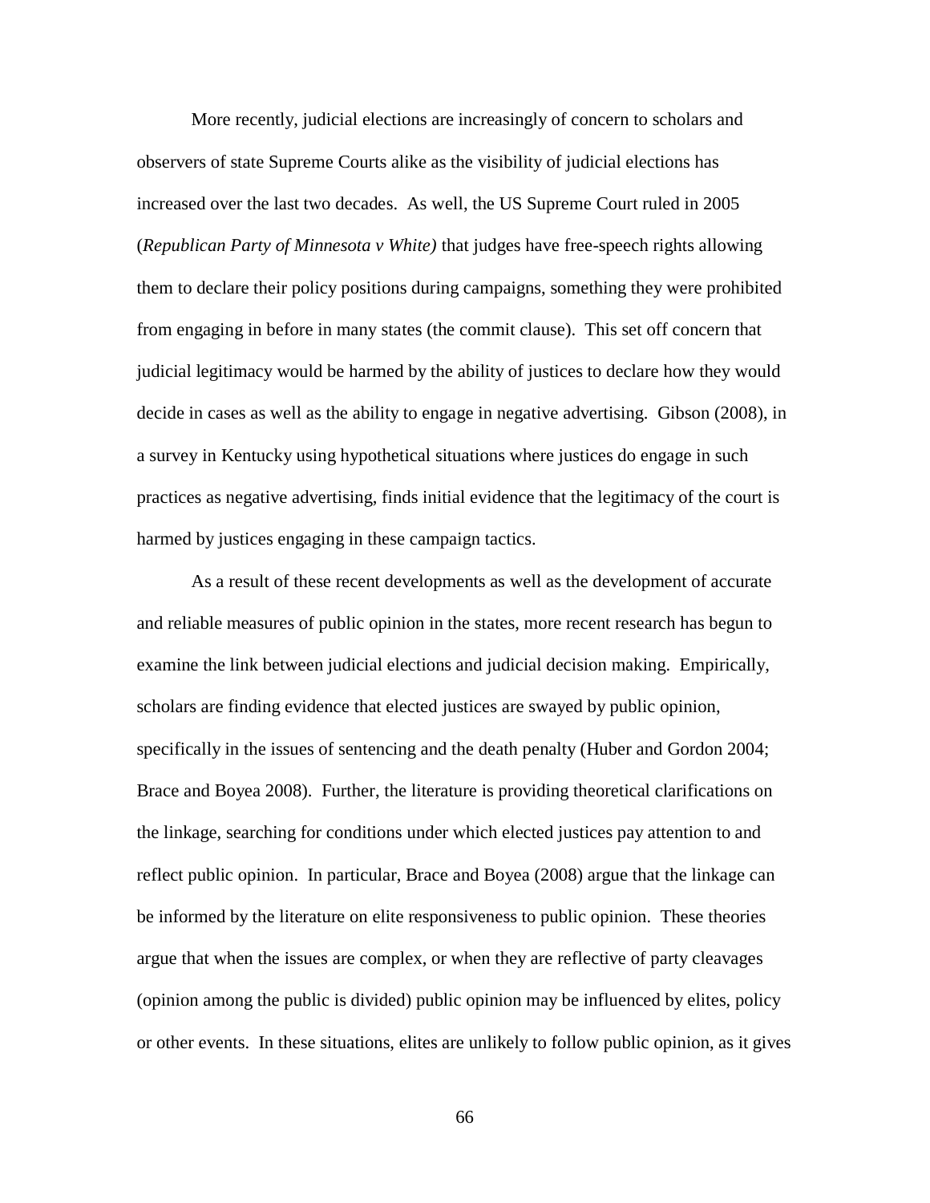More recently, judicial elections are increasingly of concern to scholars and observers of state Supreme Courts alike as the visibility of judicial elections has increased over the last two decades. As well, the US Supreme Court ruled in 2005 (*Republican Party of Minnesota v White)* that judges have free-speech rights allowing them to declare their policy positions during campaigns, something they were prohibited from engaging in before in many states (the commit clause). This set off concern that judicial legitimacy would be harmed by the ability of justices to declare how they would decide in cases as well as the ability to engage in negative advertising. Gibson (2008), in a survey in Kentucky using hypothetical situations where justices do engage in such practices as negative advertising, finds initial evidence that the legitimacy of the court is harmed by justices engaging in these campaign tactics.

As a result of these recent developments as well as the development of accurate and reliable measures of public opinion in the states, more recent research has begun to examine the link between judicial elections and judicial decision making. Empirically, scholars are finding evidence that elected justices are swayed by public opinion, specifically in the issues of sentencing and the death penalty (Huber and Gordon 2004; Brace and Boyea 2008). Further, the literature is providing theoretical clarifications on the linkage, searching for conditions under which elected justices pay attention to and reflect public opinion. In particular, Brace and Boyea (2008) argue that the linkage can be informed by the literature on elite responsiveness to public opinion. These theories argue that when the issues are complex, or when they are reflective of party cleavages (opinion among the public is divided) public opinion may be influenced by elites, policy or other events. In these situations, elites are unlikely to follow public opinion, as it gives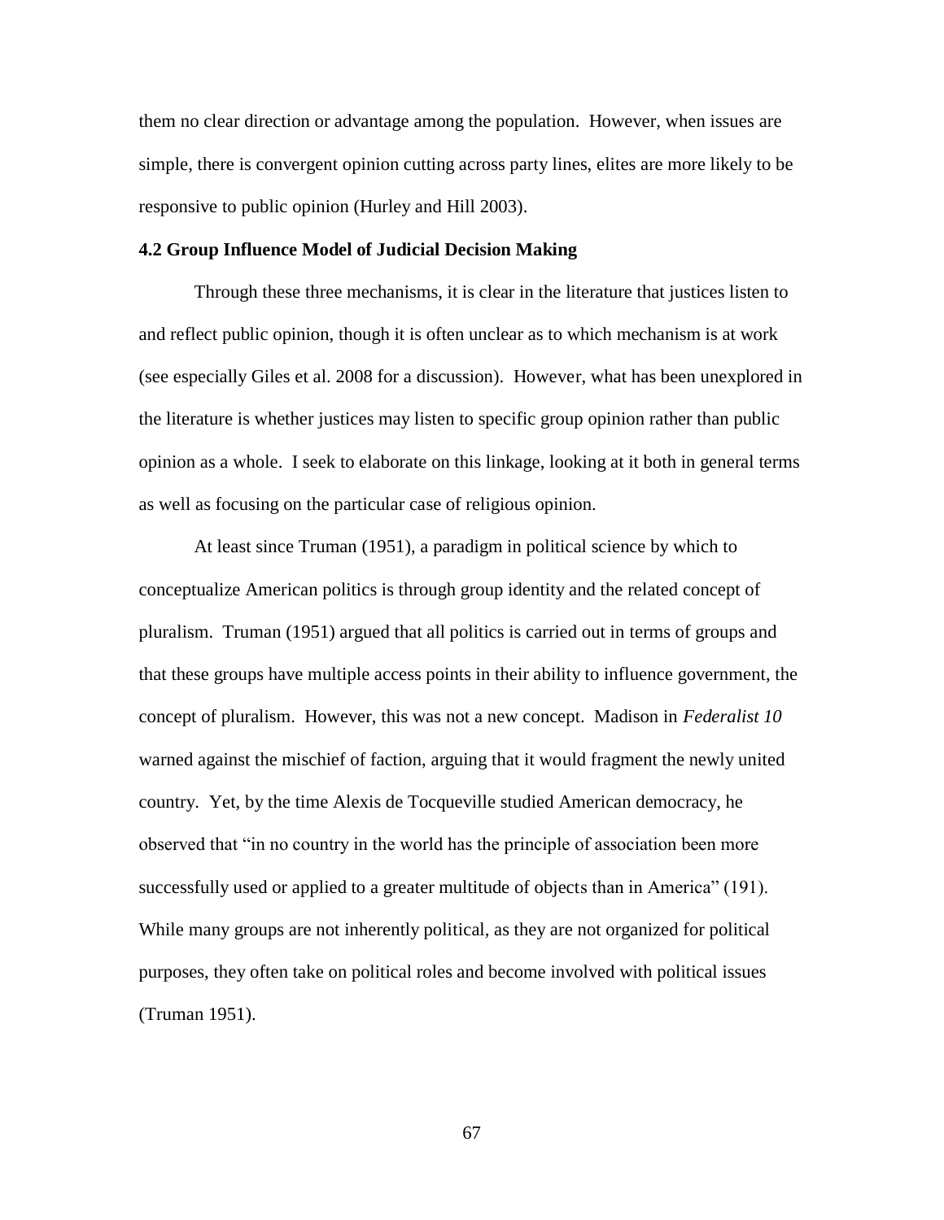them no clear direction or advantage among the population. However, when issues are simple, there is convergent opinion cutting across party lines, elites are more likely to be responsive to public opinion (Hurley and Hill 2003).

### 4.2 Group Influence Model of Judicial Decision Making

Through these three mechanisms, it is clear in the literature that justices listen to and reflect public opinion, though it is often unclear as to which mechanism is at work (see especially Giles et al. 2008 for a discussion). However, what has been unexplored in the literature is whether justices may listen to specific group opinion rather than public opinion as a whole. I seek to elaborate on this linkage, looking at it both in general terms as well as focusing on the particular case of religious opinion.

At least since Truman (1951), a paradigm in political science by which to conceptualize American politics is through group identity and the related concept of pluralism. Truman (1951) argued that all politics is carried out in terms of groups and that these groups have multiple access points in their ability to influence government, the concept of pluralism. However, this was not a new concept. Madison in *Federalist 10* warned against the mischief of faction, arguing that it would fragment the newly united country. Yet, by the time Alexis de Tocqueville studied American democracy, he observed that "in no country in the world has the principle of association been more successfully used or applied to a greater multitude of objects than in America" (191). While many groups are not inherently political, as they are not organized for political purposes, they often take on political roles and become involved with political issues (Truman 1951).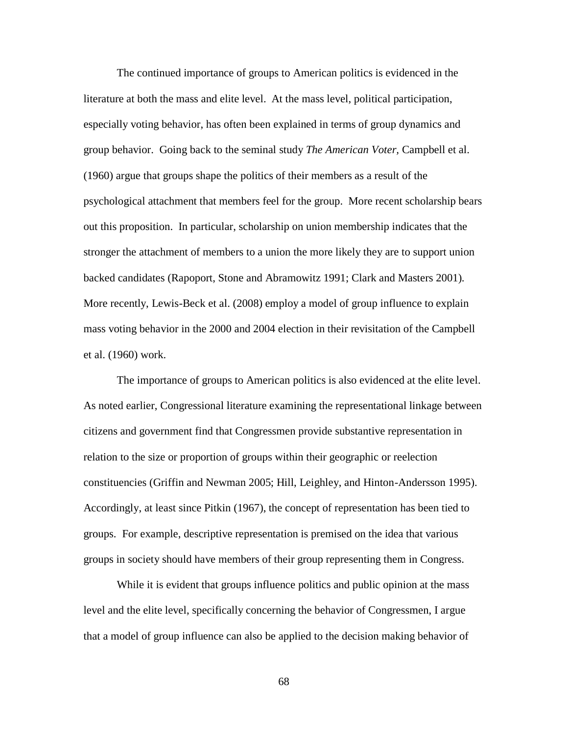The continued importance of groups to American politics is evidenced in the literature at both the mass and elite level. At the mass level, political participation, especially voting behavior, has often been explained in terms of group dynamics and group behavior. Going back to the seminal study *The American Voter,* Campbell et al. (1960) argue that groups shape the politics of their members as a result of the psychological attachment that members feel for the group. More recent scholarship bears out this proposition. In particular, scholarship on union membership indicates that the stronger the attachment of members to a union the more likely they are to support union backed candidates (Rapoport, Stone and Abramowitz 1991; Clark and Masters 2001). More recently, Lewis-Beck et al. (2008) employ a model of group influence to explain mass voting behavior in the 2000 and 2004 election in their revisitation of the Campbell et al. (1960) work.

The importance of groups to American politics is also evidenced at the elite level. As noted earlier, Congressional literature examining the representational linkage between citizens and government find that Congressmen provide substantive representation in relation to the size or proportion of groups within their geographic or reelection constituencies (Griffin and Newman 2005; Hill, Leighley, and Hinton-Andersson 1995). Accordingly, at least since Pitkin (1967), the concept of representation has been tied to groups. For example, descriptive representation is premised on the idea that various groups in society should have members of their group representing them in Congress.

While it is evident that groups influence politics and public opinion at the mass level and the elite level, specifically concerning the behavior of Congressmen, I argue that a model of group influence can also be applied to the decision making behavior of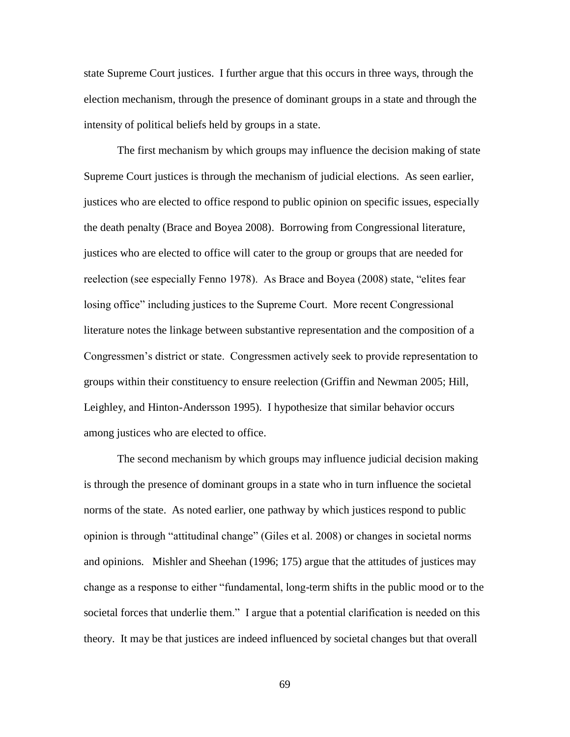state Supreme Court justices. I further argue that this occurs in three ways, through the election mechanism, through the presence of dominant groups in a state and through the intensity of political beliefs held by groups in a state.

The first mechanism by which groups may influence the decision making of state Supreme Court justices is through the mechanism of judicial elections. As seen earlier, justices who are elected to office respond to public opinion on specific issues, especially the death penalty (Brace and Boyea 2008). Borrowing from Congressional literature, justices who are elected to office will cater to the group or groups that are needed for reelection (see especially Fenno 1978). As Brace and Boyea (2008) state, "elites fear losing office" including justices to the Supreme Court. More recent Congressional literature notes the linkage between substantive representation and the composition of a Congressmen's district or state. Congressmen actively seek to provide representation to groups within their constituency to ensure reelection (Griffin and Newman 2005; Hill, Leighley, and Hinton-Andersson 1995). I hypothesize that similar behavior occurs among justices who are elected to office.

The second mechanism by which groups may influence judicial decision making is through the presence of dominant groups in a state who in turn influence the societal norms of the state. As noted earlier, one pathway by which justices respond to public opinion is through "attitudinal change" (Giles et al. 2008) or changes in societal norms and opinions. Mishler and Sheehan (1996; 175) argue that the attitudes of justices may change as a response to either "fundamental, long-term shifts in the public mood or to the societal forces that underlie them." I argue that a potential clarification is needed on this theory. It may be that justices are indeed influenced by societal changes but that overall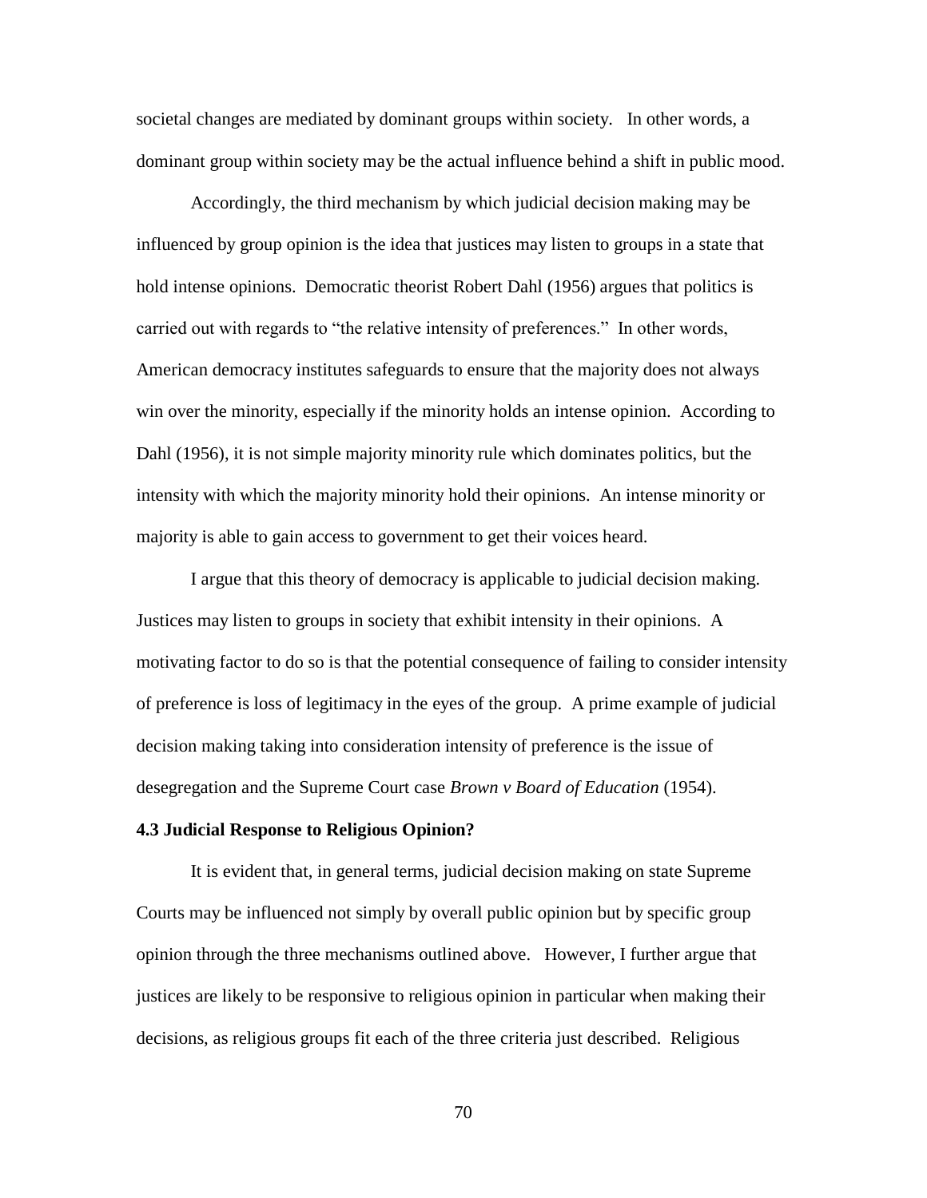societal changes are mediated by dominant groups within society. In other words, a dominant group within society may be the actual influence behind a shift in public mood.

Accordingly, the third mechanism by which judicial decision making may be influenced by group opinion is the idea that justices may listen to groups in a state that hold intense opinions. Democratic theorist Robert Dahl (1956) argues that politics is carried out with regards to "the relative intensity of preferences." In other words, American democracy institutes safeguards to ensure that the majority does not always win over the minority, especially if the minority holds an intense opinion. According to Dahl (1956), it is not simple majority minority rule which dominates politics, but the intensity with which the majority minority hold their opinions. An intense minority or majority is able to gain access to government to get their voices heard.

I argue that this theory of democracy is applicable to judicial decision making. Justices may listen to groups in society that exhibit intensity in their opinions. A motivating factor to do so is that the potential consequence of failing to consider intensity of preference is loss of legitimacy in the eyes of the group. A prime example of judicial decision making taking into consideration intensity of preference is the issue of desegregation and the Supreme Court case *Brown v Board of Education* (1954).

### 4.3 Judicial Response to Religious Opinion?

It is evident that, in general terms, judicial decision making on state Supreme Courts may be influenced not simply by overall public opinion but by specific group opinion through the three mechanisms outlined above. However, I further argue that justices are likely to be responsive to religious opinion in particular when making their decisions, as religious groups fit each of the three criteria just described. Religious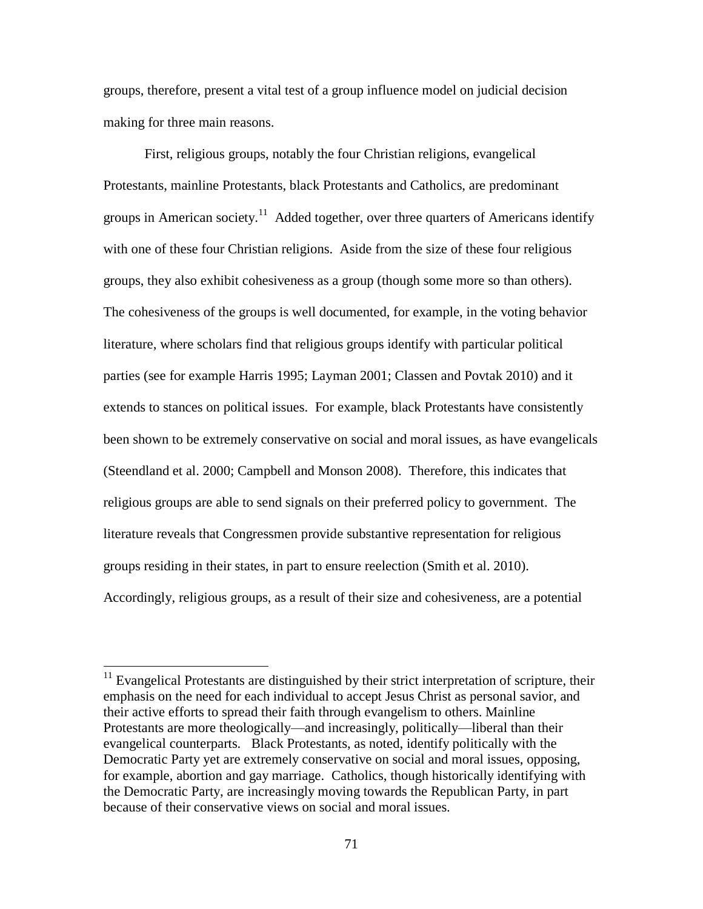groups, therefore, present a vital test of a group influence model on judicial decision making for three main reasons.

First, religious groups, notably the four Christian religions, evangelical Protestants, mainline Protestants, black Protestants and Catholics, are predominant groups in American society.[11] Added together, over three quarters of Americans identify with one of these four Christian religions. Aside from the size of these four religious groups, they also exhibit cohesiveness as a group (though some more so than others). The cohesiveness of the groups is well documented, for example, in the voting behavior literature, where scholars find that religious groups identify with particular political parties (see for example Harris 1995; Layman 2001; Classen and Povtak 2010) and it extends to stances on political issues. For example, black Protestants have consistently been shown to be extremely conservative on social and moral issues, as have evangelicals (Steendland et al. 2000; Campbell and Monson 2008). Therefore, this indicates that religious groups are able to send signals on their preferred policy to government. The literature reveals that Congressmen provide substantive representation for religious groups residing in their states, in part to ensure reelection (Smith et al. 2010). Accordingly, religious groups, as a result of their size and cohesiveness, are a potential

[11] Evangelical Protestants are distinguished by their strict interpretation of scripture, their emphasis on the need for each individual to accept Jesus Christ as personal savior, and their active efforts to spread their faith through evangelism to others. Mainline Protestants are more theologically—and increasingly, politically—liberal than their evangelical counterparts. Black Protestants, as noted, identify politically with the Democratic Party yet are extremely conservative on social and moral issues, opposing, for example, abortion and gay marriage. Catholics, though historically identifying with the Democratic Party, are increasingly moving towards the Republican Party, in part because of their conservative views on social and moral issues.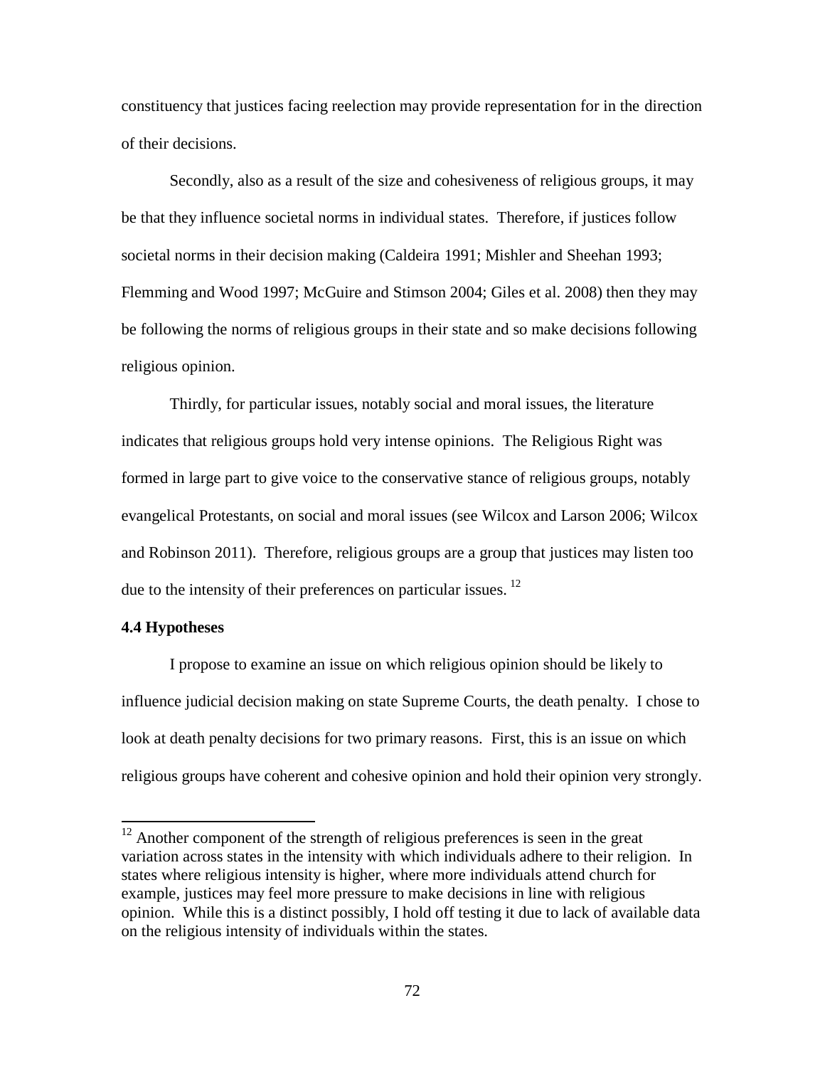constituency that justices facing reelection may provide representation for in the direction of their decisions.

Secondly, also as a result of the size and cohesiveness of religious groups, it may be that they influence societal norms in individual states. Therefore, if justices follow societal norms in their decision making (Caldeira 1991; Mishler and Sheehan 1993; Flemming and Wood 1997; McGuire and Stimson 2004; Giles et al. 2008) then they may be following the norms of religious groups in their state and so make decisions following religious opinion.

Thirdly, for particular issues, notably social and moral issues, the literature indicates that religious groups hold very intense opinions. The Religious Right was formed in large part to give voice to the conservative stance of religious groups, notably evangelical Protestants, on social and moral issues (see Wilcox and Larson 2006; Wilcox and Robinson 2011). Therefore, religious groups are a group that justices may listen too due to the intensity of their preferences on particular issues. [12]

**4.4 Hypotheses**

I propose to examine an issue on which religious opinion should be likely to influence judicial decision making on state Supreme Courts, the death penalty. I chose to look at death penalty decisions for two primary reasons. First, this is an issue on which religious groups have coherent and cohesive opinion and hold their opinion very strongly.

[12] Another component of the strength of religious preferences is seen in the great variation across states in the intensity with which individuals adhere to their religion. In states where religious intensity is higher, where more individuals attend church for example, justices may feel more pressure to make decisions in line with religious opinion. While this is a distinct possibly, I hold off testing it due to lack of available data on the religious intensity of individuals within the states.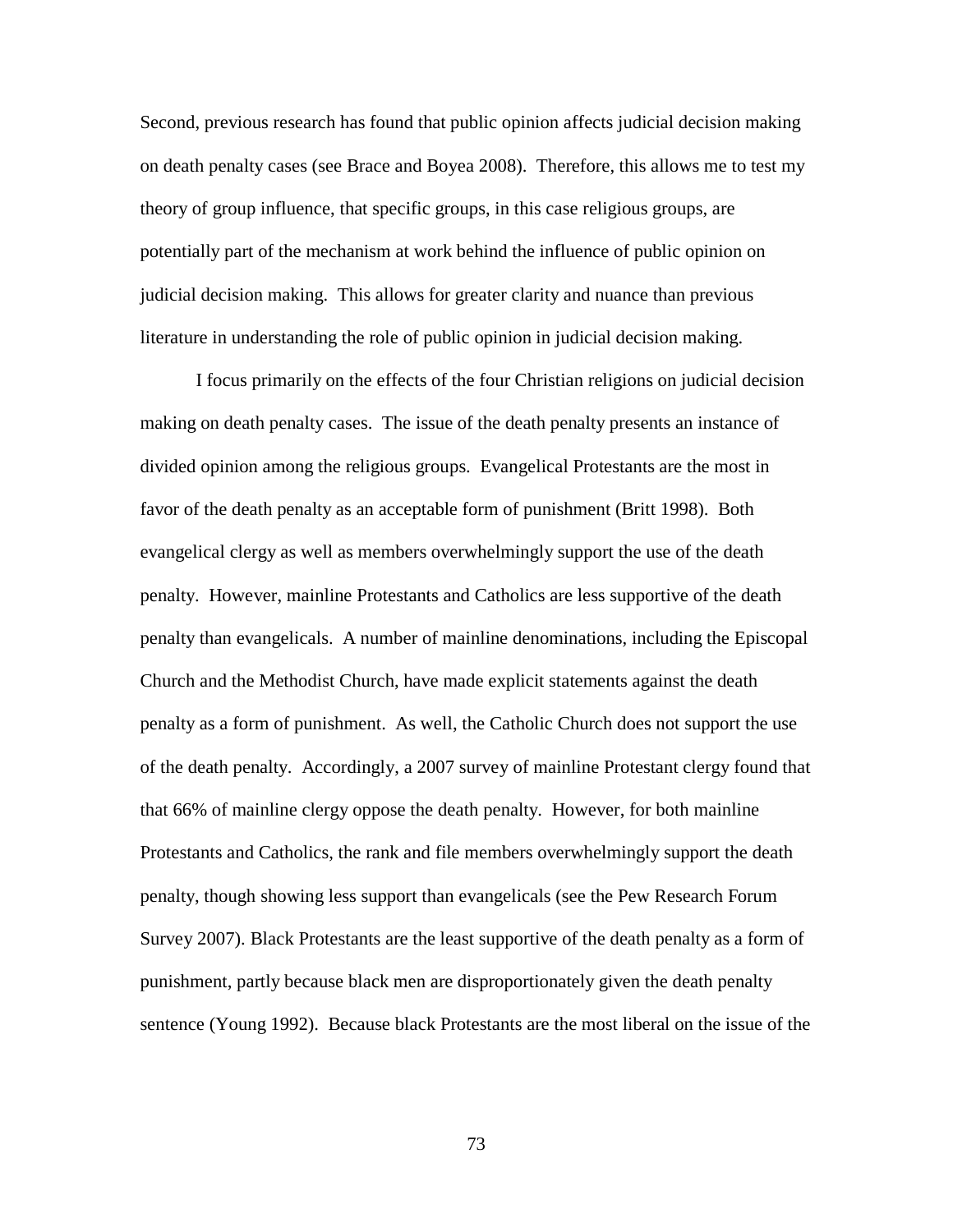Second, previous research has found that public opinion affects judicial decision making on death penalty cases (see Brace and Boyea 2008). Therefore, this allows me to test my theory of group influence, that specific groups, in this case religious groups, are potentially part of the mechanism at work behind the influence of public opinion on judicial decision making. This allows for greater clarity and nuance than previous literature in understanding the role of public opinion in judicial decision making.

I focus primarily on the effects of the four Christian religions on judicial decision making on death penalty cases. The issue of the death penalty presents an instance of divided opinion among the religious groups. Evangelical Protestants are the most in favor of the death penalty as an acceptable form of punishment (Britt 1998). Both evangelical clergy as well as members overwhelmingly support the use of the death penalty. However, mainline Protestants and Catholics are less supportive of the death penalty than evangelicals. A number of mainline denominations, including the Episcopal Church and the Methodist Church, have made explicit statements against the death penalty as a form of punishment. As well, the Catholic Church does not support the use of the death penalty. Accordingly, a 2007 survey of mainline Protestant clergy found that that 66% of mainline clergy oppose the death penalty. However, for both mainline Protestants and Catholics, the rank and file members overwhelmingly support the death penalty, though showing less support than evangelicals (see the Pew Research Forum Survey 2007). Black Protestants are the least supportive of the death penalty as a form of punishment, partly because black men are disproportionately given the death penalty sentence (Young 1992). Because black Protestants are the most liberal on the issue of the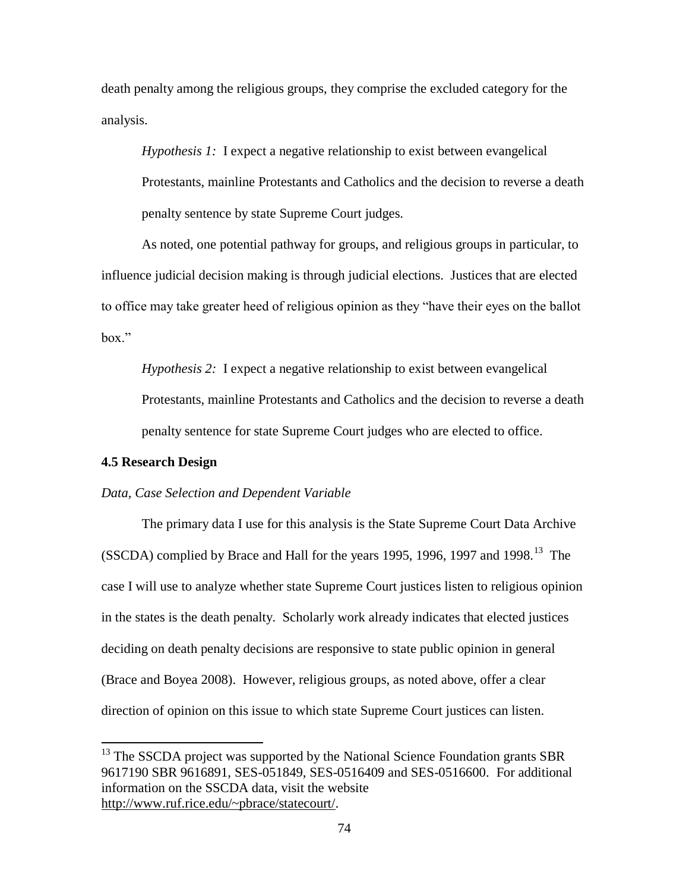death penalty among the religious groups, they comprise the excluded category for the analysis.

> *Hypothesis 1:* I expect a negative relationship to exist between evangelical Protestants, mainline Protestants and Catholics and the decision to reverse a death penalty sentence by state Supreme Court judges.

As noted, one potential pathway for groups, and religious groups in particular, to influence judicial decision making is through judicial elections. Justices that are elected to office may take greater heed of religious opinion as they "have their eyes on the ballot box."

> *Hypothesis 2:* I expect a negative relationship to exist between evangelical Protestants, mainline Protestants and Catholics and the decision to reverse a death penalty sentence for state Supreme Court judges who are elected to office.

### 4.5 Research Design

*Data, Case Selection and Dependent Variable*

The primary data I use for this analysis is the State Supreme Court Data Archive (SSCDA) complied by Brace and Hall for the years 1995, 1996, 1997 and 1998.[13] The case I will use to analyze whether state Supreme Court justices listen to religious opinion in the states is the death penalty. Scholarly work already indicates that elected justices deciding on death penalty decisions are responsive to state public opinion in general (Brace and Boyea 2008). However, religious groups, as noted above, offer a clear direction of opinion on this issue to which state Supreme Court justices can listen.

---

[13] The SSCDA project was supported by the National Science Foundation grants SBR 9617190 SBR 9616891, SES-051849, SES-0516409 and SES-0516600. For additional information on the SSCDA data, visit the website http://www.ruf.rice.edu/~pbrace/statecourt/.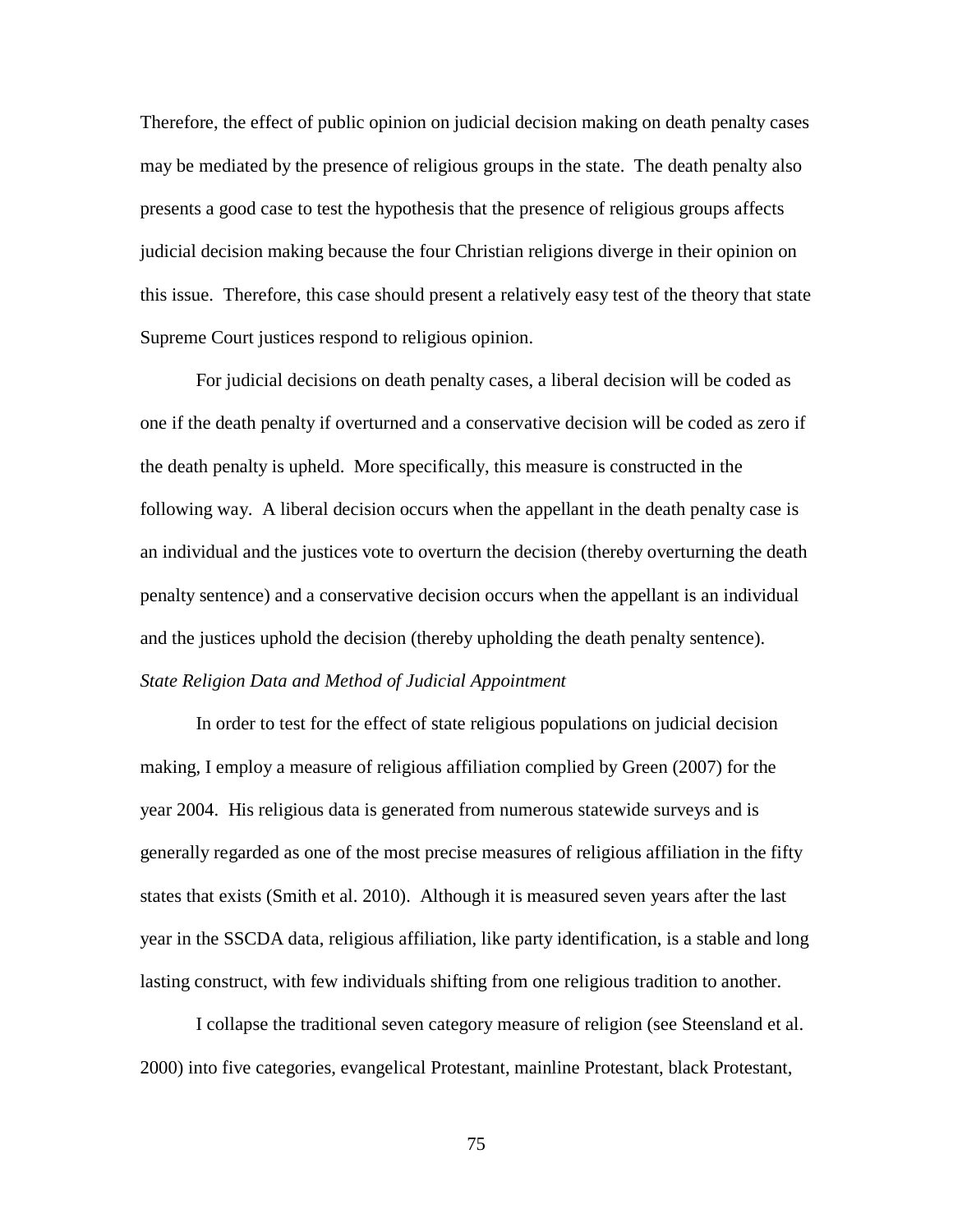Therefore, the effect of public opinion on judicial decision making on death penalty cases may be mediated by the presence of religious groups in the state. The death penalty also presents a good case to test the hypothesis that the presence of religious groups affects judicial decision making because the four Christian religions diverge in their opinion on this issue. Therefore, this case should present a relatively easy test of the theory that state Supreme Court justices respond to religious opinion.

For judicial decisions on death penalty cases, a liberal decision will be coded as one if the death penalty if overturned and a conservative decision will be coded as zero if the death penalty is upheld. More specifically, this measure is constructed in the following way. A liberal decision occurs when the appellant in the death penalty case is an individual and the justices vote to overturn the decision (thereby overturning the death penalty sentence) and a conservative decision occurs when the appellant is an individual and the justices uphold the decision (thereby upholding the death penalty sentence).

*State Religion Data and Method of Judicial Appointment*

In order to test for the effect of state religious populations on judicial decision making, I employ a measure of religious affiliation complied by Green (2007) for the year 2004. His religious data is generated from numerous statewide surveys and is generally regarded as one of the most precise measures of religious affiliation in the fifty states that exists (Smith et al. 2010). Although it is measured seven years after the last year in the SSCDA data, religious affiliation, like party identification, is a stable and long lasting construct, with few individuals shifting from one religious tradition to another.

I collapse the traditional seven category measure of religion (see Steensland et al. 2000) into five categories, evangelical Protestant, mainline Protestant, black Protestant,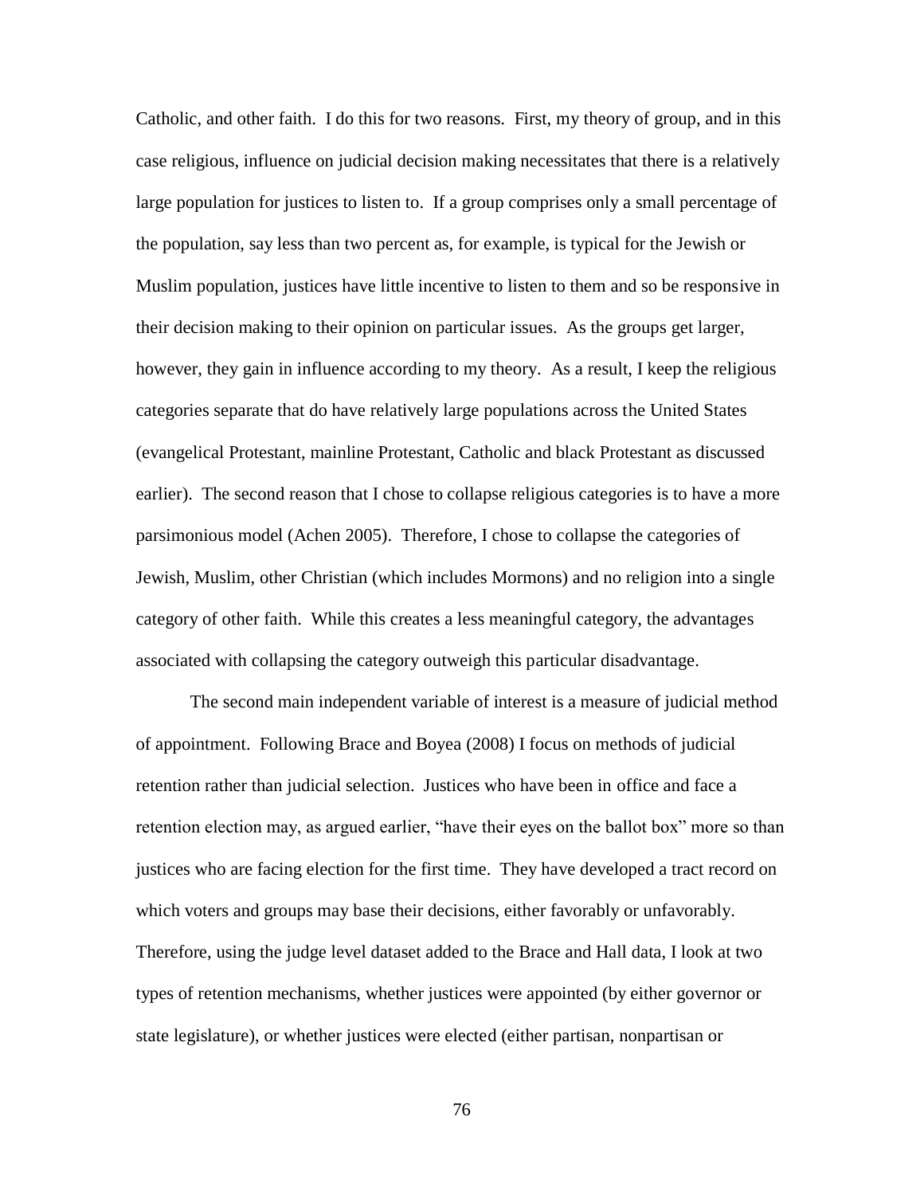Catholic, and other faith. I do this for two reasons. First, my theory of group, and in this case religious, influence on judicial decision making necessitates that there is a relatively large population for justices to listen to. If a group comprises only a small percentage of the population, say less than two percent as, for example, is typical for the Jewish or Muslim population, justices have little incentive to listen to them and so be responsive in their decision making to their opinion on particular issues. As the groups get larger, however, they gain in influence according to my theory. As a result, I keep the religious categories separate that do have relatively large populations across the United States (evangelical Protestant, mainline Protestant, Catholic and black Protestant as discussed earlier). The second reason that I chose to collapse religious categories is to have a more parsimonious model (Achen 2005). Therefore, I chose to collapse the categories of Jewish, Muslim, other Christian (which includes Mormons) and no religion into a single category of other faith. While this creates a less meaningful category, the advantages associated with collapsing the category outweigh this particular disadvantage.

The second main independent variable of interest is a measure of judicial method of appointment. Following Brace and Boyea (2008) I focus on methods of judicial retention rather than judicial selection. Justices who have been in office and face a retention election may, as argued earlier, "have their eyes on the ballot box" more so than justices who are facing election for the first time. They have developed a tract record on which voters and groups may base their decisions, either favorably or unfavorably. Therefore, using the judge level dataset added to the Brace and Hall data, I look at two types of retention mechanisms, whether justices were appointed (by either governor or state legislature), or whether justices were elected (either partisan, nonpartisan or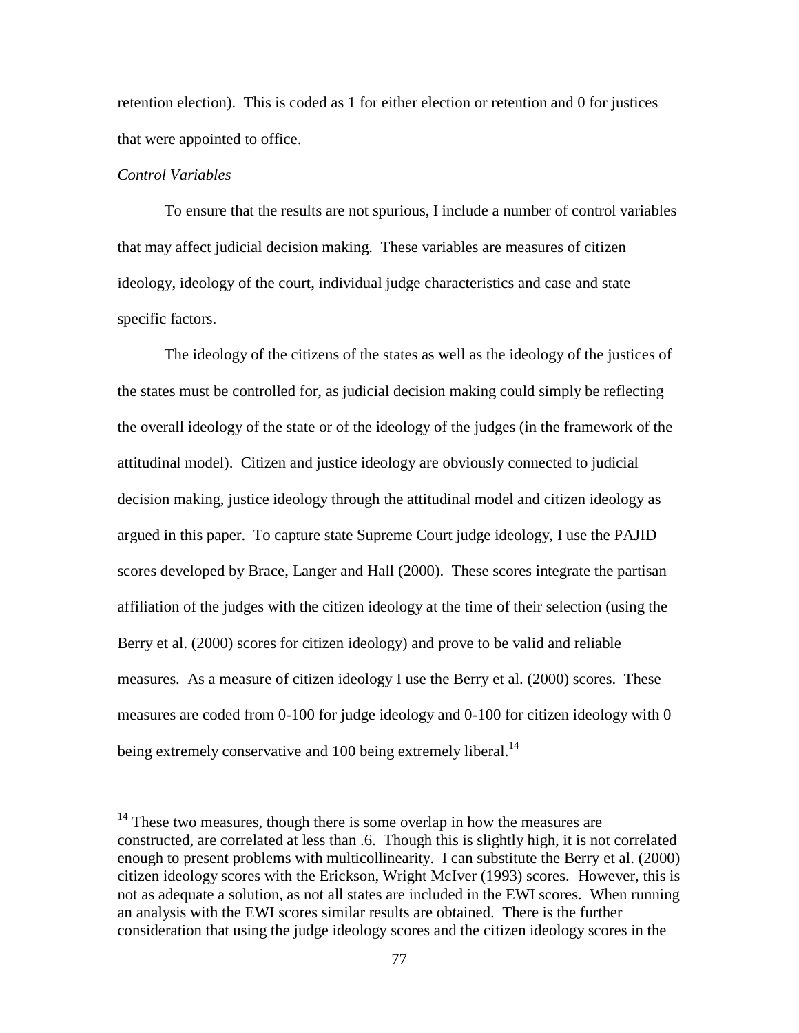retention election). This is coded as 1 for either election or retention and 0 for justices that were appointed to office.

*Control Variables*

To ensure that the results are not spurious, I include a number of control variables that may affect judicial decision making. These variables are measures of citizen ideology, ideology of the court, individual judge characteristics and case and state specific factors.

The ideology of the citizens of the states as well as the ideology of the justices of the states must be controlled for, as judicial decision making could simply be reflecting the overall ideology of the state or of the ideology of the judges (in the framework of the attitudinal model). Citizen and justice ideology are obviously connected to judicial decision making, justice ideology through the attitudinal model and citizen ideology as argued in this paper. To capture state Supreme Court judge ideology, I use the PAJID scores developed by Brace, Langer and Hall (2000). These scores integrate the partisan affiliation of the judges with the citizen ideology at the time of their selection (using the Berry et al. (2000) scores for citizen ideology) and prove to be valid and reliable measures. As a measure of citizen ideology I use the Berry et al. (2000) scores. These measures are coded from 0-100 for judge ideology and 0-100 for citizen ideology with 0 being extremely conservative and 100 being extremely liberal.[14]

[14] These two measures, though there is some overlap in how the measures are constructed, are correlated at less than .6. Though this is slightly high, it is not correlated enough to present problems with multicollinearity. I can substitute the Berry et al. (2000) citizen ideology scores with the Erickson, Wright McIver (1993) scores. However, this is not as adequate a solution, as not all states are included in the EWI scores. When running an analysis with the EWI scores similar results are obtained. There is the further consideration that using the judge ideology scores and the citizen ideology scores in the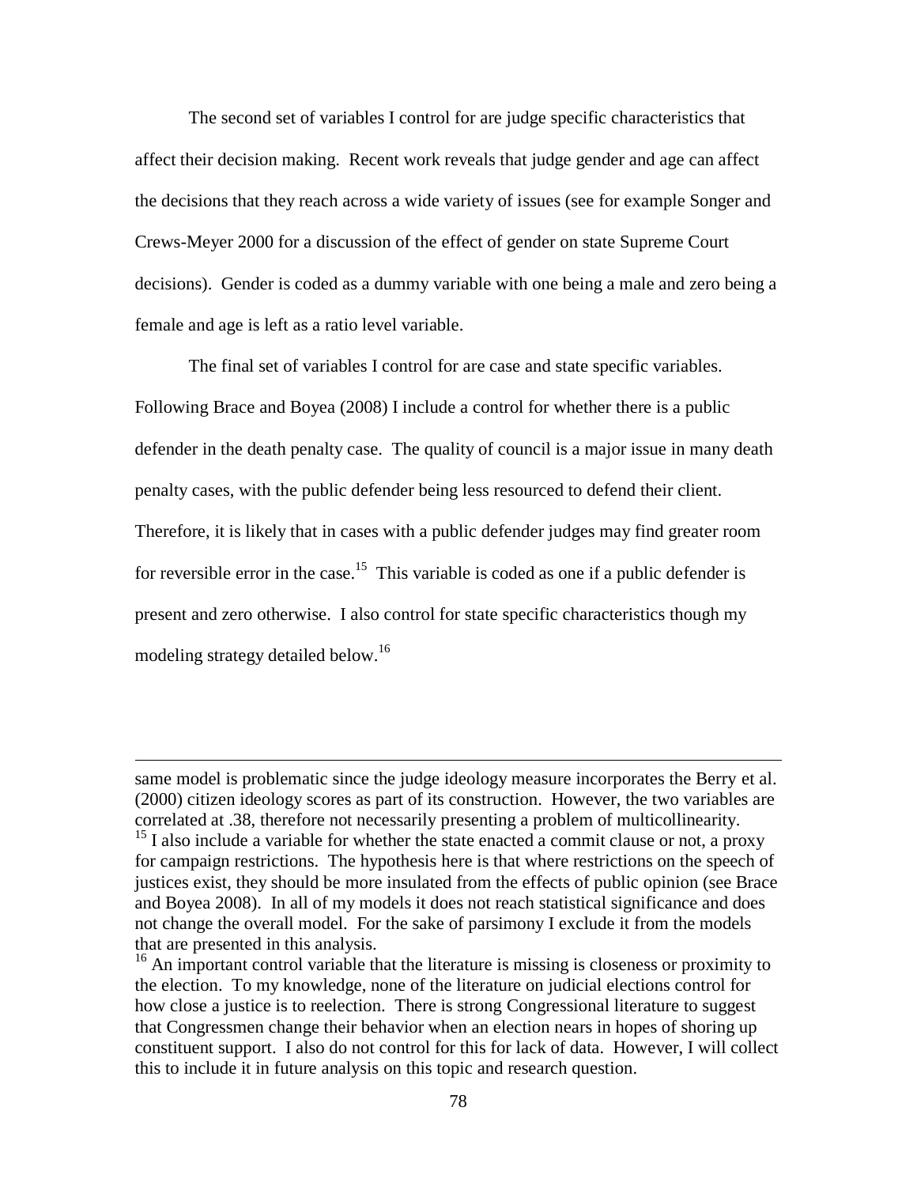The second set of variables I control for are judge specific characteristics that affect their decision making. Recent work reveals that judge gender and age can affect the decisions that they reach across a wide variety of issues (see for example Songer and Crews-Meyer 2000 for a discussion of the effect of gender on state Supreme Court decisions). Gender is coded as a dummy variable with one being a male and zero being a female and age is left as a ratio level variable.

The final set of variables I control for are case and state specific variables. Following Brace and Boyea (2008) I include a control for whether there is a public defender in the death penalty case. The quality of council is a major issue in many death penalty cases, with the public defender being less resourced to defend their client. Therefore, it is likely that in cases with a public defender judges may find greater room for reversible error in the case.[15] This variable is coded as one if a public defender is present and zero otherwise. I also control for state specific characteristics though my modeling strategy detailed below.[16]

---

same model is problematic since the judge ideology measure incorporates the Berry et al. (2000) citizen ideology scores as part of its construction. However, the two variables are correlated at .38, therefore not necessarily presenting a problem of multicollinearity.

[15] I also include a variable for whether the state enacted a commit clause or not, a proxy for campaign restrictions. The hypothesis here is that where restrictions on the speech of justices exist, they should be more insulated from the effects of public opinion (see Brace and Boyea 2008). In all of my models it does not reach statistical significance and does not change the overall model. For the sake of parsimony I exclude it from the models that are presented in this analysis.

[16] An important control variable that the literature is missing is closeness or proximity to the election. To my knowledge, none of the literature on judicial elections control for how close a justice is to reelection. There is strong Congressional literature to suggest that Congressmen change their behavior when an election nears in hopes of shoring up constituent support. I also do not control for this for lack of data. However, I will collect this to include it in future analysis on this topic and research question.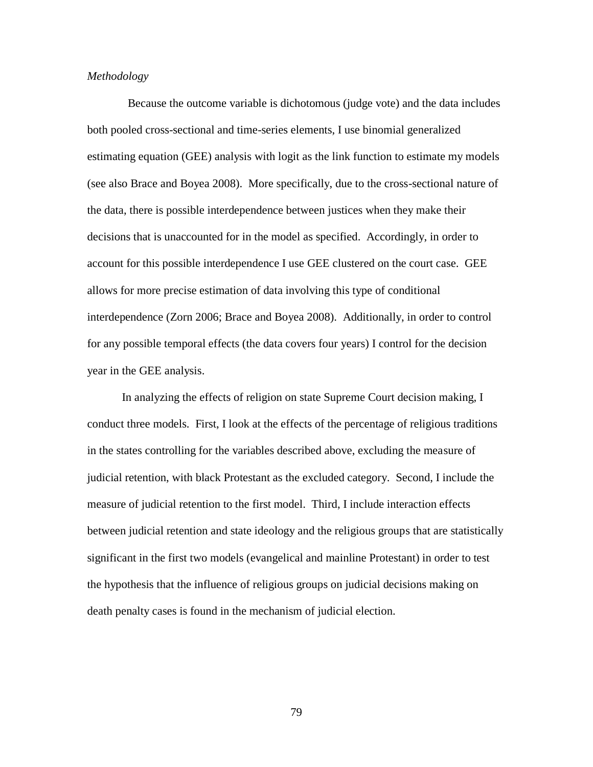*Methodology*

Because the outcome variable is dichotomous (judge vote) and the data includes both pooled cross-sectional and time-series elements, I use binomial generalized estimating equation (GEE) analysis with logit as the link function to estimate my models (see also Brace and Boyea 2008). More specifically, due to the cross-sectional nature of the data, there is possible interdependence between justices when they make their decisions that is unaccounted for in the model as specified. Accordingly, in order to account for this possible interdependence I use GEE clustered on the court case. GEE allows for more precise estimation of data involving this type of conditional interdependence (Zorn 2006; Brace and Boyea 2008). Additionally, in order to control for any possible temporal effects (the data covers four years) I control for the decision year in the GEE analysis.

In analyzing the effects of religion on state Supreme Court decision making, I conduct three models. First, I look at the effects of the percentage of religious traditions in the states controlling for the variables described above, excluding the measure of judicial retention, with black Protestant as the excluded category. Second, I include the measure of judicial retention to the first model. Third, I include interaction effects between judicial retention and state ideology and the religious groups that are statistically significant in the first two models (evangelical and mainline Protestant) in order to test the hypothesis that the influence of religious groups on judicial decisions making on death penalty cases is found in the mechanism of judicial election.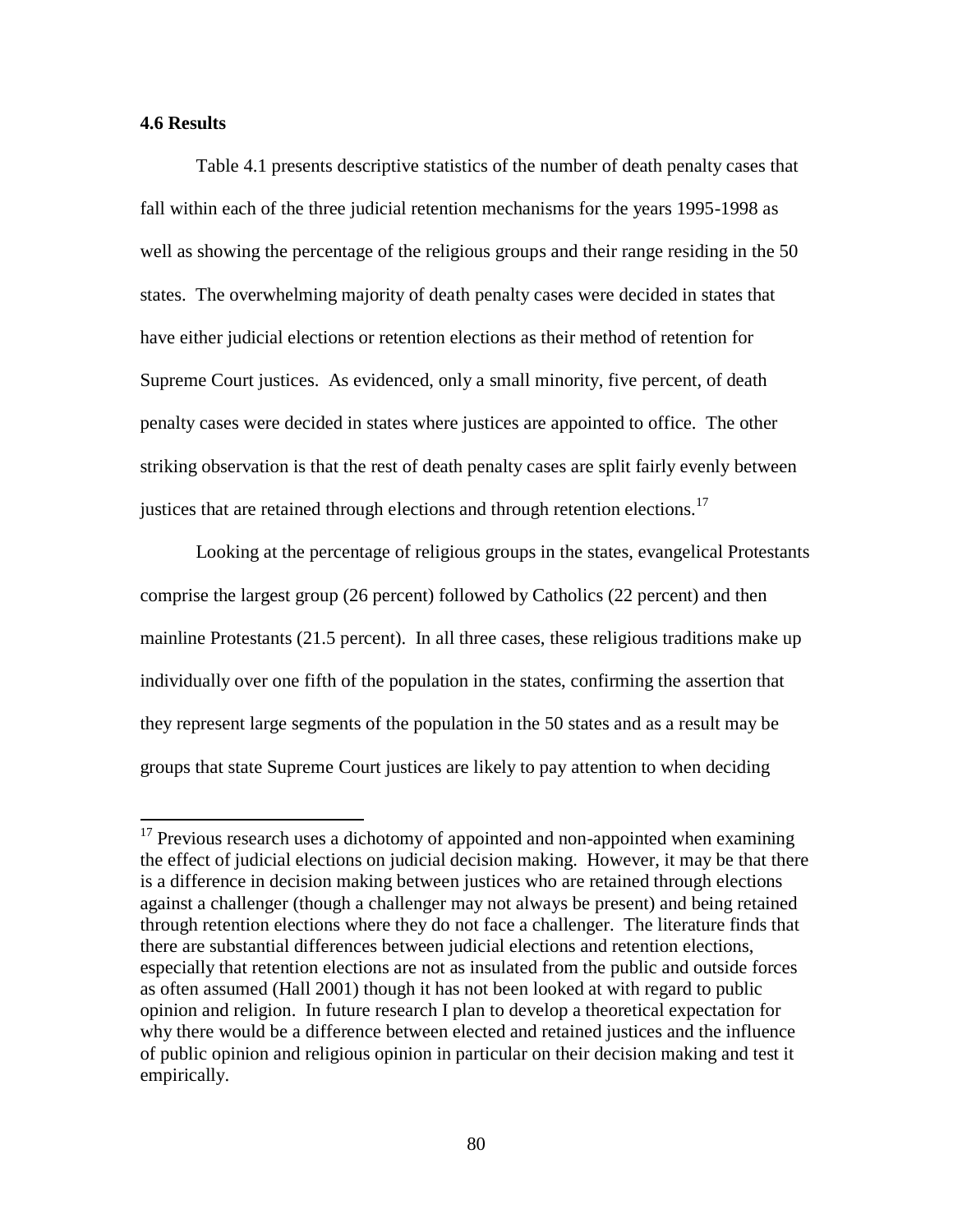### 4.6 Results

Table 4.1 presents descriptive statistics of the number of death penalty cases that fall within each of the three judicial retention mechanisms for the years 1995-1998 as well as showing the percentage of the religious groups and their range residing in the 50 states. The overwhelming majority of death penalty cases were decided in states that have either judicial elections or retention elections as their method of retention for Supreme Court justices. As evidenced, only a small minority, five percent, of death penalty cases were decided in states where justices are appointed to office. The other striking observation is that the rest of death penalty cases are split fairly evenly between justices that are retained through elections and through retention elections.[17]

Looking at the percentage of religious groups in the states, evangelical Protestants comprise the largest group (26 percent) followed by Catholics (22 percent) and then mainline Protestants (21.5 percent). In all three cases, these religious traditions make up individually over one fifth of the population in the states, confirming the assertion that they represent large segments of the population in the 50 states and as a result may be groups that state Supreme Court justices are likely to pay attention to when deciding

[17] Previous research uses a dichotomy of appointed and non-appointed when examining the effect of judicial elections on judicial decision making. However, it may be that there is a difference in decision making between justices who are retained through elections against a challenger (though a challenger may not always be present) and being retained through retention elections where they do not face a challenger. The literature finds that there are substantial differences between judicial elections and retention elections, especially that retention elections are not as insulated from the public and outside forces as often assumed (Hall 2001) though it has not been looked at with regard to public opinion and religion. In future research I plan to develop a theoretical expectation for why there would be a difference between elected and retained justices and the influence of public opinion and religious opinion in particular on their decision making and test it empirically.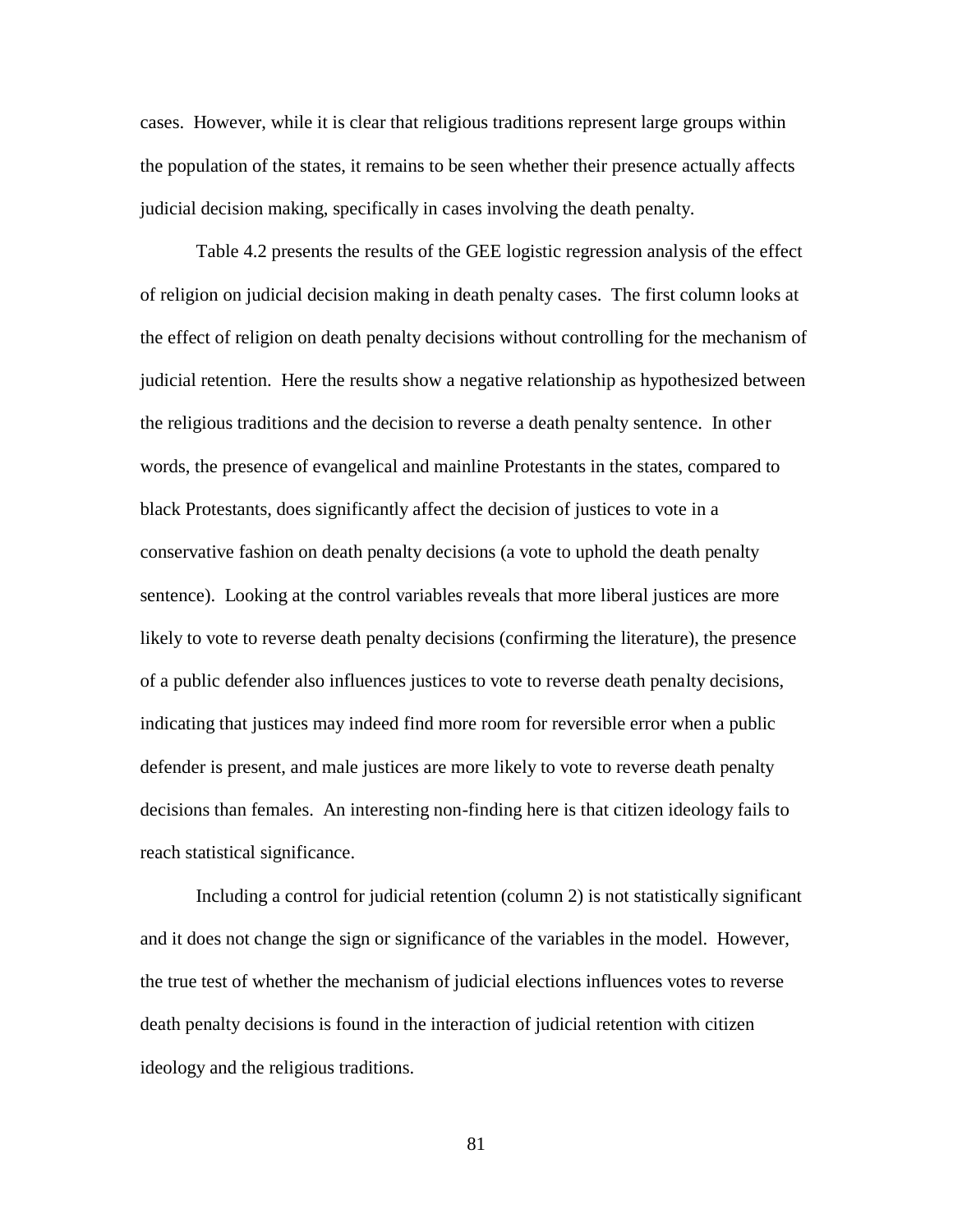cases. However, while it is clear that religious traditions represent large groups within the population of the states, it remains to be seen whether their presence actually affects judicial decision making, specifically in cases involving the death penalty.

Table 4.2 presents the results of the GEE logistic regression analysis of the effect of religion on judicial decision making in death penalty cases. The first column looks at the effect of religion on death penalty decisions without controlling for the mechanism of judicial retention. Here the results show a negative relationship as hypothesized between the religious traditions and the decision to reverse a death penalty sentence. In other words, the presence of evangelical and mainline Protestants in the states, compared to black Protestants, does significantly affect the decision of justices to vote in a conservative fashion on death penalty decisions (a vote to uphold the death penalty sentence). Looking at the control variables reveals that more liberal justices are more likely to vote to reverse death penalty decisions (confirming the literature), the presence of a public defender also influences justices to vote to reverse death penalty decisions, indicating that justices may indeed find more room for reversible error when a public defender is present, and male justices are more likely to vote to reverse death penalty decisions than females. An interesting non-finding here is that citizen ideology fails to reach statistical significance.

Including a control for judicial retention (column 2) is not statistically significant and it does not change the sign or significance of the variables in the model. However, the true test of whether the mechanism of judicial elections influences votes to reverse death penalty decisions is found in the interaction of judicial retention with citizen ideology and the religious traditions.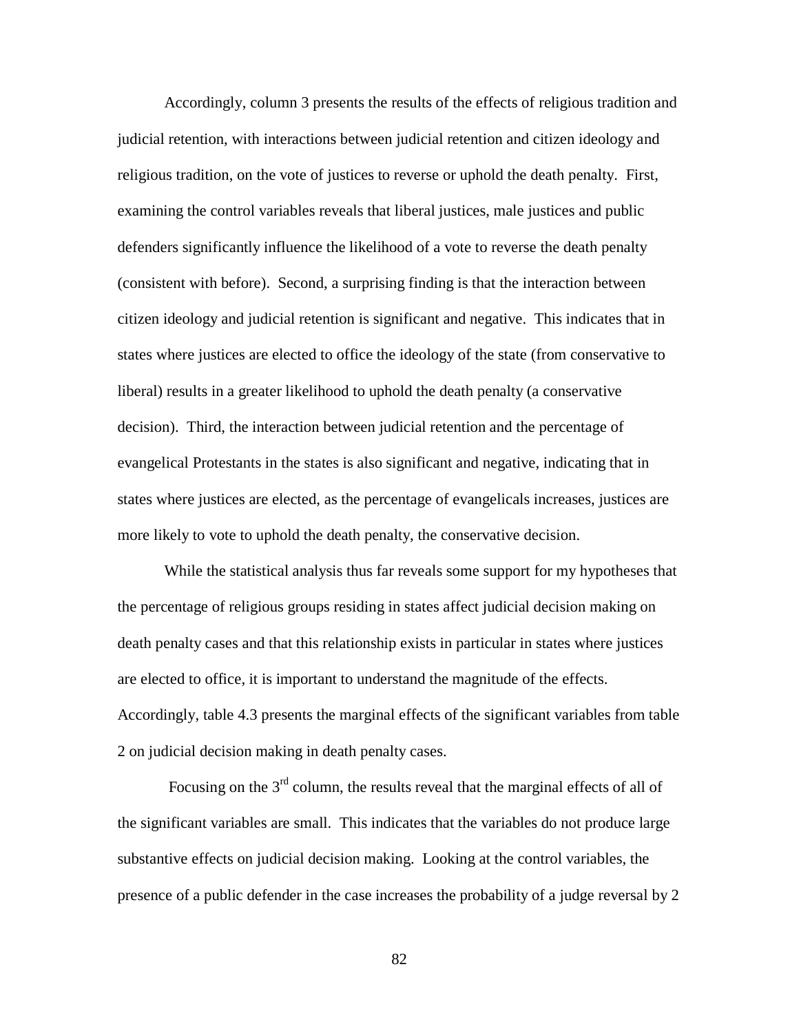Accordingly, column 3 presents the results of the effects of religious tradition and judicial retention, with interactions between judicial retention and citizen ideology and religious tradition, on the vote of justices to reverse or uphold the death penalty. First, examining the control variables reveals that liberal justices, male justices and public defenders significantly influence the likelihood of a vote to reverse the death penalty (consistent with before). Second, a surprising finding is that the interaction between citizen ideology and judicial retention is significant and negative. This indicates that in states where justices are elected to office the ideology of the state (from conservative to liberal) results in a greater likelihood to uphold the death penalty (a conservative decision). Third, the interaction between judicial retention and the percentage of evangelical Protestants in the states is also significant and negative, indicating that in states where justices are elected, as the percentage of evangelicals increases, justices are more likely to vote to uphold the death penalty, the conservative decision.

While the statistical analysis thus far reveals some support for my hypotheses that the percentage of religious groups residing in states affect judicial decision making on death penalty cases and that this relationship exists in particular in states where justices are elected to office, it is important to understand the magnitude of the effects. Accordingly, table 4.3 presents the marginal effects of the significant variables from table 2 on judicial decision making in death penalty cases.

Focusing on the 3rd column, the results reveal that the marginal effects of all of the significant variables are small. This indicates that the variables do not produce large substantive effects on judicial decision making. Looking at the control variables, the presence of a public defender in the case increases the probability of a judge reversal by 2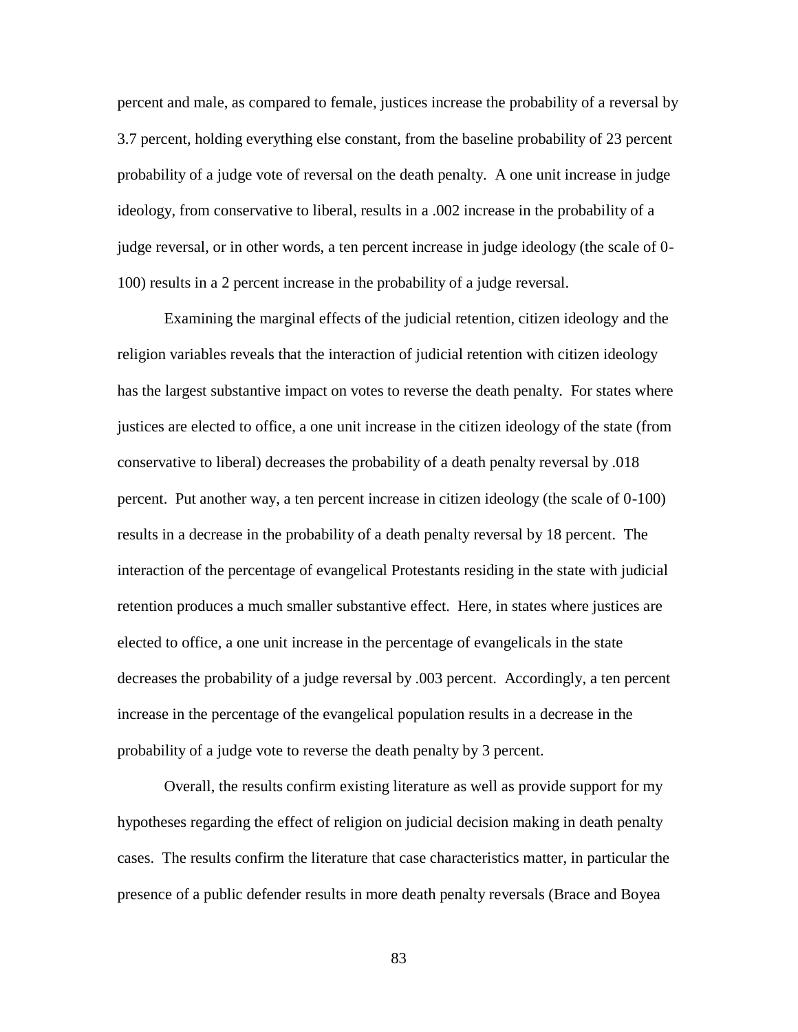percent and male, as compared to female, justices increase the probability of a reversal by 3.7 percent, holding everything else constant, from the baseline probability of 23 percent probability of a judge vote of reversal on the death penalty. A one unit increase in judge ideology, from conservative to liberal, results in a .002 increase in the probability of a judge reversal, or in other words, a ten percent increase in judge ideology (the scale of 0-100) results in a 2 percent increase in the probability of a judge reversal.

Examining the marginal effects of the judicial retention, citizen ideology and the religion variables reveals that the interaction of judicial retention with citizen ideology has the largest substantive impact on votes to reverse the death penalty. For states where justices are elected to office, a one unit increase in the citizen ideology of the state (from conservative to liberal) decreases the probability of a death penalty reversal by .018 percent. Put another way, a ten percent increase in citizen ideology (the scale of 0-100) results in a decrease in the probability of a death penalty reversal by 18 percent. The interaction of the percentage of evangelical Protestants residing in the state with judicial retention produces a much smaller substantive effect. Here, in states where justices are elected to office, a one unit increase in the percentage of evangelicals in the state decreases the probability of a judge reversal by .003 percent. Accordingly, a ten percent increase in the percentage of the evangelical population results in a decrease in the probability of a judge vote to reverse the death penalty by 3 percent.

Overall, the results confirm existing literature as well as provide support for my hypotheses regarding the effect of religion on judicial decision making in death penalty cases. The results confirm the literature that case characteristics matter, in particular the presence of a public defender results in more death penalty reversals (Brace and Boyea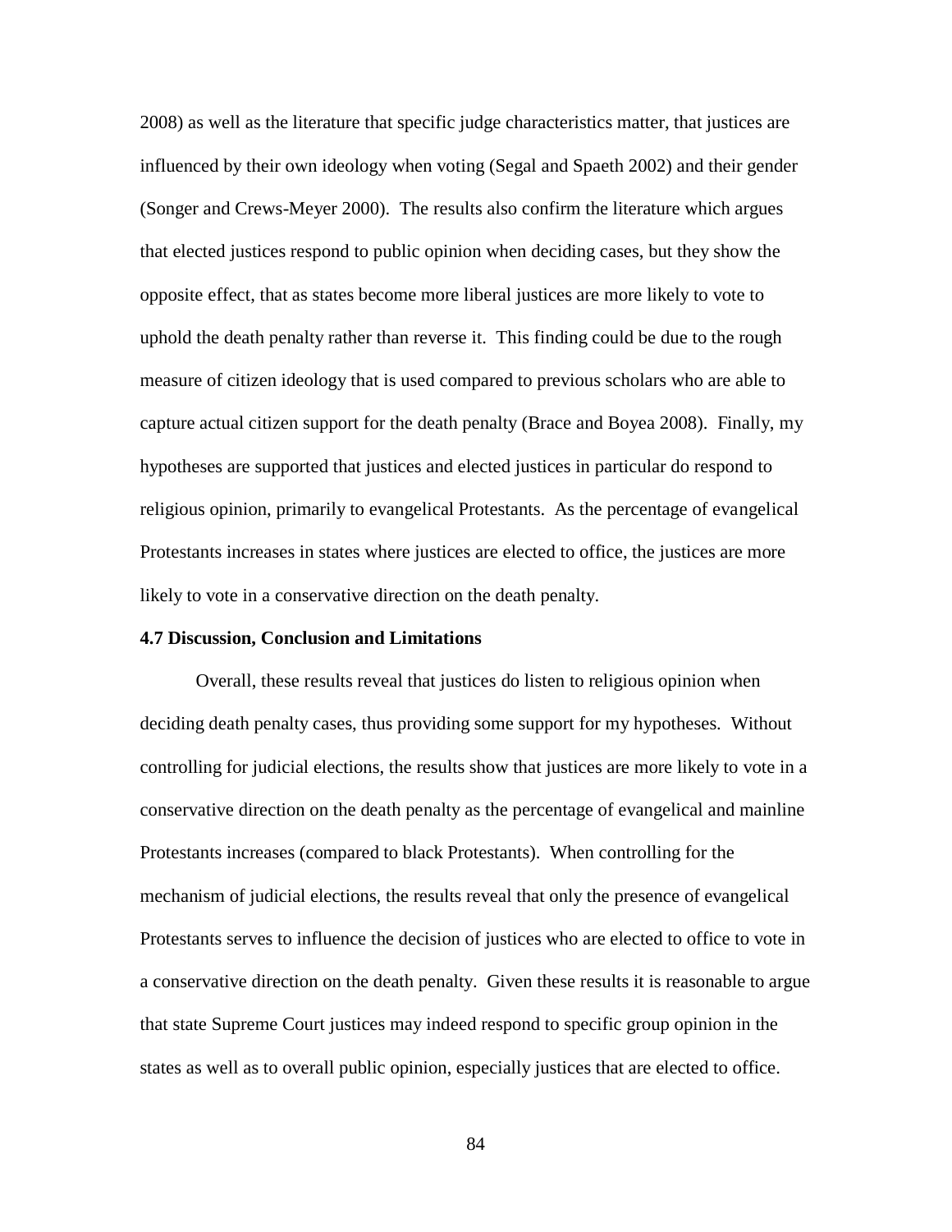2008) as well as the literature that specific judge characteristics matter, that justices are influenced by their own ideology when voting (Segal and Spaeth 2002) and their gender (Songer and Crews-Meyer 2000). The results also confirm the literature which argues that elected justices respond to public opinion when deciding cases, but they show the opposite effect, that as states become more liberal justices are more likely to vote to uphold the death penalty rather than reverse it. This finding could be due to the rough measure of citizen ideology that is used compared to previous scholars who are able to capture actual citizen support for the death penalty (Brace and Boyea 2008). Finally, my hypotheses are supported that justices and elected justices in particular do respond to religious opinion, primarily to evangelical Protestants. As the percentage of evangelical Protestants increases in states where justices are elected to office, the justices are more likely to vote in a conservative direction on the death penalty.

### 4.7 Discussion, Conclusion and Limitations

Overall, these results reveal that justices do listen to religious opinion when deciding death penalty cases, thus providing some support for my hypotheses. Without controlling for judicial elections, the results show that justices are more likely to vote in a conservative direction on the death penalty as the percentage of evangelical and mainline Protestants increases (compared to black Protestants). When controlling for the mechanism of judicial elections, the results reveal that only the presence of evangelical Protestants serves to influence the decision of justices who are elected to office to vote in a conservative direction on the death penalty. Given these results it is reasonable to argue that state Supreme Court justices may indeed respond to specific group opinion in the states as well as to overall public opinion, especially justices that are elected to office.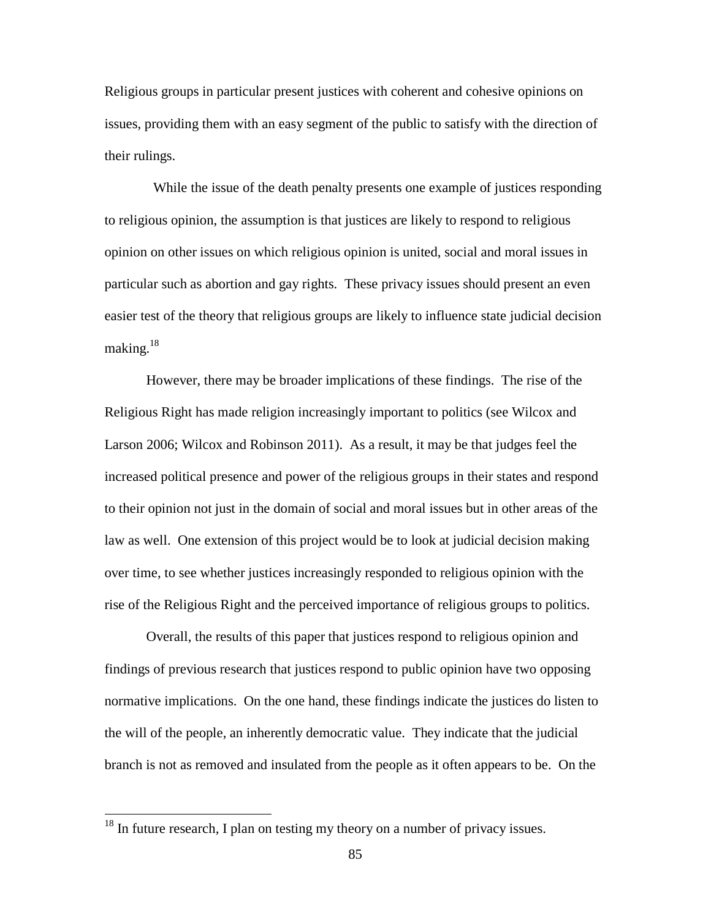Religious groups in particular present justices with coherent and cohesive opinions on issues, providing them with an easy segment of the public to satisfy with the direction of their rulings.

While the issue of the death penalty presents one example of justices responding to religious opinion, the assumption is that justices are likely to respond to religious opinion on other issues on which religious opinion is united, social and moral issues in particular such as abortion and gay rights. These privacy issues should present an even easier test of the theory that religious groups are likely to influence state judicial decision making.[18]

However, there may be broader implications of these findings. The rise of the Religious Right has made religion increasingly important to politics (see Wilcox and Larson 2006; Wilcox and Robinson 2011). As a result, it may be that judges feel the increased political presence and power of the religious groups in their states and respond to their opinion not just in the domain of social and moral issues but in other areas of the law as well. One extension of this project would be to look at judicial decision making over time, to see whether justices increasingly responded to religious opinion with the rise of the Religious Right and the perceived importance of religious groups to politics.

Overall, the results of this paper that justices respond to religious opinion and findings of previous research that justices respond to public opinion have two opposing normative implications. On the one hand, these findings indicate the justices do listen to the will of the people, an inherently democratic value. They indicate that the judicial branch is not as removed and insulated from the people as it often appears to be. On the

[18] In future research, I plan on testing my theory on a number of privacy issues.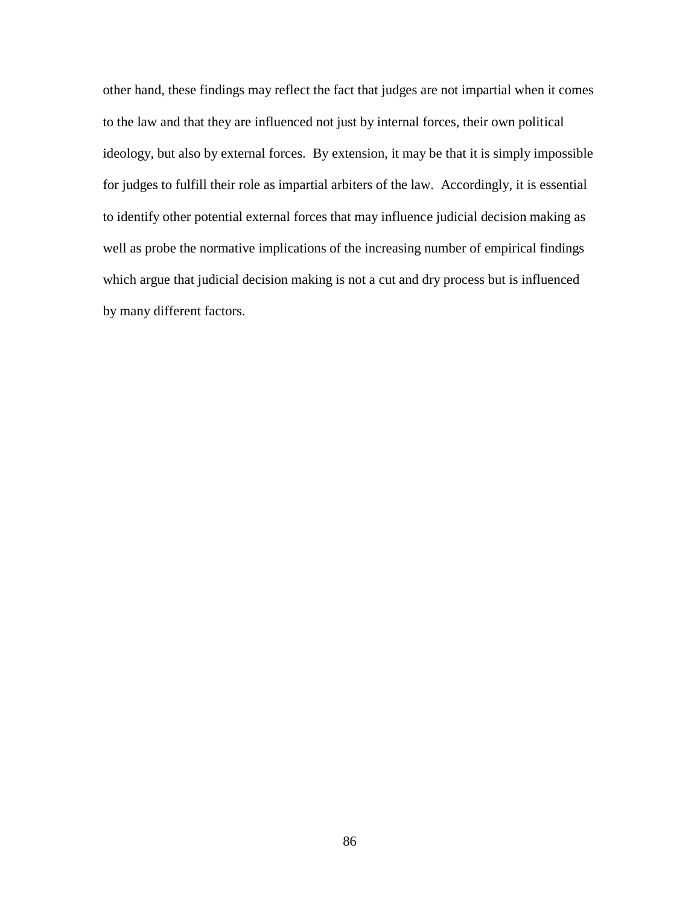other hand, these findings may reflect the fact that judges are not impartial when it comes to the law and that they are influenced not just by internal forces, their own political ideology, but also by external forces. By extension, it may be that it is simply impossible for judges to fulfill their role as impartial arbiters of the law. Accordingly, it is essential to identify other potential external forces that may influence judicial decision making as well as probe the normative implications of the increasing number of empirical findings which argue that judicial decision making is not a cut and dry process but is influenced by many different factors.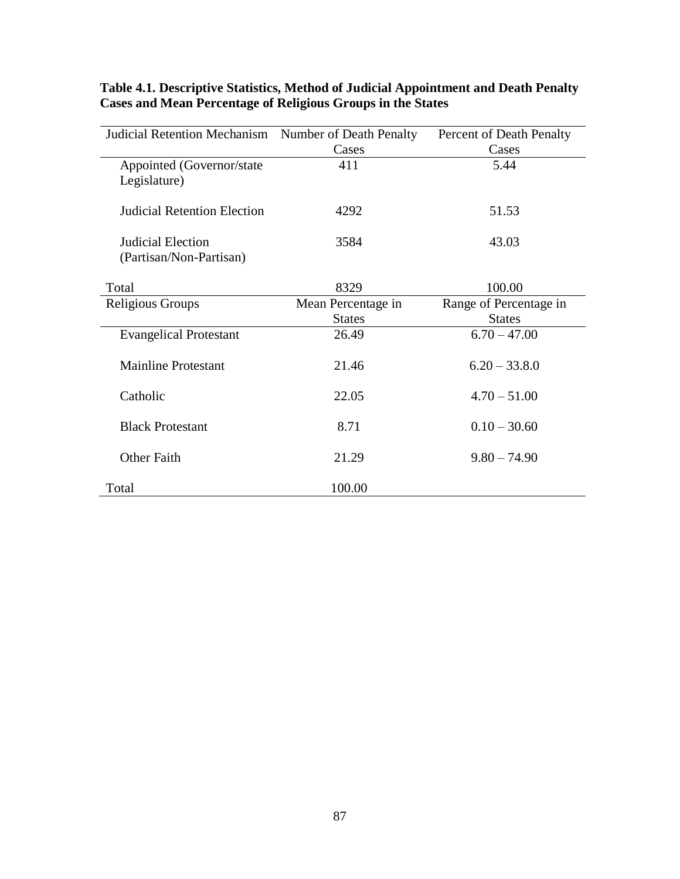**Table 4.1. Descriptive Statistics, Method of Judicial Appointment and Death Penalty Cases and Mean Percentage of Religious Groups in the States**

| Judicial Retention Mechanism | Number of Death Penalty Cases | Percent of Death Penalty Cases |
|---|---|---|
| Appointed (Governor/state Legislature) | 411 | 5.44 |
| Judicial Retention Election | 4292 | 51.53 |
| Judicial Election (Partisan/Non-Partisan) | 3584 | 43.03 |
| Total | 8329 | 100.00 |
| **Religious Groups** | **Mean Percentage in States** | **Range of Percentage in States** |
| Evangelical Protestant | 26.49 | 6.70 – 47.00 |
| Mainline Protestant | 21.46 | 6.20 – 33.8.0 |
| Catholic | 22.05 | 4.70 – 51.00 |
| Black Protestant | 8.71 | 0.10 – 30.60 |
| Other Faith | 21.29 | 9.80 – 74.90 |
| Total | 100.00 | |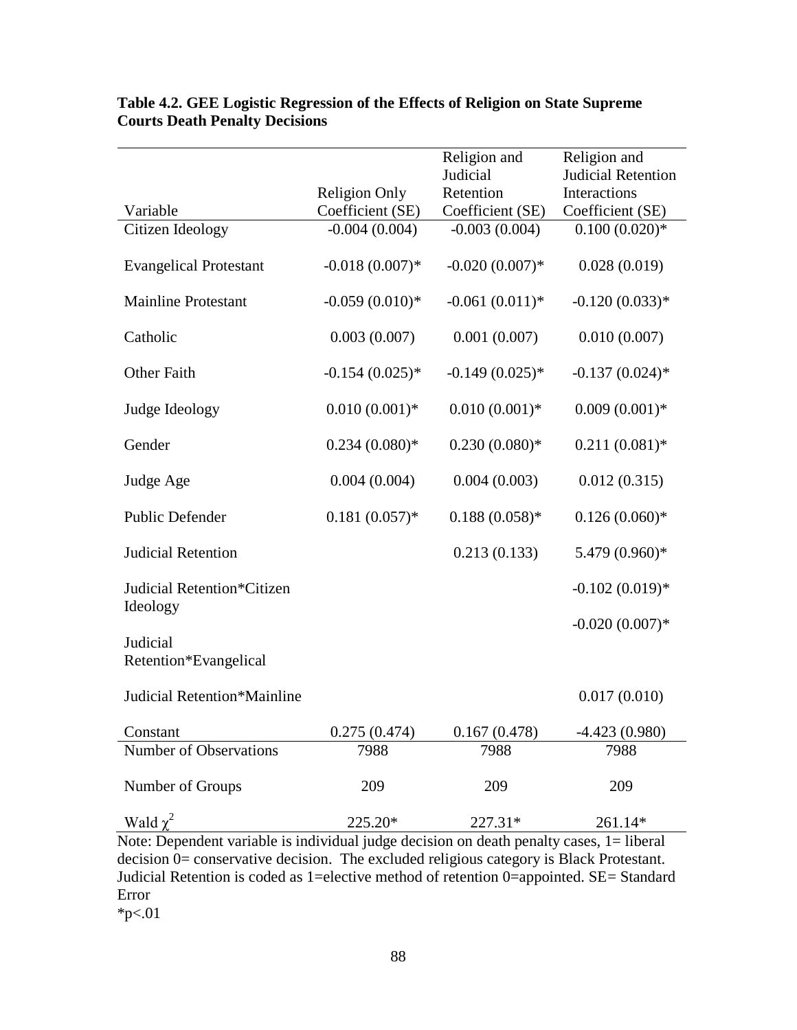**Table 4.2. GEE Logistic Regression of the Effects of Religion on State Supreme Courts Death Penalty Decisions**

| Variable | Religion Only Coefficient (SE) | Religion and Judicial Retention Coefficient (SE) | Religion and Judicial Retention Interactions Coefficient (SE) |
|---|---|---|---|
| Citizen Ideology | -0.004 (0.004) | -0.003 (0.004) | 0.100 (0.020)* |
| Evangelical Protestant | -0.018 (0.007)* | -0.020 (0.007)* | 0.028 (0.019) |
| Mainline Protestant | -0.059 (0.010)* | -0.061 (0.011)* | -0.120 (0.033)* |
| Catholic | 0.003 (0.007) | 0.001 (0.007) | 0.010 (0.007) |
| Other Faith | -0.154 (0.025)* | -0.149 (0.025)* | -0.137 (0.024)* |
| Judge Ideology | 0.010 (0.001)* | 0.010 (0.001)* | 0.009 (0.001)* |
| Gender | 0.234 (0.080)* | 0.230 (0.080)* | 0.211 (0.081)* |
| Judge Age | 0.004 (0.004) | 0.004 (0.003) | 0.012 (0.315) |
| Public Defender | 0.181 (0.057)* | 0.188 (0.058)* | 0.126 (0.060)* |
| Judicial Retention | | 0.213 (0.133) | 5.479 (0.960)* |
| Judicial Retention*Citizen Ideology | | | -0.102 (0.019)* |
| Judicial Retention*Evangelical | | | -0.020 (0.007)* |
| Judicial Retention*Mainline | | | 0.017 (0.010) |
| Constant | 0.275 (0.474) | 0.167 (0.478) | -4.423 (0.980) |
| Number of Observations | 7988 | 7988 | 7988 |
| Number of Groups | 209 | 209 | 209 |
| Wald $\chi^2$ | 225.20* | 227.31* | 261.14* |

Note: Dependent variable is individual judge decision on death penalty cases, 1= liberal decision 0= conservative decision. The excluded religious category is Black Protestant. Judicial Retention is coded as 1=elective method of retention 0=appointed. SE= Standard Error

*$p<.01$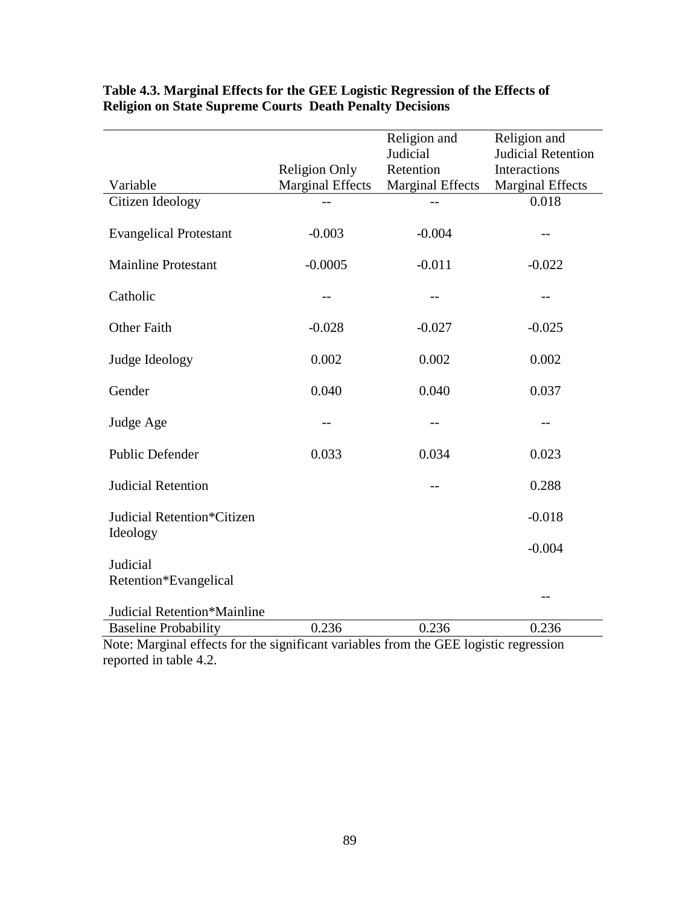**Table 4.3. Marginal Effects for the GEE Logistic Regression of the Effects of Religion on State Supreme Courts Death Penalty Decisions**

| Variable | Religion Only Marginal Effects | Religion and Judicial Retention Marginal Effects | Religion and Judicial Retention Interactions Marginal Effects |
|---|---|---|---|
| Citizen Ideology | -- | -- | 0.018 |
| Evangelical Protestant | -0.003 | -0.004 | -- |
| Mainline Protestant | -0.0005 | -0.011 | -0.022 |
| Catholic | -- | -- | -- |
| Other Faith | -0.028 | -0.027 | -0.025 |
| Judge Ideology | 0.002 | 0.002 | 0.002 |
| Gender | 0.040 | 0.040 | 0.037 |
| Judge Age | -- | -- | -- |
| Public Defender | 0.033 | 0.034 | 0.023 |
| Judicial Retention | | -- | 0.288 |
| Judicial Retention*Citizen Ideology | | | -0.018 |
| Judicial Retention*Evangelical | | | -0.004 |
| Judicial Retention*Mainline | | | -- |
| Baseline Probability | 0.236 | 0.236 | 0.236 |

Note: Marginal effects for the significant variables from the GEE logistic regression reported in table 4.2.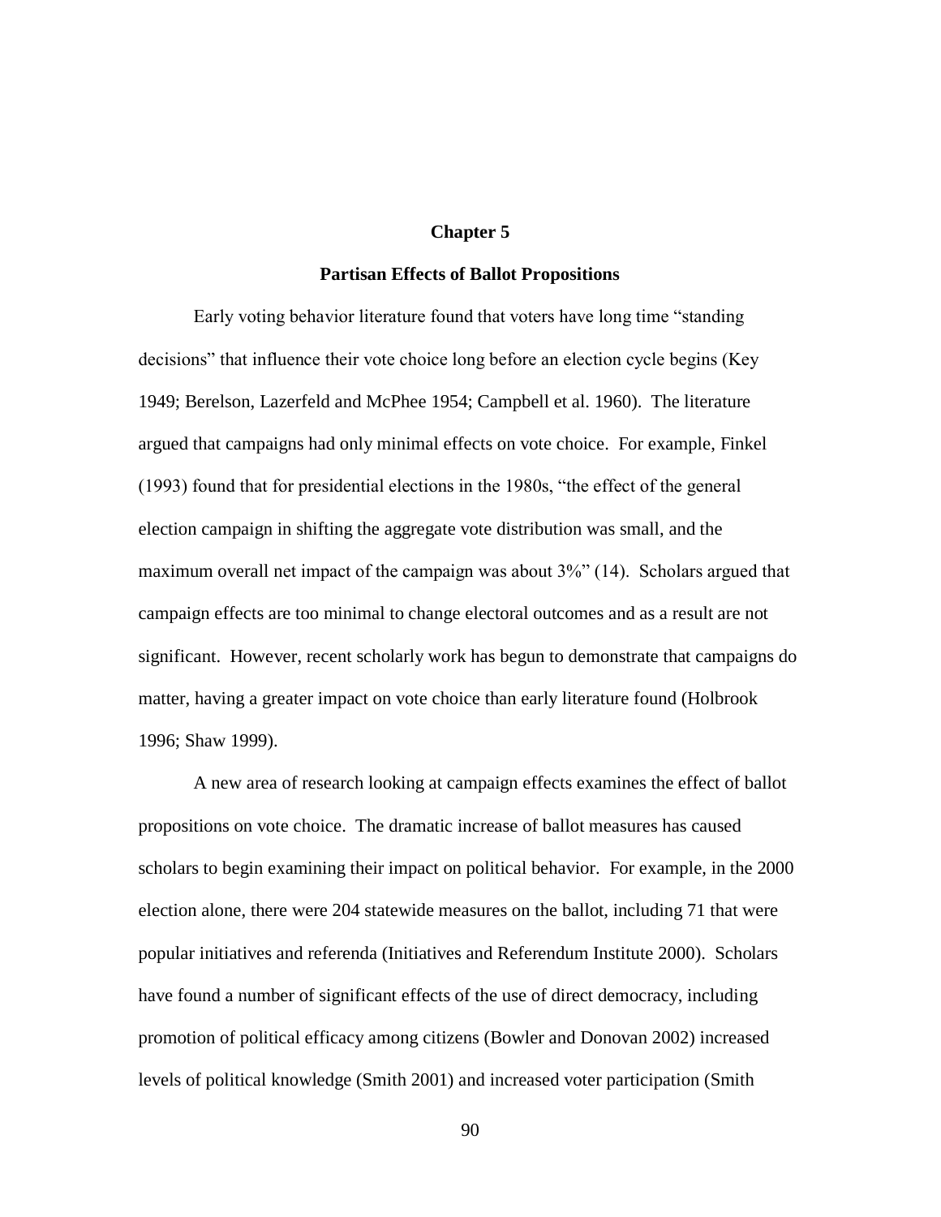# Chapter 5

## Partisan Effects of Ballot Propositions

Early voting behavior literature found that voters have long time "standing decisions" that influence their vote choice long before an election cycle begins (Key 1949; Berelson, Lazerfeld and McPhee 1954; Campbell et al. 1960). The literature argued that campaigns had only minimal effects on vote choice. For example, Finkel (1993) found that for presidential elections in the 1980s, "the effect of the general election campaign in shifting the aggregate vote distribution was small, and the maximum overall net impact of the campaign was about 3%" (14). Scholars argued that campaign effects are too minimal to change electoral outcomes and as a result are not significant. However, recent scholarly work has begun to demonstrate that campaigns do matter, having a greater impact on vote choice than early literature found (Holbrook 1996; Shaw 1999).

A new area of research looking at campaign effects examines the effect of ballot propositions on vote choice. The dramatic increase of ballot measures has caused scholars to begin examining their impact on political behavior. For example, in the 2000 election alone, there were 204 statewide measures on the ballot, including 71 that were popular initiatives and referenda (Initiatives and Referendum Institute 2000). Scholars have found a number of significant effects of the use of direct democracy, including promotion of political efficacy among citizens (Bowler and Donovan 2002) increased levels of political knowledge (Smith 2001) and increased voter participation (Smith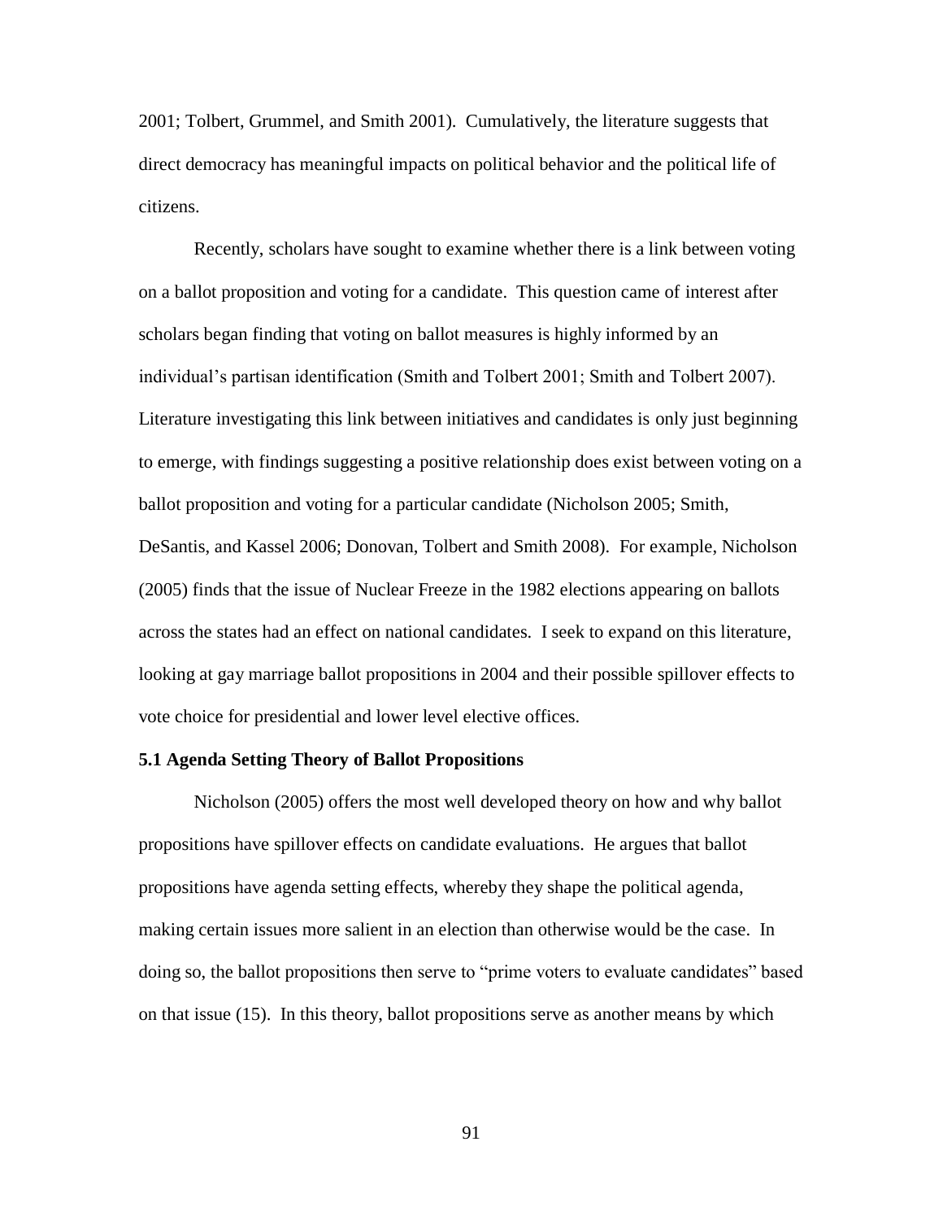2001; Tolbert, Grummel, and Smith 2001). Cumulatively, the literature suggests that direct democracy has meaningful impacts on political behavior and the political life of citizens.

Recently, scholars have sought to examine whether there is a link between voting on a ballot proposition and voting for a candidate. This question came of interest after scholars began finding that voting on ballot measures is highly informed by an individual's partisan identification (Smith and Tolbert 2001; Smith and Tolbert 2007). Literature investigating this link between initiatives and candidates is only just beginning to emerge, with findings suggesting a positive relationship does exist between voting on a ballot proposition and voting for a particular candidate (Nicholson 2005; Smith, DeSantis, and Kassel 2006; Donovan, Tolbert and Smith 2008). For example, Nicholson (2005) finds that the issue of Nuclear Freeze in the 1982 elections appearing on ballots across the states had an effect on national candidates. I seek to expand on this literature, looking at gay marriage ballot propositions in 2004 and their possible spillover effects to vote choice for presidential and lower level elective offices.

### 5.1 Agenda Setting Theory of Ballot Propositions

Nicholson (2005) offers the most well developed theory on how and why ballot propositions have spillover effects on candidate evaluations. He argues that ballot propositions have agenda setting effects, whereby they shape the political agenda, making certain issues more salient in an election than otherwise would be the case. In doing so, the ballot propositions then serve to "prime voters to evaluate candidates" based on that issue (15). In this theory, ballot propositions serve as another means by which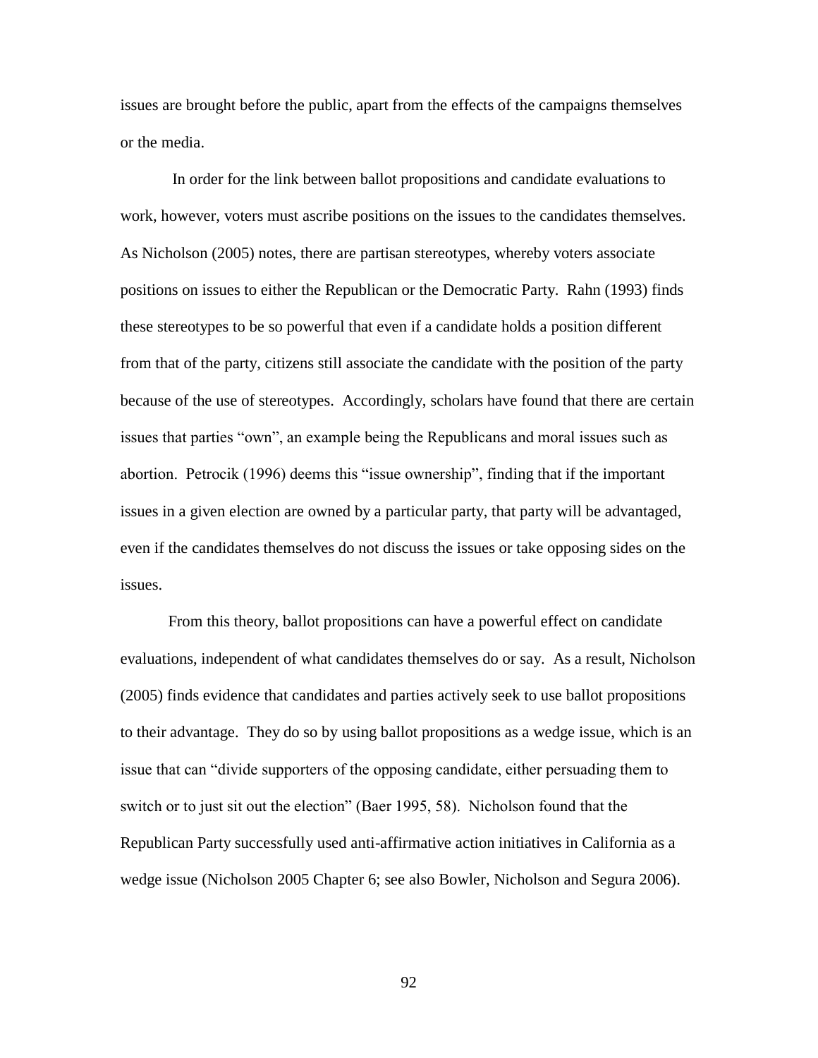issues are brought before the public, apart from the effects of the campaigns themselves or the media.

In order for the link between ballot propositions and candidate evaluations to work, however, voters must ascribe positions on the issues to the candidates themselves. As Nicholson (2005) notes, there are partisan stereotypes, whereby voters associate positions on issues to either the Republican or the Democratic Party. Rahn (1993) finds these stereotypes to be so powerful that even if a candidate holds a position different from that of the party, citizens still associate the candidate with the position of the party because of the use of stereotypes. Accordingly, scholars have found that there are certain issues that parties "own", an example being the Republicans and moral issues such as abortion. Petrocik (1996) deems this "issue ownership", finding that if the important issues in a given election are owned by a particular party, that party will be advantaged, even if the candidates themselves do not discuss the issues or take opposing sides on the issues.

From this theory, ballot propositions can have a powerful effect on candidate evaluations, independent of what candidates themselves do or say. As a result, Nicholson (2005) finds evidence that candidates and parties actively seek to use ballot propositions to their advantage. They do so by using ballot propositions as a wedge issue, which is an issue that can "divide supporters of the opposing candidate, either persuading them to switch or to just sit out the election" (Baer 1995, 58). Nicholson found that the Republican Party successfully used anti-affirmative action initiatives in California as a wedge issue (Nicholson 2005 Chapter 6; see also Bowler, Nicholson and Segura 2006).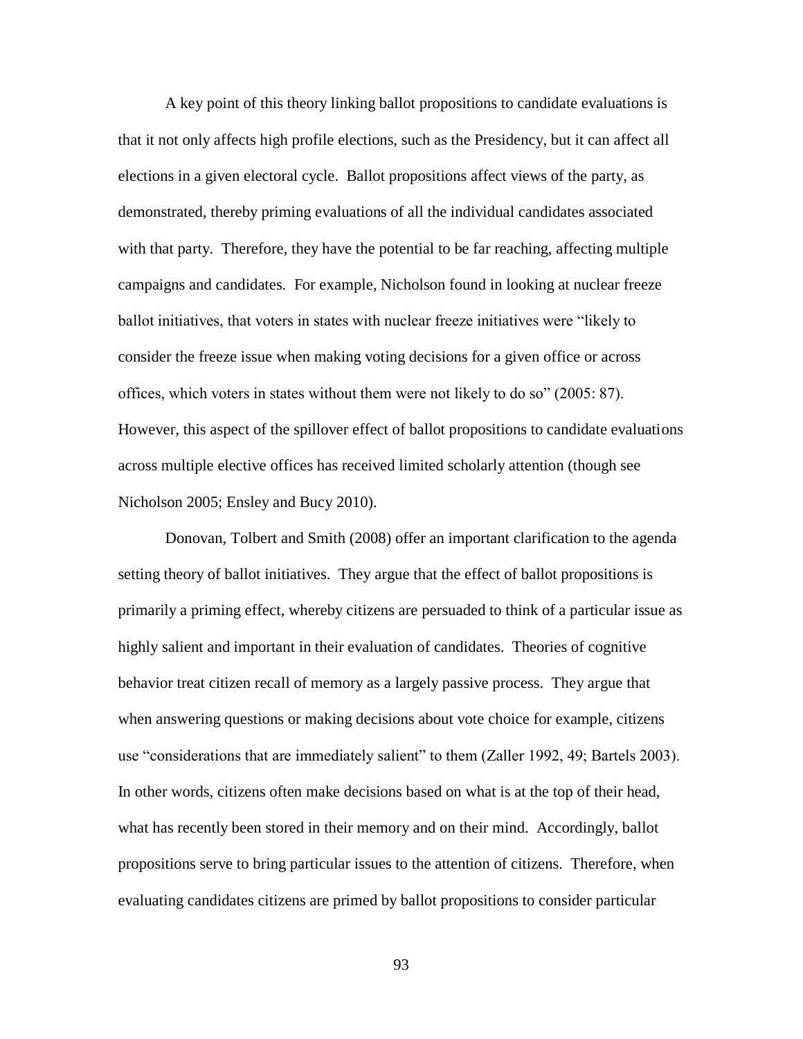A key point of this theory linking ballot propositions to candidate evaluations is that it not only affects high profile elections, such as the Presidency, but it can affect all elections in a given electoral cycle. Ballot propositions affect views of the party, as demonstrated, thereby priming evaluations of all the individual candidates associated with that party. Therefore, they have the potential to be far reaching, affecting multiple campaigns and candidates. For example, Nicholson found in looking at nuclear freeze ballot initiatives, that voters in states with nuclear freeze initiatives were "likely to consider the freeze issue when making voting decisions for a given office or across offices, which voters in states without them were not likely to do so" (2005: 87). However, this aspect of the spillover effect of ballot propositions to candidate evaluations across multiple elective offices has received limited scholarly attention (though see Nicholson 2005; Ensley and Bucy 2010).

Donovan, Tolbert and Smith (2008) offer an important clarification to the agenda setting theory of ballot initiatives. They argue that the effect of ballot propositions is primarily a priming effect, whereby citizens are persuaded to think of a particular issue as highly salient and important in their evaluation of candidates. Theories of cognitive behavior treat citizen recall of memory as a largely passive process. They argue that when answering questions or making decisions about vote choice for example, citizens use "considerations that are immediately salient" to them (Zaller 1992, 49; Bartels 2003). In other words, citizens often make decisions based on what is at the top of their head, what has recently been stored in their memory and on their mind. Accordingly, ballot propositions serve to bring particular issues to the attention of citizens. Therefore, when evaluating candidates citizens are primed by ballot propositions to consider particular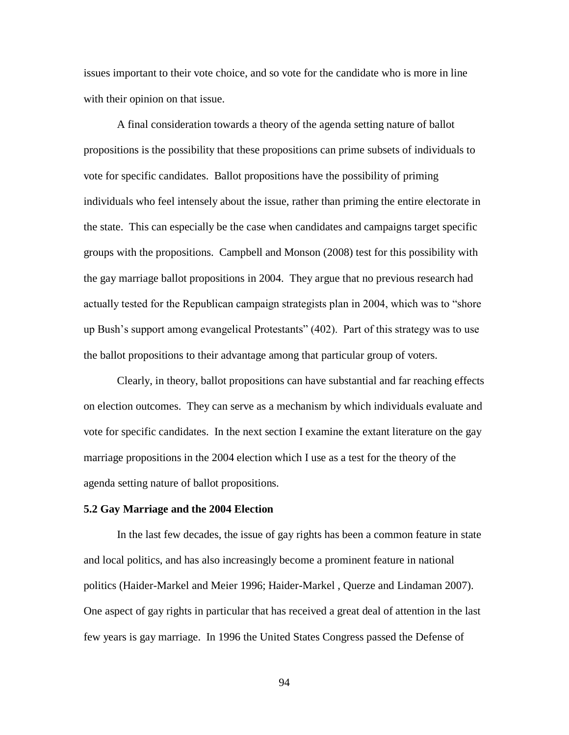issues important to their vote choice, and so vote for the candidate who is more in line with their opinion on that issue.

A final consideration towards a theory of the agenda setting nature of ballot propositions is the possibility that these propositions can prime subsets of individuals to vote for specific candidates. Ballot propositions have the possibility of priming individuals who feel intensely about the issue, rather than priming the entire electorate in the state. This can especially be the case when candidates and campaigns target specific groups with the propositions. Campbell and Monson (2008) test for this possibility with the gay marriage ballot propositions in 2004. They argue that no previous research had actually tested for the Republican campaign strategists plan in 2004, which was to "shore up Bush's support among evangelical Protestants" (402). Part of this strategy was to use the ballot propositions to their advantage among that particular group of voters.

Clearly, in theory, ballot propositions can have substantial and far reaching effects on election outcomes. They can serve as a mechanism by which individuals evaluate and vote for specific candidates. In the next section I examine the extant literature on the gay marriage propositions in the 2004 election which I use as a test for the theory of the agenda setting nature of ballot propositions.

### 5.2 Gay Marriage and the 2004 Election

In the last few decades, the issue of gay rights has been a common feature in state and local politics, and has also increasingly become a prominent feature in national politics (Haider-Markel and Meier 1996; Haider-Markel , Querze and Lindaman 2007). One aspect of gay rights in particular that has received a great deal of attention in the last few years is gay marriage. In 1996 the United States Congress passed the Defense of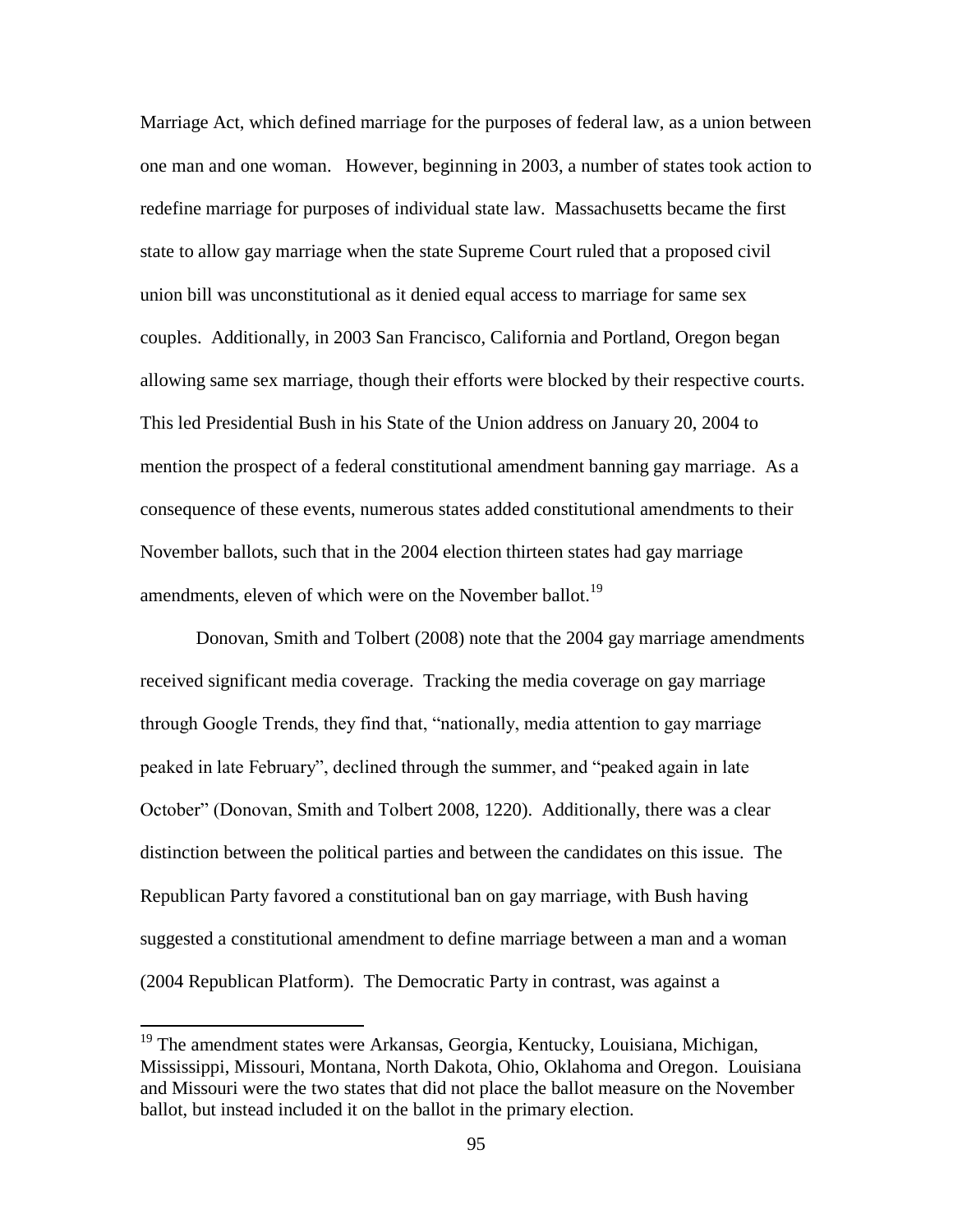Marriage Act, which defined marriage for the purposes of federal law, as a union between one man and one woman.  However, beginning in 2003, a number of states took action to redefine marriage for purposes of individual state law.  Massachusetts became the first state to allow gay marriage when the state Supreme Court ruled that a proposed civil union bill was unconstitutional as it denied equal access to marriage for same sex couples.  Additionally, in 2003 San Francisco, California and Portland, Oregon began allowing same sex marriage, though their efforts were blocked by their respective courts. This led Presidential Bush in his State of the Union address on January 20, 2004 to mention the prospect of a federal constitutional amendment banning gay marriage.  As a consequence of these events, numerous states added constitutional amendments to their November ballots, such that in the 2004 election thirteen states had gay marriage amendments, eleven of which were on the November ballot.[19]

Donovan, Smith and Tolbert (2008) note that the 2004 gay marriage amendments received significant media coverage.  Tracking the media coverage on gay marriage through Google Trends, they find that, "nationally, media attention to gay marriage peaked in late February", declined through the summer, and "peaked again in late October" (Donovan, Smith and Tolbert 2008, 1220).  Additionally, there was a clear distinction between the political parties and between the candidates on this issue.  The Republican Party favored a constitutional ban on gay marriage, with Bush having suggested a constitutional amendment to define marriage between a man and a woman (2004 Republican Platform).  The Democratic Party in contrast, was against a

[19] The amendment states were Arkansas, Georgia, Kentucky, Louisiana, Michigan, Mississippi, Missouri, Montana, North Dakota, Ohio, Oklahoma and Oregon.  Louisiana and Missouri were the two states that did not place the ballot measure on the November ballot, but instead included it on the ballot in the primary election.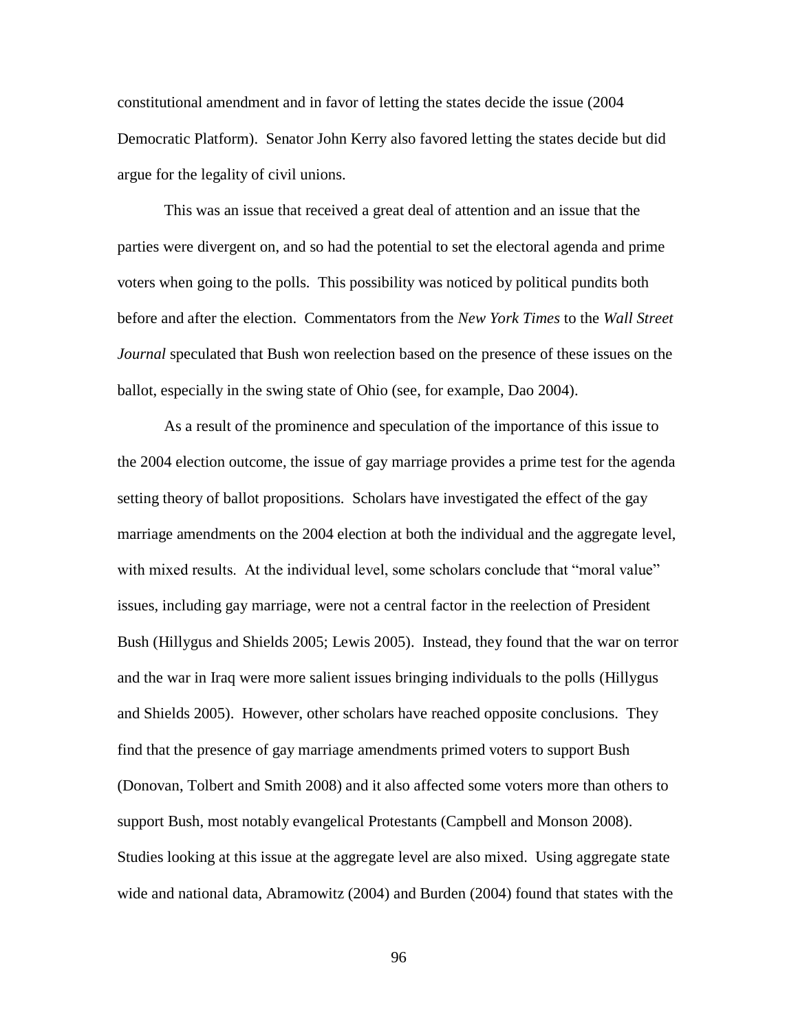constitutional amendment and in favor of letting the states decide the issue (2004 Democratic Platform). Senator John Kerry also favored letting the states decide but did argue for the legality of civil unions.

This was an issue that received a great deal of attention and an issue that the parties were divergent on, and so had the potential to set the electoral agenda and prime voters when going to the polls. This possibility was noticed by political pundits both before and after the election. Commentators from the *New York Times* to the *Wall Street Journal* speculated that Bush won reelection based on the presence of these issues on the ballot, especially in the swing state of Ohio (see, for example, Dao 2004).

As a result of the prominence and speculation of the importance of this issue to the 2004 election outcome, the issue of gay marriage provides a prime test for the agenda setting theory of ballot propositions. Scholars have investigated the effect of the gay marriage amendments on the 2004 election at both the individual and the aggregate level, with mixed results. At the individual level, some scholars conclude that "moral value" issues, including gay marriage, were not a central factor in the reelection of President Bush (Hillygus and Shields 2005; Lewis 2005). Instead, they found that the war on terror and the war in Iraq were more salient issues bringing individuals to the polls (Hillygus and Shields 2005). However, other scholars have reached opposite conclusions. They find that the presence of gay marriage amendments primed voters to support Bush (Donovan, Tolbert and Smith 2008) and it also affected some voters more than others to support Bush, most notably evangelical Protestants (Campbell and Monson 2008). Studies looking at this issue at the aggregate level are also mixed. Using aggregate state wide and national data, Abramowitz (2004) and Burden (2004) found that states with the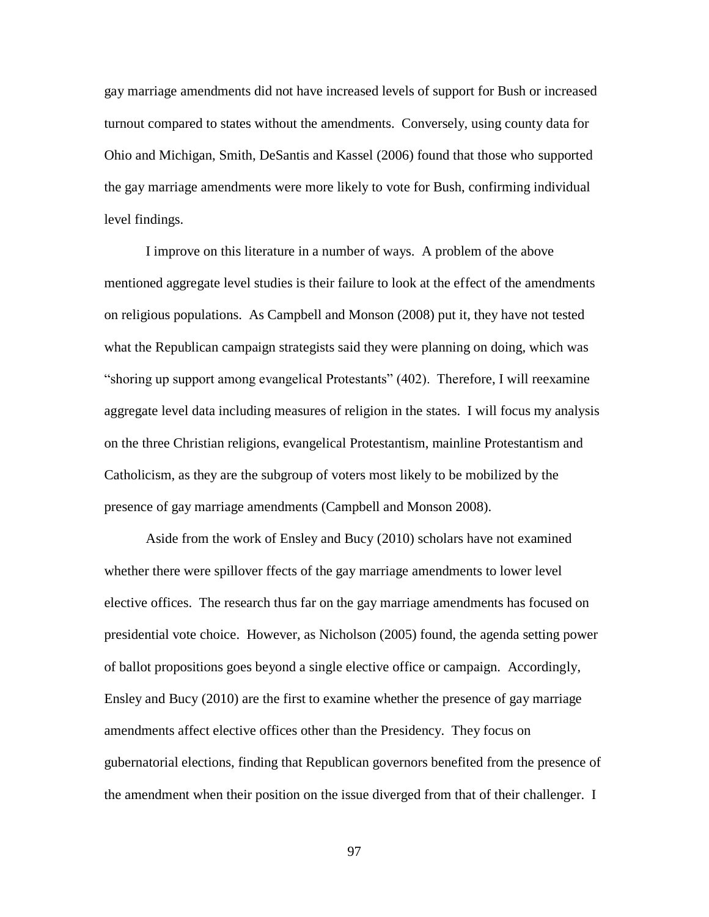gay marriage amendments did not have increased levels of support for Bush or increased turnout compared to states without the amendments. Conversely, using county data for Ohio and Michigan, Smith, DeSantis and Kassel (2006) found that those who supported the gay marriage amendments were more likely to vote for Bush, confirming individual level findings.

I improve on this literature in a number of ways. A problem of the above mentioned aggregate level studies is their failure to look at the effect of the amendments on religious populations. As Campbell and Monson (2008) put it, they have not tested what the Republican campaign strategists said they were planning on doing, which was "shoring up support among evangelical Protestants" (402). Therefore, I will reexamine aggregate level data including measures of religion in the states. I will focus my analysis on the three Christian religions, evangelical Protestantism, mainline Protestantism and Catholicism, as they are the subgroup of voters most likely to be mobilized by the presence of gay marriage amendments (Campbell and Monson 2008).

Aside from the work of Ensley and Bucy (2010) scholars have not examined whether there were spillover ffects of the gay marriage amendments to lower level elective offices. The research thus far on the gay marriage amendments has focused on presidential vote choice. However, as Nicholson (2005) found, the agenda setting power of ballot propositions goes beyond a single elective office or campaign. Accordingly, Ensley and Bucy (2010) are the first to examine whether the presence of gay marriage amendments affect elective offices other than the Presidency. They focus on gubernatorial elections, finding that Republican governors benefited from the presence of the amendment when their position on the issue diverged from that of their challenger. I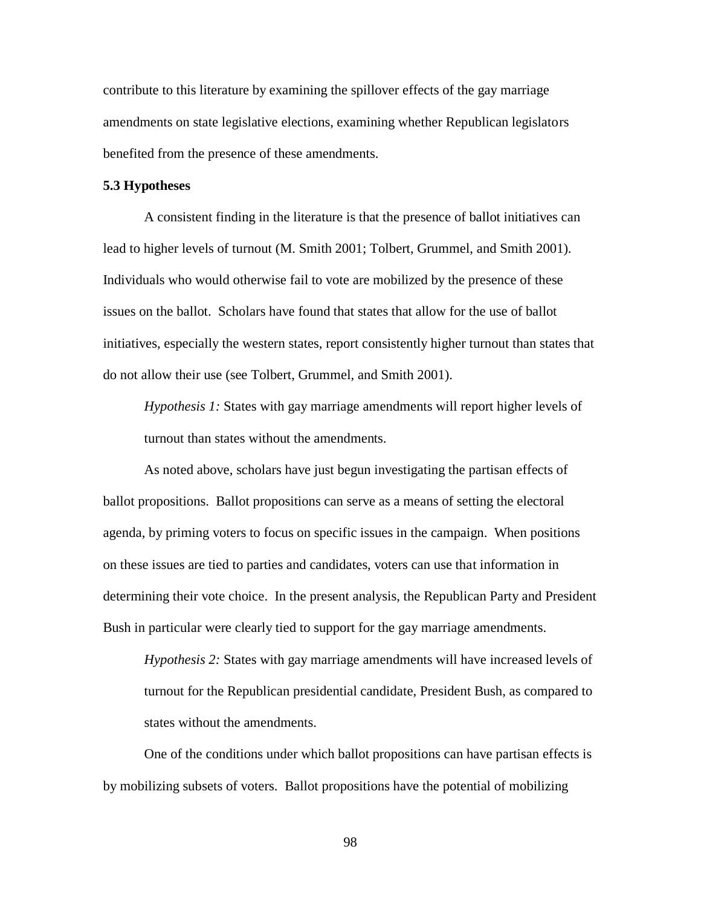contribute to this literature by examining the spillover effects of the gay marriage amendments on state legislative elections, examining whether Republican legislators benefited from the presence of these amendments.

### 5.3 Hypotheses

A consistent finding in the literature is that the presence of ballot initiatives can lead to higher levels of turnout (M. Smith 2001; Tolbert, Grummel, and Smith 2001). Individuals who would otherwise fail to vote are mobilized by the presence of these issues on the ballot. Scholars have found that states that allow for the use of ballot initiatives, especially the western states, report consistently higher turnout than states that do not allow their use (see Tolbert, Grummel, and Smith 2001).

> *Hypothesis 1:* States with gay marriage amendments will report higher levels of turnout than states without the amendments.

As noted above, scholars have just begun investigating the partisan effects of ballot propositions. Ballot propositions can serve as a means of setting the electoral agenda, by priming voters to focus on specific issues in the campaign. When positions on these issues are tied to parties and candidates, voters can use that information in determining their vote choice. In the present analysis, the Republican Party and President Bush in particular were clearly tied to support for the gay marriage amendments.

> *Hypothesis 2:* States with gay marriage amendments will have increased levels of turnout for the Republican presidential candidate, President Bush, as compared to states without the amendments.

One of the conditions under which ballot propositions can have partisan effects is by mobilizing subsets of voters. Ballot propositions have the potential of mobilizing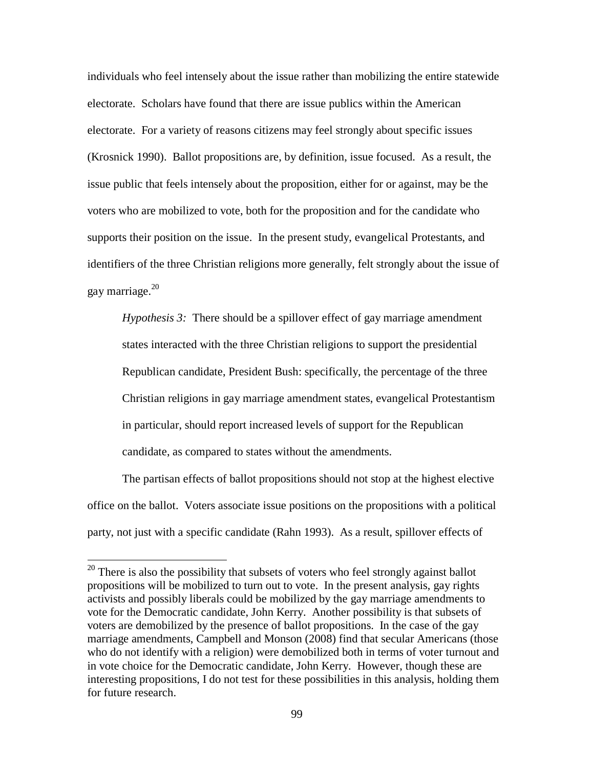individuals who feel intensely about the issue rather than mobilizing the entire statewide electorate. Scholars have found that there are issue publics within the American electorate. For a variety of reasons citizens may feel strongly about specific issues (Krosnick 1990). Ballot propositions are, by definition, issue focused. As a result, the issue public that feels intensely about the proposition, either for or against, may be the voters who are mobilized to vote, both for the proposition and for the candidate who supports their position on the issue. In the present study, evangelical Protestants, and identifiers of the three Christian religions more generally, felt strongly about the issue of gay marriage.[20]

> *Hypothesis 3:* There should be a spillover effect of gay marriage amendment states interacted with the three Christian religions to support the presidential Republican candidate, President Bush: specifically, the percentage of the three Christian religions in gay marriage amendment states, evangelical Protestantism in particular, should report increased levels of support for the Republican candidate, as compared to states without the amendments.

The partisan effects of ballot propositions should not stop at the highest elective office on the ballot. Voters associate issue positions on the propositions with a political party, not just with a specific candidate (Rahn 1993). As a result, spillover effects of

---

[20] There is also the possibility that subsets of voters who feel strongly against ballot propositions will be mobilized to turn out to vote. In the present analysis, gay rights activists and possibly liberals could be mobilized by the gay marriage amendments to vote for the Democratic candidate, John Kerry. Another possibility is that subsets of voters are demobilized by the presence of ballot propositions. In the case of the gay marriage amendments, Campbell and Monson (2008) find that secular Americans (those who do not identify with a religion) were demobilized both in terms of voter turnout and in vote choice for the Democratic candidate, John Kerry. However, though these are interesting propositions, I do not test for these possibilities in this analysis, holding them for future research.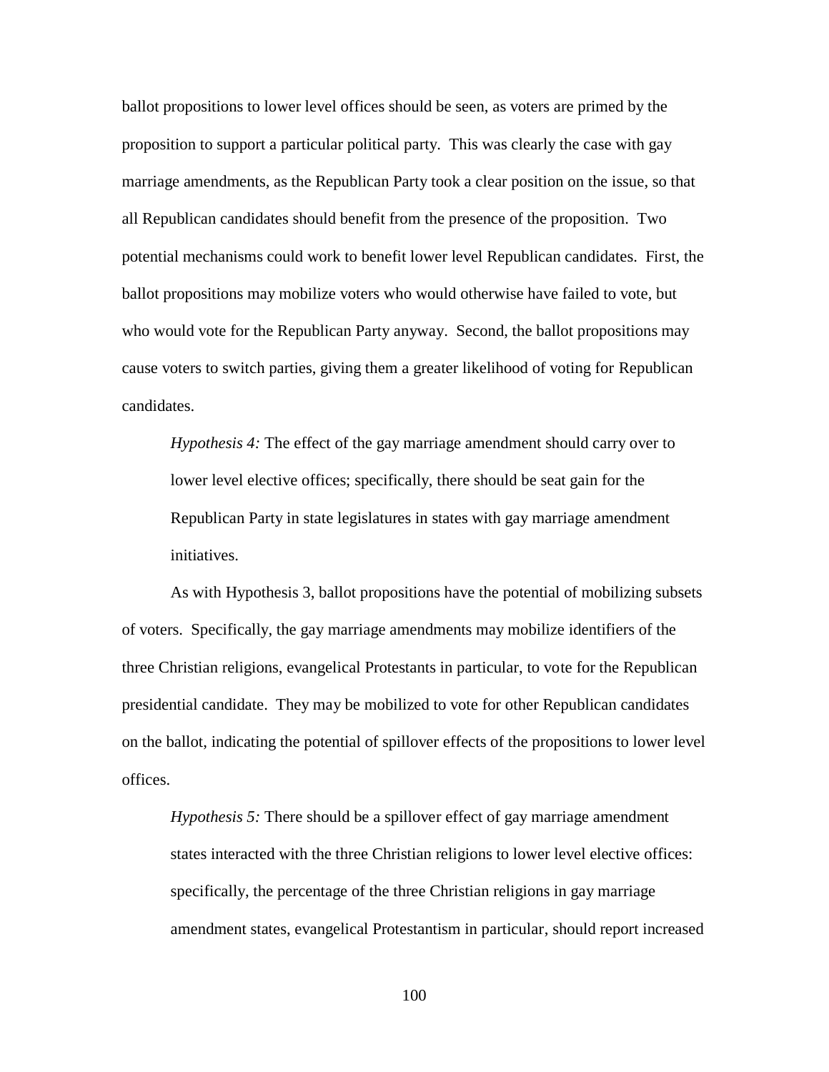ballot propositions to lower level offices should be seen, as voters are primed by the proposition to support a particular political party. This was clearly the case with gay marriage amendments, as the Republican Party took a clear position on the issue, so that all Republican candidates should benefit from the presence of the proposition. Two potential mechanisms could work to benefit lower level Republican candidates. First, the ballot propositions may mobilize voters who would otherwise have failed to vote, but who would vote for the Republican Party anyway. Second, the ballot propositions may cause voters to switch parties, giving them a greater likelihood of voting for Republican candidates.

> *Hypothesis 4:* The effect of the gay marriage amendment should carry over to lower level elective offices; specifically, there should be seat gain for the Republican Party in state legislatures in states with gay marriage amendment initiatives.

As with Hypothesis 3, ballot propositions have the potential of mobilizing subsets of voters. Specifically, the gay marriage amendments may mobilize identifiers of the three Christian religions, evangelical Protestants in particular, to vote for the Republican presidential candidate. They may be mobilized to vote for other Republican candidates on the ballot, indicating the potential of spillover effects of the propositions to lower level offices.

> *Hypothesis 5:* There should be a spillover effect of gay marriage amendment states interacted with the three Christian religions to lower level elective offices: specifically, the percentage of the three Christian religions in gay marriage amendment states, evangelical Protestantism in particular, should report increased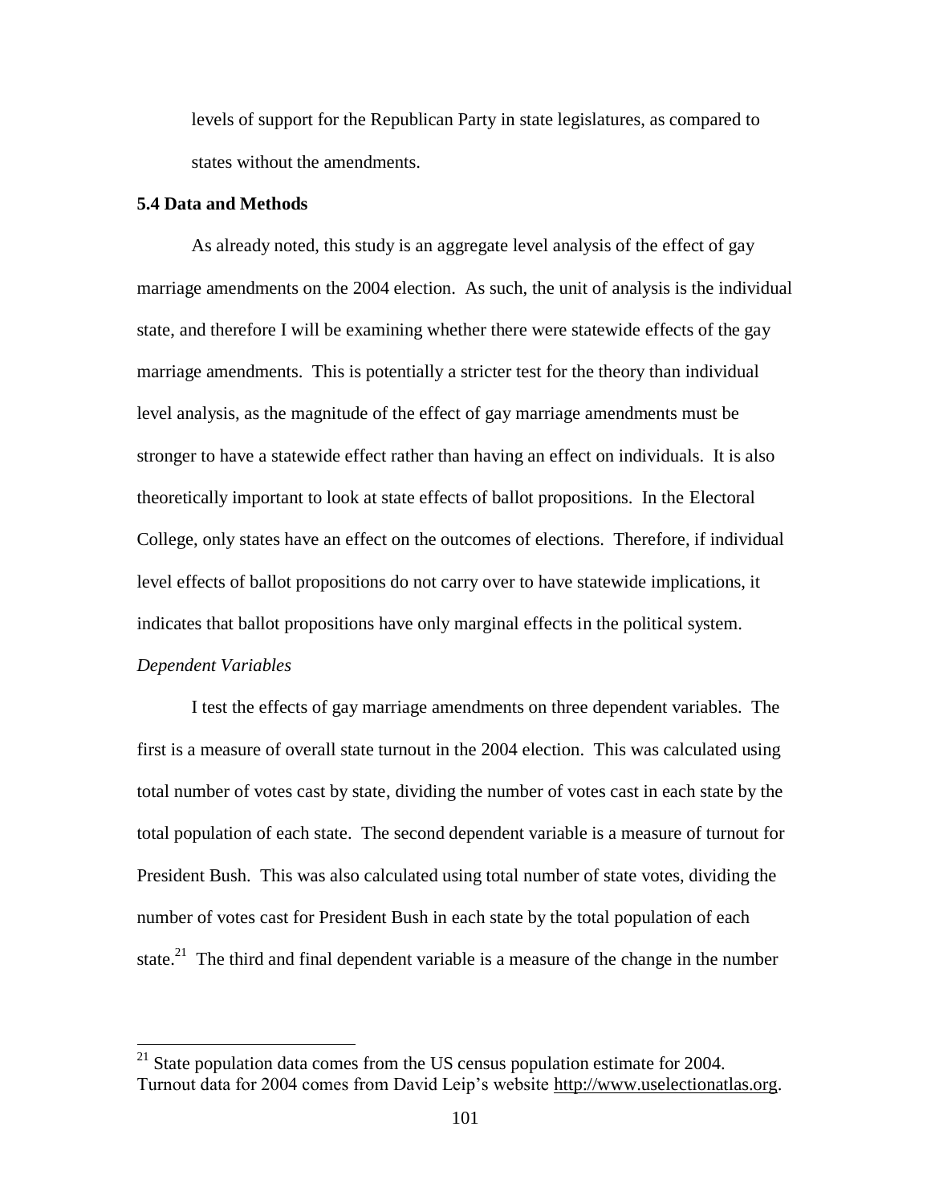levels of support for the Republican Party in state legislatures, as compared to states without the amendments.

### 5.4 Data and Methods

As already noted, this study is an aggregate level analysis of the effect of gay marriage amendments on the 2004 election. As such, the unit of analysis is the individual state, and therefore I will be examining whether there were statewide effects of the gay marriage amendments. This is potentially a stricter test for the theory than individual level analysis, as the magnitude of the effect of gay marriage amendments must be stronger to have a statewide effect rather than having an effect on individuals. It is also theoretically important to look at state effects of ballot propositions. In the Electoral College, only states have an effect on the outcomes of elections. Therefore, if individual level effects of ballot propositions do not carry over to have statewide implications, it indicates that ballot propositions have only marginal effects in the political system.

*Dependent Variables*

I test the effects of gay marriage amendments on three dependent variables. The first is a measure of overall state turnout in the 2004 election. This was calculated using total number of votes cast by state, dividing the number of votes cast in each state by the total population of each state. The second dependent variable is a measure of turnout for President Bush. This was also calculated using total number of state votes, dividing the number of votes cast for President Bush in each state by the total population of each state.[21] The third and final dependent variable is a measure of the change in the number

---

[21] State population data comes from the US census population estimate for 2004. Turnout data for 2004 comes from David Leip's website http://www.uselectionatlas.org.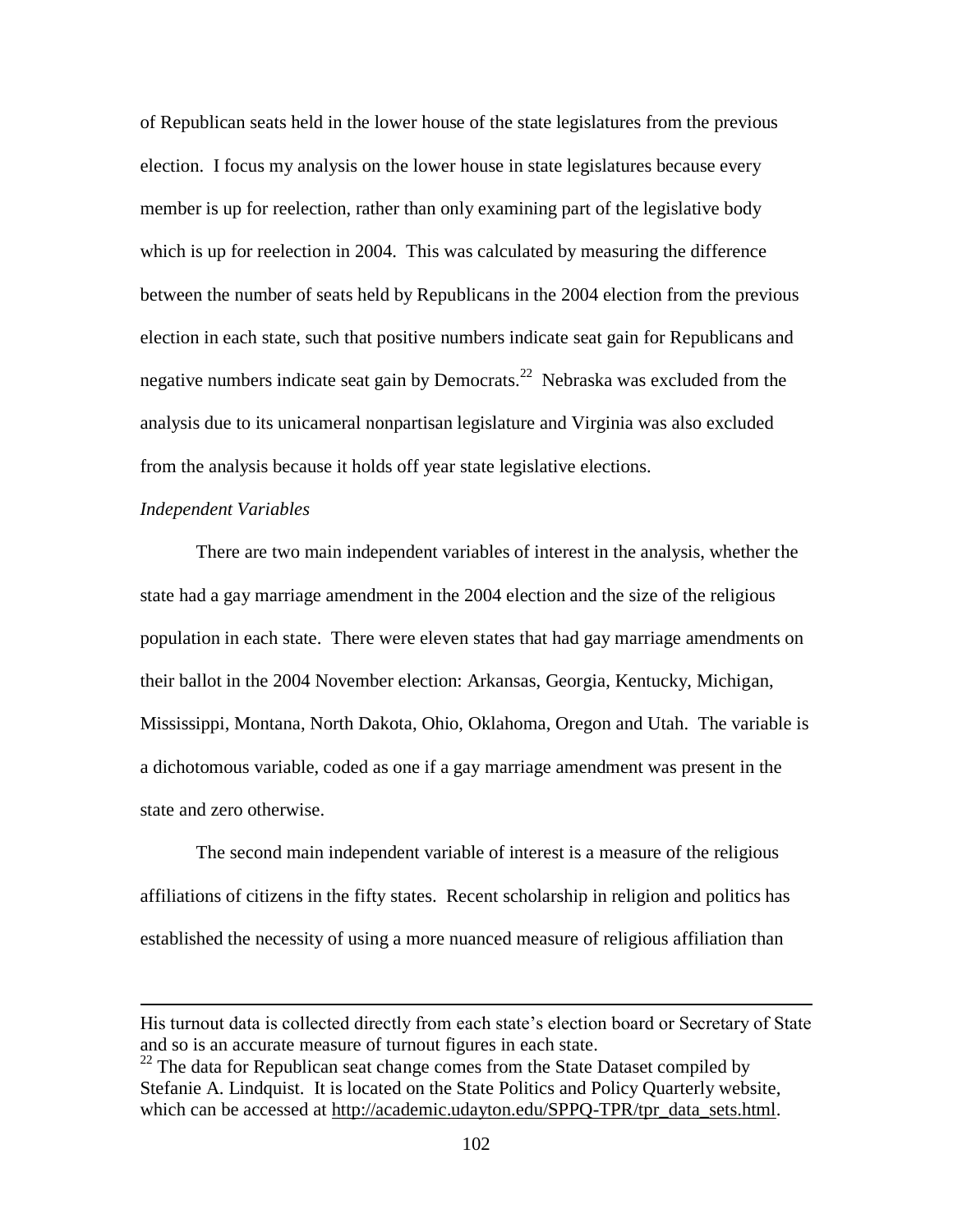of Republican seats held in the lower house of the state legislatures from the previous election. I focus my analysis on the lower house in state legislatures because every member is up for reelection, rather than only examining part of the legislative body which is up for reelection in 2004. This was calculated by measuring the difference between the number of seats held by Republicans in the 2004 election from the previous election in each state, such that positive numbers indicate seat gain for Republicans and negative numbers indicate seat gain by Democrats.[22] Nebraska was excluded from the analysis due to its unicameral nonpartisan legislature and Virginia was also excluded from the analysis because it holds off year state legislative elections.

*Independent Variables*

There are two main independent variables of interest in the analysis, whether the state had a gay marriage amendment in the 2004 election and the size of the religious population in each state. There were eleven states that had gay marriage amendments on their ballot in the 2004 November election: Arkansas, Georgia, Kentucky, Michigan, Mississippi, Montana, North Dakota, Ohio, Oklahoma, Oregon and Utah. The variable is a dichotomous variable, coded as one if a gay marriage amendment was present in the state and zero otherwise.

The second main independent variable of interest is a measure of the religious affiliations of citizens in the fifty states. Recent scholarship in religion and politics has established the necessity of using a more nuanced measure of religious affiliation than

---

His turnout data is collected directly from each state's election board or Secretary of State and so is an accurate measure of turnout figures in each state.

[22] The data for Republican seat change comes from the State Dataset compiled by Stefanie A. Lindquist. It is located on the State Politics and Policy Quarterly website, which can be accessed at http://academic.udayton.edu/SPPQ-TPR/tpr_data_sets.html.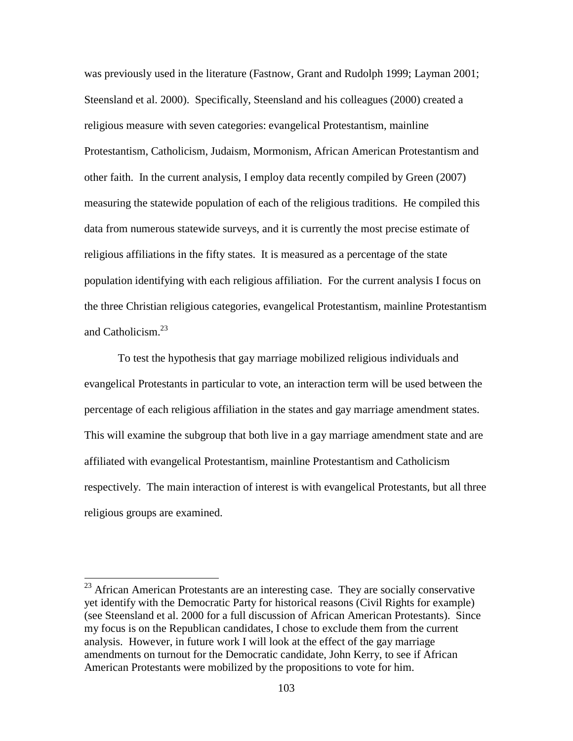was previously used in the literature (Fastnow, Grant and Rudolph 1999; Layman 2001; Steensland et al. 2000). Specifically, Steensland and his colleagues (2000) created a religious measure with seven categories: evangelical Protestantism, mainline Protestantism, Catholicism, Judaism, Mormonism, African American Protestantism and other faith. In the current analysis, I employ data recently compiled by Green (2007) measuring the statewide population of each of the religious traditions. He compiled this data from numerous statewide surveys, and it is currently the most precise estimate of religious affiliations in the fifty states. It is measured as a percentage of the state population identifying with each religious affiliation. For the current analysis I focus on the three Christian religious categories, evangelical Protestantism, mainline Protestantism and Catholicism.[23]

To test the hypothesis that gay marriage mobilized religious individuals and evangelical Protestants in particular to vote, an interaction term will be used between the percentage of each religious affiliation in the states and gay marriage amendment states. This will examine the subgroup that both live in a gay marriage amendment state and are affiliated with evangelical Protestantism, mainline Protestantism and Catholicism respectively. The main interaction of interest is with evangelical Protestants, but all three religious groups are examined.

---

[23] African American Protestants are an interesting case. They are socially conservative yet identify with the Democratic Party for historical reasons (Civil Rights for example) (see Steensland et al. 2000 for a full discussion of African American Protestants). Since my focus is on the Republican candidates, I chose to exclude them from the current analysis. However, in future work I will look at the effect of the gay marriage amendments on turnout for the Democratic candidate, John Kerry, to see if African American Protestants were mobilized by the propositions to vote for him.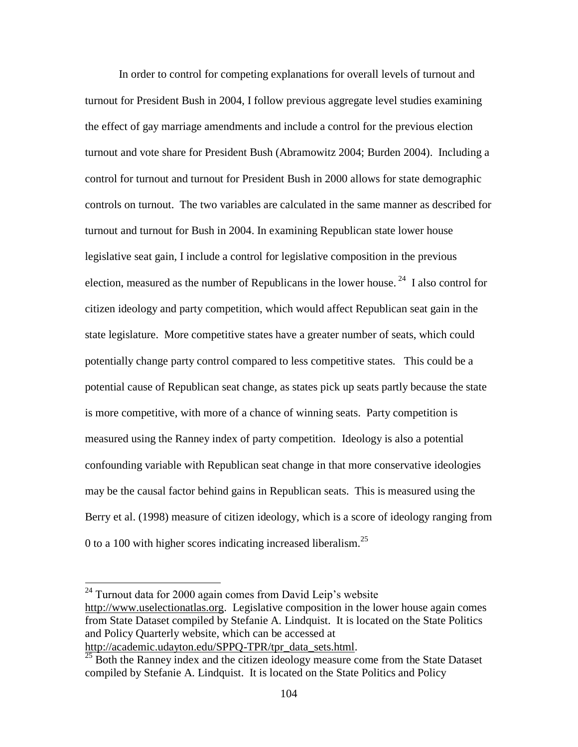In order to control for competing explanations for overall levels of turnout and turnout for President Bush in 2004, I follow previous aggregate level studies examining the effect of gay marriage amendments and include a control for the previous election turnout and vote share for President Bush (Abramowitz 2004; Burden 2004). Including a control for turnout and turnout for President Bush in 2000 allows for state demographic controls on turnout. The two variables are calculated in the same manner as described for turnout and turnout for Bush in 2004. In examining Republican state lower house legislative seat gain, I include a control for legislative composition in the previous election, measured as the number of Republicans in the lower house. [24] I also control for citizen ideology and party competition, which would affect Republican seat gain in the state legislature. More competitive states have a greater number of seats, which could potentially change party control compared to less competitive states. This could be a potential cause of Republican seat change, as states pick up seats partly because the state is more competitive, with more of a chance of winning seats. Party competition is measured using the Ranney index of party competition. Ideology is also a potential confounding variable with Republican seat change in that more conservative ideologies may be the causal factor behind gains in Republican seats. This is measured using the Berry et al. (1998) measure of citizen ideology, which is a score of ideology ranging from 0 to a 100 with higher scores indicating increased liberalism.[25]

---

[24] Turnout data for 2000 again comes from David Leip's website http://www.uselectionatlas.org. Legislative composition in the lower house again comes from State Dataset compiled by Stefanie A. Lindquist. It is located on the State Politics and Policy Quarterly website, which can be accessed at http://academic.udayton.edu/SPPQ-TPR/tpr_data_sets.html.

[25] Both the Ranney index and the citizen ideology measure come from the State Dataset compiled by Stefanie A. Lindquist. It is located on the State Politics and Policy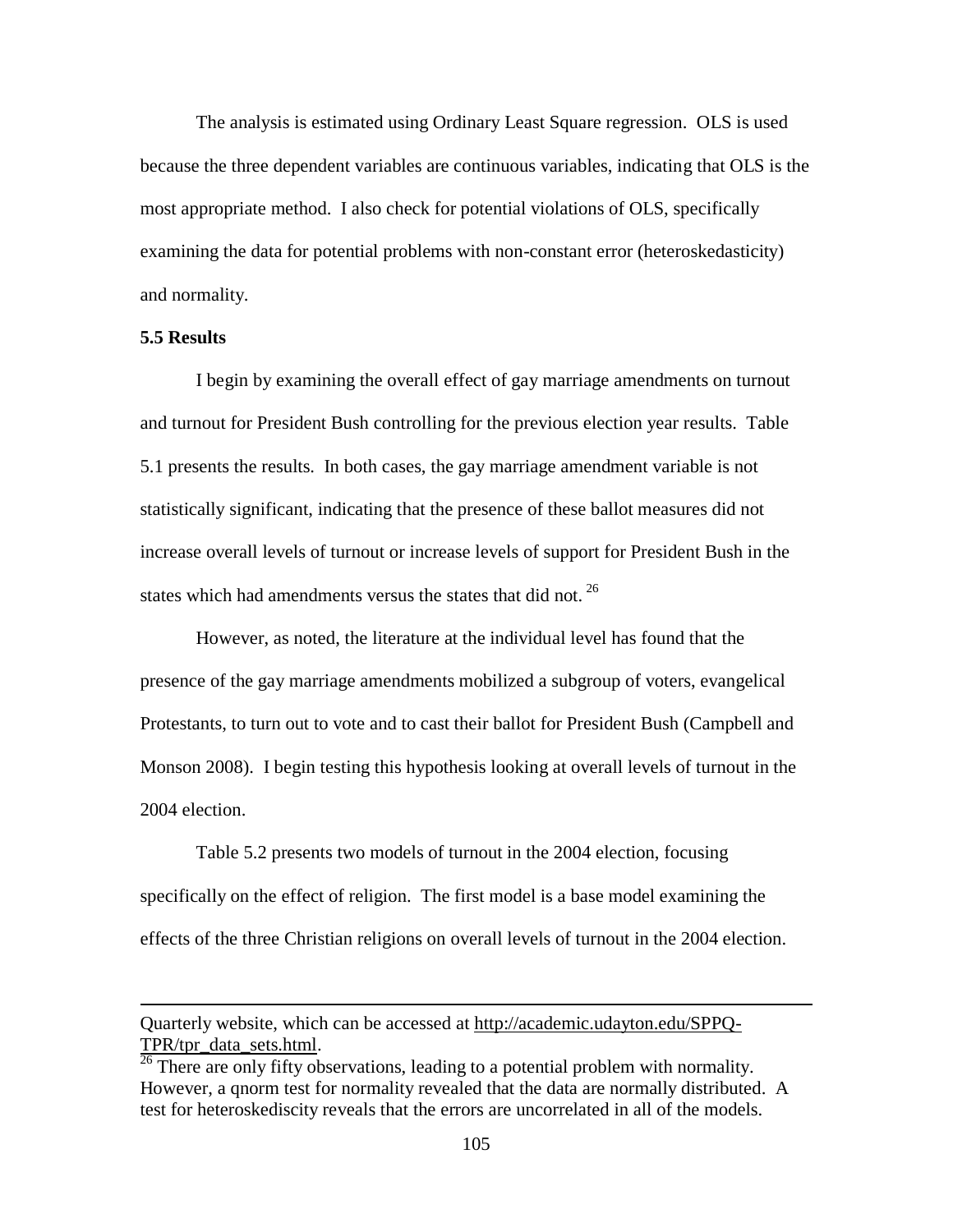The analysis is estimated using Ordinary Least Square regression. OLS is used because the three dependent variables are continuous variables, indicating that OLS is the most appropriate method. I also check for potential violations of OLS, specifically examining the data for potential problems with non-constant error (heteroskedasticity) and normality.

**5.5 Results**

I begin by examining the overall effect of gay marriage amendments on turnout and turnout for President Bush controlling for the previous election year results. Table 5.1 presents the results. In both cases, the gay marriage amendment variable is not statistically significant, indicating that the presence of these ballot measures did not increase overall levels of turnout or increase levels of support for President Bush in the states which had amendments versus the states that did not. [26]

However, as noted, the literature at the individual level has found that the presence of the gay marriage amendments mobilized a subgroup of voters, evangelical Protestants, to turn out to vote and to cast their ballot for President Bush (Campbell and Monson 2008). I begin testing this hypothesis looking at overall levels of turnout in the 2004 election.

Table 5.2 presents two models of turnout in the 2004 election, focusing specifically on the effect of religion. The first model is a base model examining the effects of the three Christian religions on overall levels of turnout in the 2004 election.

---

Quarterly website, which can be accessed at http://academic.udayton.edu/SPPQ-TPR/tpr_data_sets.html.

[26] There are only fifty observations, leading to a potential problem with normality. However, a qnorm test for normality revealed that the data are normally distributed. A test for heteroskediscity reveals that the errors are uncorrelated in all of the models.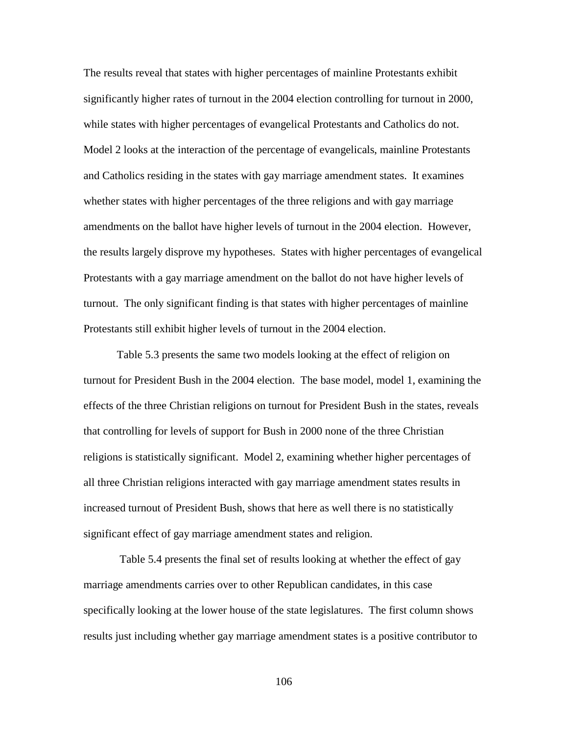The results reveal that states with higher percentages of mainline Protestants exhibit significantly higher rates of turnout in the 2004 election controlling for turnout in 2000, while states with higher percentages of evangelical Protestants and Catholics do not. Model 2 looks at the interaction of the percentage of evangelicals, mainline Protestants and Catholics residing in the states with gay marriage amendment states. It examines whether states with higher percentages of the three religions and with gay marriage amendments on the ballot have higher levels of turnout in the 2004 election. However, the results largely disprove my hypotheses. States with higher percentages of evangelical Protestants with a gay marriage amendment on the ballot do not have higher levels of turnout. The only significant finding is that states with higher percentages of mainline Protestants still exhibit higher levels of turnout in the 2004 election.

Table 5.3 presents the same two models looking at the effect of religion on turnout for President Bush in the 2004 election. The base model, model 1, examining the effects of the three Christian religions on turnout for President Bush in the states, reveals that controlling for levels of support for Bush in 2000 none of the three Christian religions is statistically significant. Model 2, examining whether higher percentages of all three Christian religions interacted with gay marriage amendment states results in increased turnout of President Bush, shows that here as well there is no statistically significant effect of gay marriage amendment states and religion.

Table 5.4 presents the final set of results looking at whether the effect of gay marriage amendments carries over to other Republican candidates, in this case specifically looking at the lower house of the state legislatures. The first column shows results just including whether gay marriage amendment states is a positive contributor to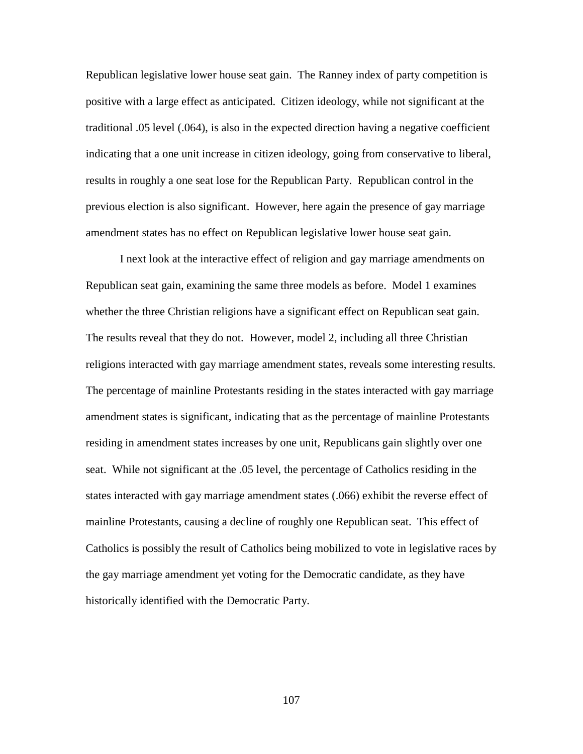Republican legislative lower house seat gain. The Ranney index of party competition is positive with a large effect as anticipated. Citizen ideology, while not significant at the traditional .05 level (.064), is also in the expected direction having a negative coefficient indicating that a one unit increase in citizen ideology, going from conservative to liberal, results in roughly a one seat lose for the Republican Party. Republican control in the previous election is also significant. However, here again the presence of gay marriage amendment states has no effect on Republican legislative lower house seat gain.

I next look at the interactive effect of religion and gay marriage amendments on Republican seat gain, examining the same three models as before. Model 1 examines whether the three Christian religions have a significant effect on Republican seat gain. The results reveal that they do not. However, model 2, including all three Christian religions interacted with gay marriage amendment states, reveals some interesting results. The percentage of mainline Protestants residing in the states interacted with gay marriage amendment states is significant, indicating that as the percentage of mainline Protestants residing in amendment states increases by one unit, Republicans gain slightly over one seat. While not significant at the .05 level, the percentage of Catholics residing in the states interacted with gay marriage amendment states (.066) exhibit the reverse effect of mainline Protestants, causing a decline of roughly one Republican seat. This effect of Catholics is possibly the result of Catholics being mobilized to vote in legislative races by the gay marriage amendment yet voting for the Democratic candidate, as they have historically identified with the Democratic Party.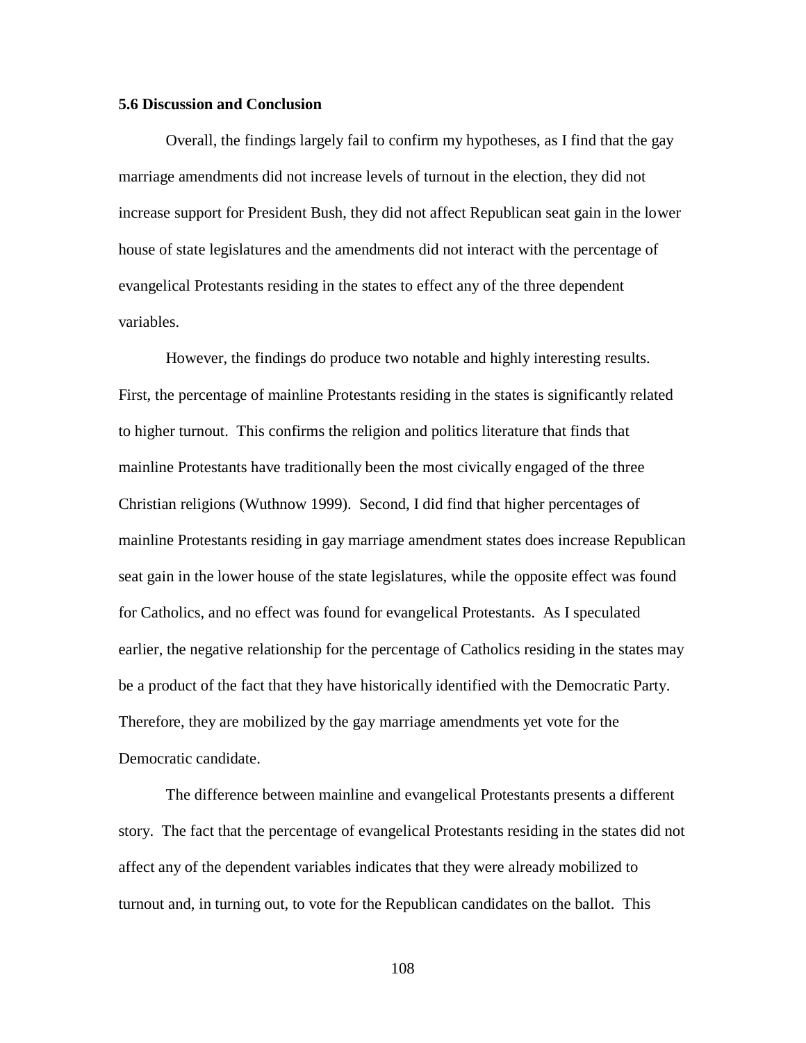### 5.6 Discussion and Conclusion

Overall, the findings largely fail to confirm my hypotheses, as I find that the gay marriage amendments did not increase levels of turnout in the election, they did not increase support for President Bush, they did not affect Republican seat gain in the lower house of state legislatures and the amendments did not interact with the percentage of evangelical Protestants residing in the states to effect any of the three dependent variables.

However, the findings do produce two notable and highly interesting results. First, the percentage of mainline Protestants residing in the states is significantly related to higher turnout. This confirms the religion and politics literature that finds that mainline Protestants have traditionally been the most civically engaged of the three Christian religions (Wuthnow 1999). Second, I did find that higher percentages of mainline Protestants residing in gay marriage amendment states does increase Republican seat gain in the lower house of the state legislatures, while the opposite effect was found for Catholics, and no effect was found for evangelical Protestants. As I speculated earlier, the negative relationship for the percentage of Catholics residing in the states may be a product of the fact that they have historically identified with the Democratic Party. Therefore, they are mobilized by the gay marriage amendments yet vote for the Democratic candidate.

The difference between mainline and evangelical Protestants presents a different story. The fact that the percentage of evangelical Protestants residing in the states did not affect any of the dependent variables indicates that they were already mobilized to turnout and, in turning out, to vote for the Republican candidates on the ballot. This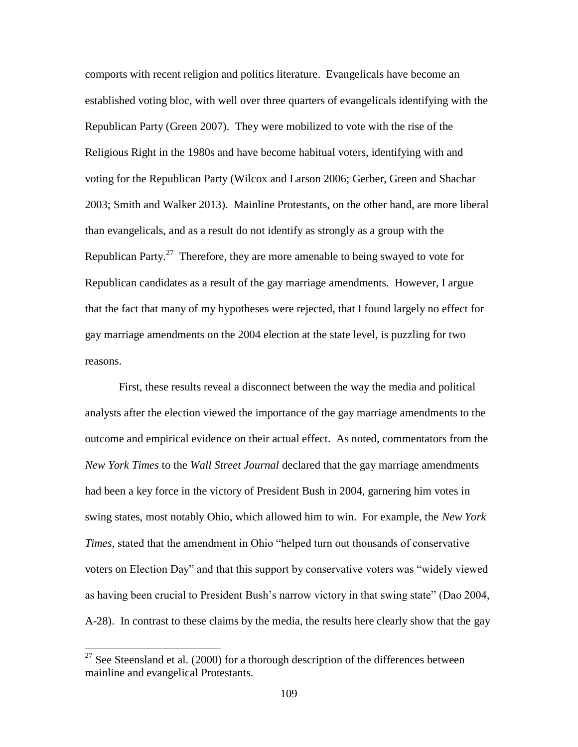comports with recent religion and politics literature. Evangelicals have become an established voting bloc, with well over three quarters of evangelicals identifying with the Republican Party (Green 2007). They were mobilized to vote with the rise of the Religious Right in the 1980s and have become habitual voters, identifying with and voting for the Republican Party (Wilcox and Larson 2006; Gerber, Green and Shachar 2003; Smith and Walker 2013). Mainline Protestants, on the other hand, are more liberal than evangelicals, and as a result do not identify as strongly as a group with the Republican Party.[27] Therefore, they are more amenable to being swayed to vote for Republican candidates as a result of the gay marriage amendments. However, I argue that the fact that many of my hypotheses were rejected, that I found largely no effect for gay marriage amendments on the 2004 election at the state level, is puzzling for two reasons.

First, these results reveal a disconnect between the way the media and political analysts after the election viewed the importance of the gay marriage amendments to the outcome and empirical evidence on their actual effect. As noted, commentators from the *New York Times* to the *Wall Street Journal* declared that the gay marriage amendments had been a key force in the victory of President Bush in 2004, garnering him votes in swing states, most notably Ohio, which allowed him to win. For example, the *New York Times,* stated that the amendment in Ohio "helped turn out thousands of conservative voters on Election Day" and that this support by conservative voters was "widely viewed as having been crucial to President Bush's narrow victory in that swing state" (Dao 2004, A-28). In contrast to these claims by the media, the results here clearly show that the gay

[27] See Steensland et al. (2000) for a thorough description of the differences between mainline and evangelical Protestants.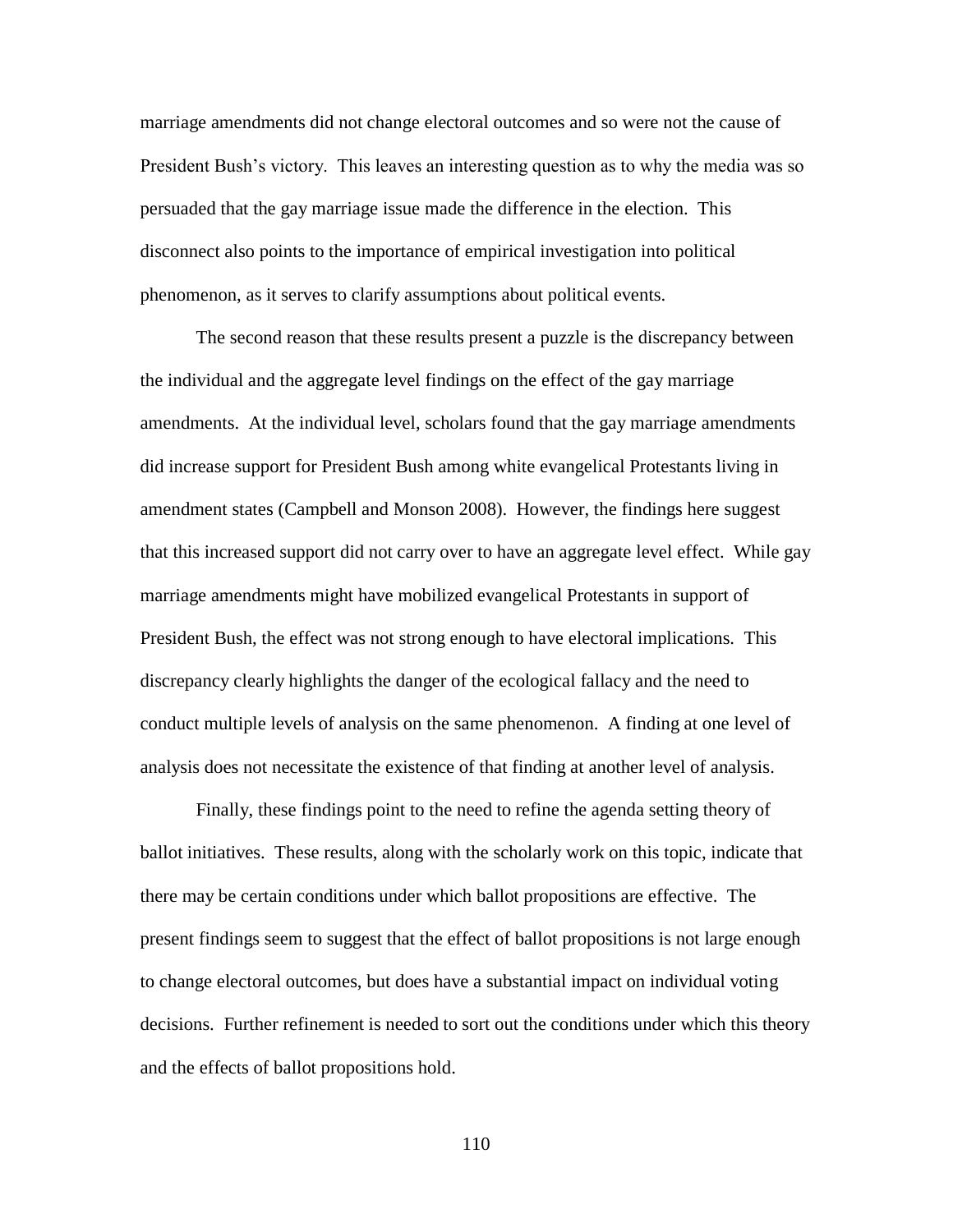marriage amendments did not change electoral outcomes and so were not the cause of President Bush's victory. This leaves an interesting question as to why the media was so persuaded that the gay marriage issue made the difference in the election. This disconnect also points to the importance of empirical investigation into political phenomenon, as it serves to clarify assumptions about political events.

The second reason that these results present a puzzle is the discrepancy between the individual and the aggregate level findings on the effect of the gay marriage amendments. At the individual level, scholars found that the gay marriage amendments did increase support for President Bush among white evangelical Protestants living in amendment states (Campbell and Monson 2008). However, the findings here suggest that this increased support did not carry over to have an aggregate level effect. While gay marriage amendments might have mobilized evangelical Protestants in support of President Bush, the effect was not strong enough to have electoral implications. This discrepancy clearly highlights the danger of the ecological fallacy and the need to conduct multiple levels of analysis on the same phenomenon. A finding at one level of analysis does not necessitate the existence of that finding at another level of analysis.

Finally, these findings point to the need to refine the agenda setting theory of ballot initiatives. These results, along with the scholarly work on this topic, indicate that there may be certain conditions under which ballot propositions are effective. The present findings seem to suggest that the effect of ballot propositions is not large enough to change electoral outcomes, but does have a substantial impact on individual voting decisions. Further refinement is needed to sort out the conditions under which this theory and the effects of ballot propositions hold.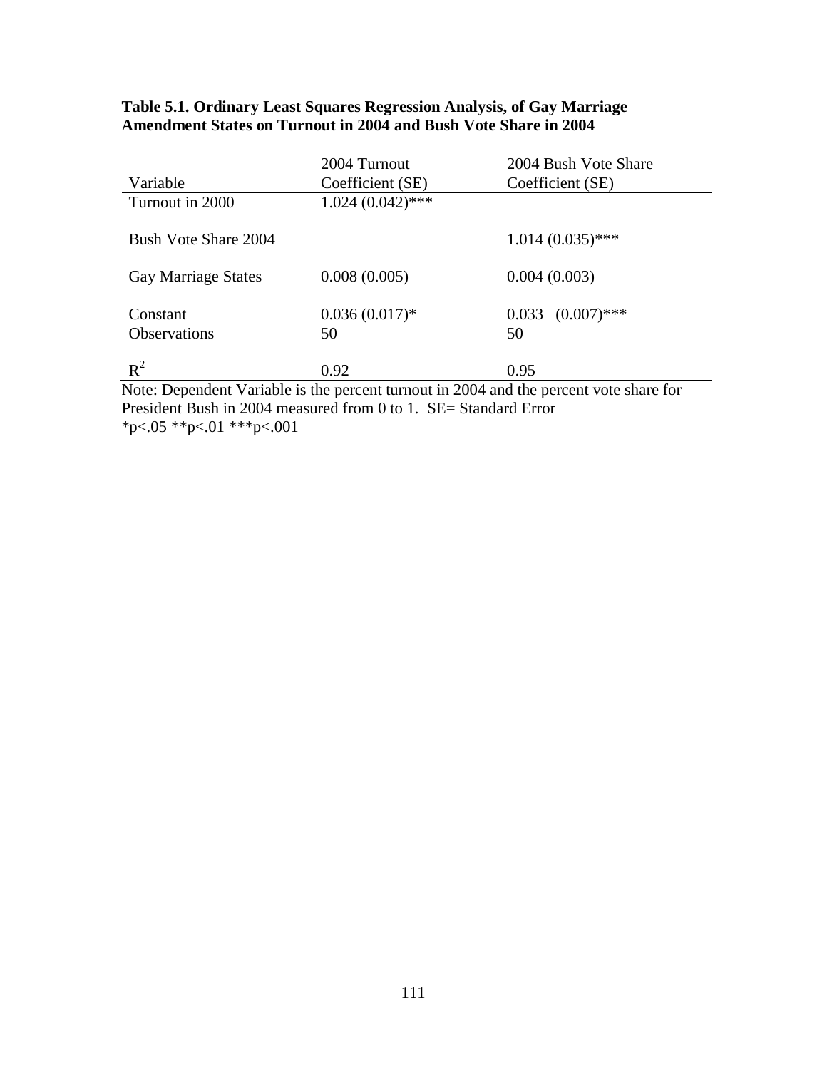**Table 5.1. Ordinary Least Squares Regression Analysis, of Gay Marriage Amendment States on Turnout in 2004 and Bush Vote Share in 2004**

| Variable | 2004 Turnout Coefficient (SE) | 2004 Bush Vote Share Coefficient (SE) |
|---|---|---|
| Turnout in 2000 | 1.024 (0.042)*** | |
| Bush Vote Share 2004 | | 1.014 (0.035)*** |
| Gay Marriage States | 0.008 (0.005) | 0.004 (0.003) |
| Constant | 0.036 (0.017)* | 0.033 (0.007)*** |
| Observations | 50 | 50 |
| $R^2$ | 0.92 | 0.95 |

Note: Dependent Variable is the percent turnout in 2004 and the percent vote share for President Bush in 2004 measured from 0 to 1. SE= Standard Error
*p<.05 **p<.01 ***p<.001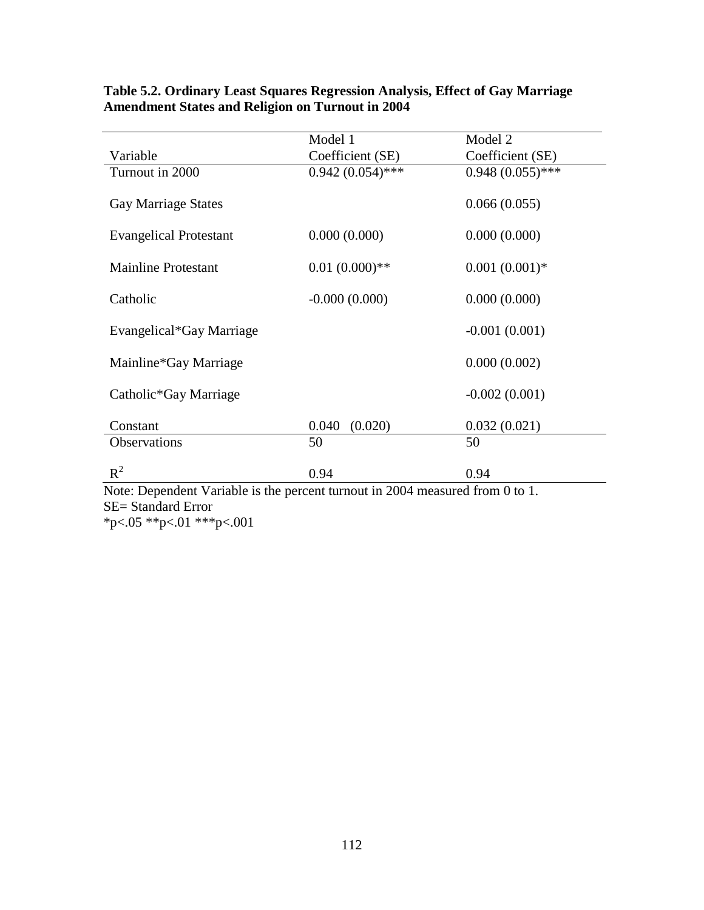**Table 5.2. Ordinary Least Squares Regression Analysis, Effect of Gay Marriage Amendment States and Religion on Turnout in 2004**

| Variable | Model 1 Coefficient (SE) | Model 2 Coefficient (SE) |
|---|---|---|
| Turnout in 2000 | 0.942 (0.054)*** | 0.948 (0.055)*** |
| Gay Marriage States | | 0.066 (0.055) |
| Evangelical Protestant | 0.000 (0.000) | 0.000 (0.000) |
| Mainline Protestant | 0.01 (0.000)** | 0.001 (0.001)* |
| Catholic | -0.000 (0.000) | 0.000 (0.000) |
| Evangelical*Gay Marriage | | -0.001 (0.001) |
| Mainline*Gay Marriage | | 0.000 (0.002) |
| Catholic*Gay Marriage | | -0.002 (0.001) |
| Constant | 0.040 (0.020) | 0.032 (0.021) |
| Observations | 50 | 50 |
| $R^2$ | 0.94 | 0.94 |

Note: Dependent Variable is the percent turnout in 2004 measured from 0 to 1.
SE= Standard Error
*p<.05 **p<.01 ***p<.001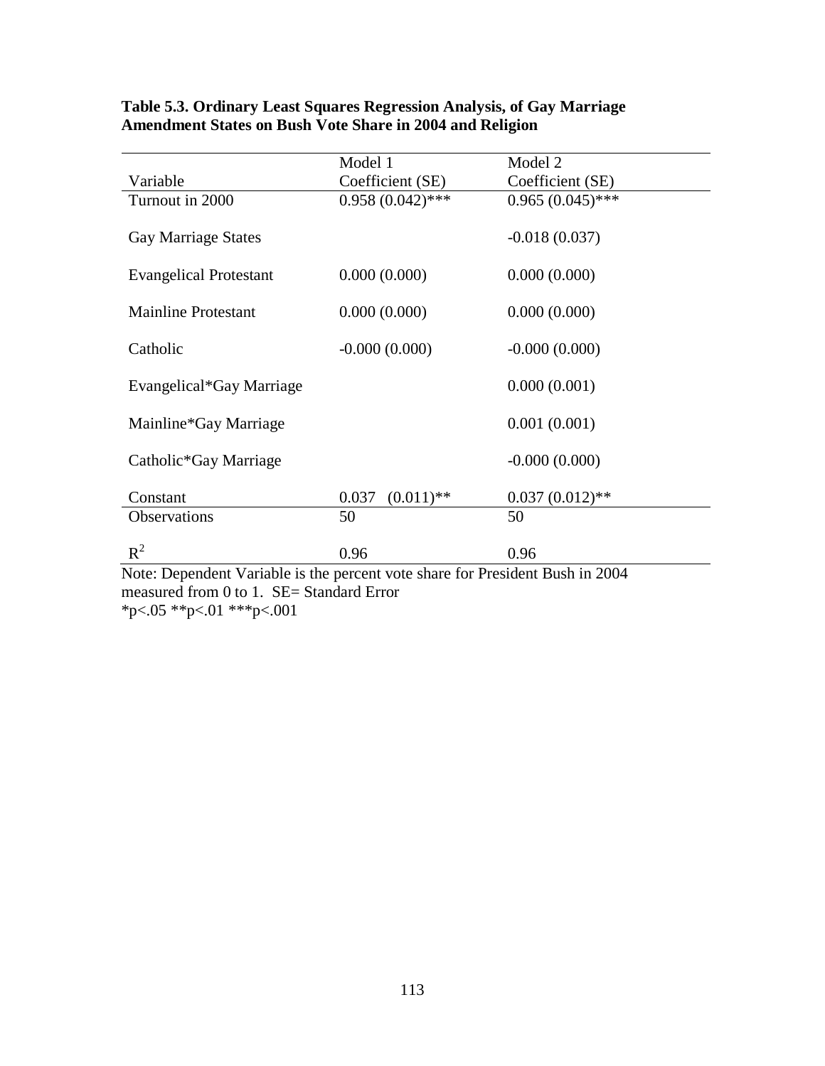**Table 5.3. Ordinary Least Squares Regression Analysis, of Gay Marriage Amendment States on Bush Vote Share in 2004 and Religion**

| Variable | Model 1 Coefficient (SE) | Model 2 Coefficient (SE) |
|---|---|---|
| Turnout in 2000 | 0.958 (0.042)*** | 0.965 (0.045)*** |
| Gay Marriage States | | -0.018 (0.037) |
| Evangelical Protestant | 0.000 (0.000) | 0.000 (0.000) |
| Mainline Protestant | 0.000 (0.000) | 0.000 (0.000) |
| Catholic | -0.000 (0.000) | -0.000 (0.000) |
| Evangelical*Gay Marriage | | 0.000 (0.001) |
| Mainline*Gay Marriage | | 0.001 (0.001) |
| Catholic*Gay Marriage | | -0.000 (0.000) |
| Constant | 0.037 (0.011)** | 0.037 (0.012)** |
| Observations | 50 | 50 |
| $R^2$ | 0.96 | 0.96 |

Note: Dependent Variable is the percent vote share for President Bush in 2004 measured from 0 to 1. SE= Standard Error
*p<.05 **p<.01 ***p<.001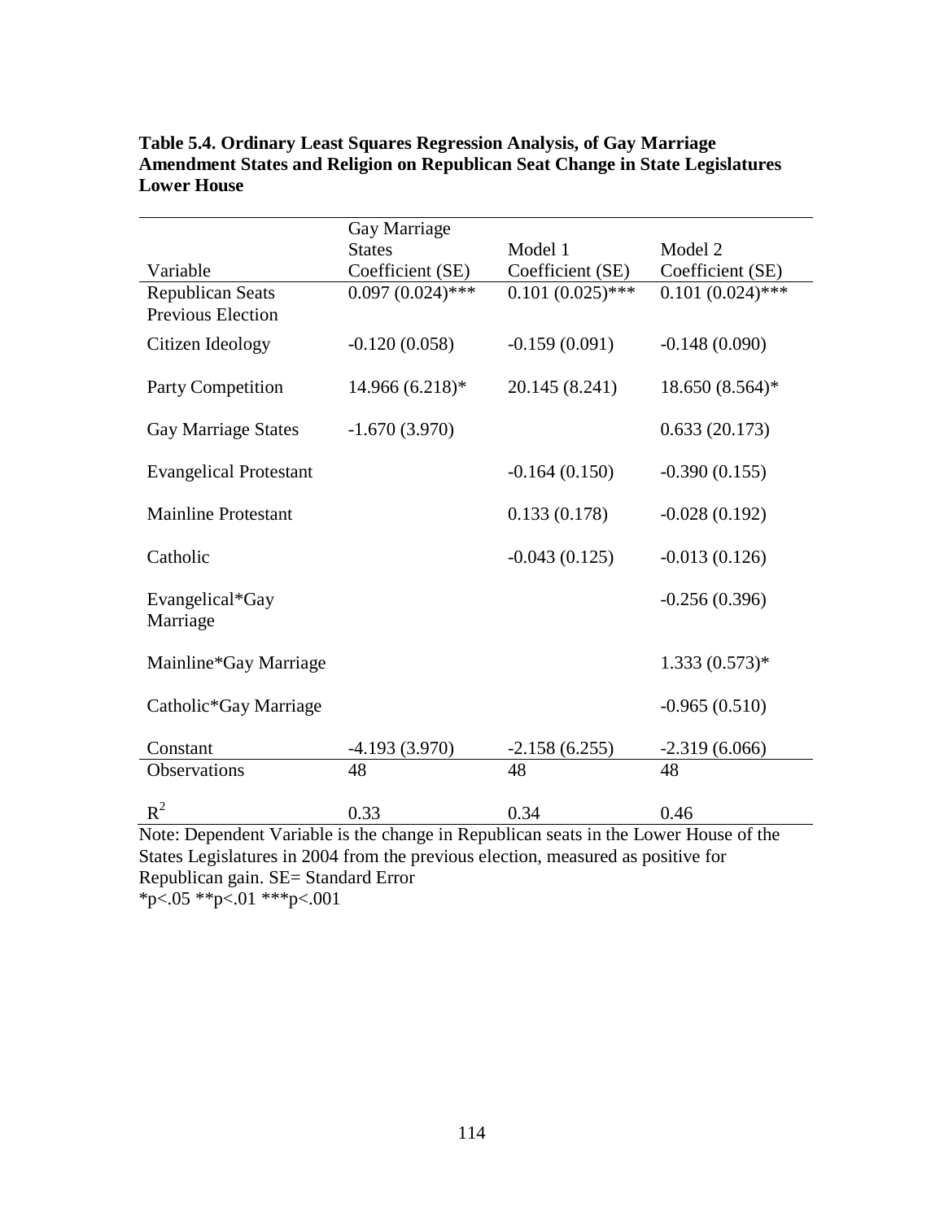**Table 5.4. Ordinary Least Squares Regression Analysis, of Gay Marriage Amendment States and Religion on Republican Seat Change in State Legislatures Lower House**

| Variable | Gay Marriage States Coefficient (SE) | Model 1 Coefficient (SE) | Model 2 Coefficient (SE) |
|---|---|---|---|
| Republican Seats Previous Election | 0.097 (0.024)*** | 0.101 (0.025)*** | 0.101 (0.024)*** |
| Citizen Ideology | -0.120 (0.058) | -0.159 (0.091) | -0.148 (0.090) |
| Party Competition | 14.966 (6.218)* | 20.145 (8.241) | 18.650 (8.564)* |
| Gay Marriage States | -1.670 (3.970) | | 0.633 (20.173) |
| Evangelical Protestant | | -0.164 (0.150) | -0.390 (0.155) |
| Mainline Protestant | | 0.133 (0.178) | -0.028 (0.192) |
| Catholic | | -0.043 (0.125) | -0.013 (0.126) |
| Evangelical*Gay Marriage | | | -0.256 (0.396) |
| Mainline*Gay Marriage | | | 1.333 (0.573)* |
| Catholic*Gay Marriage | | | -0.965 (0.510) |
| Constant | -4.193 (3.970) | -2.158 (6.255) | -2.319 (6.066) |
| Observations | 48 | 48 | 48 |
| $R^2$ | 0.33 | 0.34 | 0.46 |

Note: Dependent Variable is the change in Republican seats in the Lower House of the States Legislatures in 2004 from the previous election, measured as positive for Republican gain. SE= Standard Error

*p<.05 **p<.01 ***p<.001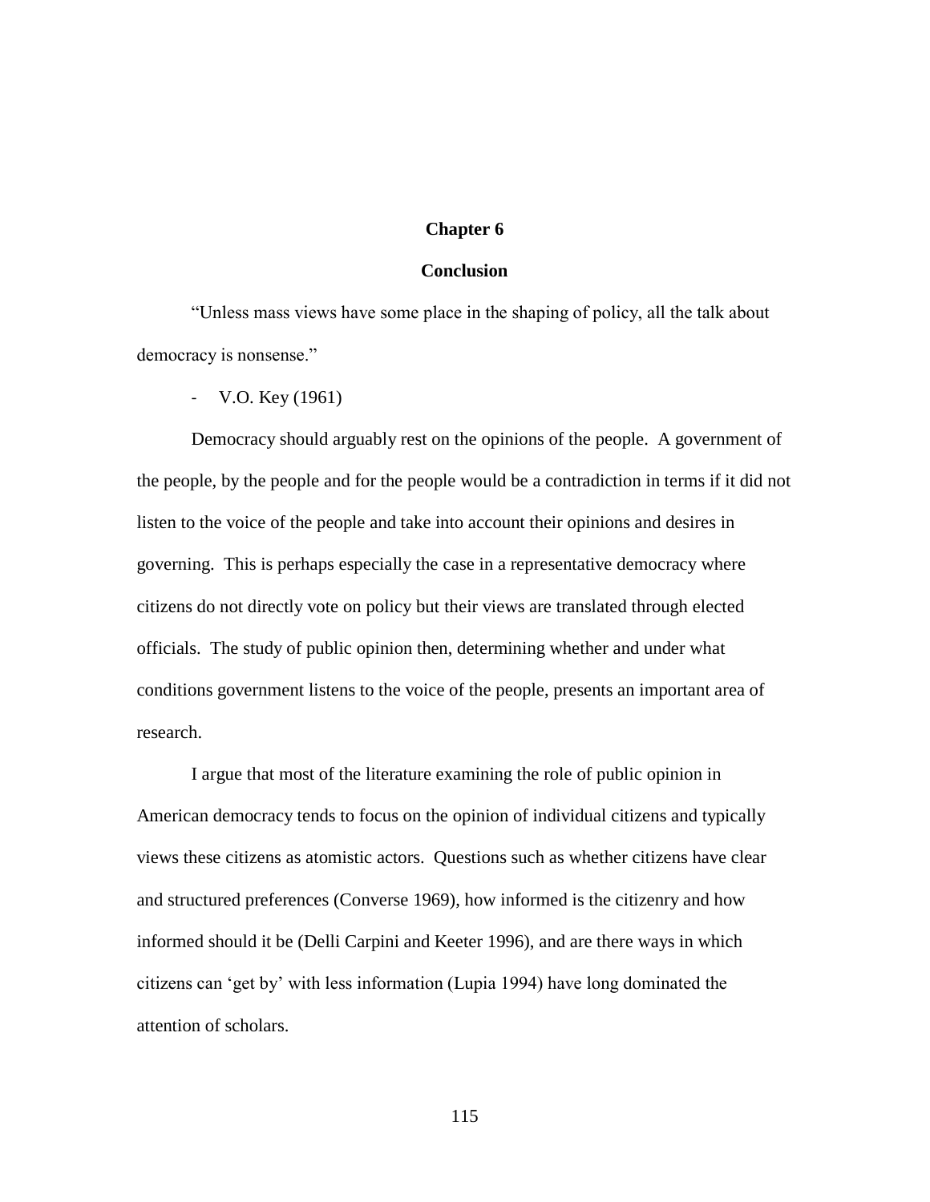# Chapter 6

## Conclusion

"Unless mass views have some place in the shaping of policy, all the talk about democracy is nonsense."

- V.O. Key (1961)

Democracy should arguably rest on the opinions of the people. A government of the people, by the people and for the people would be a contradiction in terms if it did not listen to the voice of the people and take into account their opinions and desires in governing. This is perhaps especially the case in a representative democracy where citizens do not directly vote on policy but their views are translated through elected officials. The study of public opinion then, determining whether and under what conditions government listens to the voice of the people, presents an important area of research.

I argue that most of the literature examining the role of public opinion in American democracy tends to focus on the opinion of individual citizens and typically views these citizens as atomistic actors. Questions such as whether citizens have clear and structured preferences (Converse 1969), how informed is the citizenry and how informed should it be (Delli Carpini and Keeter 1996), and are there ways in which citizens can 'get by' with less information (Lupia 1994) have long dominated the attention of scholars.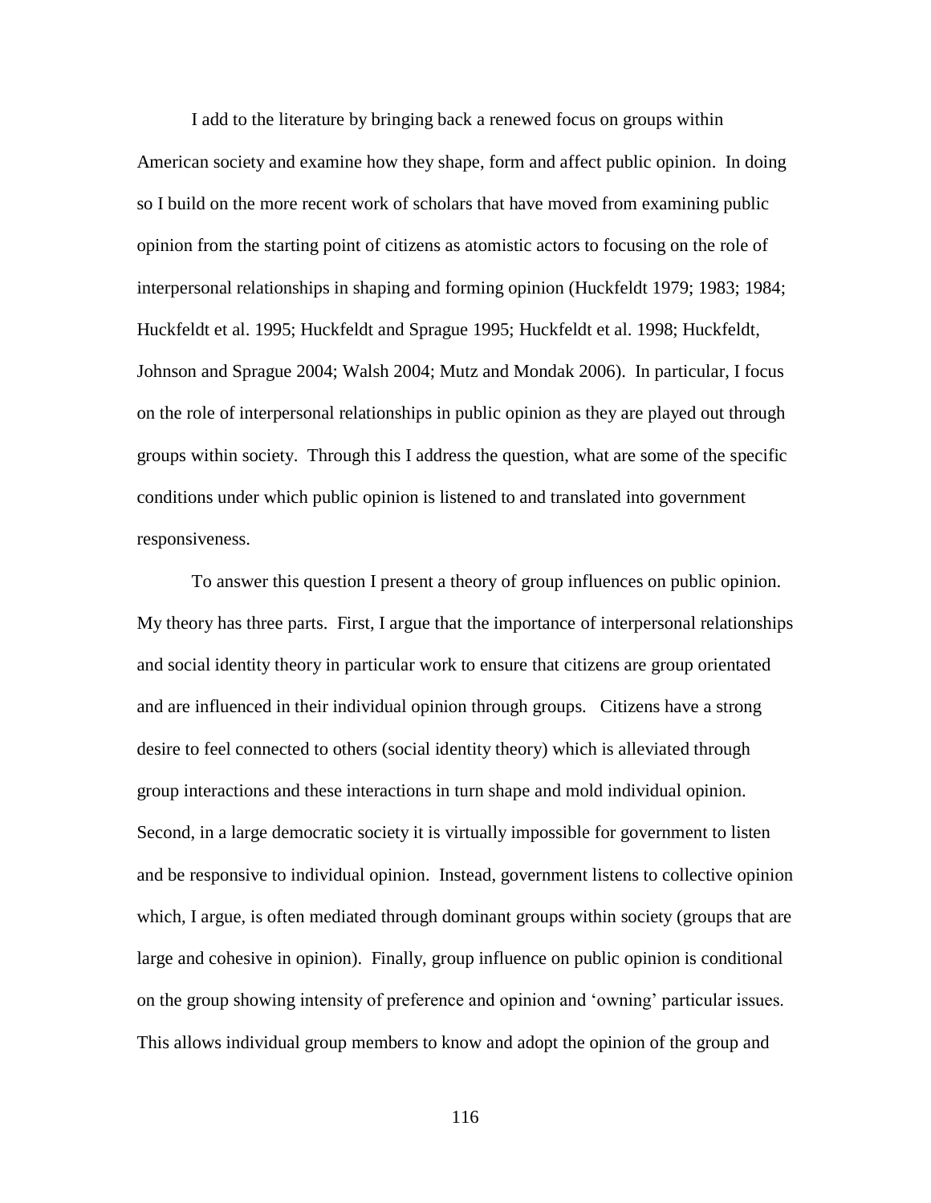I add to the literature by bringing back a renewed focus on groups within American society and examine how they shape, form and affect public opinion. In doing so I build on the more recent work of scholars that have moved from examining public opinion from the starting point of citizens as atomistic actors to focusing on the role of interpersonal relationships in shaping and forming opinion (Huckfeldt 1979; 1983; 1984; Huckfeldt et al. 1995; Huckfeldt and Sprague 1995; Huckfeldt et al. 1998; Huckfeldt, Johnson and Sprague 2004; Walsh 2004; Mutz and Mondak 2006). In particular, I focus on the role of interpersonal relationships in public opinion as they are played out through groups within society. Through this I address the question, what are some of the specific conditions under which public opinion is listened to and translated into government responsiveness.

To answer this question I present a theory of group influences on public opinion. My theory has three parts. First, I argue that the importance of interpersonal relationships and social identity theory in particular work to ensure that citizens are group orientated and are influenced in their individual opinion through groups. Citizens have a strong desire to feel connected to others (social identity theory) which is alleviated through group interactions and these interactions in turn shape and mold individual opinion. Second, in a large democratic society it is virtually impossible for government to listen and be responsive to individual opinion. Instead, government listens to collective opinion which, I argue, is often mediated through dominant groups within society (groups that are large and cohesive in opinion). Finally, group influence on public opinion is conditional on the group showing intensity of preference and opinion and 'owning' particular issues. This allows individual group members to know and adopt the opinion of the group and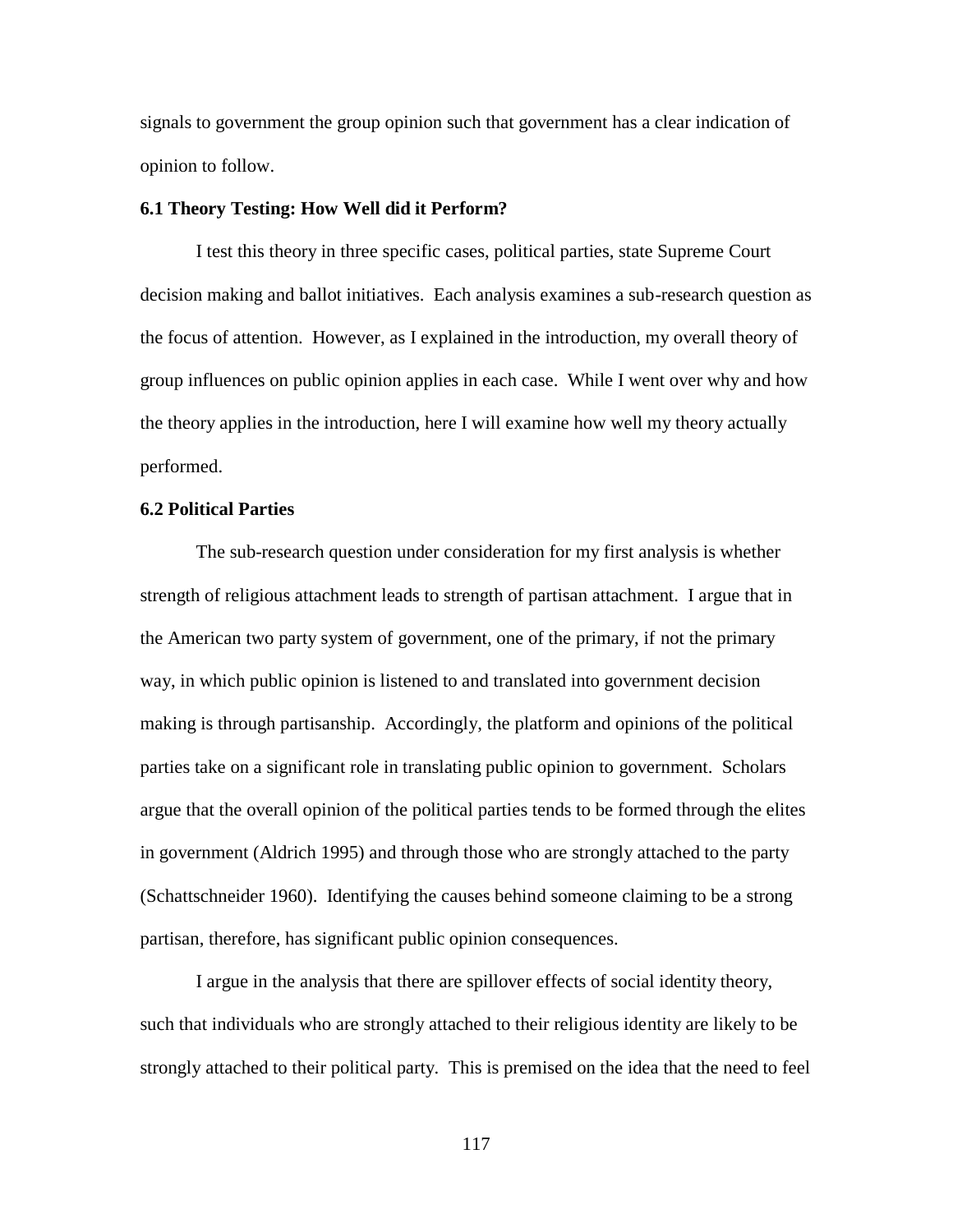signals to government the group opinion such that government has a clear indication of opinion to follow.

### 6.1 Theory Testing: How Well did it Perform?

I test this theory in three specific cases, political parties, state Supreme Court decision making and ballot initiatives. Each analysis examines a sub-research question as the focus of attention. However, as I explained in the introduction, my overall theory of group influences on public opinion applies in each case. While I went over why and how the theory applies in the introduction, here I will examine how well my theory actually performed.

### 6.2 Political Parties

The sub-research question under consideration for my first analysis is whether strength of religious attachment leads to strength of partisan attachment. I argue that in the American two party system of government, one of the primary, if not the primary way, in which public opinion is listened to and translated into government decision making is through partisanship. Accordingly, the platform and opinions of the political parties take on a significant role in translating public opinion to government. Scholars argue that the overall opinion of the political parties tends to be formed through the elites in government (Aldrich 1995) and through those who are strongly attached to the party (Schattschneider 1960). Identifying the causes behind someone claiming to be a strong partisan, therefore, has significant public opinion consequences.

I argue in the analysis that there are spillover effects of social identity theory, such that individuals who are strongly attached to their religious identity are likely to be strongly attached to their political party. This is premised on the idea that the need to feel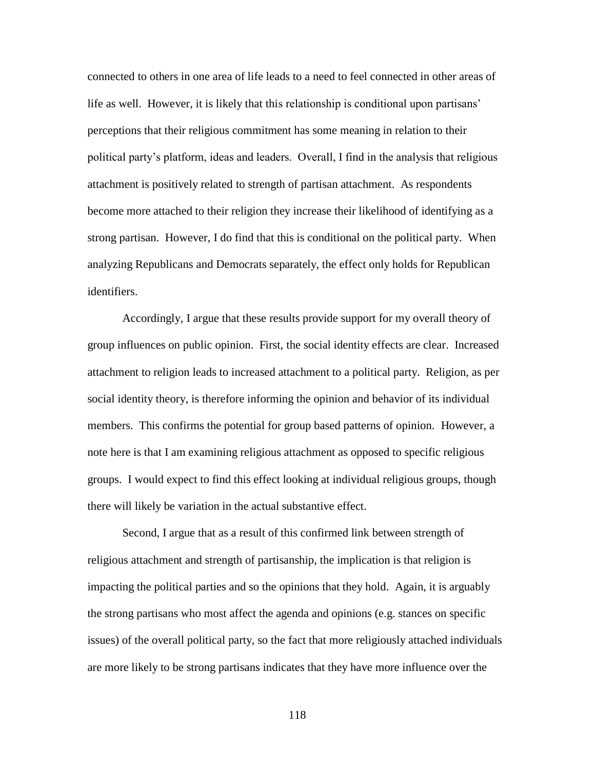connected to others in one area of life leads to a need to feel connected in other areas of life as well. However, it is likely that this relationship is conditional upon partisans' perceptions that their religious commitment has some meaning in relation to their political party's platform, ideas and leaders. Overall, I find in the analysis that religious attachment is positively related to strength of partisan attachment. As respondents become more attached to their religion they increase their likelihood of identifying as a strong partisan. However, I do find that this is conditional on the political party. When analyzing Republicans and Democrats separately, the effect only holds for Republican identifiers.

Accordingly, I argue that these results provide support for my overall theory of group influences on public opinion. First, the social identity effects are clear. Increased attachment to religion leads to increased attachment to a political party. Religion, as per social identity theory, is therefore informing the opinion and behavior of its individual members. This confirms the potential for group based patterns of opinion. However, a note here is that I am examining religious attachment as opposed to specific religious groups. I would expect to find this effect looking at individual religious groups, though there will likely be variation in the actual substantive effect.

Second, I argue that as a result of this confirmed link between strength of religious attachment and strength of partisanship, the implication is that religion is impacting the political parties and so the opinions that they hold. Again, it is arguably the strong partisans who most affect the agenda and opinions (e.g. stances on specific issues) of the overall political party, so the fact that more religiously attached individuals are more likely to be strong partisans indicates that they have more influence over the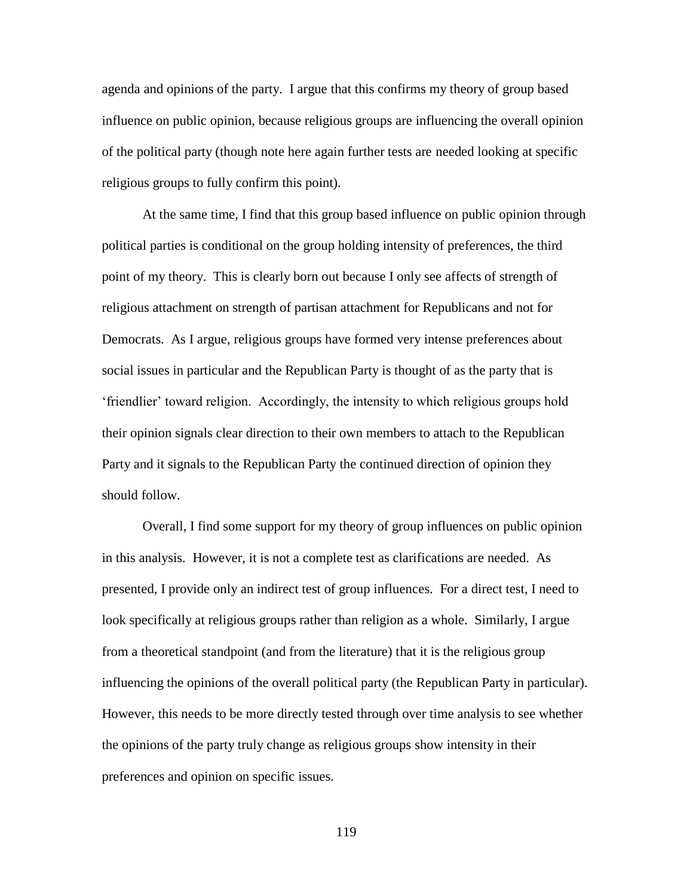agenda and opinions of the party. I argue that this confirms my theory of group based influence on public opinion, because religious groups are influencing the overall opinion of the political party (though note here again further tests are needed looking at specific religious groups to fully confirm this point).

At the same time, I find that this group based influence on public opinion through political parties is conditional on the group holding intensity of preferences, the third point of my theory. This is clearly born out because I only see affects of strength of religious attachment on strength of partisan attachment for Republicans and not for Democrats. As I argue, religious groups have formed very intense preferences about social issues in particular and the Republican Party is thought of as the party that is 'friendlier' toward religion. Accordingly, the intensity to which religious groups hold their opinion signals clear direction to their own members to attach to the Republican Party and it signals to the Republican Party the continued direction of opinion they should follow.

Overall, I find some support for my theory of group influences on public opinion in this analysis. However, it is not a complete test as clarifications are needed. As presented, I provide only an indirect test of group influences. For a direct test, I need to look specifically at religious groups rather than religion as a whole. Similarly, I argue from a theoretical standpoint (and from the literature) that it is the religious group influencing the opinions of the overall political party (the Republican Party in particular). However, this needs to be more directly tested through over time analysis to see whether the opinions of the party truly change as religious groups show intensity in their preferences and opinion on specific issues.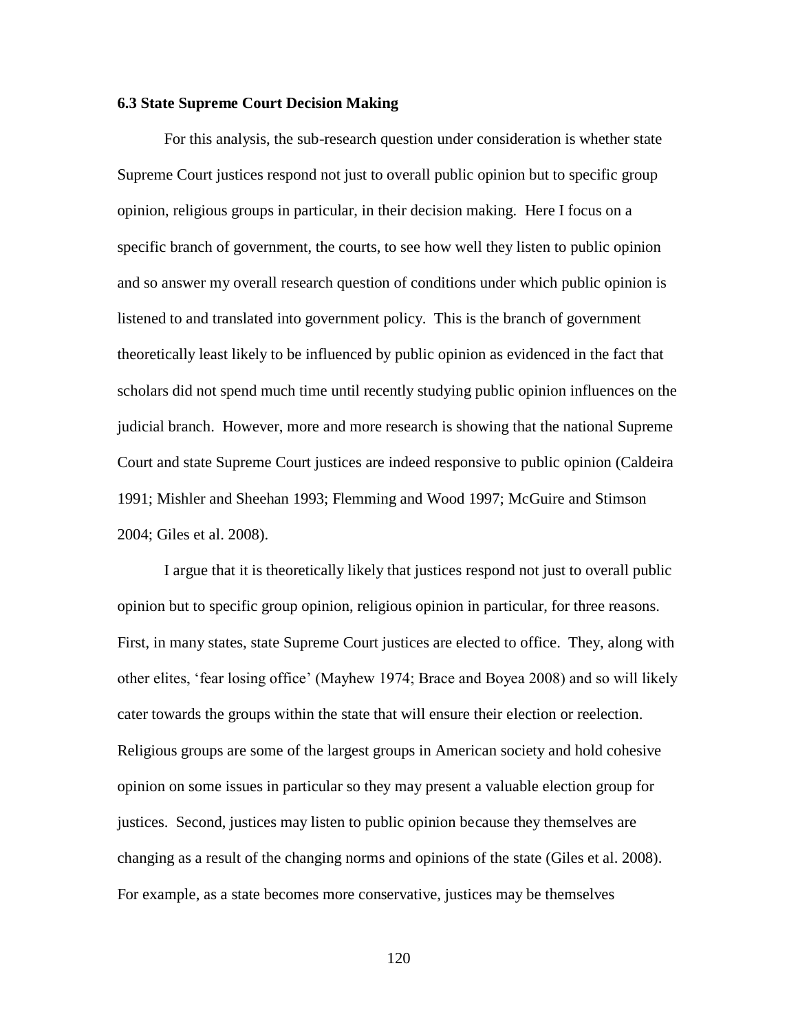### 6.3 State Supreme Court Decision Making

For this analysis, the sub-research question under consideration is whether state Supreme Court justices respond not just to overall public opinion but to specific group opinion, religious groups in particular, in their decision making. Here I focus on a specific branch of government, the courts, to see how well they listen to public opinion and so answer my overall research question of conditions under which public opinion is listened to and translated into government policy. This is the branch of government theoretically least likely to be influenced by public opinion as evidenced in the fact that scholars did not spend much time until recently studying public opinion influences on the judicial branch. However, more and more research is showing that the national Supreme Court and state Supreme Court justices are indeed responsive to public opinion (Caldeira 1991; Mishler and Sheehan 1993; Flemming and Wood 1997; McGuire and Stimson 2004; Giles et al. 2008).

I argue that it is theoretically likely that justices respond not just to overall public opinion but to specific group opinion, religious opinion in particular, for three reasons. First, in many states, state Supreme Court justices are elected to office. They, along with other elites, 'fear losing office' (Mayhew 1974; Brace and Boyea 2008) and so will likely cater towards the groups within the state that will ensure their election or reelection. Religious groups are some of the largest groups in American society and hold cohesive opinion on some issues in particular so they may present a valuable election group for justices. Second, justices may listen to public opinion because they themselves are changing as a result of the changing norms and opinions of the state (Giles et al. 2008). For example, as a state becomes more conservative, justices may be themselves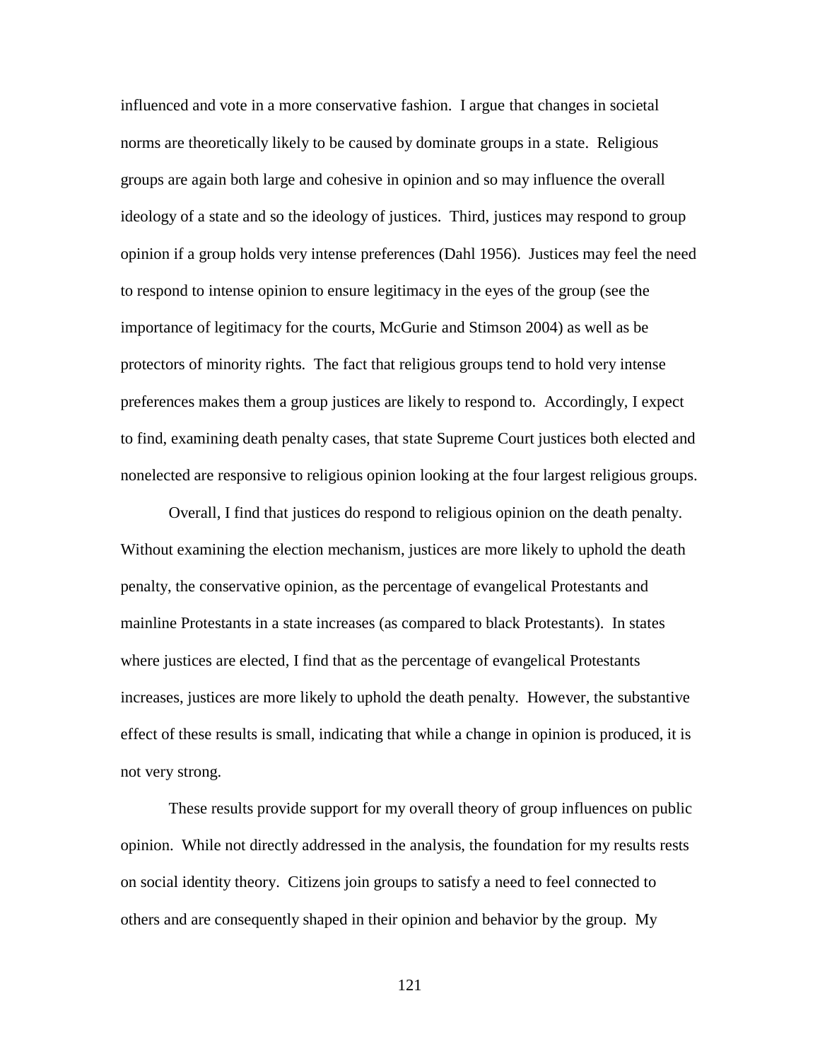influenced and vote in a more conservative fashion. I argue that changes in societal norms are theoretically likely to be caused by dominate groups in a state. Religious groups are again both large and cohesive in opinion and so may influence the overall ideology of a state and so the ideology of justices. Third, justices may respond to group opinion if a group holds very intense preferences (Dahl 1956). Justices may feel the need to respond to intense opinion to ensure legitimacy in the eyes of the group (see the importance of legitimacy for the courts, McGurie and Stimson 2004) as well as be protectors of minority rights. The fact that religious groups tend to hold very intense preferences makes them a group justices are likely to respond to. Accordingly, I expect to find, examining death penalty cases, that state Supreme Court justices both elected and nonelected are responsive to religious opinion looking at the four largest religious groups.

Overall, I find that justices do respond to religious opinion on the death penalty. Without examining the election mechanism, justices are more likely to uphold the death penalty, the conservative opinion, as the percentage of evangelical Protestants and mainline Protestants in a state increases (as compared to black Protestants). In states where justices are elected, I find that as the percentage of evangelical Protestants increases, justices are more likely to uphold the death penalty. However, the substantive effect of these results is small, indicating that while a change in opinion is produced, it is not very strong.

These results provide support for my overall theory of group influences on public opinion. While not directly addressed in the analysis, the foundation for my results rests on social identity theory. Citizens join groups to satisfy a need to feel connected to others and are consequently shaped in their opinion and behavior by the group. My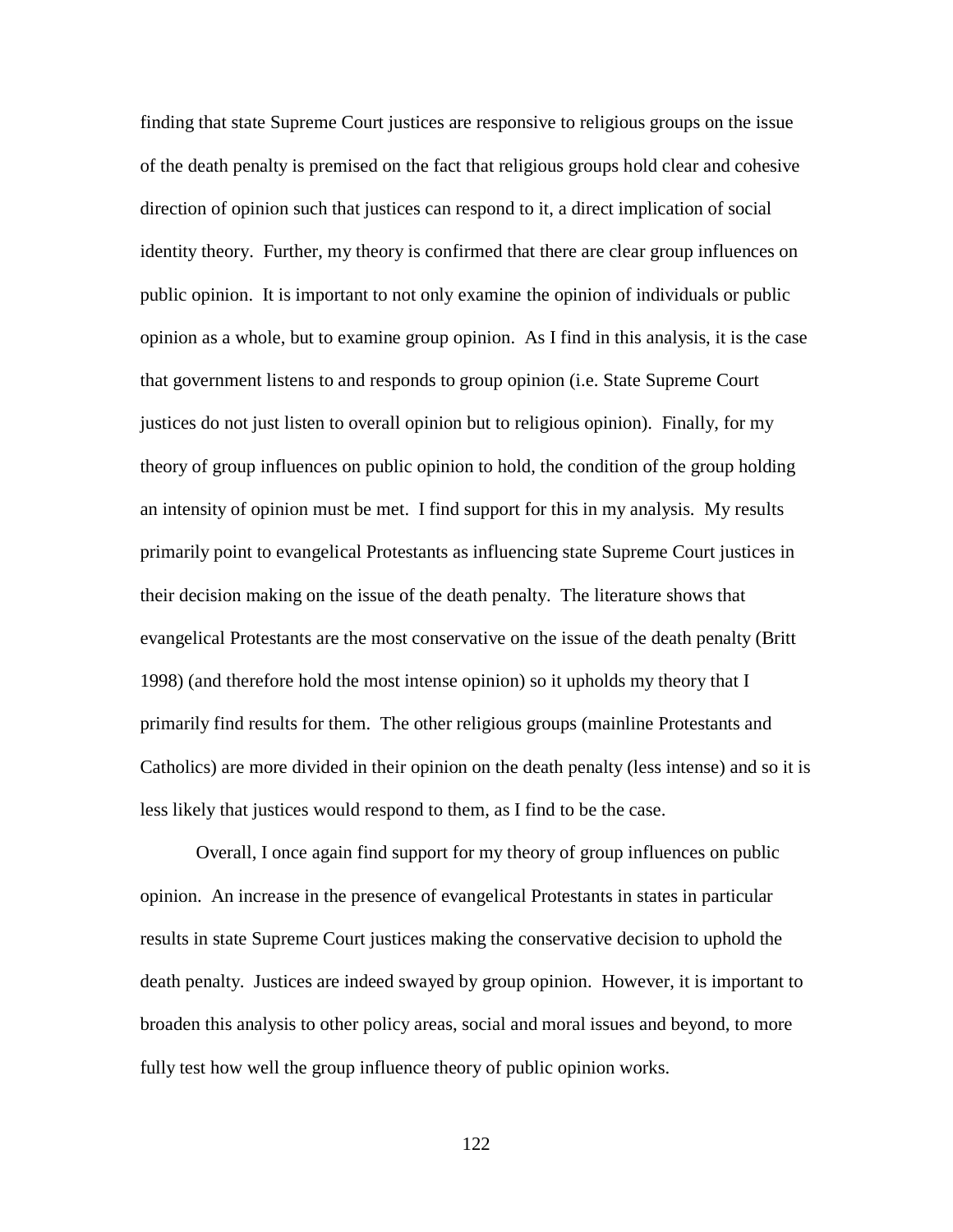finding that state Supreme Court justices are responsive to religious groups on the issue of the death penalty is premised on the fact that religious groups hold clear and cohesive direction of opinion such that justices can respond to it, a direct implication of social identity theory. Further, my theory is confirmed that there are clear group influences on public opinion. It is important to not only examine the opinion of individuals or public opinion as a whole, but to examine group opinion. As I find in this analysis, it is the case that government listens to and responds to group opinion (i.e. State Supreme Court justices do not just listen to overall opinion but to religious opinion). Finally, for my theory of group influences on public opinion to hold, the condition of the group holding an intensity of opinion must be met. I find support for this in my analysis. My results primarily point to evangelical Protestants as influencing state Supreme Court justices in their decision making on the issue of the death penalty. The literature shows that evangelical Protestants are the most conservative on the issue of the death penalty (Britt 1998) (and therefore hold the most intense opinion) so it upholds my theory that I primarily find results for them. The other religious groups (mainline Protestants and Catholics) are more divided in their opinion on the death penalty (less intense) and so it is less likely that justices would respond to them, as I find to be the case.

Overall, I once again find support for my theory of group influences on public opinion. An increase in the presence of evangelical Protestants in states in particular results in state Supreme Court justices making the conservative decision to uphold the death penalty. Justices are indeed swayed by group opinion. However, it is important to broaden this analysis to other policy areas, social and moral issues and beyond, to more fully test how well the group influence theory of public opinion works.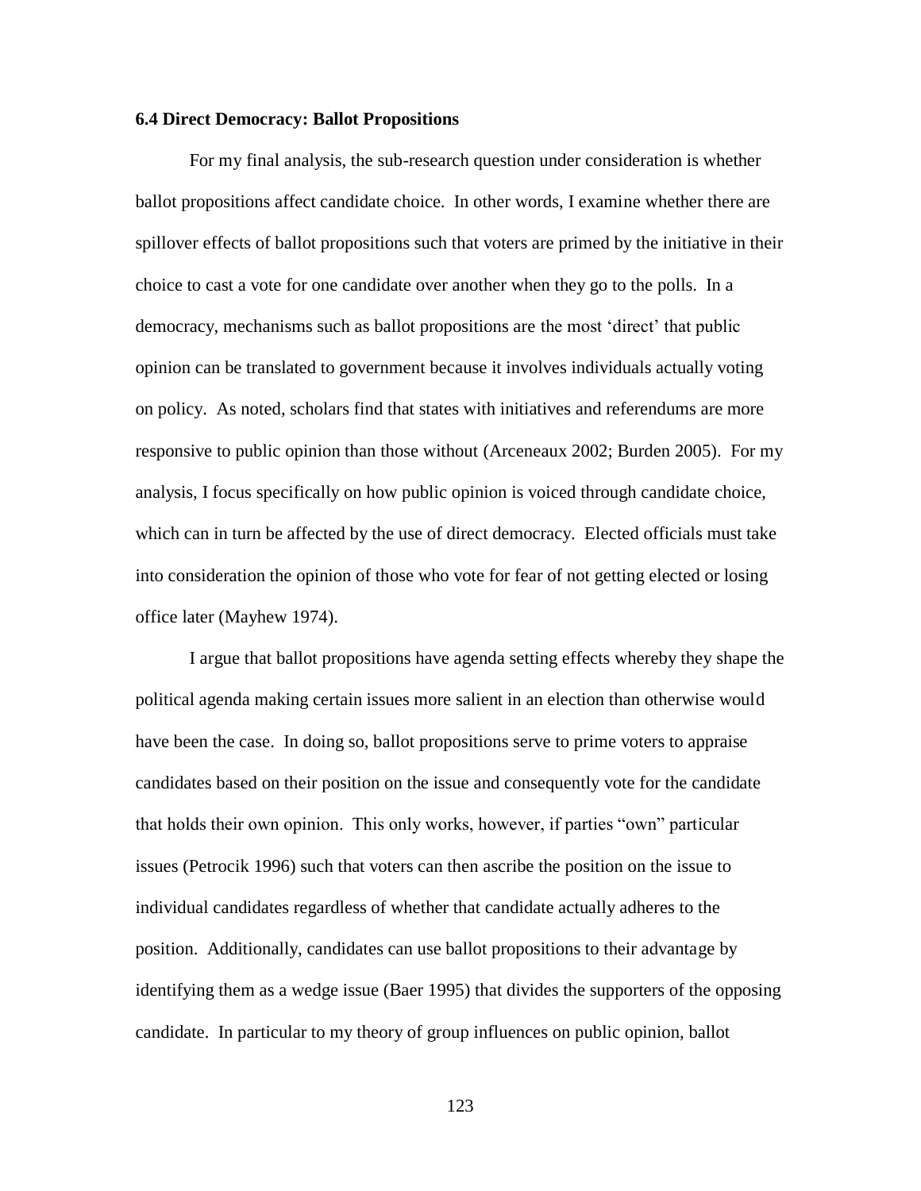### 6.4 Direct Democracy: Ballot Propositions

For my final analysis, the sub-research question under consideration is whether ballot propositions affect candidate choice. In other words, I examine whether there are spillover effects of ballot propositions such that voters are primed by the initiative in their choice to cast a vote for one candidate over another when they go to the polls. In a democracy, mechanisms such as ballot propositions are the most 'direct' that public opinion can be translated to government because it involves individuals actually voting on policy. As noted, scholars find that states with initiatives and referendums are more responsive to public opinion than those without (Arceneaux 2002; Burden 2005). For my analysis, I focus specifically on how public opinion is voiced through candidate choice, which can in turn be affected by the use of direct democracy. Elected officials must take into consideration the opinion of those who vote for fear of not getting elected or losing office later (Mayhew 1974).

I argue that ballot propositions have agenda setting effects whereby they shape the political agenda making certain issues more salient in an election than otherwise would have been the case. In doing so, ballot propositions serve to prime voters to appraise candidates based on their position on the issue and consequently vote for the candidate that holds their own opinion. This only works, however, if parties "own" particular issues (Petrocik 1996) such that voters can then ascribe the position on the issue to individual candidates regardless of whether that candidate actually adheres to the position. Additionally, candidates can use ballot propositions to their advantage by identifying them as a wedge issue (Baer 1995) that divides the supporters of the opposing candidate. In particular to my theory of group influences on public opinion, ballot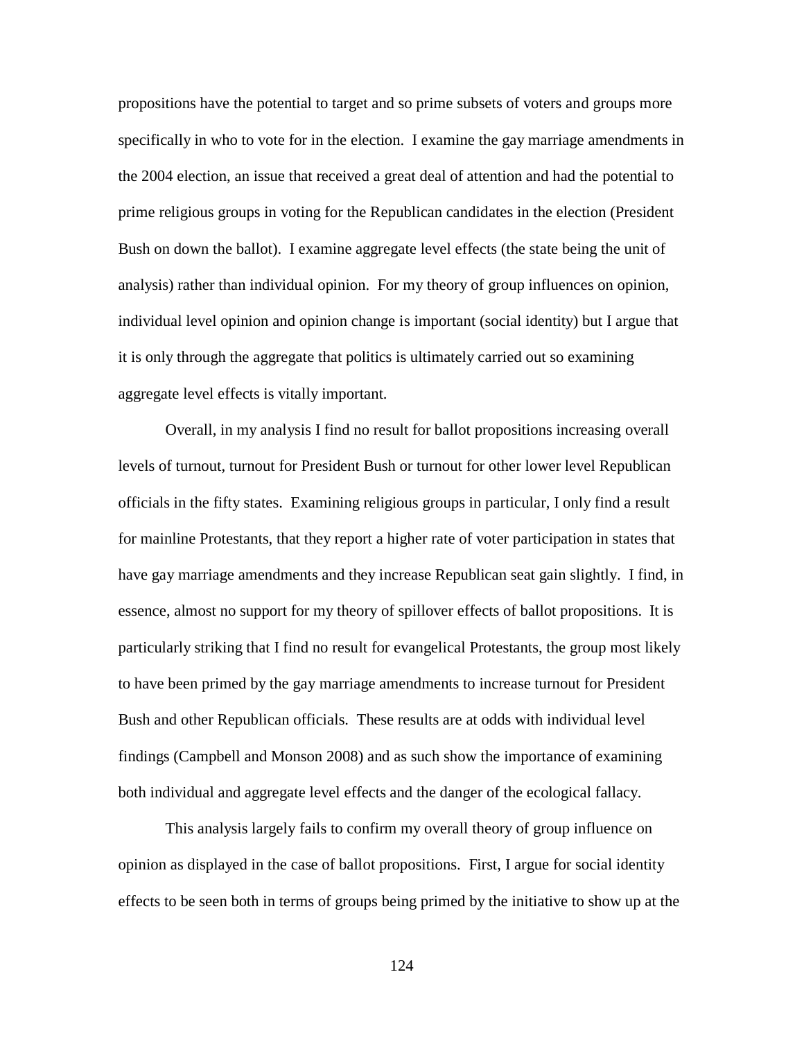propositions have the potential to target and so prime subsets of voters and groups more specifically in who to vote for in the election. I examine the gay marriage amendments in the 2004 election, an issue that received a great deal of attention and had the potential to prime religious groups in voting for the Republican candidates in the election (President Bush on down the ballot). I examine aggregate level effects (the state being the unit of analysis) rather than individual opinion. For my theory of group influences on opinion, individual level opinion and opinion change is important (social identity) but I argue that it is only through the aggregate that politics is ultimately carried out so examining aggregate level effects is vitally important.

Overall, in my analysis I find no result for ballot propositions increasing overall levels of turnout, turnout for President Bush or turnout for other lower level Republican officials in the fifty states. Examining religious groups in particular, I only find a result for mainline Protestants, that they report a higher rate of voter participation in states that have gay marriage amendments and they increase Republican seat gain slightly. I find, in essence, almost no support for my theory of spillover effects of ballot propositions. It is particularly striking that I find no result for evangelical Protestants, the group most likely to have been primed by the gay marriage amendments to increase turnout for President Bush and other Republican officials. These results are at odds with individual level findings (Campbell and Monson 2008) and as such show the importance of examining both individual and aggregate level effects and the danger of the ecological fallacy.

This analysis largely fails to confirm my overall theory of group influence on opinion as displayed in the case of ballot propositions. First, I argue for social identity effects to be seen both in terms of groups being primed by the initiative to show up at the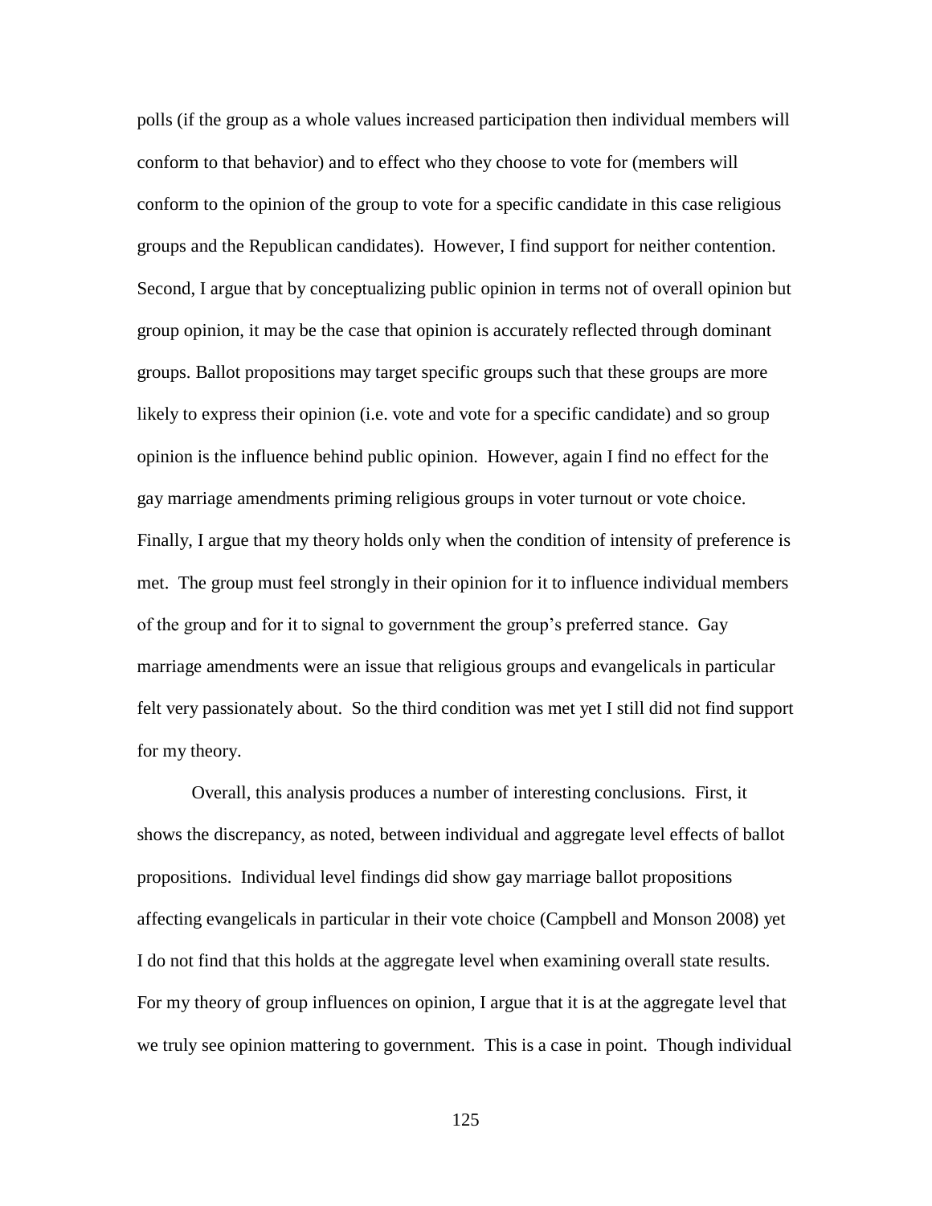polls (if the group as a whole values increased participation then individual members will conform to that behavior) and to effect who they choose to vote for (members will conform to the opinion of the group to vote for a specific candidate in this case religious groups and the Republican candidates). However, I find support for neither contention. Second, I argue that by conceptualizing public opinion in terms not of overall opinion but group opinion, it may be the case that opinion is accurately reflected through dominant groups. Ballot propositions may target specific groups such that these groups are more likely to express their opinion (i.e. vote and vote for a specific candidate) and so group opinion is the influence behind public opinion. However, again I find no effect for the gay marriage amendments priming religious groups in voter turnout or vote choice. Finally, I argue that my theory holds only when the condition of intensity of preference is met. The group must feel strongly in their opinion for it to influence individual members of the group and for it to signal to government the group's preferred stance. Gay marriage amendments were an issue that religious groups and evangelicals in particular felt very passionately about. So the third condition was met yet I still did not find support for my theory.

Overall, this analysis produces a number of interesting conclusions. First, it shows the discrepancy, as noted, between individual and aggregate level effects of ballot propositions. Individual level findings did show gay marriage ballot propositions affecting evangelicals in particular in their vote choice (Campbell and Monson 2008) yet I do not find that this holds at the aggregate level when examining overall state results. For my theory of group influences on opinion, I argue that it is at the aggregate level that we truly see opinion mattering to government. This is a case in point. Though individual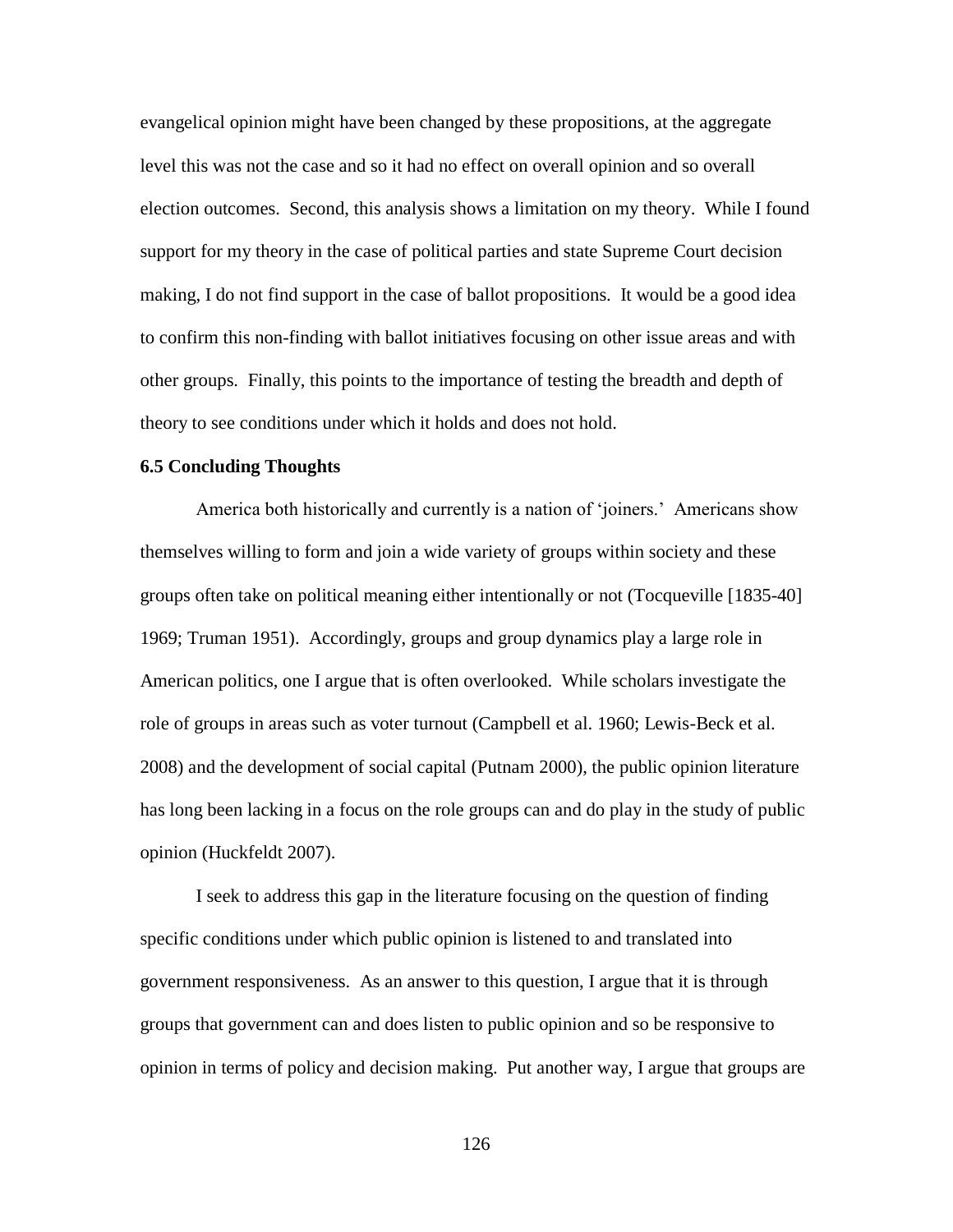evangelical opinion might have been changed by these propositions, at the aggregate level this was not the case and so it had no effect on overall opinion and so overall election outcomes. Second, this analysis shows a limitation on my theory. While I found support for my theory in the case of political parties and state Supreme Court decision making, I do not find support in the case of ballot propositions. It would be a good idea to confirm this non-finding with ballot initiatives focusing on other issue areas and with other groups. Finally, this points to the importance of testing the breadth and depth of theory to see conditions under which it holds and does not hold.

### 6.5 Concluding Thoughts

America both historically and currently is a nation of 'joiners.' Americans show themselves willing to form and join a wide variety of groups within society and these groups often take on political meaning either intentionally or not (Tocqueville [1835-40] 1969; Truman 1951). Accordingly, groups and group dynamics play a large role in American politics, one I argue that is often overlooked. While scholars investigate the role of groups in areas such as voter turnout (Campbell et al. 1960; Lewis-Beck et al. 2008) and the development of social capital (Putnam 2000), the public opinion literature has long been lacking in a focus on the role groups can and do play in the study of public opinion (Huckfeldt 2007).

I seek to address this gap in the literature focusing on the question of finding specific conditions under which public opinion is listened to and translated into government responsiveness. As an answer to this question, I argue that it is through groups that government can and does listen to public opinion and so be responsive to opinion in terms of policy and decision making. Put another way, I argue that groups are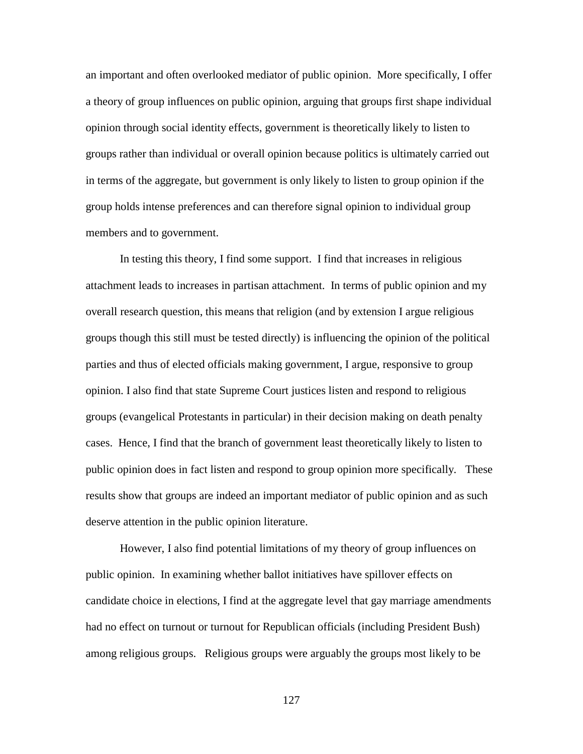an important and often overlooked mediator of public opinion. More specifically, I offer a theory of group influences on public opinion, arguing that groups first shape individual opinion through social identity effects, government is theoretically likely to listen to groups rather than individual or overall opinion because politics is ultimately carried out in terms of the aggregate, but government is only likely to listen to group opinion if the group holds intense preferences and can therefore signal opinion to individual group members and to government.

In testing this theory, I find some support. I find that increases in religious attachment leads to increases in partisan attachment. In terms of public opinion and my overall research question, this means that religion (and by extension I argue religious groups though this still must be tested directly) is influencing the opinion of the political parties and thus of elected officials making government, I argue, responsive to group opinion. I also find that state Supreme Court justices listen and respond to religious groups (evangelical Protestants in particular) in their decision making on death penalty cases. Hence, I find that the branch of government least theoretically likely to listen to public opinion does in fact listen and respond to group opinion more specifically. These results show that groups are indeed an important mediator of public opinion and as such deserve attention in the public opinion literature.

However, I also find potential limitations of my theory of group influences on public opinion. In examining whether ballot initiatives have spillover effects on candidate choice in elections, I find at the aggregate level that gay marriage amendments had no effect on turnout or turnout for Republican officials (including President Bush) among religious groups. Religious groups were arguably the groups most likely to be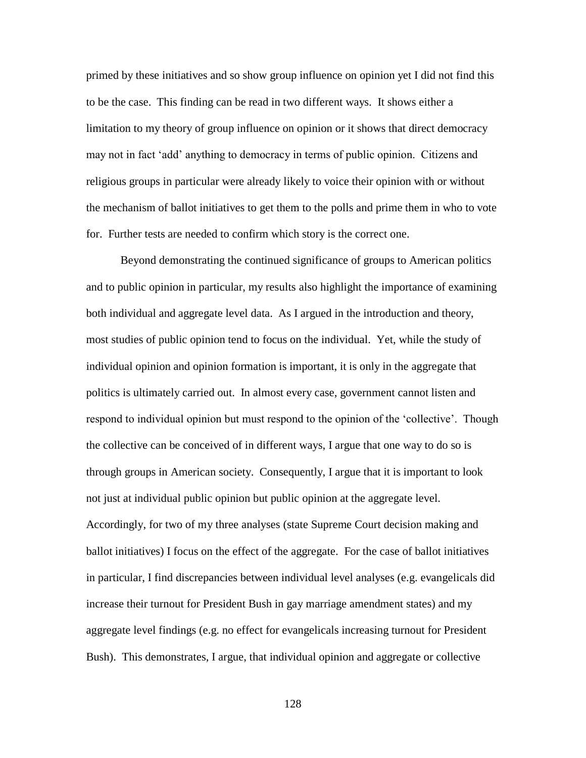primed by these initiatives and so show group influence on opinion yet I did not find this to be the case. This finding can be read in two different ways. It shows either a limitation to my theory of group influence on opinion or it shows that direct democracy may not in fact 'add' anything to democracy in terms of public opinion. Citizens and religious groups in particular were already likely to voice their opinion with or without the mechanism of ballot initiatives to get them to the polls and prime them in who to vote for. Further tests are needed to confirm which story is the correct one.

Beyond demonstrating the continued significance of groups to American politics and to public opinion in particular, my results also highlight the importance of examining both individual and aggregate level data. As I argued in the introduction and theory, most studies of public opinion tend to focus on the individual. Yet, while the study of individual opinion and opinion formation is important, it is only in the aggregate that politics is ultimately carried out. In almost every case, government cannot listen and respond to individual opinion but must respond to the opinion of the 'collective'. Though the collective can be conceived of in different ways, I argue that one way to do so is through groups in American society. Consequently, I argue that it is important to look not just at individual public opinion but public opinion at the aggregate level. Accordingly, for two of my three analyses (state Supreme Court decision making and ballot initiatives) I focus on the effect of the aggregate. For the case of ballot initiatives in particular, I find discrepancies between individual level analyses (e.g. evangelicals did increase their turnout for President Bush in gay marriage amendment states) and my aggregate level findings (e.g. no effect for evangelicals increasing turnout for President Bush). This demonstrates, I argue, that individual opinion and aggregate or collective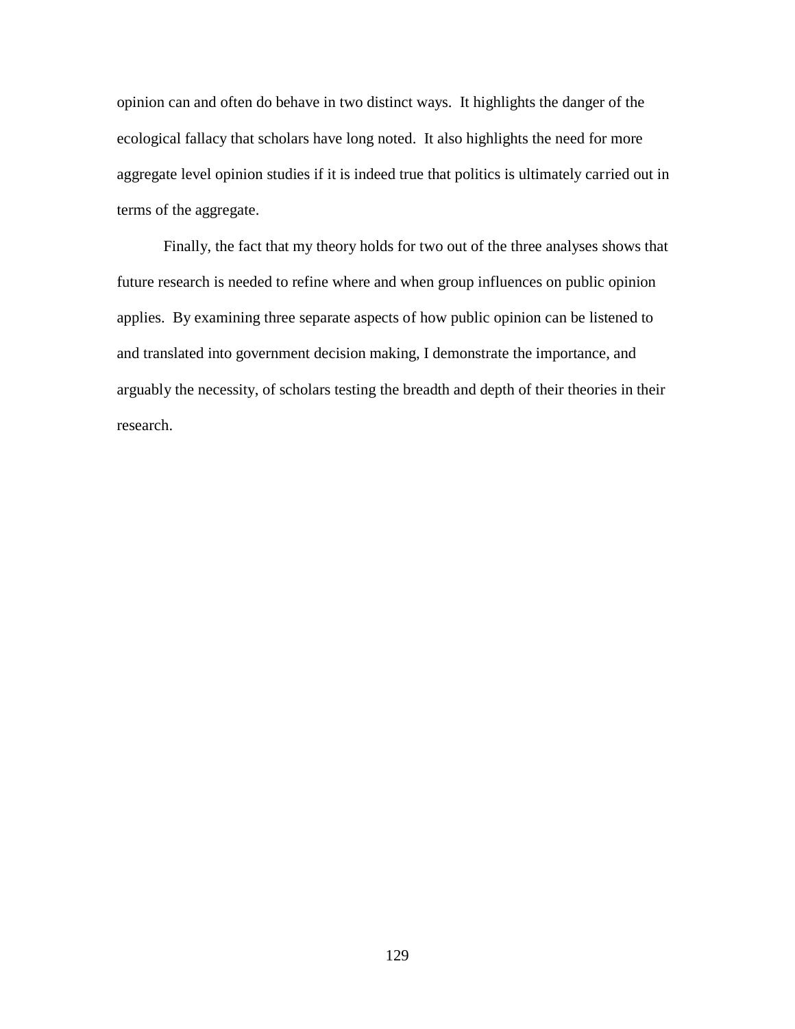opinion can and often do behave in two distinct ways. It highlights the danger of the ecological fallacy that scholars have long noted. It also highlights the need for more aggregate level opinion studies if it is indeed true that politics is ultimately carried out in terms of the aggregate.

Finally, the fact that my theory holds for two out of the three analyses shows that future research is needed to refine where and when group influences on public opinion applies. By examining three separate aspects of how public opinion can be listened to and translated into government decision making, I demonstrate the importance, and arguably the necessity, of scholars testing the breadth and depth of their theories in their research.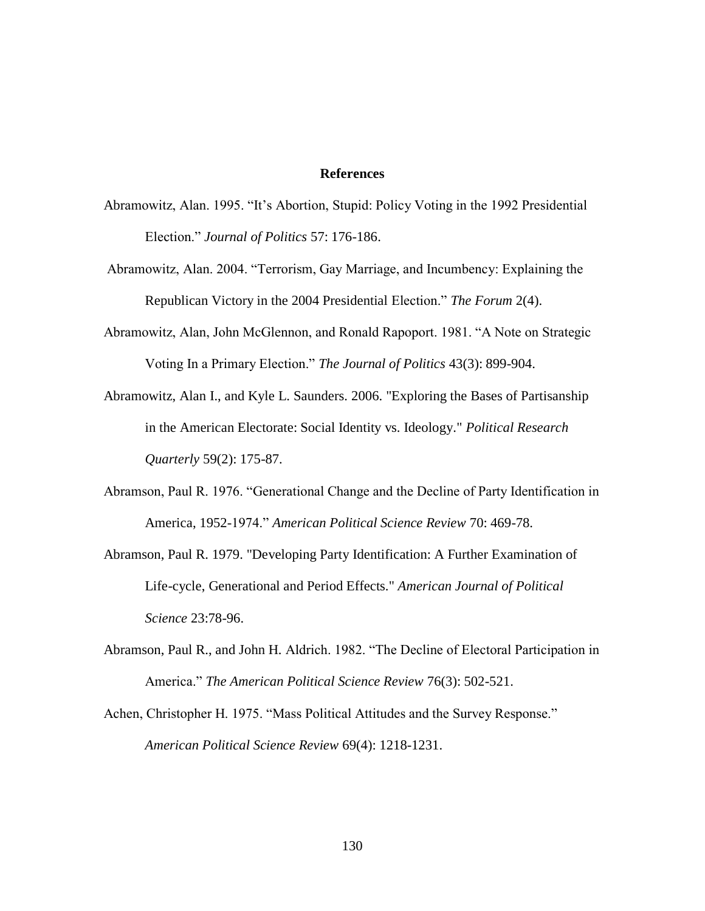# References

Abramowitz, Alan. 1995. “It’s Abortion, Stupid: Policy Voting in the 1992 Presidential Election.” *Journal of Politics* 57: 176-186.

Abramowitz, Alan. 2004. “Terrorism, Gay Marriage, and Incumbency: Explaining the Republican Victory in the 2004 Presidential Election.” *The Forum* 2(4).

Abramowitz, Alan, John McGlennon, and Ronald Rapoport. 1981. “A Note on Strategic Voting In a Primary Election.” *The Journal of Politics* 43(3): 899-904.

Abramowitz, Alan I., and Kyle L. Saunders. 2006. "Exploring the Bases of Partisanship in the American Electorate: Social Identity vs. Ideology." *Political Research Quarterly* 59(2): 175-87.

Abramson, Paul R. 1976. “Generational Change and the Decline of Party Identification in America, 1952-1974.” *American Political Science Review* 70: 469-78.

Abramson, Paul R. 1979. "Developing Party Identification: A Further Examination of Life-cycle, Generational and Period Effects." *American Journal of Political Science* 23:78-96.

Abramson, Paul R., and John H. Aldrich. 1982. “The Decline of Electoral Participation in America.” *The American Political Science Review* 76(3): 502-521.

Achen, Christopher H. 1975. “Mass Political Attitudes and the Survey Response.” *American Political Science Review* 69(4): 1218-1231.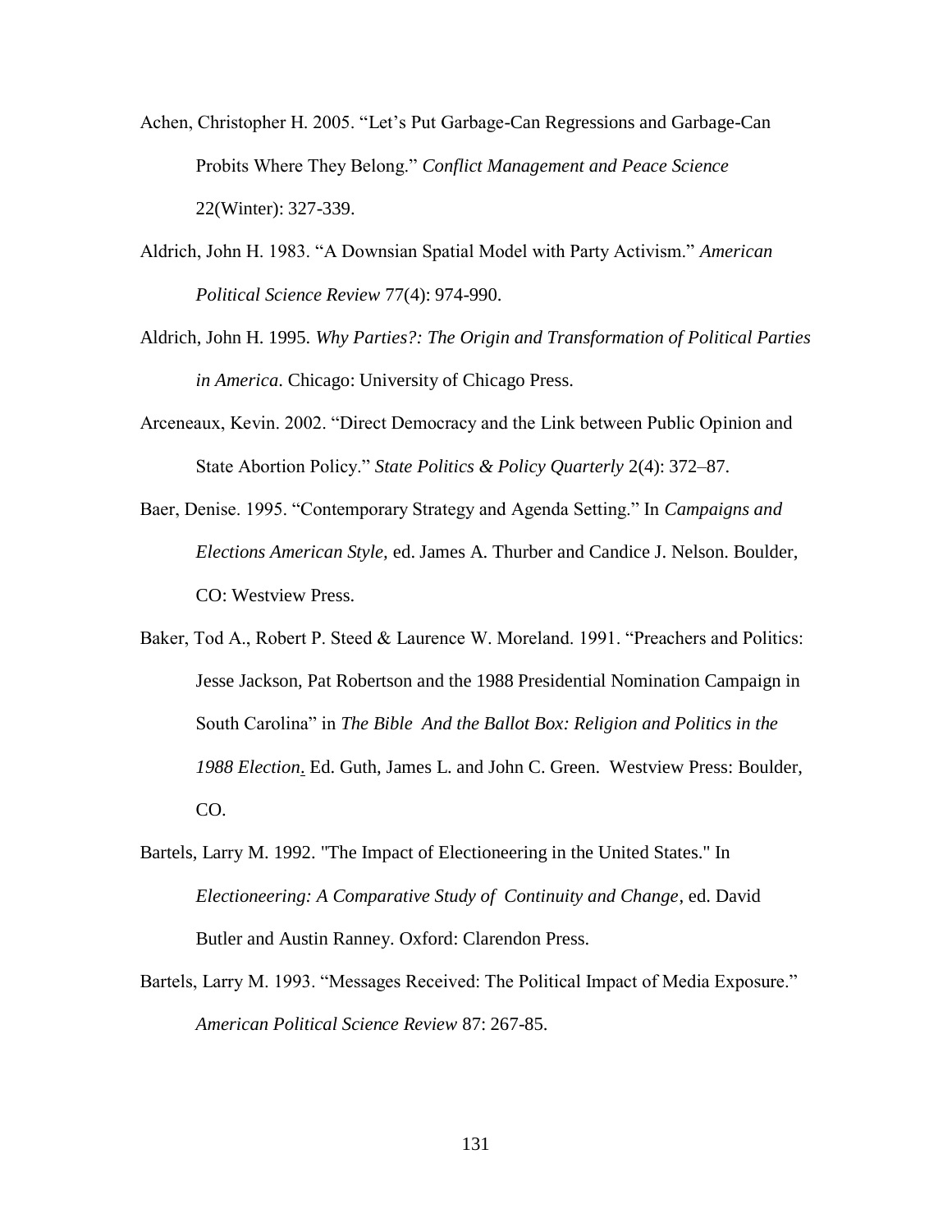Achen, Christopher H. 2005. "Let's Put Garbage-Can Regressions and Garbage-Can Probits Where They Belong." *Conflict Management and Peace Science* 22(Winter): 327-339.

Aldrich, John H. 1983. "A Downsian Spatial Model with Party Activism." *American Political Science Review* 77(4): 974-990.

Aldrich, John H. 1995. *Why Parties?: The Origin and Transformation of Political Parties in America*. Chicago: University of Chicago Press.

Arceneaux, Kevin. 2002. "Direct Democracy and the Link between Public Opinion and State Abortion Policy." *State Politics & Policy Quarterly* 2(4): 372–87.

Baer, Denise. 1995. "Contemporary Strategy and Agenda Setting." In *Campaigns and Elections American Style,* ed. James A. Thurber and Candice J. Nelson. Boulder, CO: Westview Press.

Baker, Tod A., Robert P. Steed & Laurence W. Moreland. 1991. "Preachers and Politics: Jesse Jackson, Pat Robertson and the 1988 Presidential Nomination Campaign in South Carolina" in *The Bible And the Ballot Box: Religion and Politics in the 1988 Election*. Ed. Guth, James L. and John C. Green. Westview Press: Boulder, CO.

Bartels, Larry M. 1992. "The Impact of Electioneering in the United States." In *Electioneering: A Comparative Study of Continuity and Change*, ed. David Butler and Austin Ranney. Oxford: Clarendon Press.

Bartels, Larry M. 1993. "Messages Received: The Political Impact of Media Exposure." *American Political Science Review* 87: 267-85.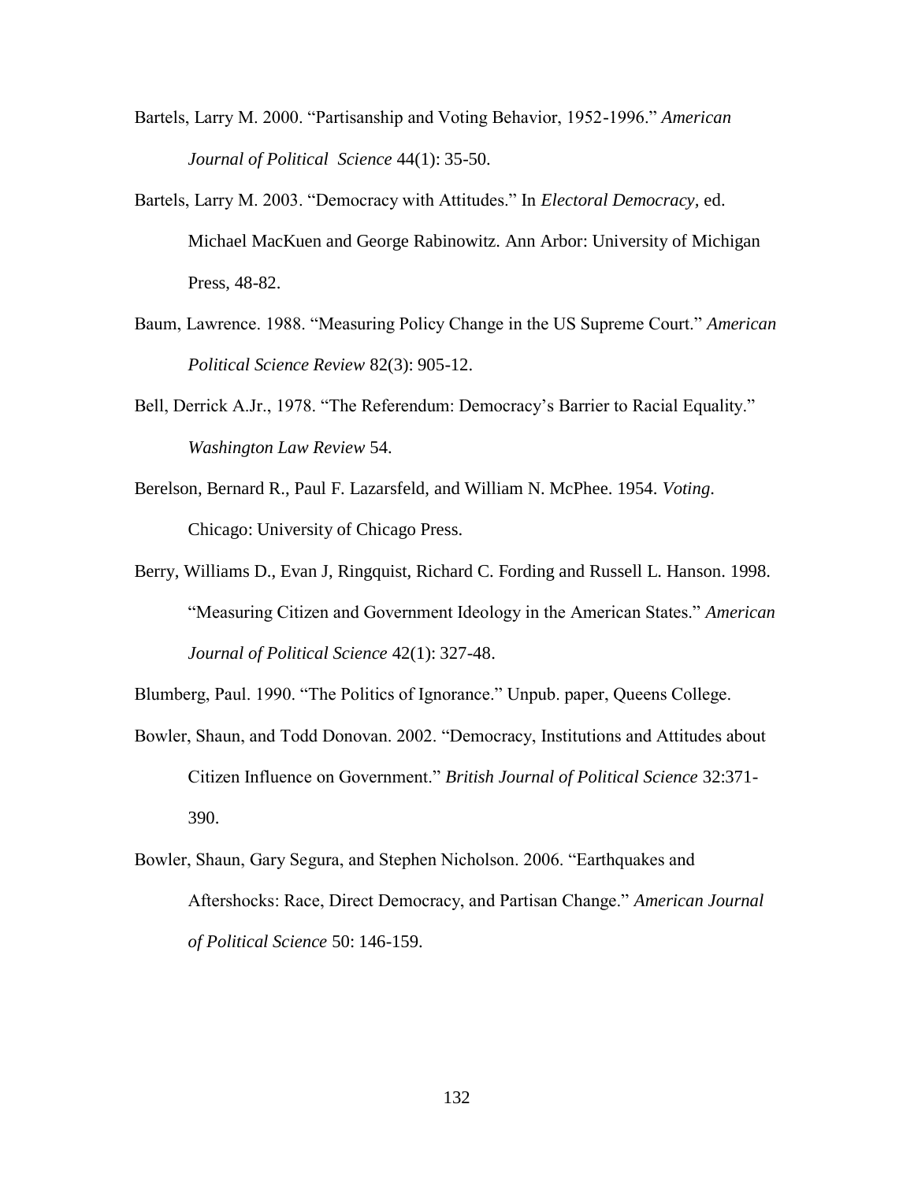Bartels, Larry M. 2000. "Partisanship and Voting Behavior, 1952-1996." *American Journal of Political Science* 44(1): 35-50.

Bartels, Larry M. 2003. "Democracy with Attitudes." In *Electoral Democracy,* ed. Michael MacKuen and George Rabinowitz. Ann Arbor: University of Michigan Press, 48-82.

Baum, Lawrence. 1988. "Measuring Policy Change in the US Supreme Court." *American Political Science Review* 82(3): 905-12.

Bell, Derrick A.Jr., 1978. "The Referendum: Democracy's Barrier to Racial Equality." *Washington Law Review* 54.

Berelson, Bernard R., Paul F. Lazarsfeld, and William N. McPhee. 1954. *Voting*. Chicago: University of Chicago Press.

Berry, Williams D., Evan J, Ringquist, Richard C. Fording and Russell L. Hanson. 1998. "Measuring Citizen and Government Ideology in the American States." *American Journal of Political Science* 42(1): 327-48.

Blumberg, Paul. 1990. "The Politics of Ignorance." Unpub. paper, Queens College.

Bowler, Shaun, and Todd Donovan. 2002. "Democracy, Institutions and Attitudes about Citizen Influence on Government." *British Journal of Political Science* 32:371-390.

Bowler, Shaun, Gary Segura, and Stephen Nicholson. 2006. "Earthquakes and Aftershocks: Race, Direct Democracy, and Partisan Change." *American Journal of Political Science* 50: 146-159.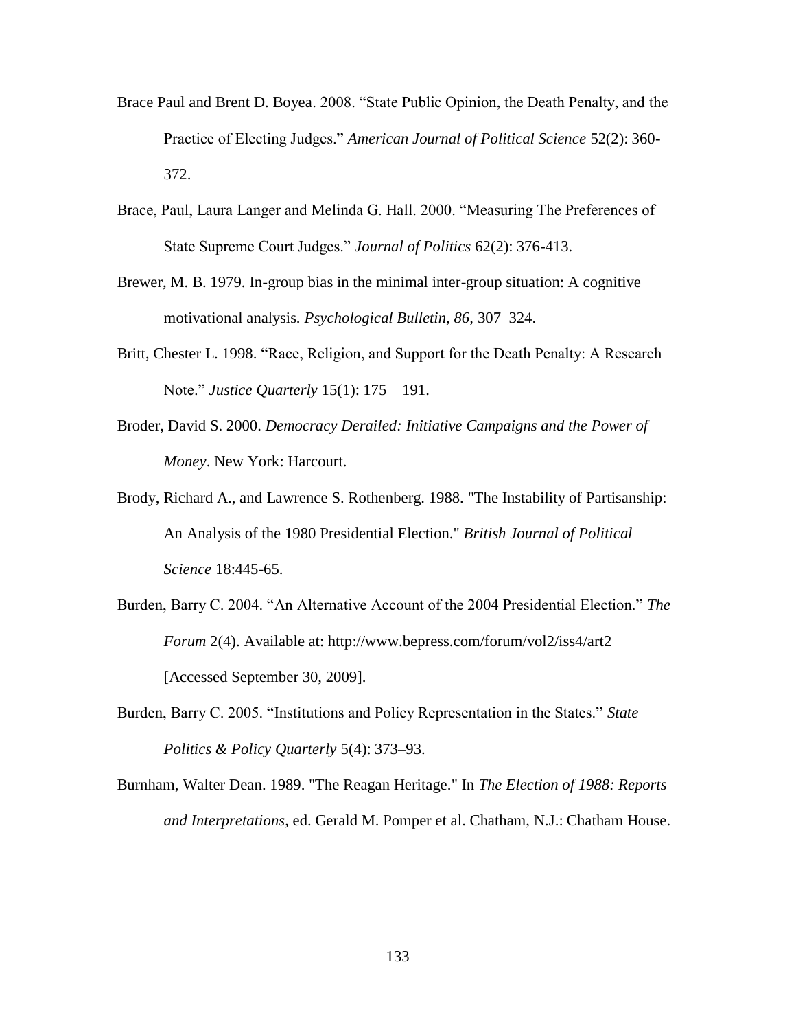Brace Paul and Brent D. Boyea. 2008. "State Public Opinion, the Death Penalty, and the Practice of Electing Judges." *American Journal of Political Science* 52(2): 360-372.

Brace, Paul, Laura Langer and Melinda G. Hall. 2000. "Measuring The Preferences of State Supreme Court Judges." *Journal of Politics* 62(2): 376-413.

Brewer, M. B. 1979. In-group bias in the minimal inter-group situation: A cognitive motivational analysis. *Psychological Bulletin, 86,* 307–324.

Britt, Chester L. 1998. "Race, Religion, and Support for the Death Penalty: A Research Note." *Justice Quarterly* 15(1): 175 – 191.

Broder, David S. 2000. *Democracy Derailed: Initiative Campaigns and the Power of Money*. New York: Harcourt.

Brody, Richard A., and Lawrence S. Rothenberg. 1988. "The Instability of Partisanship: An Analysis of the 1980 Presidential Election." *British Journal of Political Science* 18:445-65.

Burden, Barry C. 2004. "An Alternative Account of the 2004 Presidential Election." *The Forum* 2(4). Available at: http://www.bepress.com/forum/vol2/iss4/art2 [Accessed September 30, 2009].

Burden, Barry C. 2005. "Institutions and Policy Representation in the States." *State Politics & Policy Quarterly* 5(4): 373–93.

Burnham, Walter Dean. 1989. "The Reagan Heritage." In *The Election of 1988: Reports and Interpretations*, ed. Gerald M. Pomper et al. Chatham, N.J.: Chatham House.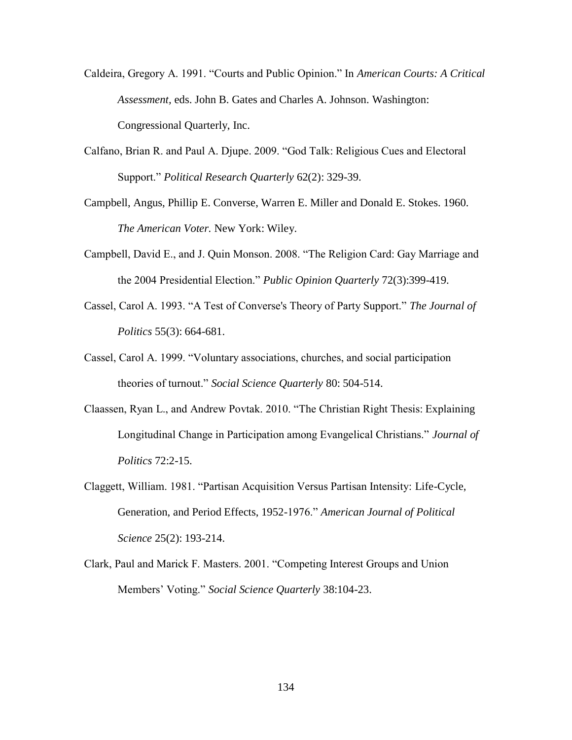Caldeira, Gregory A. 1991. "Courts and Public Opinion." In *American Courts: A Critical Assessment*, eds. John B. Gates and Charles A. Johnson. Washington: Congressional Quarterly, Inc.

Calfano, Brian R. and Paul A. Djupe. 2009. "God Talk: Religious Cues and Electoral Support." *Political Research Quarterly* 62(2): 329-39.

Campbell, Angus, Phillip E. Converse, Warren E. Miller and Donald E. Stokes. 1960. *The American Voter.* New York: Wiley.

Campbell, David E., and J. Quin Monson. 2008. "The Religion Card: Gay Marriage and the 2004 Presidential Election." *Public Opinion Quarterly* 72(3):399-419.

Cassel, Carol A. 1993. "A Test of Converse's Theory of Party Support." *The Journal of Politics* 55(3): 664-681.

Cassel, Carol A. 1999. "Voluntary associations, churches, and social participation theories of turnout." *Social Science Quarterly* 80: 504-514.

Claassen, Ryan L., and Andrew Povtak. 2010. "The Christian Right Thesis: Explaining Longitudinal Change in Participation among Evangelical Christians." *Journal of Politics* 72:2-15.

Claggett, William. 1981. "Partisan Acquisition Versus Partisan Intensity: Life-Cycle, Generation, and Period Effects, 1952-1976." *American Journal of Political Science* 25(2): 193-214.

Clark, Paul and Marick F. Masters. 2001. "Competing Interest Groups and Union Members' Voting." *Social Science Quarterly* 38:104-23.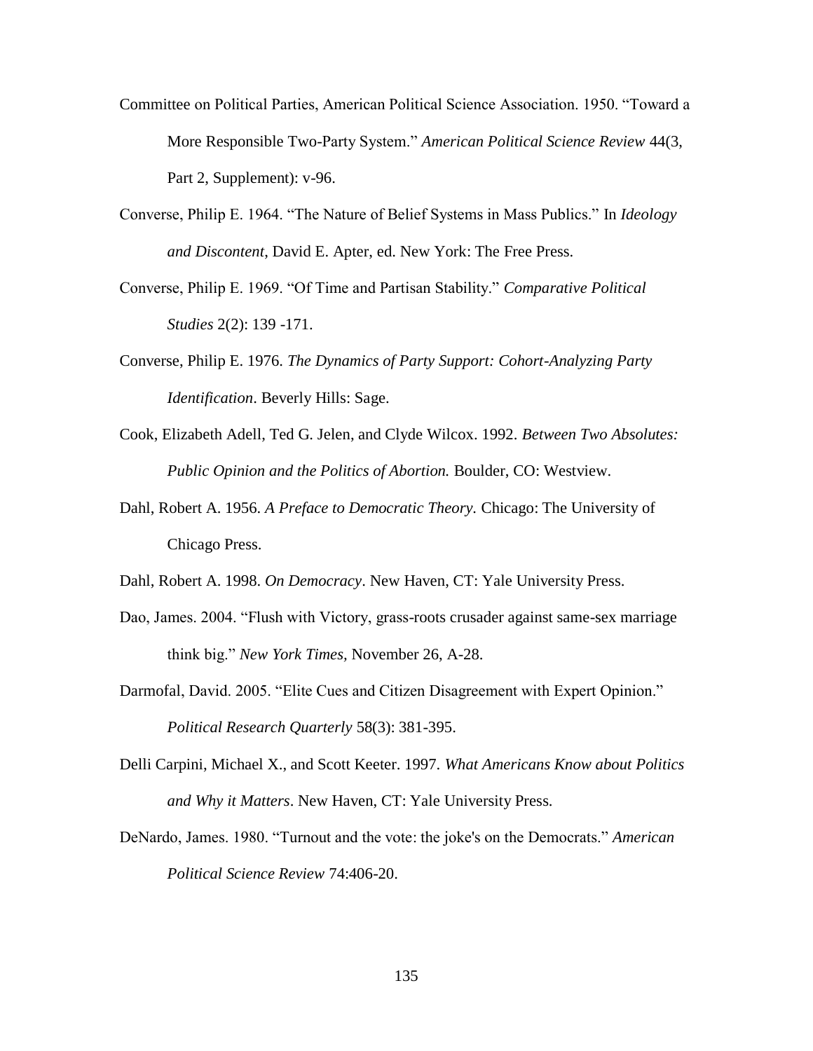Committee on Political Parties, American Political Science Association. 1950. "Toward a More Responsible Two-Party System." *American Political Science Review* 44(3, Part 2, Supplement): v-96.

Converse, Philip E. 1964. "The Nature of Belief Systems in Mass Publics." In *Ideology and Discontent,* David E. Apter, ed. New York: The Free Press.

Converse, Philip E. 1969. "Of Time and Partisan Stability." *Comparative Political Studies* 2(2): 139 -171.

Converse, Philip E. 1976. *The Dynamics of Party Support: Cohort-Analyzing Party Identification*. Beverly Hills: Sage.

Cook, Elizabeth Adell, Ted G. Jelen, and Clyde Wilcox. 1992. *Between Two Absolutes: Public Opinion and the Politics of Abortion.* Boulder, CO: Westview.

Dahl, Robert A. 1956. *A Preface to Democratic Theory.* Chicago: The University of Chicago Press.

Dahl, Robert A. 1998. *On Democracy*. New Haven, CT: Yale University Press.

Dao, James. 2004. "Flush with Victory, grass-roots crusader against same-sex marriage think big." *New York Times,* November 26, A-28.

Darmofal, David. 2005. "Elite Cues and Citizen Disagreement with Expert Opinion." *Political Research Quarterly* 58(3): 381-395.

Delli Carpini, Michael X., and Scott Keeter. 1997. *What Americans Know about Politics and Why it Matters*. New Haven, CT: Yale University Press.

DeNardo, James. 1980. "Turnout and the vote: the joke's on the Democrats." *American Political Science Review* 74:406-20.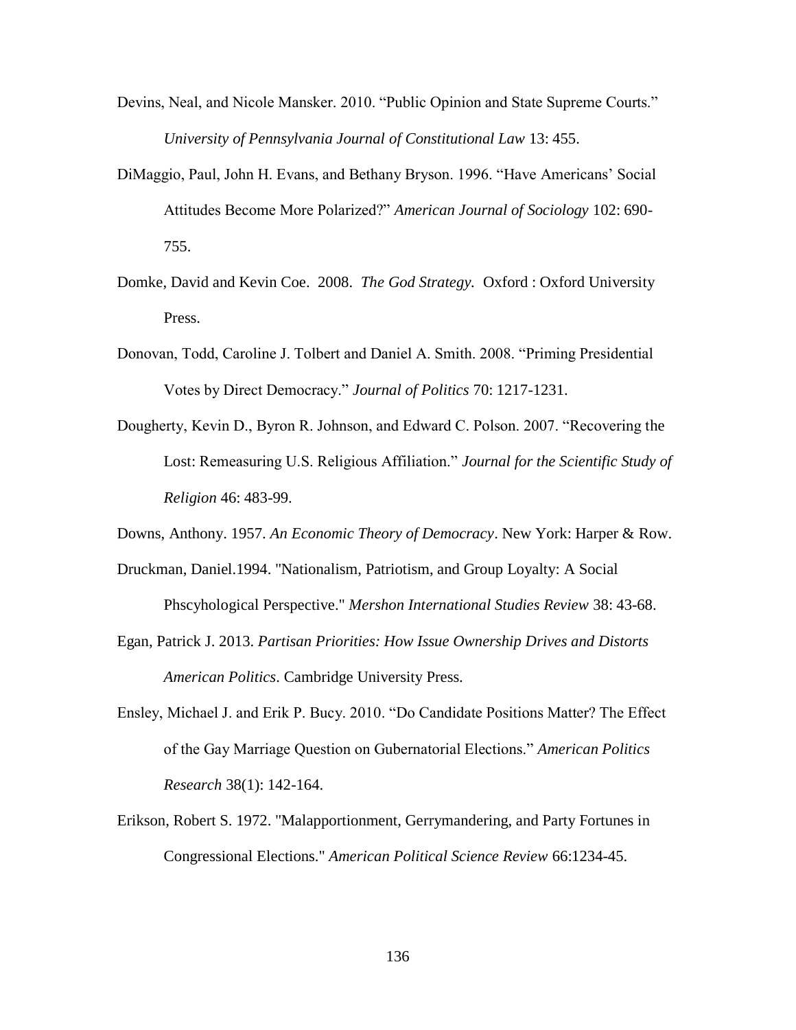Devins, Neal, and Nicole Mansker. 2010. "Public Opinion and State Supreme Courts." *University of Pennsylvania Journal of Constitutional Law* 13: 455.

DiMaggio, Paul, John H. Evans, and Bethany Bryson. 1996. "Have Americans' Social Attitudes Become More Polarized?" *American Journal of Sociology* 102: 690-755.

Domke, David and Kevin Coe. 2008. *The God Strategy.* Oxford : Oxford University Press.

Donovan, Todd, Caroline J. Tolbert and Daniel A. Smith. 2008. "Priming Presidential Votes by Direct Democracy." *Journal of Politics* 70: 1217-1231.

Dougherty, Kevin D., Byron R. Johnson, and Edward C. Polson. 2007. "Recovering the Lost: Remeasuring U.S. Religious Affiliation." *Journal for the Scientific Study of Religion* 46: 483-99.

Downs, Anthony. 1957. *An Economic Theory of Democracy*. New York: Harper & Row.

Druckman, Daniel.1994. "Nationalism, Patriotism, and Group Loyalty: A Social Phscyhological Perspective." *Mershon International Studies Review* 38: 43-68.

Egan, Patrick J. 2013. *Partisan Priorities: How Issue Ownership Drives and Distorts American Politics*. Cambridge University Press.

Ensley, Michael J. and Erik P. Bucy. 2010. "Do Candidate Positions Matter? The Effect of the Gay Marriage Question on Gubernatorial Elections." *American Politics Research* 38(1): 142-164.

Erikson, Robert S. 1972. "Malapportionment, Gerrymandering, and Party Fortunes in Congressional Elections." *American Political Science Review* 66:1234-45.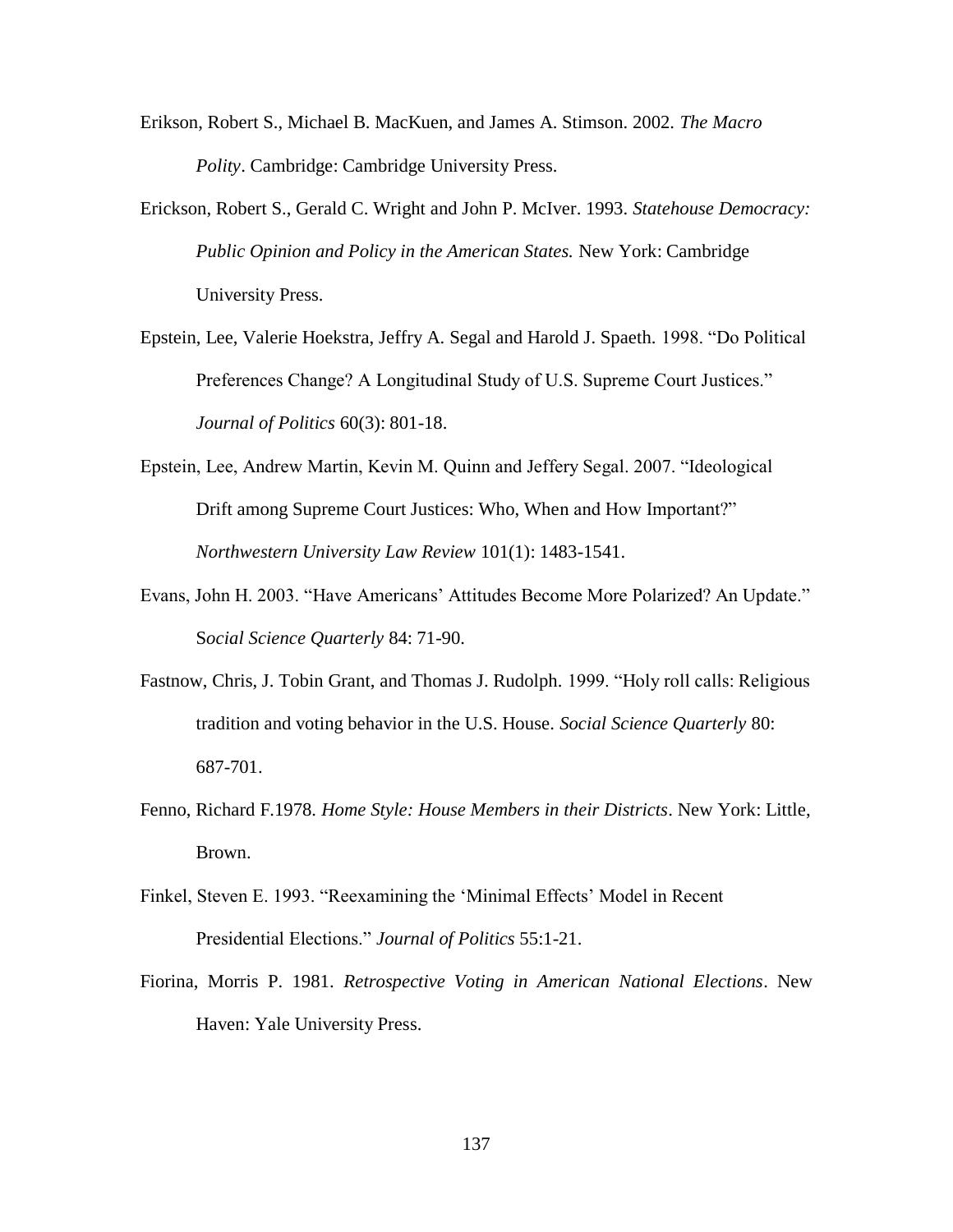Erikson, Robert S., Michael B. MacKuen, and James A. Stimson. 2002. *The Macro Polity*. Cambridge: Cambridge University Press.

Erickson, Robert S., Gerald C. Wright and John P. McIver. 1993. *Statehouse Democracy: Public Opinion and Policy in the American States.* New York: Cambridge University Press.

Epstein, Lee, Valerie Hoekstra, Jeffry A. Segal and Harold J. Spaeth. 1998. "Do Political Preferences Change? A Longitudinal Study of U.S. Supreme Court Justices." *Journal of Politics* 60(3): 801-18.

Epstein, Lee, Andrew Martin, Kevin M. Quinn and Jeffery Segal. 2007. "Ideological Drift among Supreme Court Justices: Who, When and How Important?" *Northwestern University Law Review* 101(1): 1483-1541.

Evans, John H. 2003. "Have Americans' Attitudes Become More Polarized? An Update." S*ocial Science Quarterly* 84: 71-90.

Fastnow, Chris, J. Tobin Grant, and Thomas J. Rudolph. 1999. "Holy roll calls: Religious tradition and voting behavior in the U.S. House. *Social Science Quarterly* 80: 687-701.

Fenno, Richard F.1978. *Home Style: House Members in their Districts*. New York: Little, Brown.

Finkel, Steven E. 1993. "Reexamining the 'Minimal Effects' Model in Recent Presidential Elections." *Journal of Politics* 55:1-21.

Fiorina, Morris P. 1981. *Retrospective Voting in American National Elections*. New Haven: Yale University Press.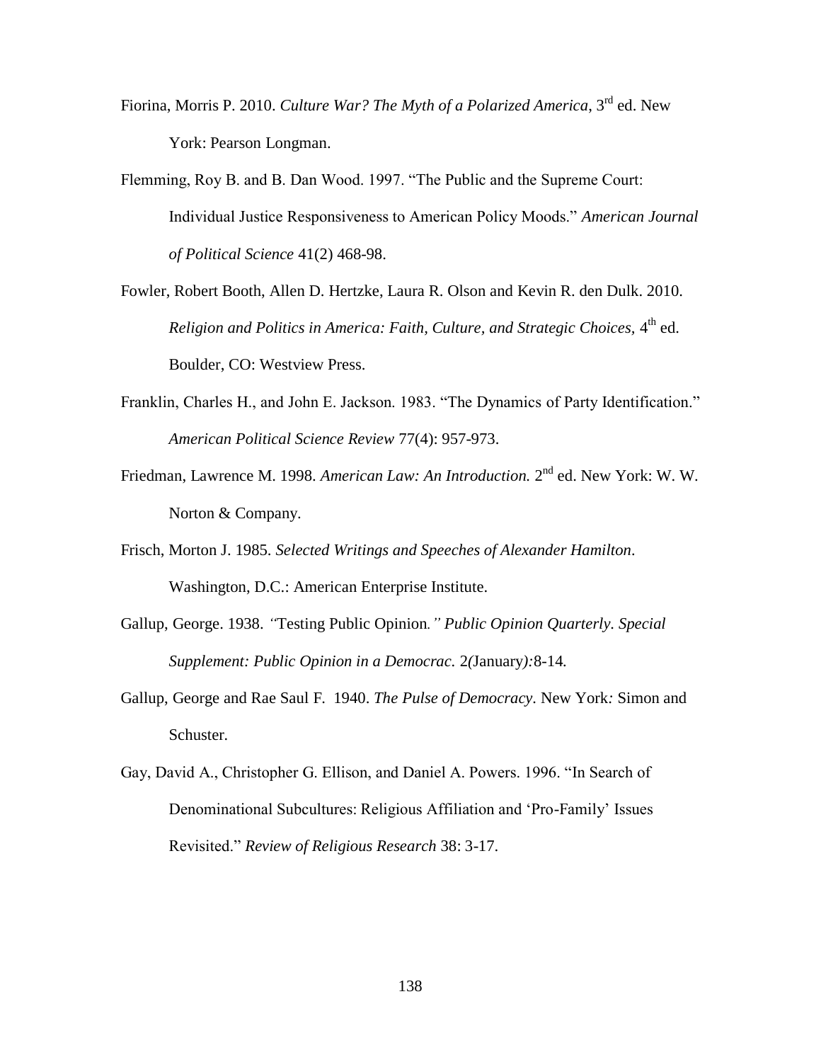Fiorina, Morris P. 2010. *Culture War? The Myth of a Polarized America*, 3rd ed. New York: Pearson Longman.

Flemming, Roy B. and B. Dan Wood. 1997. "The Public and the Supreme Court: Individual Justice Responsiveness to American Policy Moods." *American Journal of Political Science* 41(2) 468-98.

Fowler, Robert Booth, Allen D. Hertzke, Laura R. Olson and Kevin R. den Dulk. 2010. *Religion and Politics in America: Faith, Culture, and Strategic Choices*, 4th ed. Boulder, CO: Westview Press.

Franklin, Charles H., and John E. Jackson. 1983. "The Dynamics of Party Identification." *American Political Science Review* 77(4): 957-973.

Friedman, Lawrence M. 1998. *American Law: An Introduction.* 2nd ed. New York: W. W. Norton & Company.

Frisch, Morton J. 1985. *Selected Writings and Speeches of Alexander Hamilton*. Washington, D.C.: American Enterprise Institute.

Gallup, George. 1938. "Testing Public Opinion." *Public Opinion Quarterly. Special Supplement: Public Opinion in a Democrac.* 2(January):8-14.

Gallup, George and Rae Saul F. 1940. *The Pulse of Democracy*. New York: Simon and Schuster.

Gay, David A., Christopher G. Ellison, and Daniel A. Powers. 1996. "In Search of Denominational Subcultures: Religious Affiliation and 'Pro-Family' Issues Revisited." *Review of Religious Research* 38: 3-17.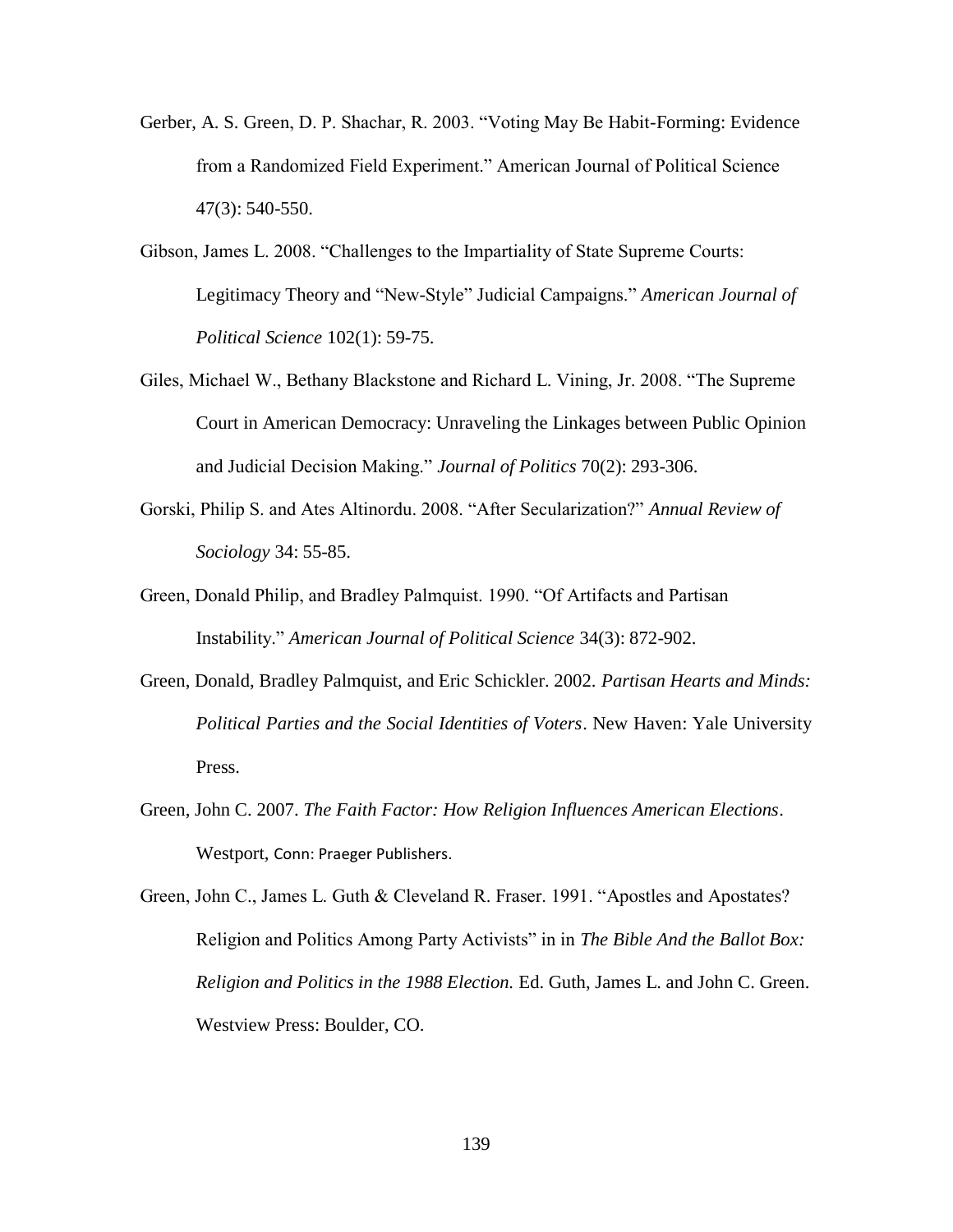Gerber, A. S. Green, D. P. Shachar, R. 2003. "Voting May Be Habit-Forming: Evidence from a Randomized Field Experiment." American Journal of Political Science 47(3): 540-550.

Gibson, James L. 2008. "Challenges to the Impartiality of State Supreme Courts: Legitimacy Theory and "New-Style" Judicial Campaigns." *American Journal of Political Science* 102(1): 59-75.

Giles, Michael W., Bethany Blackstone and Richard L. Vining, Jr. 2008. "The Supreme Court in American Democracy: Unraveling the Linkages between Public Opinion and Judicial Decision Making." *Journal of Politics* 70(2): 293-306.

Gorski, Philip S. and Ates Altinordu. 2008. "After Secularization?" *Annual Review of Sociology* 34: 55-85.

Green, Donald Philip, and Bradley Palmquist. 1990. "Of Artifacts and Partisan Instability." *American Journal of Political Science* 34(3): 872-902.

Green, Donald, Bradley Palmquist, and Eric Schickler. 2002. *Partisan Hearts and Minds: Political Parties and the Social Identities of Voters*. New Haven: Yale University Press.

Green, John C. 2007. *The Faith Factor: How Religion Influences American Elections*. Westport, Conn: Praeger Publishers.

Green, John C., James L. Guth & Cleveland R. Fraser. 1991. "Apostles and Apostates? Religion and Politics Among Party Activists" in in *The Bible And the Ballot Box: Religion and Politics in the 1988 Election.* Ed. Guth, James L. and John C. Green. Westview Press: Boulder, CO.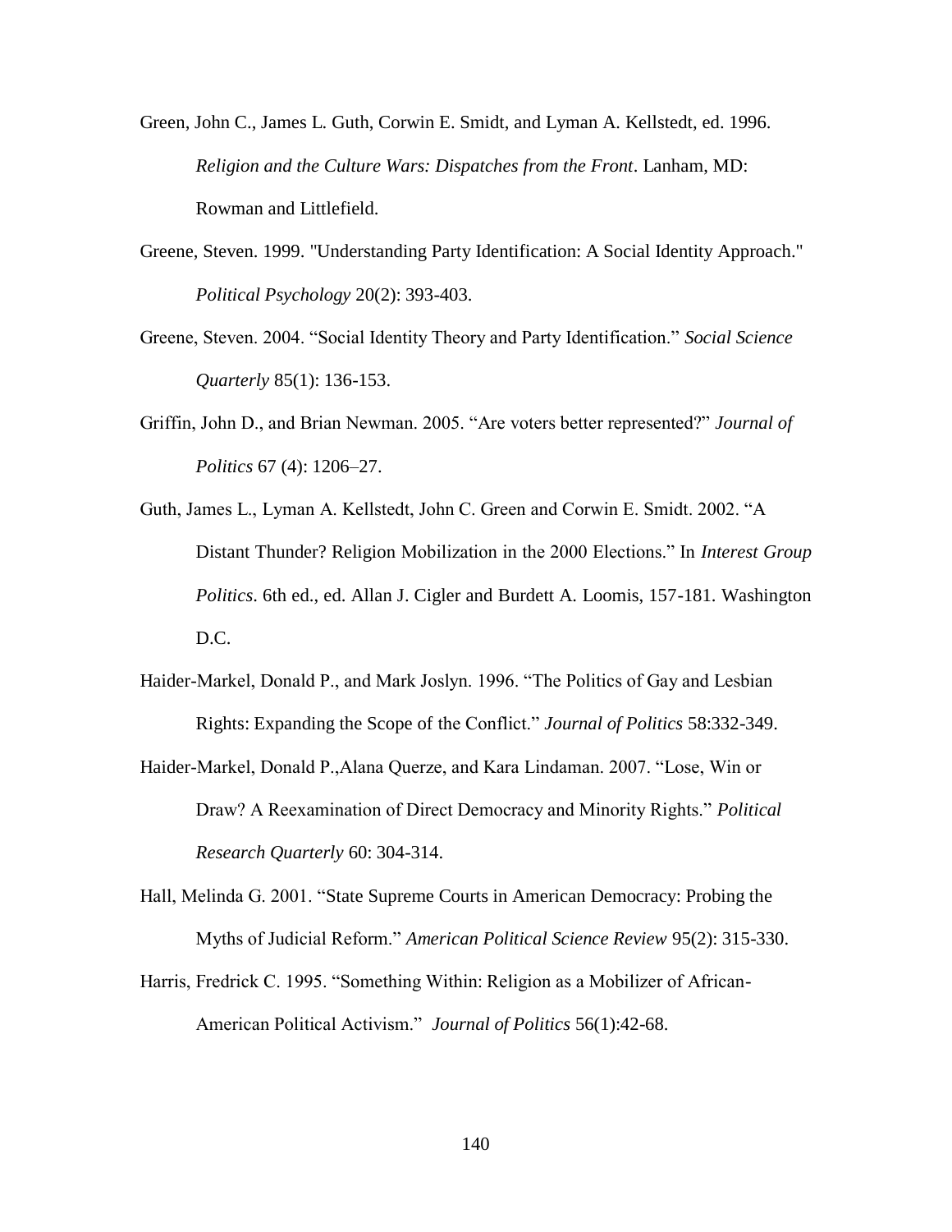Green, John C., James L. Guth, Corwin E. Smidt, and Lyman A. Kellstedt, ed. 1996. *Religion and the Culture Wars: Dispatches from the Front*. Lanham, MD: Rowman and Littlefield.

Greene, Steven. 1999. "Understanding Party Identification: A Social Identity Approach." *Political Psychology* 20(2): 393-403.

Greene, Steven. 2004. "Social Identity Theory and Party Identification." *Social Science Quarterly* 85(1): 136-153.

Griffin, John D., and Brian Newman. 2005. "Are voters better represented?" *Journal of Politics* 67 (4): 1206–27.

Guth, James L., Lyman A. Kellstedt, John C. Green and Corwin E. Smidt. 2002. "A Distant Thunder? Religion Mobilization in the 2000 Elections." In *Interest Group Politics*. 6th ed., ed. Allan J. Cigler and Burdett A. Loomis, 157-181. Washington D.C.

Haider-Markel, Donald P., and Mark Joslyn. 1996. "The Politics of Gay and Lesbian Rights: Expanding the Scope of the Conflict." *Journal of Politics* 58:332-349.

Haider-Markel, Donald P.,Alana Querze, and Kara Lindaman. 2007. "Lose, Win or Draw? A Reexamination of Direct Democracy and Minority Rights." *Political Research Quarterly* 60: 304-314.

Hall, Melinda G. 2001. "State Supreme Courts in American Democracy: Probing the Myths of Judicial Reform." *American Political Science Review* 95(2): 315-330.

Harris, Fredrick C. 1995. "Something Within: Religion as a Mobilizer of African-American Political Activism." *Journal of Politics* 56(1):42-68.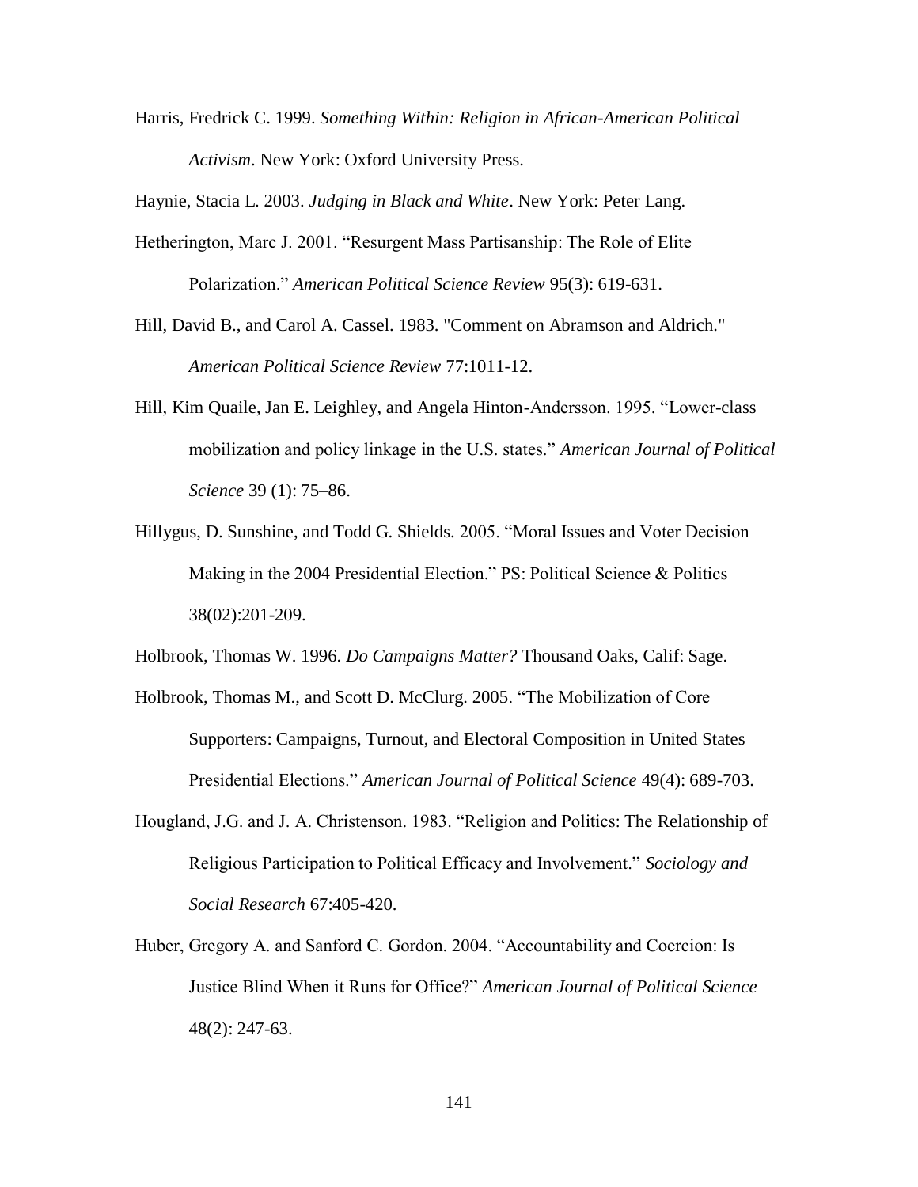Harris, Fredrick C. 1999. *Something Within: Religion in African-American Political Activism*. New York: Oxford University Press.

Haynie, Stacia L. 2003. *Judging in Black and White*. New York: Peter Lang.

Hetherington, Marc J. 2001. "Resurgent Mass Partisanship: The Role of Elite Polarization." *American Political Science Review* 95(3): 619-631.

Hill, David B., and Carol A. Cassel. 1983. "Comment on Abramson and Aldrich." *American Political Science Review* 77:1011-12.

Hill, Kim Quaile, Jan E. Leighley, and Angela Hinton-Andersson. 1995. "Lower-class mobilization and policy linkage in the U.S. states." *American Journal of Political Science* 39 (1): 75–86.

Hillygus, D. Sunshine, and Todd G. Shields. 2005. "Moral Issues and Voter Decision Making in the 2004 Presidential Election." PS: Political Science & Politics 38(02):201-209.

Holbrook, Thomas W. 1996. *Do Campaigns Matter?* Thousand Oaks, Calif: Sage.

Holbrook, Thomas M., and Scott D. McClurg. 2005. "The Mobilization of Core Supporters: Campaigns, Turnout, and Electoral Composition in United States Presidential Elections." *American Journal of Political Science* 49(4): 689-703.

Hougland, J.G. and J. A. Christenson. 1983. "Religion and Politics: The Relationship of Religious Participation to Political Efficacy and Involvement." *Sociology and Social Research* 67:405-420.

Huber, Gregory A. and Sanford C. Gordon. 2004. "Accountability and Coercion: Is Justice Blind When it Runs for Office?" *American Journal of Political Science* 48(2): 247-63.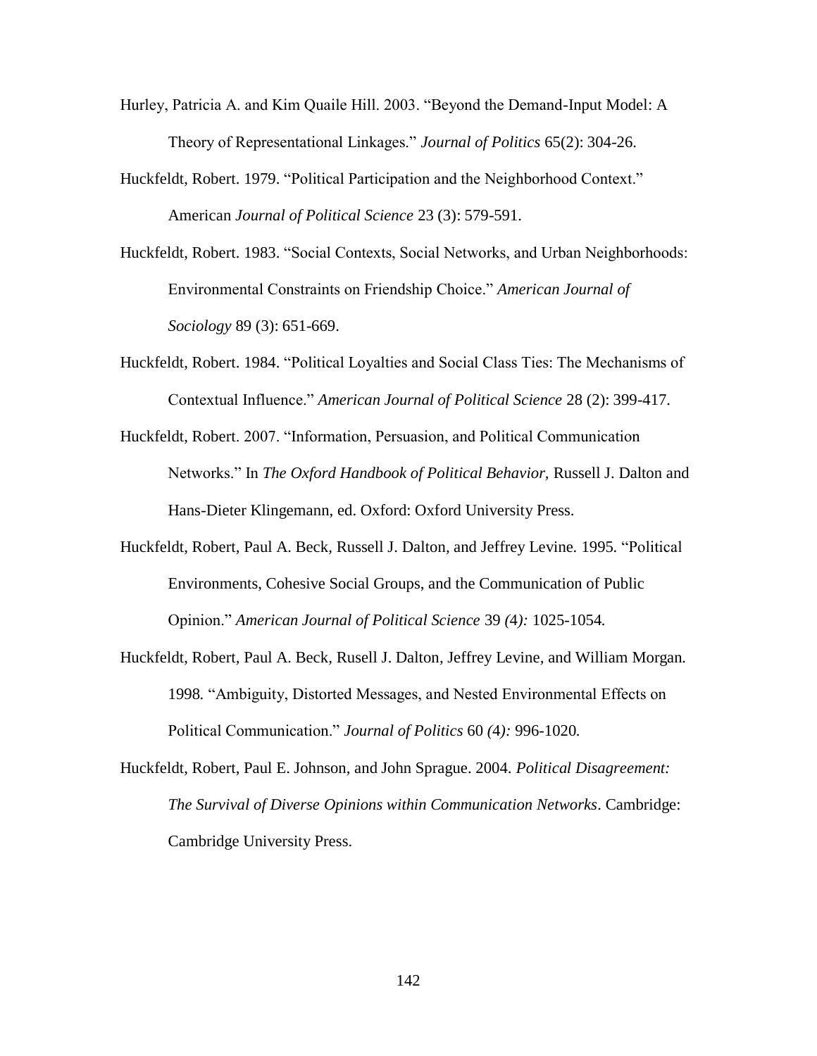Hurley, Patricia A. and Kim Quaile Hill. 2003. "Beyond the Demand-Input Model: A Theory of Representational Linkages." *Journal of Politics* 65(2): 304-26.

Huckfeldt, Robert. 1979. "Political Participation and the Neighborhood Context." American *Journal of Political Science* 23 (3): 579-591.

Huckfeldt, Robert. 1983. "Social Contexts, Social Networks, and Urban Neighborhoods: Environmental Constraints on Friendship Choice." *American Journal of Sociology* 89 (3): 651-669.

Huckfeldt, Robert. 1984. "Political Loyalties and Social Class Ties: The Mechanisms of Contextual Influence." *American Journal of Political Science* 28 (2): 399-417.

Huckfeldt, Robert. 2007. "Information, Persuasion, and Political Communication Networks." In *The Oxford Handbook of Political Behavior,* Russell J. Dalton and Hans-Dieter Klingemann, ed. Oxford: Oxford University Press.

Huckfeldt, Robert, Paul A. Beck, Russell J. Dalton, and Jeffrey Levine. 1995. "Political Environments, Cohesive Social Groups, and the Communication of Public Opinion." *American Journal of Political Science* 39 *(*4*):* 1025-1054*.*

Huckfeldt, Robert, Paul A. Beck, Rusell J. Dalton, Jeffrey Levine, and William Morgan. 1998. "Ambiguity, Distorted Messages, and Nested Environmental Effects on Political Communication." *Journal of Politics* 60 *(*4*):* 996-1020*.*

Huckfeldt, Robert, Paul E. Johnson, and John Sprague. 2004. *Political Disagreement: The Survival of Diverse Opinions within Communication Networks*. Cambridge: Cambridge University Press.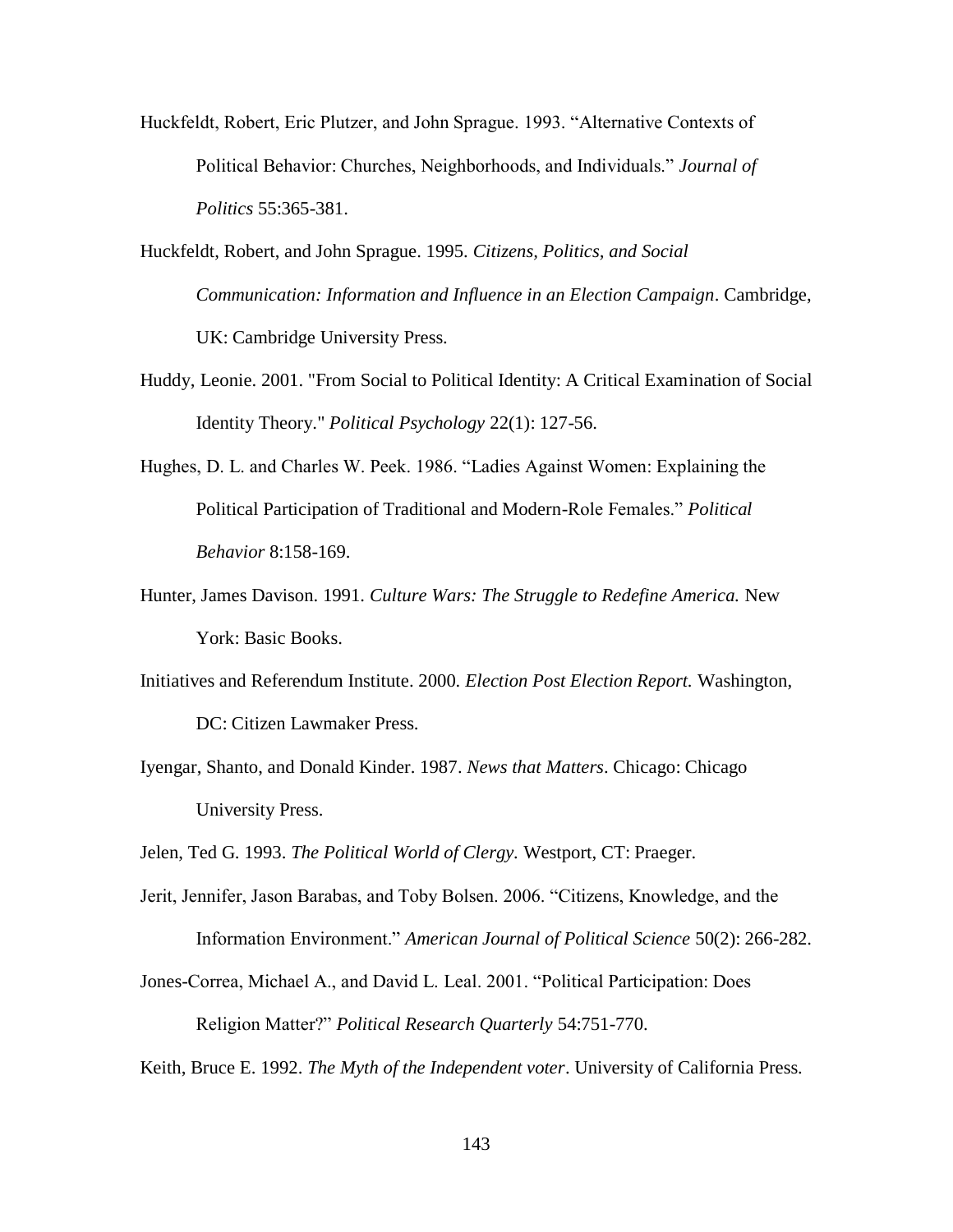Huckfeldt, Robert, Eric Plutzer, and John Sprague. 1993. "Alternative Contexts of Political Behavior: Churches, Neighborhoods, and Individuals." *Journal of Politics* 55:365-381.

Huckfeldt, Robert, and John Sprague. 1995. *Citizens, Politics, and Social Communication: Information and Influence in an Election Campaign*. Cambridge, UK: Cambridge University Press.

Huddy, Leonie. 2001. "From Social to Political Identity: A Critical Examination of Social Identity Theory." *Political Psychology* 22(1): 127-56.

Hughes, D. L. and Charles W. Peek. 1986. "Ladies Against Women: Explaining the Political Participation of Traditional and Modern-Role Females." *Political Behavior* 8:158-169.

Hunter, James Davison. 1991. *Culture Wars: The Struggle to Redefine America.* New York: Basic Books.

Initiatives and Referendum Institute. 2000. *Election Post Election Report.* Washington, DC: Citizen Lawmaker Press.

Iyengar, Shanto, and Donald Kinder. 1987. *News that Matters*. Chicago: Chicago University Press.

Jelen, Ted G. 1993. *The Political World of Clergy.* Westport, CT: Praeger.

Jerit, Jennifer, Jason Barabas, and Toby Bolsen. 2006. "Citizens, Knowledge, and the Information Environment." *American Journal of Political Science* 50(2): 266-282.

Jones-Correa, Michael A., and David L. Leal. 2001. "Political Participation: Does Religion Matter?" *Political Research Quarterly* 54:751-770.

Keith, Bruce E. 1992. *The Myth of the Independent voter*. University of California Press.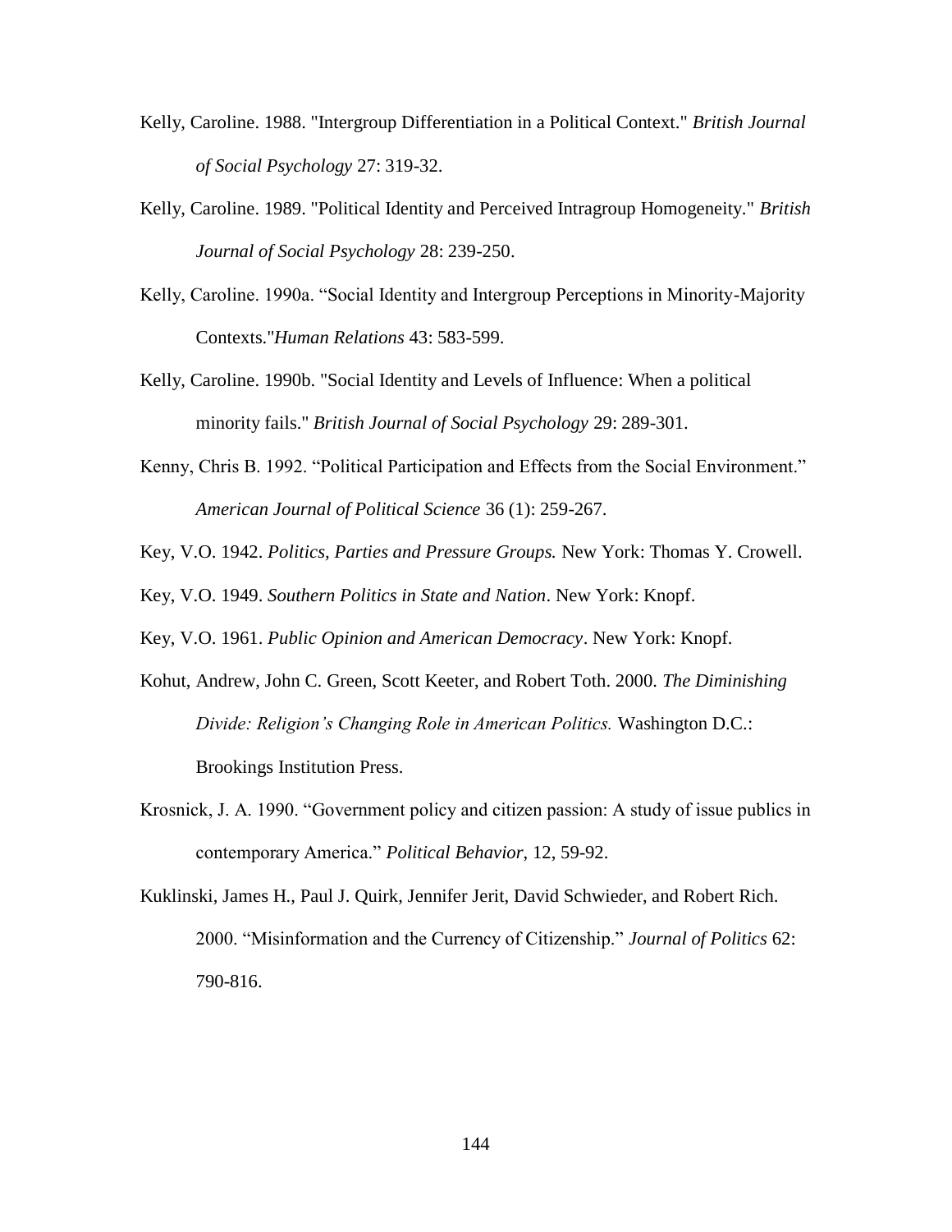Kelly, Caroline. 1988. "Intergroup Differentiation in a Political Context." *British Journal of Social Psychology* 27: 319-32.

Kelly, Caroline. 1989. "Political Identity and Perceived Intragroup Homogeneity." *British Journal of Social Psychology* 28: 239-250.

Kelly, Caroline. 1990a. "Social Identity and Intergroup Perceptions in Minority-Majority Contexts."*Human Relations* 43: 583-599.

Kelly, Caroline. 1990b. "Social Identity and Levels of Influence: When a political minority fails." *British Journal of Social Psychology* 29: 289-301.

Kenny, Chris B. 1992. "Political Participation and Effects from the Social Environment." *American Journal of Political Science* 36 (1): 259-267.

Key, V.O. 1942. *Politics, Parties and Pressure Groups.* New York: Thomas Y. Crowell.

Key, V.O. 1949. *Southern Politics in State and Nation*. New York: Knopf.

Key, V.O. 1961. *Public Opinion and American Democracy*. New York: Knopf.

Kohut, Andrew, John C. Green, Scott Keeter, and Robert Toth. 2000. *The Diminishing Divide: Religion's Changing Role in American Politics.* Washington D.C.: Brookings Institution Press.

Krosnick, J. A. 1990. "Government policy and citizen passion: A study of issue publics in contemporary America." *Political Behavior*, 12, 59-92.

Kuklinski, James H., Paul J. Quirk, Jennifer Jerit, David Schwieder, and Robert Rich. 2000. "Misinformation and the Currency of Citizenship." *Journal of Politics* 62: 790-816.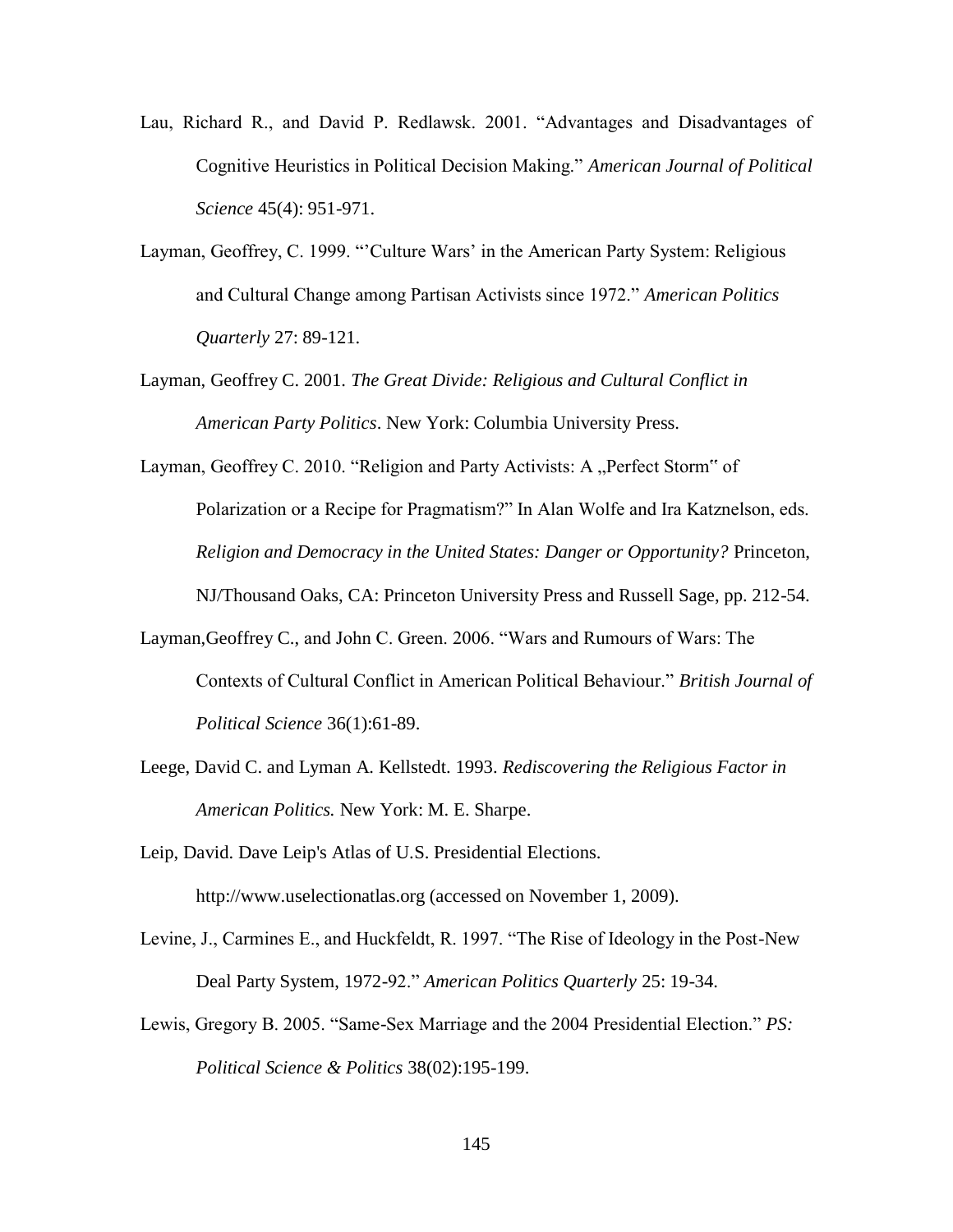Lau, Richard R., and David P. Redlawsk. 2001. "Advantages and Disadvantages of Cognitive Heuristics in Political Decision Making." *American Journal of Political Science* 45(4): 951-971.

Layman, Geoffrey, C. 1999. "'Culture Wars' in the American Party System: Religious and Cultural Change among Partisan Activists since 1972." *American Politics Quarterly* 27: 89-121.

Layman, Geoffrey C. 2001. *The Great Divide: Religious and Cultural Conflict in American Party Politics*. New York: Columbia University Press.

Layman, Geoffrey C. 2010. "Religion and Party Activists: A „Perfect Storm‟ of Polarization or a Recipe for Pragmatism?" In Alan Wolfe and Ira Katznelson, eds. *Religion and Democracy in the United States: Danger or Opportunity?* Princeton, NJ/Thousand Oaks, CA: Princeton University Press and Russell Sage, pp. 212-54.

Layman,Geoffrey C., and John C. Green. 2006. "Wars and Rumours of Wars: The Contexts of Cultural Conflict in American Political Behaviour." *British Journal of Political Science* 36(1):61-89.

Leege, David C. and Lyman A. Kellstedt. 1993. *Rediscovering the Religious Factor in American Politics.* New York: M. E. Sharpe.

Leip, David. Dave Leip's Atlas of U.S. Presidential Elections. http://www.uselectionatlas.org (accessed on November 1, 2009).

Levine, J., Carmines E., and Huckfeldt, R. 1997. "The Rise of Ideology in the Post-New Deal Party System, 1972-92." *American Politics Quarterly* 25: 19-34.

Lewis, Gregory B. 2005. "Same-Sex Marriage and the 2004 Presidential Election." *PS: Political Science & Politics* 38(02):195-199.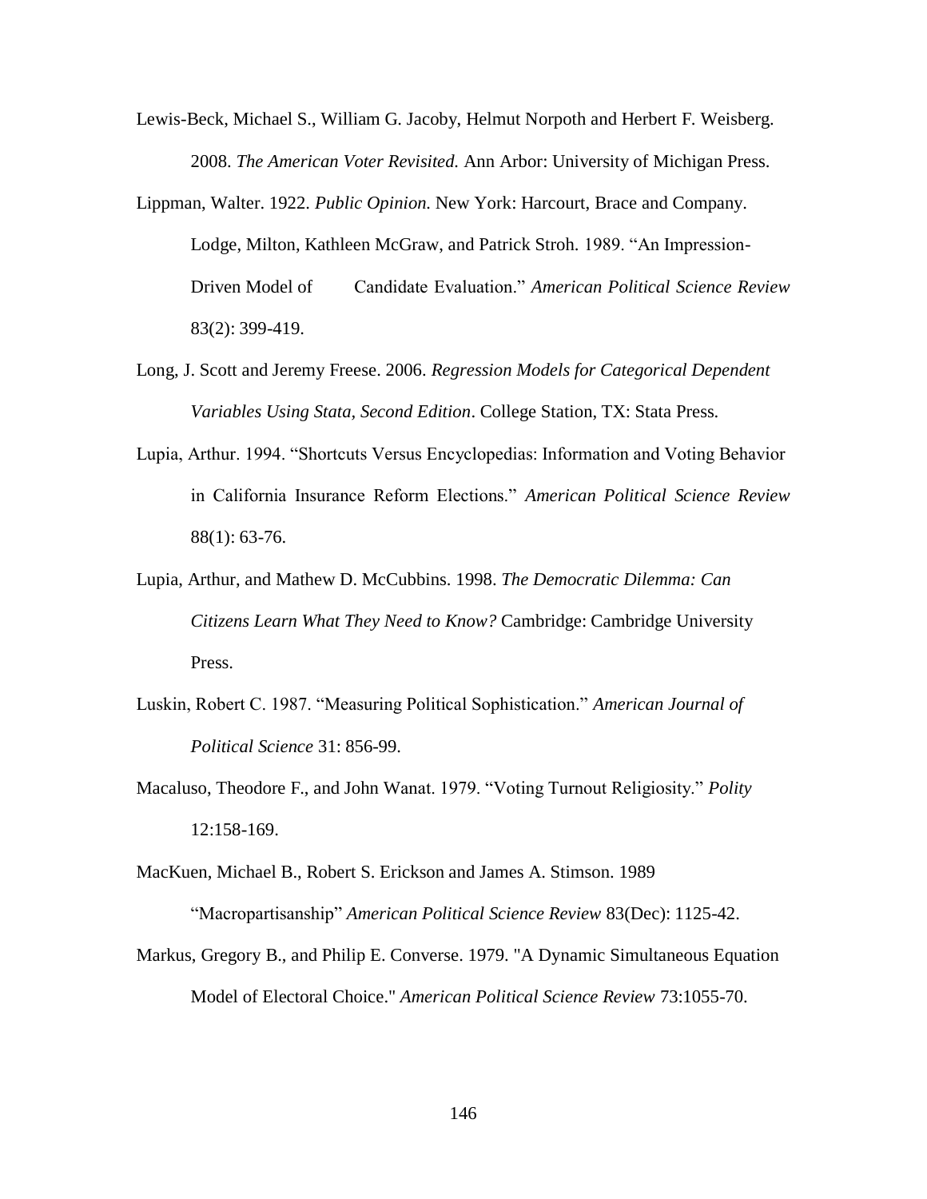Lewis-Beck, Michael S., William G. Jacoby, Helmut Norpoth and Herbert F. Weisberg. 2008. *The American Voter Revisited.* Ann Arbor: University of Michigan Press.

Lippman, Walter. 1922. *Public Opinion.* New York: Harcourt, Brace and Company.

Lodge, Milton, Kathleen McGraw, and Patrick Stroh. 1989. "An Impression-Driven Model of Candidate Evaluation." *American Political Science Review* 83(2): 399-419.

Long, J. Scott and Jeremy Freese. 2006. *Regression Models for Categorical Dependent Variables Using Stata, Second Edition*. College Station, TX: Stata Press.

Lupia, Arthur. 1994. "Shortcuts Versus Encyclopedias: Information and Voting Behavior in California Insurance Reform Elections." *American Political Science Review* 88(1): 63-76.

Lupia, Arthur, and Mathew D. McCubbins. 1998. *The Democratic Dilemma: Can Citizens Learn What They Need to Know?* Cambridge: Cambridge University Press.

Luskin, Robert C. 1987. "Measuring Political Sophistication." *American Journal of Political Science* 31: 856-99.

Macaluso, Theodore F., and John Wanat. 1979. "Voting Turnout Religiosity." *Polity* 12:158-169.

MacKuen, Michael B., Robert S. Erickson and James A. Stimson. 1989 "Macropartisanship" *American Political Science Review* 83(Dec): 1125-42.

Markus, Gregory B., and Philip E. Converse. 1979. "A Dynamic Simultaneous Equation Model of Electoral Choice." *American Political Science Review* 73:1055-70.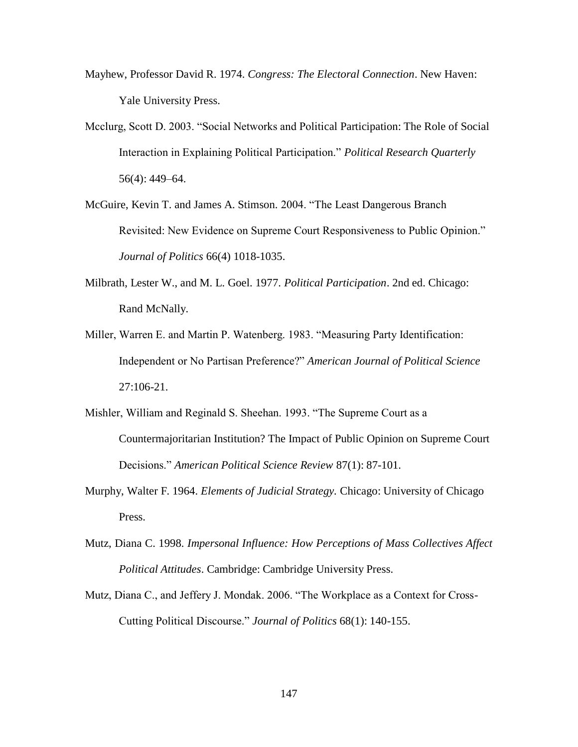Mayhew, Professor David R. 1974. *Congress: The Electoral Connection*. New Haven: Yale University Press.

Mcclurg, Scott D. 2003. "Social Networks and Political Participation: The Role of Social Interaction in Explaining Political Participation." *Political Research Quarterly* 56(4): 449–64.

McGuire, Kevin T. and James A. Stimson. 2004. "The Least Dangerous Branch Revisited: New Evidence on Supreme Court Responsiveness to Public Opinion." *Journal of Politics* 66(4) 1018-1035.

Milbrath, Lester W., and M. L. Goel. 1977. *Political Participation*. 2nd ed. Chicago: Rand McNally.

Miller, Warren E. and Martin P. Watenberg. 1983. "Measuring Party Identification: Independent or No Partisan Preference?" *American Journal of Political Science* 27:106-21.

Mishler, William and Reginald S. Sheehan. 1993. "The Supreme Court as a Countermajoritarian Institution? The Impact of Public Opinion on Supreme Court Decisions." *American Political Science Review* 87(1): 87-101.

Murphy, Walter F. 1964. *Elements of Judicial Strategy.* Chicago: University of Chicago Press.

Mutz, Diana C. 1998. *Impersonal Influence: How Perceptions of Mass Collectives Affect Political Attitudes*. Cambridge: Cambridge University Press.

Mutz, Diana C., and Jeffery J. Mondak. 2006. "The Workplace as a Context for Cross-Cutting Political Discourse." *Journal of Politics* 68(1): 140-155.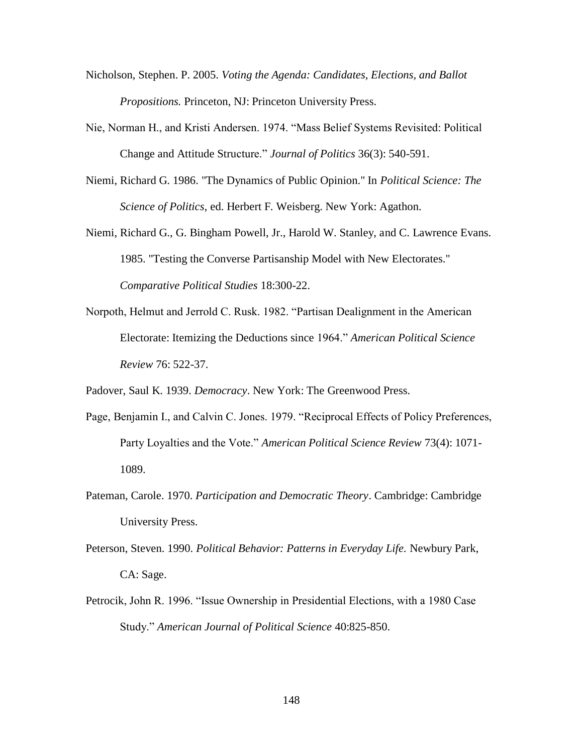Nicholson, Stephen. P. 2005. *Voting the Agenda: Candidates, Elections, and Ballot Propositions.* Princeton, NJ: Princeton University Press.

Nie, Norman H., and Kristi Andersen. 1974. "Mass Belief Systems Revisited: Political Change and Attitude Structure." *Journal of Politics* 36(3): 540-591.

Niemi, Richard G. 1986. "The Dynamics of Public Opinion." In *Political Science: The Science of Politics*, ed. Herbert F. Weisberg. New York: Agathon.

Niemi, Richard G., G. Bingham Powell, Jr., Harold W. Stanley, and C. Lawrence Evans. 1985. "Testing the Converse Partisanship Model with New Electorates." *Comparative Political Studies* 18:300-22.

Norpoth, Helmut and Jerrold C. Rusk. 1982. "Partisan Dealignment in the American Electorate: Itemizing the Deductions since 1964." *American Political Science Review* 76: 522-37.

Padover, Saul K. 1939. *Democracy*. New York: The Greenwood Press.

Page, Benjamin I., and Calvin C. Jones. 1979. "Reciprocal Effects of Policy Preferences, Party Loyalties and the Vote." *American Political Science Review* 73(4): 1071-1089.

Pateman, Carole. 1970. *Participation and Democratic Theory*. Cambridge: Cambridge University Press.

Peterson, Steven. 1990. *Political Behavior: Patterns in Everyday Life.* Newbury Park, CA: Sage.

Petrocik, John R. 1996. "Issue Ownership in Presidential Elections, with a 1980 Case Study." *American Journal of Political Science* 40:825-850.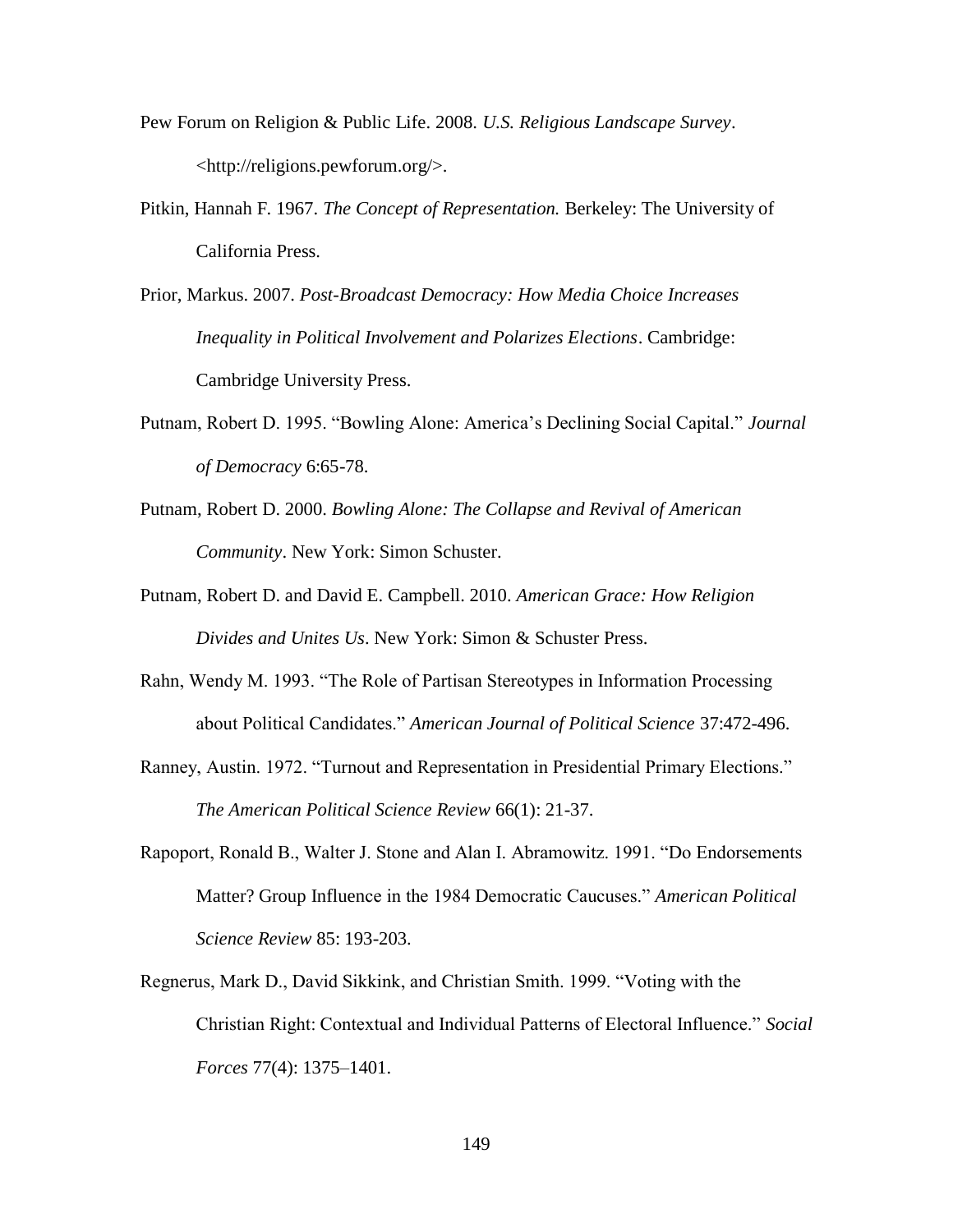Pew Forum on Religion & Public Life. 2008. *U.S. Religious Landscape Survey*. <http://religions.pewforum.org/>.

Pitkin, Hannah F. 1967. *The Concept of Representation.* Berkeley: The University of California Press.

Prior, Markus. 2007. *Post-Broadcast Democracy: How Media Choice Increases Inequality in Political Involvement and Polarizes Elections*. Cambridge: Cambridge University Press.

Putnam, Robert D. 1995. "Bowling Alone: America's Declining Social Capital." *Journal of Democracy* 6:65-78.

Putnam, Robert D. 2000. *Bowling Alone: The Collapse and Revival of American Community*. New York: Simon Schuster.

Putnam, Robert D. and David E. Campbell. 2010. *American Grace: How Religion Divides and Unites Us*. New York: Simon & Schuster Press.

Rahn, Wendy M. 1993. "The Role of Partisan Stereotypes in Information Processing about Political Candidates." *American Journal of Political Science* 37:472-496.

Ranney, Austin. 1972. "Turnout and Representation in Presidential Primary Elections." *The American Political Science Review* 66(1): 21-37.

Rapoport, Ronald B., Walter J. Stone and Alan I. Abramowitz. 1991. "Do Endorsements Matter? Group Influence in the 1984 Democratic Caucuses." *American Political Science Review* 85: 193-203.

Regnerus, Mark D., David Sikkink, and Christian Smith. 1999. "Voting with the Christian Right: Contextual and Individual Patterns of Electoral Influence." *Social Forces* 77(4): 1375–1401.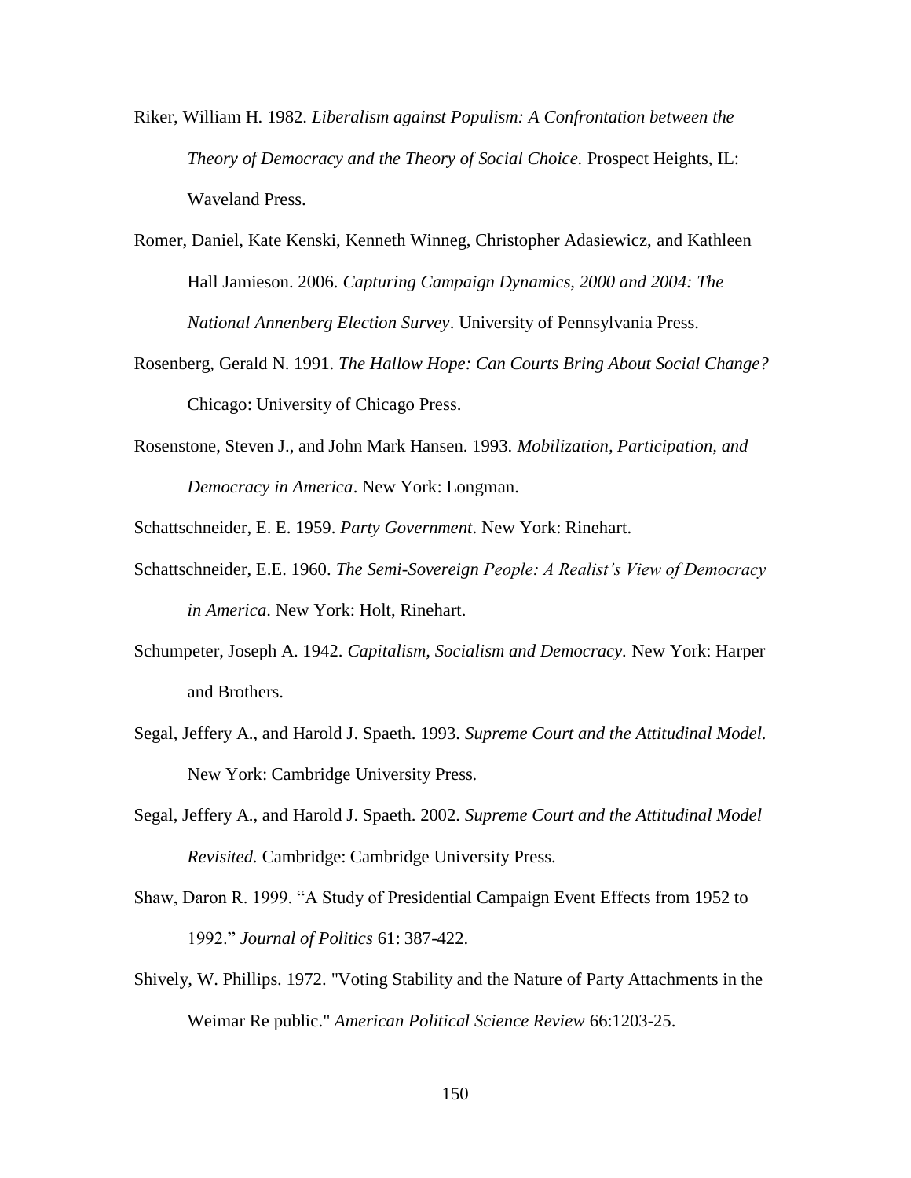Riker, William H. 1982. *Liberalism against Populism: A Confrontation between the Theory of Democracy and the Theory of Social Choice.* Prospect Heights, IL: Waveland Press.

Romer, Daniel, Kate Kenski, Kenneth Winneg, Christopher Adasiewicz, and Kathleen Hall Jamieson. 2006. *Capturing Campaign Dynamics, 2000 and 2004: The National Annenberg Election Survey*. University of Pennsylvania Press.

Rosenberg, Gerald N. 1991. *The Hallow Hope: Can Courts Bring About Social Change?* Chicago: University of Chicago Press.

Rosenstone, Steven J., and John Mark Hansen. 1993. *Mobilization, Participation, and Democracy in America*. New York: Longman.

Schattschneider, E. E. 1959. *Party Government*. New York: Rinehart.

Schattschneider, E.E. 1960. *The Semi-Sovereign People: A Realist's View of Democracy in America*. New York: Holt, Rinehart.

Schumpeter, Joseph A. 1942. *Capitalism, Socialism and Democracy.* New York: Harper and Brothers.

Segal, Jeffery A., and Harold J. Spaeth. 1993. *Supreme Court and the Attitudinal Model.* New York: Cambridge University Press.

Segal, Jeffery A., and Harold J. Spaeth. 2002. *Supreme Court and the Attitudinal Model Revisited.* Cambridge: Cambridge University Press.

Shaw, Daron R. 1999. "A Study of Presidential Campaign Event Effects from 1952 to 1992." *Journal of Politics* 61: 387-422.

Shively, W. Phillips. 1972. "Voting Stability and the Nature of Party Attachments in the Weimar Re public." *American Political Science Review* 66:1203-25.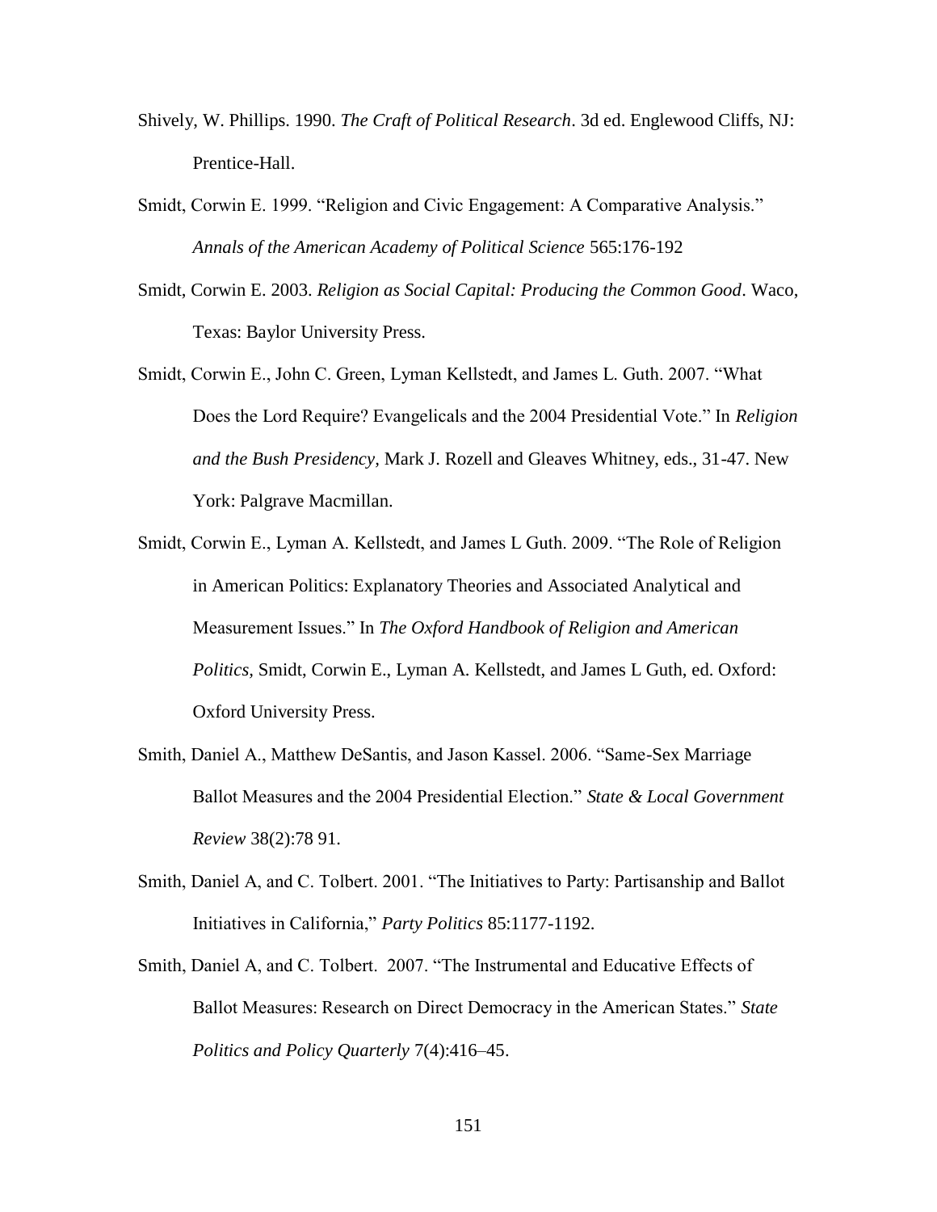Shively, W. Phillips. 1990. *The Craft of Political Research*. 3d ed. Englewood Cliffs, NJ: Prentice-Hall.

Smidt, Corwin E. 1999. "Religion and Civic Engagement: A Comparative Analysis." *Annals of the American Academy of Political Science* 565:176-192

Smidt, Corwin E. 2003. *Religion as Social Capital: Producing the Common Good*. Waco, Texas: Baylor University Press.

Smidt, Corwin E., John C. Green, Lyman Kellstedt, and James L. Guth. 2007. "What Does the Lord Require? Evangelicals and the 2004 Presidential Vote." In *Religion and the Bush Presidency*, Mark J. Rozell and Gleaves Whitney, eds., 31-47. New York: Palgrave Macmillan.

Smidt, Corwin E., Lyman A. Kellstedt, and James L Guth. 2009. "The Role of Religion in American Politics: Explanatory Theories and Associated Analytical and Measurement Issues." In *The Oxford Handbook of Religion and American Politics,* Smidt, Corwin E., Lyman A. Kellstedt, and James L Guth, ed. Oxford: Oxford University Press.

Smith, Daniel A., Matthew DeSantis, and Jason Kassel. 2006. "Same-Sex Marriage Ballot Measures and the 2004 Presidential Election." *State & Local Government Review* 38(2):78 91.

Smith, Daniel A, and C. Tolbert. 2001. "The Initiatives to Party: Partisanship and Ballot Initiatives in California," *Party Politics* 85:1177-1192.

Smith, Daniel A, and C. Tolbert. 2007. "The Instrumental and Educative Effects of Ballot Measures: Research on Direct Democracy in the American States." *State Politics and Policy Quarterly* 7(4):416–45.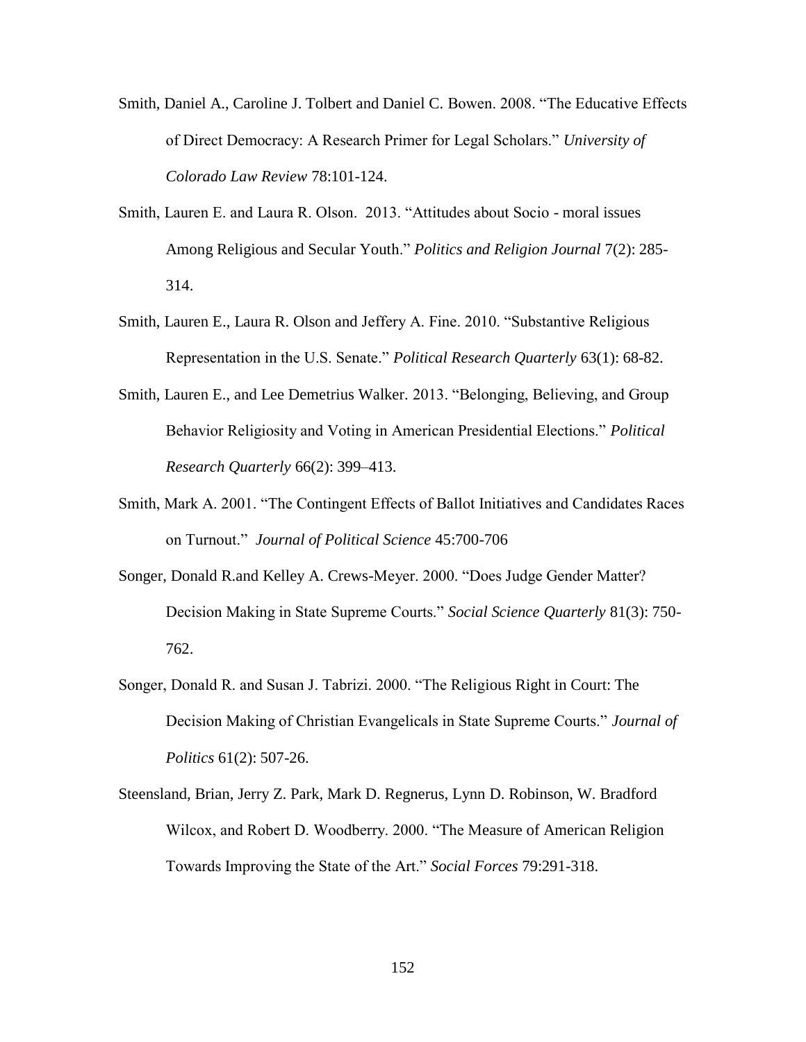Smith, Daniel A., Caroline J. Tolbert and Daniel C. Bowen. 2008. "The Educative Effects of Direct Democracy: A Research Primer for Legal Scholars." *University of Colorado Law Review* 78:101-124.

Smith, Lauren E. and Laura R. Olson. 2013. "Attitudes about Socio - moral issues Among Religious and Secular Youth." *Politics and Religion Journal* 7(2): 285-314.

Smith, Lauren E., Laura R. Olson and Jeffery A. Fine. 2010. "Substantive Religious Representation in the U.S. Senate." *Political Research Quarterly* 63(1): 68-82.

Smith, Lauren E., and Lee Demetrius Walker. 2013. "Belonging, Believing, and Group Behavior Religiosity and Voting in American Presidential Elections." *Political Research Quarterly* 66(2): 399–413.

Smith, Mark A. 2001. "The Contingent Effects of Ballot Initiatives and Candidates Races on Turnout." *Journal of Political Science* 45:700-706

Songer, Donald R.and Kelley A. Crews-Meyer. 2000. "Does Judge Gender Matter? Decision Making in State Supreme Courts." *Social Science Quarterly* 81(3): 750-762.

Songer, Donald R. and Susan J. Tabrizi. 2000. "The Religious Right in Court: The Decision Making of Christian Evangelicals in State Supreme Courts." *Journal of Politics* 61(2): 507-26.

Steensland, Brian, Jerry Z. Park, Mark D. Regnerus, Lynn D. Robinson, W. Bradford Wilcox, and Robert D. Woodberry. 2000. "The Measure of American Religion Towards Improving the State of the Art." *Social Forces* 79:291-318.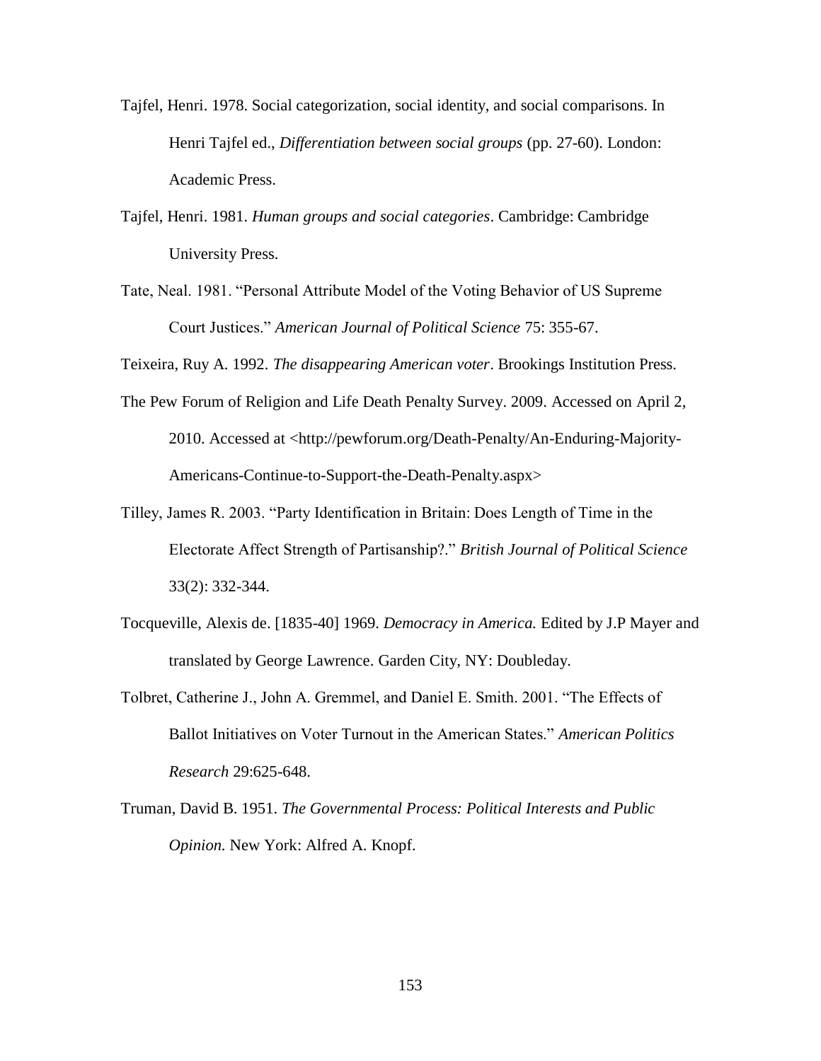Tajfel, Henri. 1978. Social categorization, social identity, and social comparisons. In Henri Tajfel ed., *Differentiation between social groups* (pp. 27-60). London: Academic Press.

Tajfel, Henri. 1981. *Human groups and social categories*. Cambridge: Cambridge University Press.

Tate, Neal. 1981. "Personal Attribute Model of the Voting Behavior of US Supreme Court Justices." *American Journal of Political Science* 75: 355-67.

Teixeira, Ruy A. 1992. *The disappearing American voter*. Brookings Institution Press.

The Pew Forum of Religion and Life Death Penalty Survey. 2009. Accessed on April 2, 2010. Accessed at <http://pewforum.org/Death-Penalty/An-Enduring-Majority-Americans-Continue-to-Support-the-Death-Penalty.aspx>

Tilley, James R. 2003. "Party Identification in Britain: Does Length of Time in the Electorate Affect Strength of Partisanship?." *British Journal of Political Science* 33(2): 332-344.

Tocqueville, Alexis de. [1835-40] 1969. *Democracy in America.* Edited by J.P Mayer and translated by George Lawrence. Garden City, NY: Doubleday.

Tolbret, Catherine J., John A. Gremmel, and Daniel E. Smith. 2001. "The Effects of Ballot Initiatives on Voter Turnout in the American States." *American Politics Research* 29:625-648.

Truman, David B. 1951. *The Governmental Process: Political Interests and Public Opinion.* New York: Alfred A. Knopf.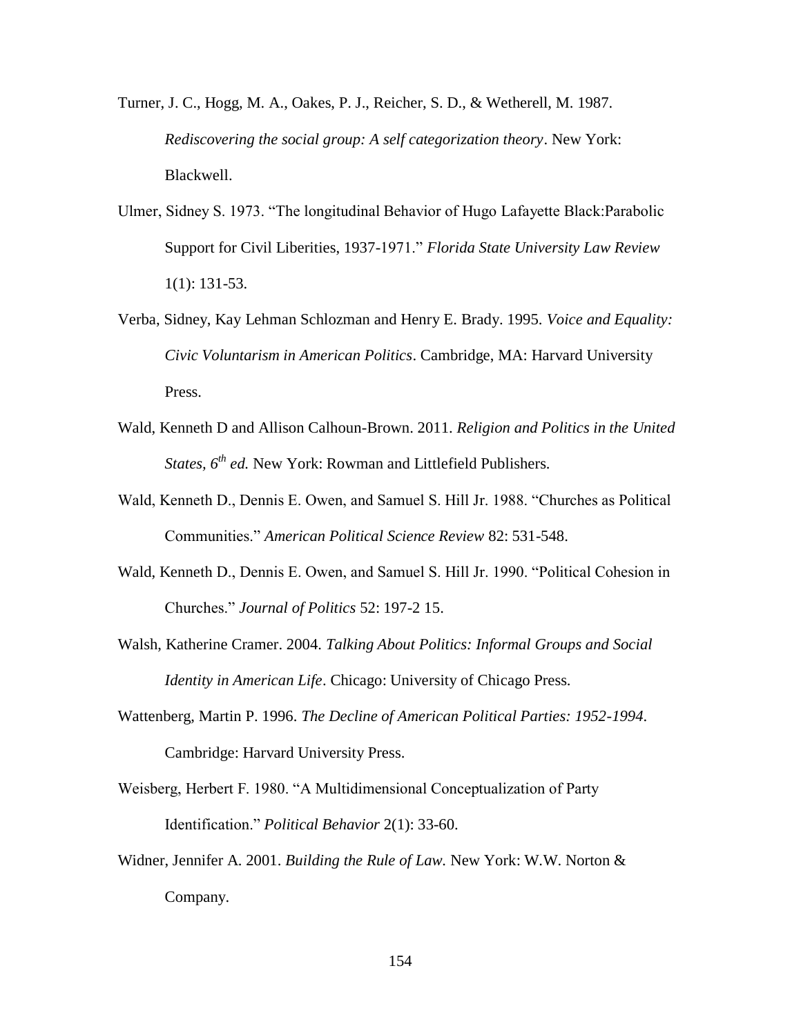Turner, J. C., Hogg, M. A., Oakes, P. J., Reicher, S. D., & Wetherell, M. 1987. *Rediscovering the social group: A self categorization theory*. New York: Blackwell.

Ulmer, Sidney S. 1973. "The longitudinal Behavior of Hugo Lafayette Black:Parabolic Support for Civil Liberities, 1937-1971." *Florida State University Law Review* 1(1): 131-53.

Verba, Sidney, Kay Lehman Schlozman and Henry E. Brady. 1995. *Voice and Equality: Civic Voluntarism in American Politics*. Cambridge, MA: Harvard University Press.

Wald, Kenneth D and Allison Calhoun-Brown. 2011. *Religion and Politics in the United States, 6th ed.* New York: Rowman and Littlefield Publishers.

Wald, Kenneth D., Dennis E. Owen, and Samuel S. Hill Jr. 1988. "Churches as Political Communities." *American Political Science Review* 82: 531-548.

Wald, Kenneth D., Dennis E. Owen, and Samuel S. Hill Jr. 1990. "Political Cohesion in Churches." *Journal of Politics* 52: 197-2 15.

Walsh, Katherine Cramer. 2004. *Talking About Politics: Informal Groups and Social Identity in American Life*. Chicago: University of Chicago Press.

Wattenberg, Martin P. 1996. *The Decline of American Political Parties: 1952-1994*. Cambridge: Harvard University Press.

Weisberg, Herbert F. 1980. "A Multidimensional Conceptualization of Party Identification." *Political Behavior* 2(1): 33-60.

Widner, Jennifer A. 2001. *Building the Rule of Law.* New York: W.W. Norton & Company.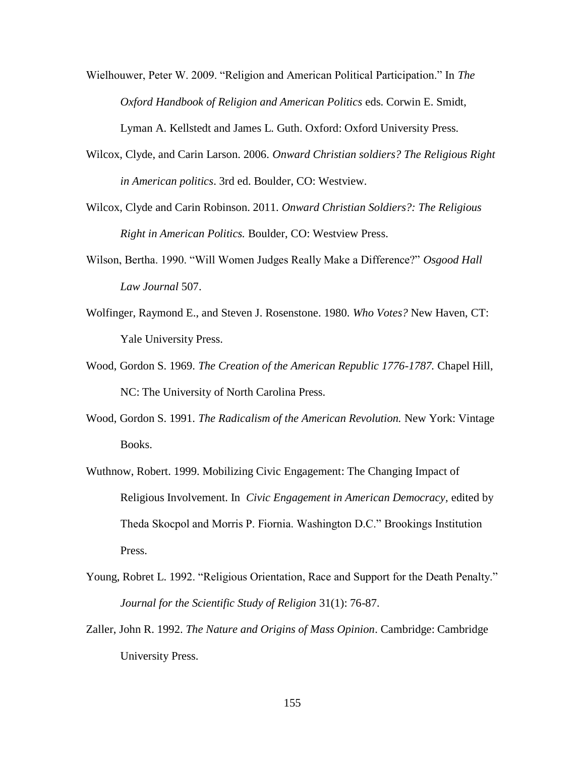Wielhouwer, Peter W. 2009. "Religion and American Political Participation." In *The Oxford Handbook of Religion and American Politics* eds. Corwin E. Smidt, Lyman A. Kellstedt and James L. Guth. Oxford: Oxford University Press.

Wilcox, Clyde, and Carin Larson. 2006. *Onward Christian soldiers? The Religious Right in American politics*. 3rd ed. Boulder, CO: Westview.

Wilcox, Clyde and Carin Robinson. 2011. *Onward Christian Soldiers?: The Religious Right in American Politics.* Boulder, CO: Westview Press.

Wilson, Bertha. 1990. "Will Women Judges Really Make a Difference?" *Osgood Hall Law Journal* 507.

Wolfinger, Raymond E., and Steven J. Rosenstone. 1980. *Who Votes?* New Haven, CT: Yale University Press.

Wood, Gordon S. 1969. *The Creation of the American Republic 1776-1787.* Chapel Hill, NC: The University of North Carolina Press.

Wood, Gordon S. 1991. *The Radicalism of the American Revolution.* New York: Vintage Books.

Wuthnow, Robert. 1999. Mobilizing Civic Engagement: The Changing Impact of Religious Involvement. In *Civic Engagement in American Democracy*, edited by Theda Skocpol and Morris P. Fiornia. Washington D.C." Brookings Institution Press.

Young, Robret L. 1992. "Religious Orientation, Race and Support for the Death Penalty." *Journal for the Scientific Study of Religion* 31(1): 76-87.

Zaller, John R. 1992. *The Nature and Origins of Mass Opinion*. Cambridge: Cambridge University Press.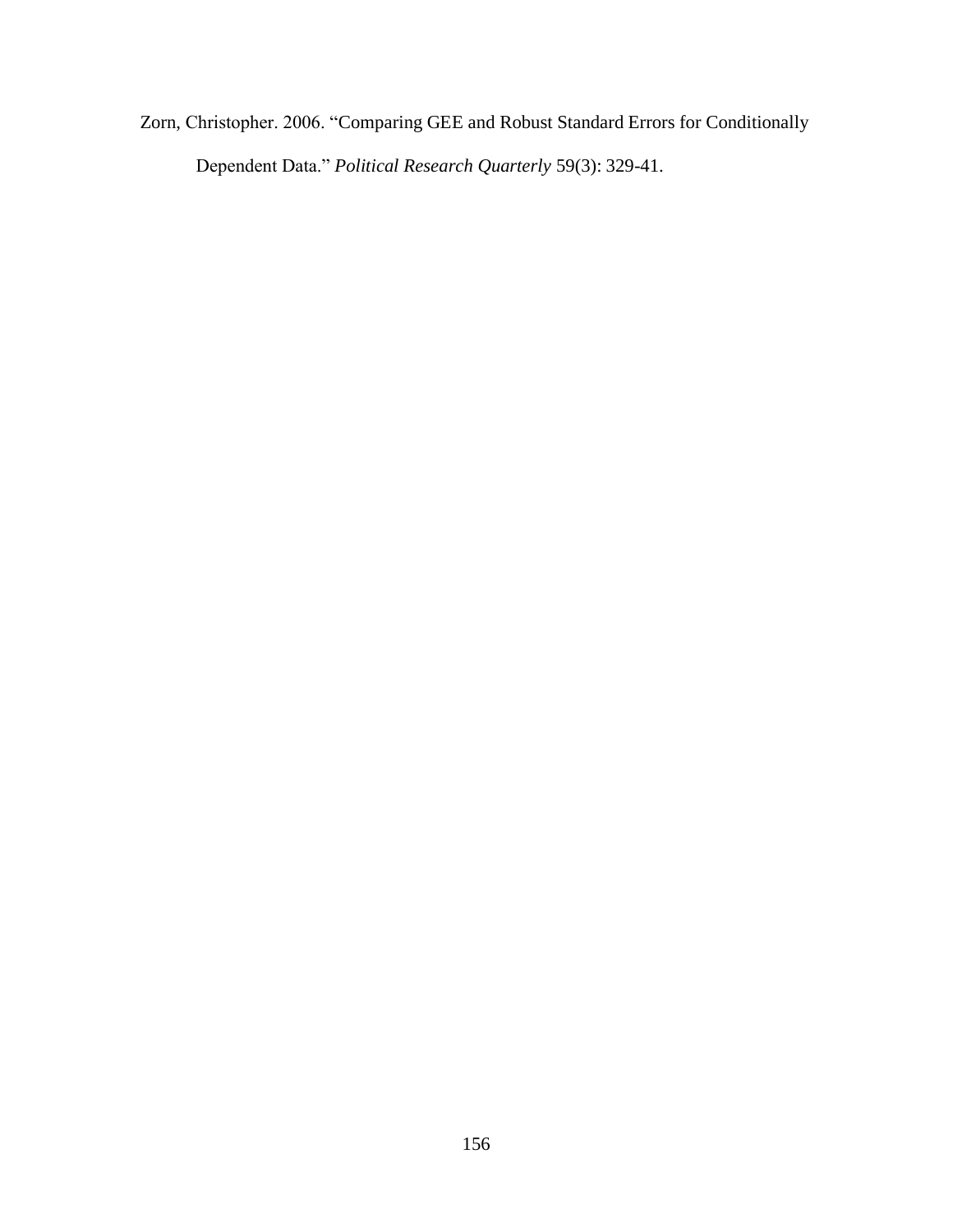Zorn, Christopher. 2006. "Comparing GEE and Robust Standard Errors for Conditionally Dependent Data." *Political Research Quarterly* 59(3): 329-41.